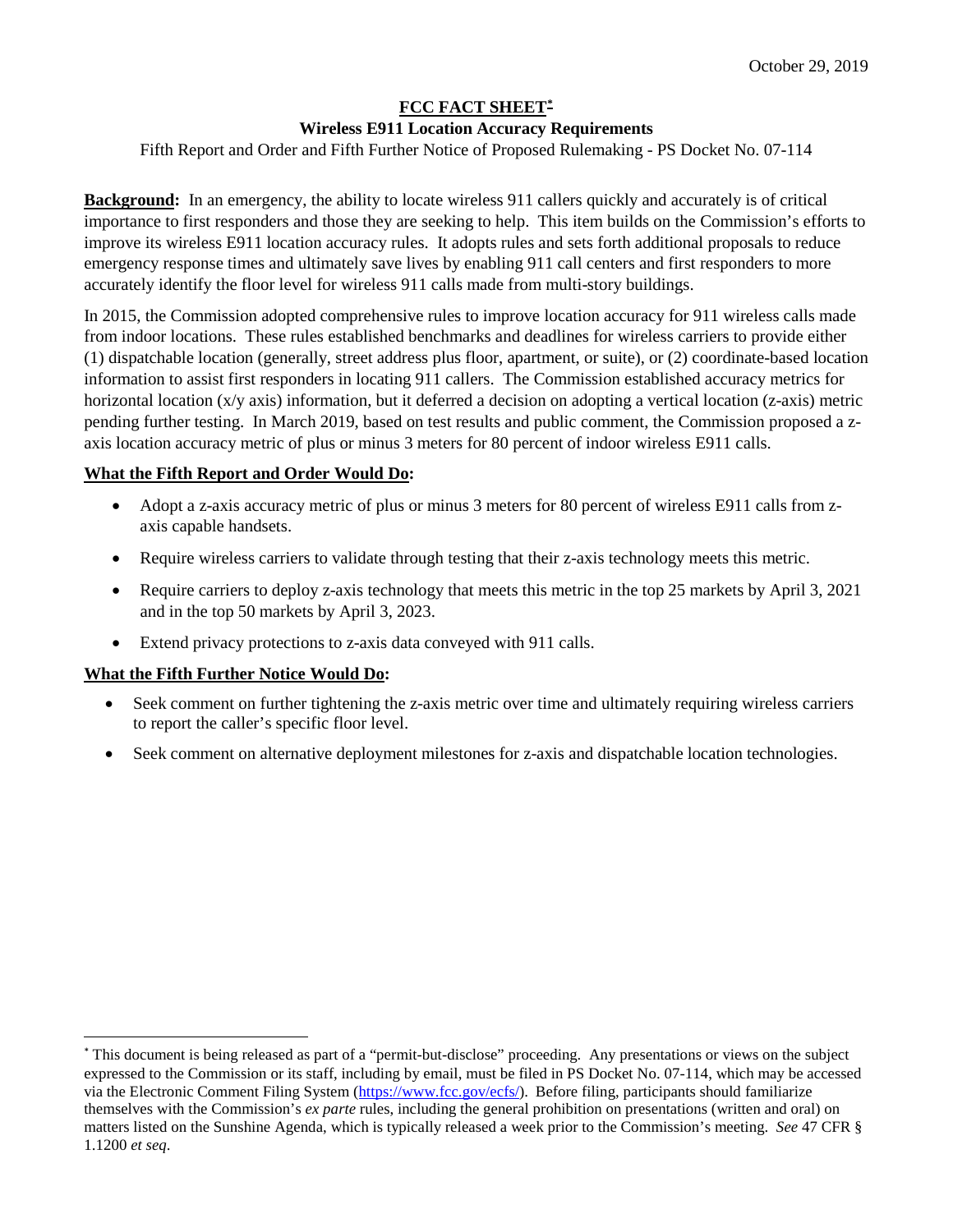October 29, 2019

**FCC FACT SHEET***

**Wireless E911 Location Accuracy Requirements**

Fifth Report and Order and Fifth Further Notice of Proposed Rulemaking - PS Docket No. 07-114

**Background:** In an emergency, the ability to locate wireless 911 callers quickly and accurately is of critical importance to first responders and those they are seeking to help. This item builds on the Commission's efforts to improve its wireless E911 location accuracy rules. It adopts rules and sets forth additional proposals to reduce emergency response times and ultimately save lives by enabling 911 call centers and first responders to more accurately identify the floor level for wireless 911 calls made from multi-story buildings.

In 2015, the Commission adopted comprehensive rules to improve location accuracy for 911 wireless calls made from indoor locations. These rules established benchmarks and deadlines for wireless carriers to provide either (1) dispatchable location (generally, street address plus floor, apartment, or suite), or (2) coordinate-based location information to assist first responders in locating 911 callers. The Commission established accuracy metrics for horizontal location (x/y axis) information, but it deferred a decision on adopting a vertical location (z-axis) metric pending further testing. In March 2019, based on test results and public comment, the Commission proposed a z-axis location accuracy metric of plus or minus 3 meters for 80 percent of indoor wireless E911 calls.

**What the Fifth Report and Order Would Do:**

- Adopt a z-axis accuracy metric of plus or minus 3 meters for 80 percent of wireless E911 calls from z-axis capable handsets.
- Require wireless carriers to validate through testing that their z-axis technology meets this metric.
- Require carriers to deploy z-axis technology that meets this metric in the top 25 markets by April 3, 2021 and in the top 50 markets by April 3, 2023.
- Extend privacy protections to z-axis data conveyed with 911 calls.

**What the Fifth Further Notice Would Do:**

- Seek comment on further tightening the z-axis metric over time and ultimately requiring wireless carriers to report the caller's specific floor level.
- Seek comment on alternative deployment milestones for z-axis and dispatchable location technologies.

---

* This document is being released as part of a "permit-but-disclose" proceeding. Any presentations or views on the subject expressed to the Commission or its staff, including by email, must be filed in PS Docket No. 07-114, which may be accessed via the Electronic Comment Filing System (https://www.fcc.gov/ecfs/). Before filing, participants should familiarize themselves with the Commission's *ex parte* rules, including the general prohibition on presentations (written and oral) on matters listed on the Sunshine Agenda, which is typically released a week prior to the Commission's meeting. *See* 47 CFR § 1.1200 *et seq*.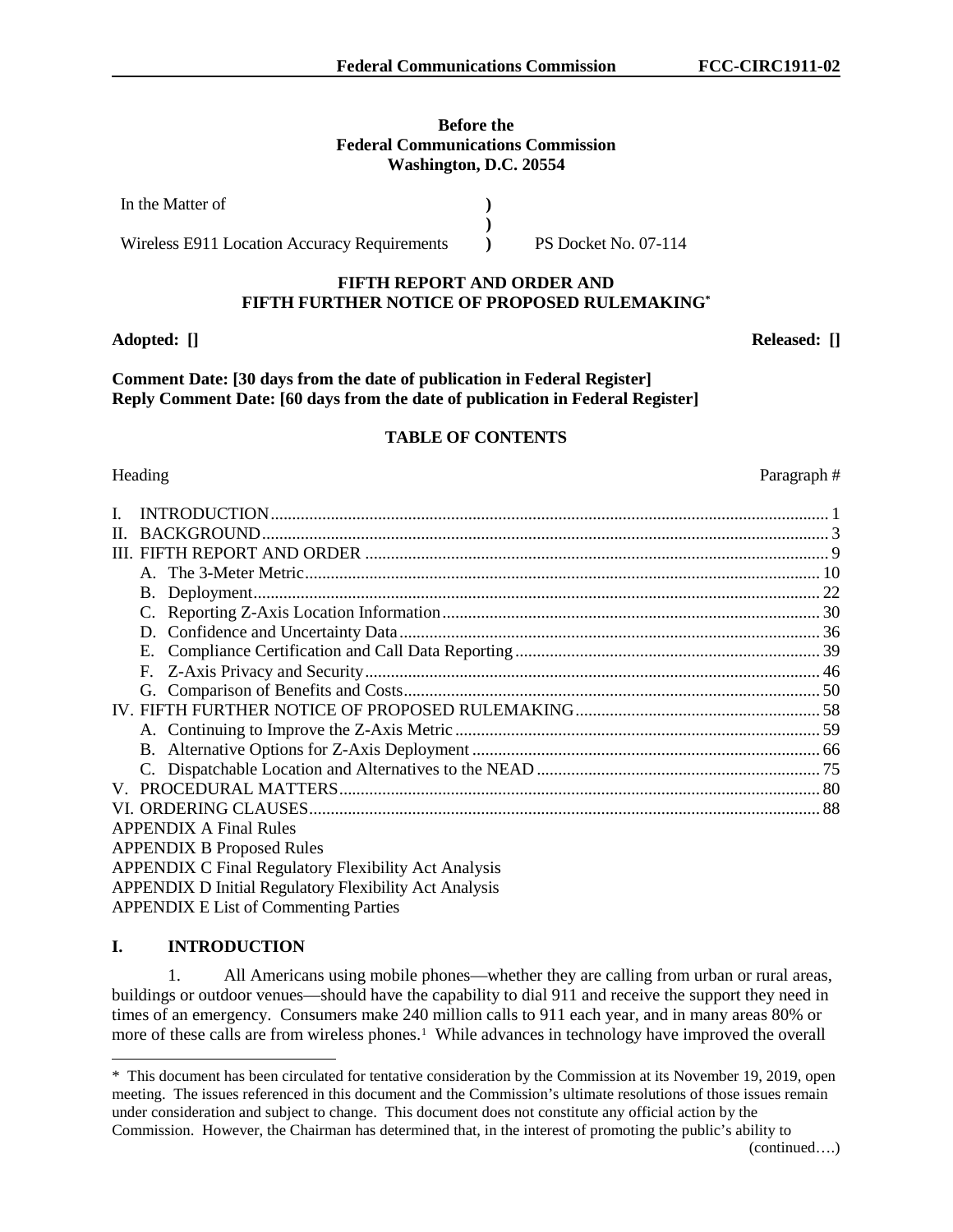**Before the**
**Federal Communications Commission**
**Washington, D.C. 20554**

| | | |
|---|---|---|
| In the Matter of | ) | |
| | ) | |
| Wireless E911 Location Accuracy Requirements | ) | PS Docket No. 07-114 |

**FIFTH REPORT AND ORDER AND**
**FIFTH FURTHER NOTICE OF PROPOSED RULEMAKING***

**Adopted: []** **Released: []**

**Comment Date: [30 days from the date of publication in Federal Register]**
**Reply Comment Date: [60 days from the date of publication in Federal Register]**

**TABLE OF CONTENTS**

| Heading | Paragraph # |
|---|---|
| I. INTRODUCTION | 1 |
| II. BACKGROUND | 3 |
| III. FIFTH REPORT AND ORDER | 9 |
| A. The 3-Meter Metric | 10 |
| B. Deployment | 22 |
| C. Reporting Z-Axis Location Information | 30 |
| D. Confidence and Uncertainty Data | 36 |
| E. Compliance Certification and Call Data Reporting | 39 |
| F. Z-Axis Privacy and Security | 46 |
| G. Comparison of Benefits and Costs | 50 |
| IV. FIFTH FURTHER NOTICE OF PROPOSED RULEMAKING | 58 |
| A. Continuing to Improve the Z-Axis Metric | 59 |
| B. Alternative Options for Z-Axis Deployment | 66 |
| C. Dispatchable Location and Alternatives to the NEAD | 75 |
| V. PROCEDURAL MATTERS | 80 |
| VI. ORDERING CLAUSES | 88 |
| APPENDIX A Final Rules | |
| APPENDIX B Proposed Rules | |
| APPENDIX C Final Regulatory Flexibility Act Analysis | |
| APPENDIX D Initial Regulatory Flexibility Act Analysis | |
| APPENDIX E List of Commenting Parties | |

## I. INTRODUCTION

1. All Americans using mobile phones—whether they are calling from urban or rural areas, buildings or outdoor venues—should have the capability to dial 911 and receive the support they need in times of an emergency. Consumers make 240 million calls to 911 each year, and in many areas 80% or more of these calls are from wireless phones.[1] While advances in technology have improved the overall

---

\* This document has been circulated for tentative consideration by the Commission at its November 19, 2019, open meeting. The issues referenced in this document and the Commission's ultimate resolutions of those issues remain under consideration and subject to change. This document does not constitute any official action by the Commission. However, the Chairman has determined that, in the interest of promoting the public's ability to (continued….)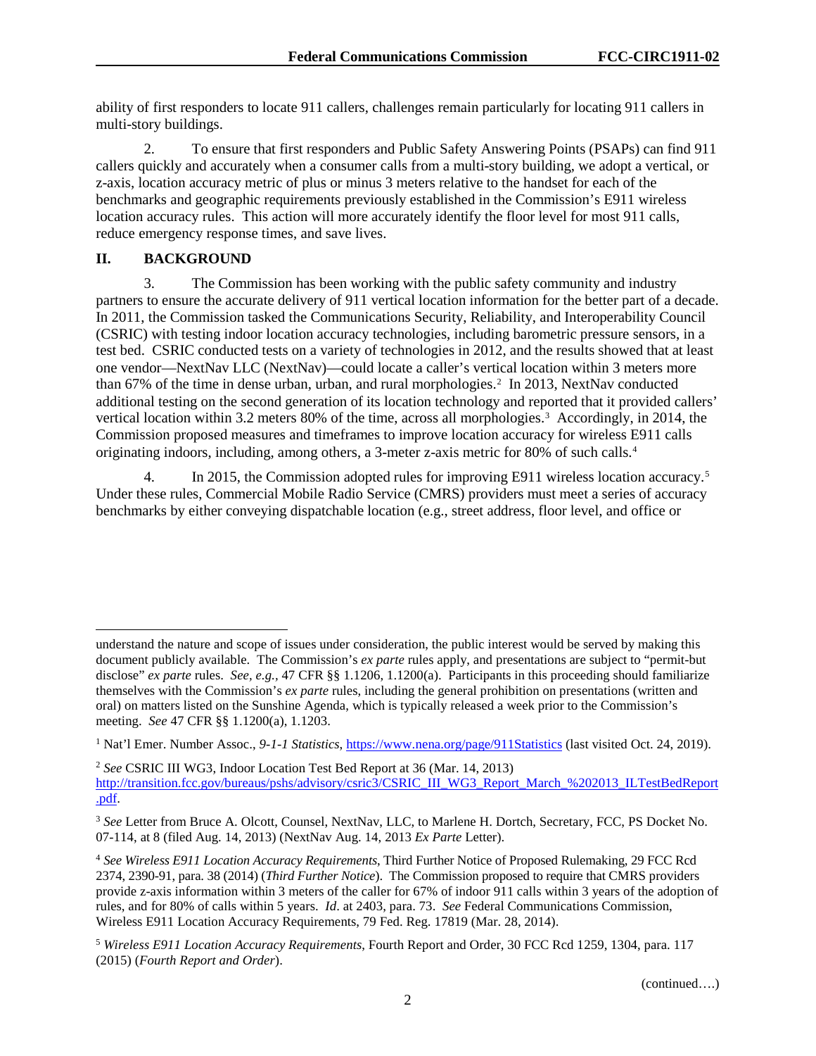ability of first responders to locate 911 callers, challenges remain particularly for locating 911 callers in multi-story buildings.

2. To ensure that first responders and Public Safety Answering Points (PSAPs) can find 911 callers quickly and accurately when a consumer calls from a multi-story building, we adopt a vertical, or z-axis, location accuracy metric of plus or minus 3 meters relative to the handset for each of the benchmarks and geographic requirements previously established in the Commission's E911 wireless location accuracy rules. This action will more accurately identify the floor level for most 911 calls, reduce emergency response times, and save lives.

## II. BACKGROUND

3. The Commission has been working with the public safety community and industry partners to ensure the accurate delivery of 911 vertical location information for the better part of a decade. In 2011, the Commission tasked the Communications Security, Reliability, and Interoperability Council (CSRIC) with testing indoor location accuracy technologies, including barometric pressure sensors, in a test bed. CSRIC conducted tests on a variety of technologies in 2012, and the results showed that at least one vendor—NextNav LLC (NextNav)—could locate a caller's vertical location within 3 meters more than 67% of the time in dense urban, urban, and rural morphologies.[2] In 2013, NextNav conducted additional testing on the second generation of its location technology and reported that it provided callers' vertical location within 3.2 meters 80% of the time, across all morphologies.[3] Accordingly, in 2014, the Commission proposed measures and timeframes to improve location accuracy for wireless E911 calls originating indoors, including, among others, a 3-meter z-axis metric for 80% of such calls.[4]

4. In 2015, the Commission adopted rules for improving E911 wireless location accuracy.[5] Under these rules, Commercial Mobile Radio Service (CMRS) providers must meet a series of accuracy benchmarks by either conveying dispatchable location (e.g., street address, floor level, and office or

---

understand the nature and scope of issues under consideration, the public interest would be served by making this document publicly available. The Commission's *ex parte* rules apply, and presentations are subject to "permit-but disclose" *ex parte* rules. *See, e.g.*, 47 CFR §§ 1.1206, 1.1200(a). Participants in this proceeding should familiarize themselves with the Commission's *ex parte* rules, including the general prohibition on presentations (written and oral) on matters listed on the Sunshine Agenda, which is typically released a week prior to the Commission's meeting. *See* 47 CFR §§ 1.1200(a), 1.1203.

[1] Nat'l Emer. Number Assoc., *9-1-1 Statistics*, https://www.nena.org/page/911Statistics (last visited Oct. 24, 2019).

[2] *See* CSRIC III WG3, Indoor Location Test Bed Report at 36 (Mar. 14, 2013) http://transition.fcc.gov/bureaus/pshs/advisory/csric3/CSRIC_III_WG3_Report_March_%202013_ILTestBedReport.pdf.

[3] *See* Letter from Bruce A. Olcott, Counsel, NextNav, LLC, to Marlene H. Dortch, Secretary, FCC, PS Docket No. 07-114, at 8 (filed Aug. 14, 2013) (NextNav Aug. 14, 2013 *Ex Parte* Letter).

[4] *See Wireless E911 Location Accuracy Requirements*, Third Further Notice of Proposed Rulemaking, 29 FCC Rcd 2374, 2390-91, para. 38 (2014) (*Third Further Notice*). The Commission proposed to require that CMRS providers provide z-axis information within 3 meters of the caller for 67% of indoor 911 calls within 3 years of the adoption of rules, and for 80% of calls within 5 years. *Id*. at 2403, para. 73. *See* Federal Communications Commission, Wireless E911 Location Accuracy Requirements, 79 Fed. Reg. 17819 (Mar. 28, 2014).

[5] *Wireless E911 Location Accuracy Requirements*, Fourth Report and Order, 30 FCC Rcd 1259, 1304, para. 117 (2015) (*Fourth Report and Order*).

(continued….)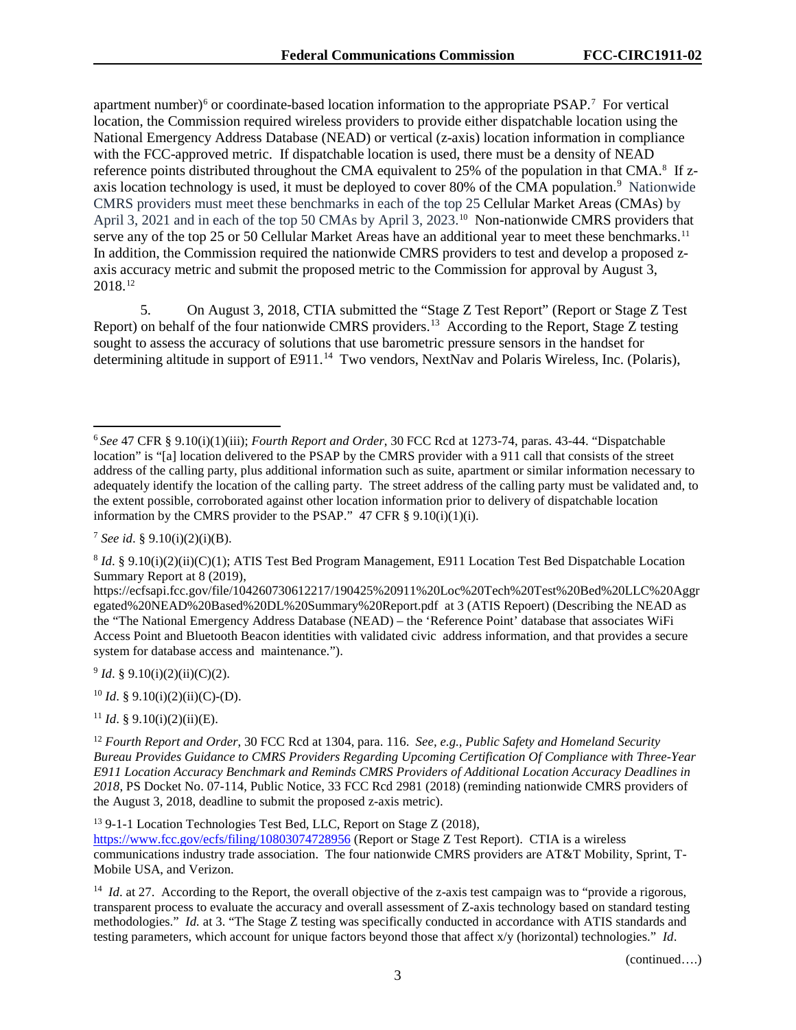apartment number)[6] or coordinate-based location information to the appropriate PSAP.[7] For vertical location, the Commission required wireless providers to provide either dispatchable location using the National Emergency Address Database (NEAD) or vertical (z-axis) location information in compliance with the FCC-approved metric. If dispatchable location is used, there must be a density of NEAD reference points distributed throughout the CMA equivalent to 25% of the population in that CMA.[8] If z-axis location technology is used, it must be deployed to cover 80% of the CMA population.[9] Nationwide CMRS providers must meet these benchmarks in each of the top 25 Cellular Market Areas (CMAs) by April 3, 2021 and in each of the top 50 CMAs by April 3, 2023.[10] Non-nationwide CMRS providers that serve any of the top 25 or 50 Cellular Market Areas have an additional year to meet these benchmarks.[11] In addition, the Commission required the nationwide CMRS providers to test and develop a proposed z-axis accuracy metric and submit the proposed metric to the Commission for approval by August 3, 2018.[12]

5. On August 3, 2018, CTIA submitted the "Stage Z Test Report" (Report or Stage Z Test Report) on behalf of the four nationwide CMRS providers.[13] According to the Report, Stage Z testing sought to assess the accuracy of solutions that use barometric pressure sensors in the handset for determining altitude in support of E911.[14] Two vendors, NextNav and Polaris Wireless, Inc. (Polaris),

---

[6] *See* 47 CFR § 9.10(i)(1)(iii); *Fourth Report and Order*, 30 FCC Rcd at 1273-74, paras. 43-44. "Dispatchable location" is "[a] location delivered to the PSAP by the CMRS provider with a 911 call that consists of the street address of the calling party, plus additional information such as suite, apartment or similar information necessary to adequately identify the location of the calling party. The street address of the calling party must be validated and, to the extent possible, corroborated against other location information prior to delivery of dispatchable location information by the CMRS provider to the PSAP." 47 CFR § 9.10(i)(1)(i).

[7] *See id*. § 9.10(i)(2)(i)(B).

[8] *Id*. § 9.10(i)(2)(ii)(C)(1); ATIS Test Bed Program Management, E911 Location Test Bed Dispatchable Location Summary Report at 8 (2019), https://ecfsapi.fcc.gov/file/104260730612217/190425%20911%20Loc%20Tech%20Test%20Bed%20LLC%20Aggregated%20NEAD%20Based%20DL%20Summary%20Report.pdf at 3 (ATIS Repoert) (Describing the NEAD as the "The National Emergency Address Database (NEAD) – the 'Reference Point' database that associates WiFi Access Point and Bluetooth Beacon identities with validated civic address information, and that provides a secure system for database access and maintenance.").

[9] *Id*. § 9.10(i)(2)(ii)(C)(2).

[10] *Id*. § 9.10(i)(2)(ii)(C)-(D).

[11] *Id*. § 9.10(i)(2)(ii)(E).

[12] *Fourth Report and Order*, 30 FCC Rcd at 1304, para. 116. *See, e.g., Public Safety and Homeland Security Bureau Provides Guidance to CMRS Providers Regarding Upcoming Certification Of Compliance with Three-Year E911 Location Accuracy Benchmark and Reminds CMRS Providers of Additional Location Accuracy Deadlines in 2018*, PS Docket No. 07-114, Public Notice, 33 FCC Rcd 2981 (2018) (reminding nationwide CMRS providers of the August 3, 2018, deadline to submit the proposed z-axis metric).

[13] 9-1-1 Location Technologies Test Bed, LLC, Report on Stage Z (2018), https://www.fcc.gov/ecfs/filing/10803074728956 (Report or Stage Z Test Report). CTIA is a wireless communications industry trade association. The four nationwide CMRS providers are AT&T Mobility, Sprint, T-Mobile USA, and Verizon.

[14] *Id*. at 27. According to the Report, the overall objective of the z-axis test campaign was to "provide a rigorous, transparent process to evaluate the accuracy and overall assessment of Z-axis technology based on standard testing methodologies." *Id.* at 3. "The Stage Z testing was specifically conducted in accordance with ATIS standards and testing parameters, which account for unique factors beyond those that affect x/y (horizontal) technologies." *Id*.

(continued….)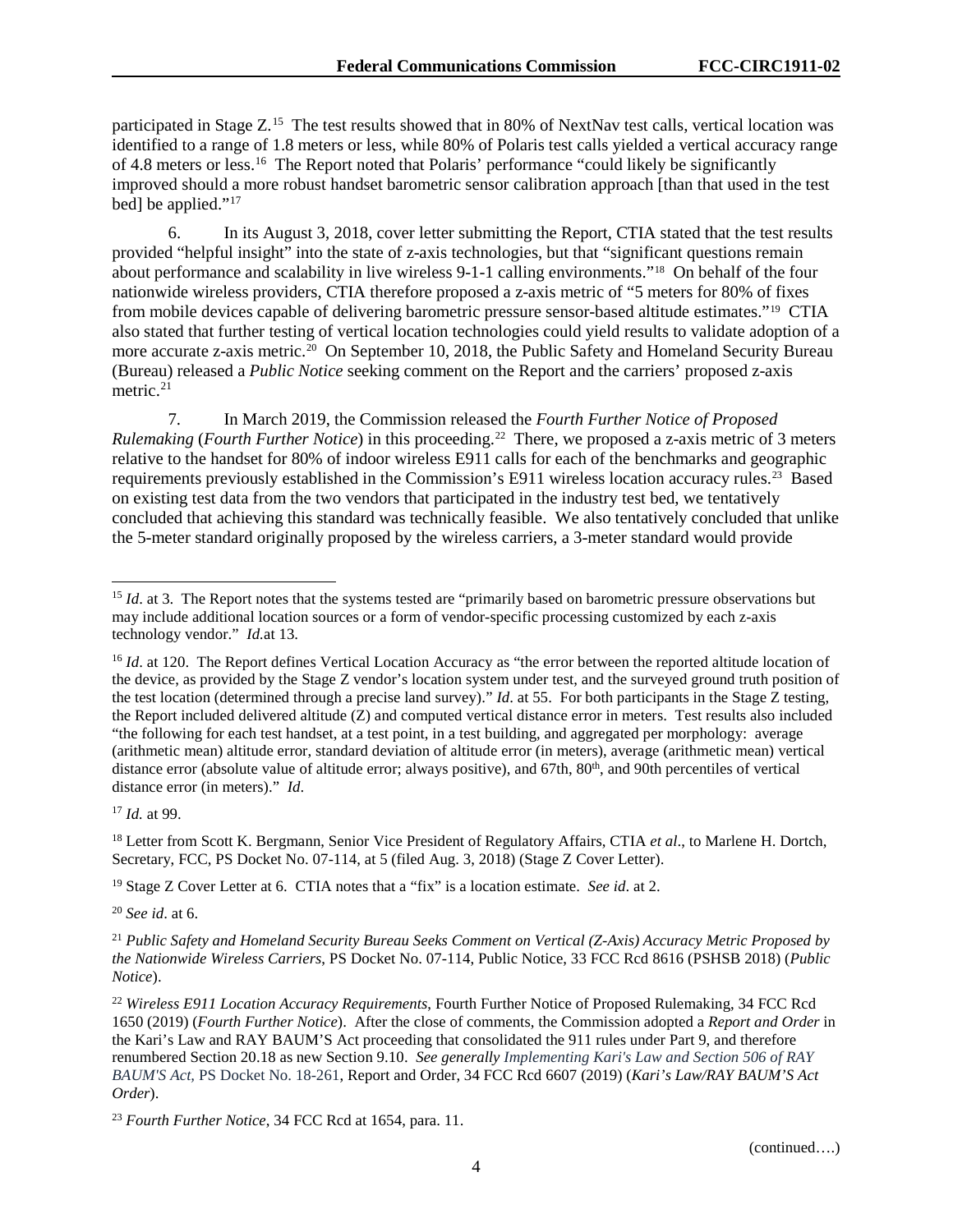participated in Stage Z.[15] The test results showed that in 80% of NextNav test calls, vertical location was identified to a range of 1.8 meters or less, while 80% of Polaris test calls yielded a vertical accuracy range of 4.8 meters or less.[16] The Report noted that Polaris' performance "could likely be significantly improved should a more robust handset barometric sensor calibration approach [than that used in the test bed] be applied."[17]

6. In its August 3, 2018, cover letter submitting the Report, CTIA stated that the test results provided "helpful insight" into the state of z-axis technologies, but that "significant questions remain about performance and scalability in live wireless 9-1-1 calling environments."[18] On behalf of the four nationwide wireless providers, CTIA therefore proposed a z-axis metric of "5 meters for 80% of fixes from mobile devices capable of delivering barometric pressure sensor-based altitude estimates."[19] CTIA also stated that further testing of vertical location technologies could yield results to validate adoption of a more accurate z-axis metric.[20] On September 10, 2018, the Public Safety and Homeland Security Bureau (Bureau) released a *Public Notice* seeking comment on the Report and the carriers' proposed z-axis metric.[21]

7. In March 2019, the Commission released the *Fourth Further Notice of Proposed Rulemaking* (*Fourth Further Notice*) in this proceeding.[22] There, we proposed a z-axis metric of 3 meters relative to the handset for 80% of indoor wireless E911 calls for each of the benchmarks and geographic requirements previously established in the Commission's E911 wireless location accuracy rules.[23] Based on existing test data from the two vendors that participated in the industry test bed, we tentatively concluded that achieving this standard was technically feasible. We also tentatively concluded that unlike the 5-meter standard originally proposed by the wireless carriers, a 3-meter standard would provide

---

[15] *Id*. at 3. The Report notes that the systems tested are "primarily based on barometric pressure observations but may include additional location sources or a form of vendor-specific processing customized by each z-axis technology vendor." *Id*.at 13.

[16] *Id*. at 120. The Report defines Vertical Location Accuracy as "the error between the reported altitude location of the device, as provided by the Stage Z vendor's location system under test, and the surveyed ground truth position of the test location (determined through a precise land survey)." *Id*. at 55. For both participants in the Stage Z testing, the Report included delivered altitude (Z) and computed vertical distance error in meters. Test results also included "the following for each test handset, at a test point, in a test building, and aggregated per morphology: average (arithmetic mean) altitude error, standard deviation of altitude error (in meters), average (arithmetic mean) vertical distance error (absolute value of altitude error; always positive), and 67th, 80th, and 90th percentiles of vertical distance error (in meters)." *Id*.

[17] *Id.* at 99.

[18] Letter from Scott K. Bergmann, Senior Vice President of Regulatory Affairs, CTIA *et al*., to Marlene H. Dortch, Secretary, FCC, PS Docket No. 07-114, at 5 (filed Aug. 3, 2018) (Stage Z Cover Letter).

[19] Stage Z Cover Letter at 6. CTIA notes that a "fix" is a location estimate. *See id*. at 2.

[20] *See id*. at 6.

[21] *Public Safety and Homeland Security Bureau Seeks Comment on Vertical (Z-Axis) Accuracy Metric Proposed by the Nationwide Wireless Carriers*, PS Docket No. 07-114, Public Notice, 33 FCC Rcd 8616 (PSHSB 2018) (*Public Notice*).

[22] *Wireless E911 Location Accuracy Requirements*, Fourth Further Notice of Proposed Rulemaking, 34 FCC Rcd 1650 (2019) (*Fourth Further Notice*). After the close of comments, the Commission adopted a *Report and Order* in the Kari's Law and RAY BAUM'S Act proceeding that consolidated the 911 rules under Part 9, and therefore renumbered Section 20.18 as new Section 9.10. *See generally Implementing Kari's Law and Section 506 of RAY BAUM'S Act*, PS Docket No. 18-261, Report and Order, 34 FCC Rcd 6607 (2019) (*Kari's Law/RAY BAUM'S Act Order*).

[23] *Fourth Further Notice*, 34 FCC Rcd at 1654, para. 11.

(continued….)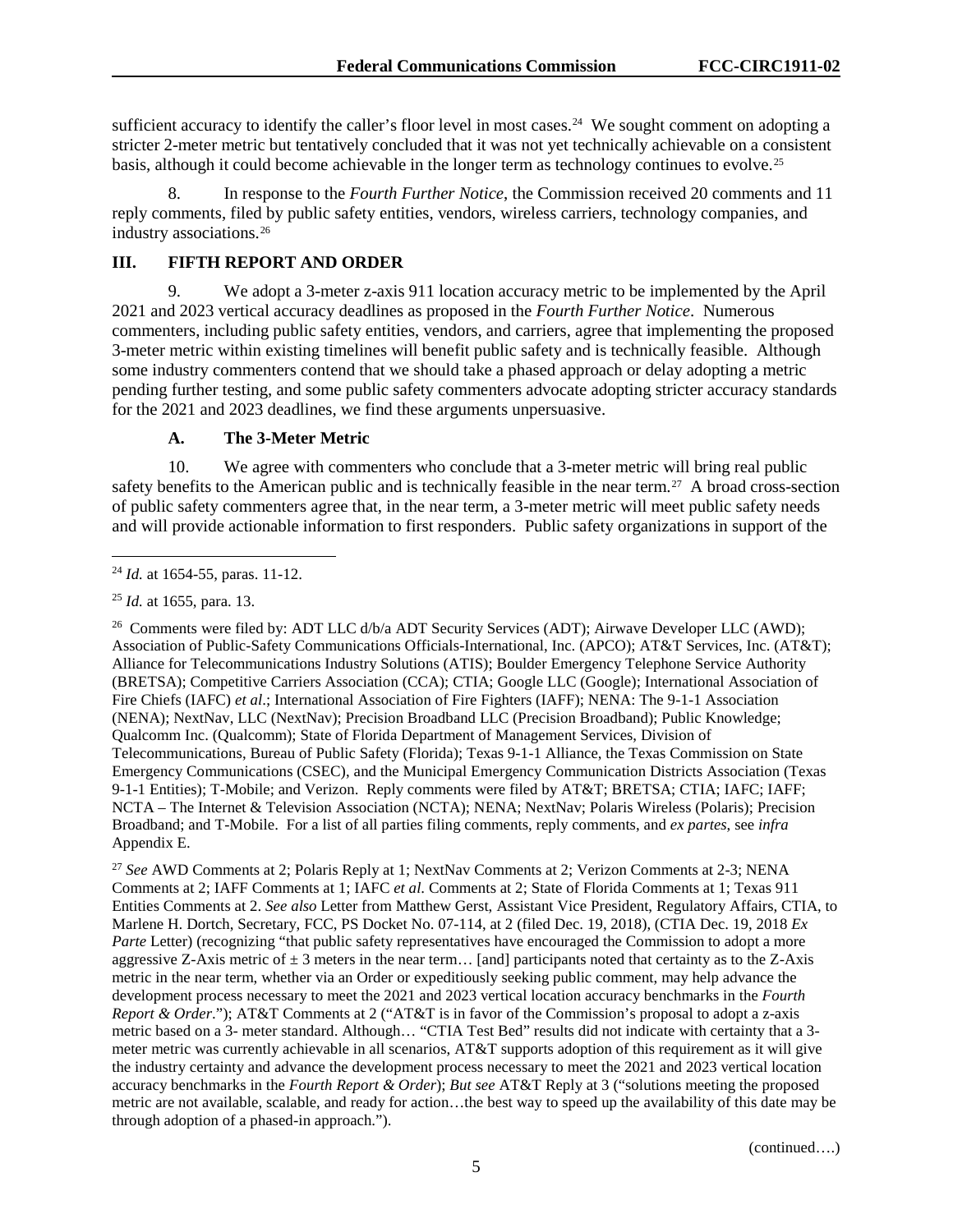sufficient accuracy to identify the caller's floor level in most cases.[24] We sought comment on adopting a stricter 2-meter metric but tentatively concluded that it was not yet technically achievable on a consistent basis, although it could become achievable in the longer term as technology continues to evolve.[25]

8. In response to the *Fourth Further Notice*, the Commission received 20 comments and 11 reply comments, filed by public safety entities, vendors, wireless carriers, technology companies, and industry associations.[26]

## III. FIFTH REPORT AND ORDER

9. We adopt a 3-meter z-axis 911 location accuracy metric to be implemented by the April 2021 and 2023 vertical accuracy deadlines as proposed in the *Fourth Further Notice*. Numerous commenters, including public safety entities, vendors, and carriers, agree that implementing the proposed 3-meter metric within existing timelines will benefit public safety and is technically feasible. Although some industry commenters contend that we should take a phased approach or delay adopting a metric pending further testing, and some public safety commenters advocate adopting stricter accuracy standards for the 2021 and 2023 deadlines, we find these arguments unpersuasive.

### A. The 3-Meter Metric

10. We agree with commenters who conclude that a 3-meter metric will bring real public safety benefits to the American public and is technically feasible in the near term.[27] A broad cross-section of public safety commenters agree that, in the near term, a 3-meter metric will meet public safety needs and will provide actionable information to first responders. Public safety organizations in support of the

---

[24] *Id.* at 1654-55, paras. 11-12.

[25] *Id.* at 1655, para. 13.

[26] Comments were filed by: ADT LLC d/b/a ADT Security Services (ADT); Airwave Developer LLC (AWD); Association of Public-Safety Communications Officials-International, Inc. (APCO); AT&T Services, Inc. (AT&T); Alliance for Telecommunications Industry Solutions (ATIS); Boulder Emergency Telephone Service Authority (BRETSA); Competitive Carriers Association (CCA); CTIA; Google LLC (Google); International Association of Fire Chiefs (IAFC) *et al*.; International Association of Fire Fighters (IAFF); NENA: The 9-1-1 Association (NENA); NextNav, LLC (NextNav); Precision Broadband LLC (Precision Broadband); Public Knowledge; Qualcomm Inc. (Qualcomm); State of Florida Department of Management Services, Division of Telecommunications, Bureau of Public Safety (Florida); Texas 9-1-1 Alliance, the Texas Commission on State Emergency Communications (CSEC), and the Municipal Emergency Communication Districts Association (Texas 9-1-1 Entities); T-Mobile; and Verizon. Reply comments were filed by AT&T; BRETSA; CTIA; IAFC; IAFF; NCTA – The Internet & Television Association (NCTA); NENA; NextNav; Polaris Wireless (Polaris); Precision Broadband; and T-Mobile. For a list of all parties filing comments, reply comments, and *ex partes*, see *infra* Appendix E.

[27] *See* AWD Comments at 2; Polaris Reply at 1; NextNav Comments at 2; Verizon Comments at 2-3; NENA Comments at 2; IAFF Comments at 1; IAFC *et al.* Comments at 2; State of Florida Comments at 1; Texas 911 Entities Comments at 2. *See also* Letter from Matthew Gerst, Assistant Vice President, Regulatory Affairs, CTIA, to Marlene H. Dortch, Secretary, FCC, PS Docket No. 07-114, at 2 (filed Dec. 19, 2018), (CTIA Dec. 19, 2018 *Ex Parte* Letter) (recognizing "that public safety representatives have encouraged the Commission to adopt a more aggressive Z-Axis metric of ± 3 meters in the near term… [and] participants noted that certainty as to the Z-Axis metric in the near term, whether via an Order or expeditiously seeking public comment, may help advance the development process necessary to meet the 2021 and 2023 vertical location accuracy benchmarks in the *Fourth Report & Order*."); AT&T Comments at 2 ("AT&T is in favor of the Commission's proposal to adopt a z-axis metric based on a 3- meter standard. Although… "CTIA Test Bed" results did not indicate with certainty that a 3-meter metric was currently achievable in all scenarios, AT&T supports adoption of this requirement as it will give the industry certainty and advance the development process necessary to meet the 2021 and 2023 vertical location accuracy benchmarks in the *Fourth Report & Order*); *But see* AT&T Reply at 3 ("solutions meeting the proposed metric are not available, scalable, and ready for action…the best way to speed up the availability of this date may be through adoption of a phased-in approach.").

(continued….)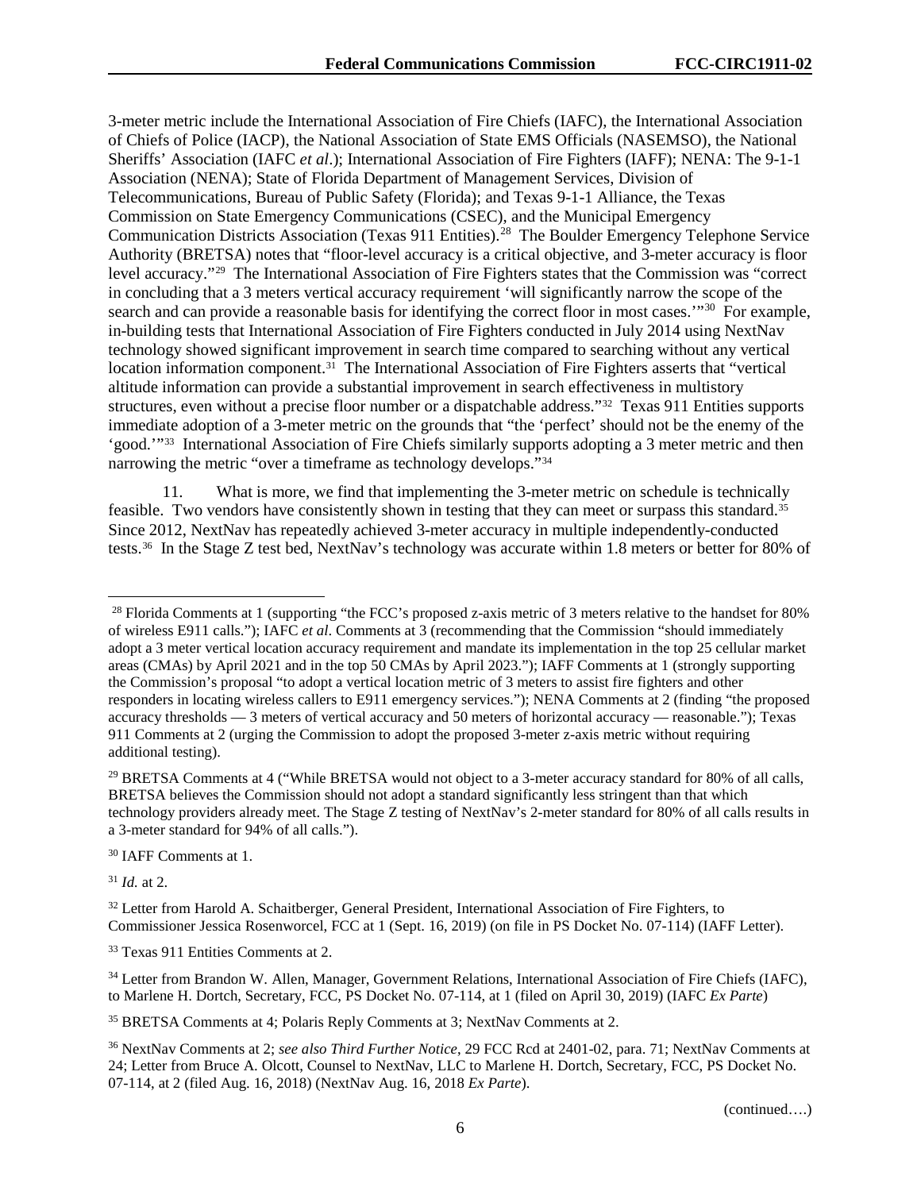3-meter metric include the International Association of Fire Chiefs (IAFC), the International Association of Chiefs of Police (IACP), the National Association of State EMS Officials (NASEMSO), the National Sheriffs' Association (IAFC *et al*.); International Association of Fire Fighters (IAFF); NENA: The 9-1-1 Association (NENA); State of Florida Department of Management Services, Division of Telecommunications, Bureau of Public Safety (Florida); and Texas 9-1-1 Alliance, the Texas Commission on State Emergency Communications (CSEC), and the Municipal Emergency Communication Districts Association (Texas 911 Entities).[28] The Boulder Emergency Telephone Service Authority (BRETSA) notes that "floor-level accuracy is a critical objective, and 3-meter accuracy is floor level accuracy."[29] The International Association of Fire Fighters states that the Commission was "correct in concluding that a 3 meters vertical accuracy requirement 'will significantly narrow the scope of the search and can provide a reasonable basis for identifying the correct floor in most cases.'"[30] For example, in-building tests that International Association of Fire Fighters conducted in July 2014 using NextNav technology showed significant improvement in search time compared to searching without any vertical location information component.[31] The International Association of Fire Fighters asserts that "vertical altitude information can provide a substantial improvement in search effectiveness in multistory structures, even without a precise floor number or a dispatchable address."[32] Texas 911 Entities supports immediate adoption of a 3-meter metric on the grounds that "the 'perfect' should not be the enemy of the 'good.'"[33] International Association of Fire Chiefs similarly supports adopting a 3 meter metric and then narrowing the metric "over a timeframe as technology develops."[34]

11. What is more, we find that implementing the 3-meter metric on schedule is technically feasible. Two vendors have consistently shown in testing that they can meet or surpass this standard.[35] Since 2012, NextNav has repeatedly achieved 3-meter accuracy in multiple independently-conducted tests.[36] In the Stage Z test bed, NextNav's technology was accurate within 1.8 meters or better for 80% of

---

[28] Florida Comments at 1 (supporting "the FCC's proposed z-axis metric of 3 meters relative to the handset for 80% of wireless E911 calls."); IAFC *et al*. Comments at 3 (recommending that the Commission "should immediately adopt a 3 meter vertical location accuracy requirement and mandate its implementation in the top 25 cellular market areas (CMAs) by April 2021 and in the top 50 CMAs by April 2023."); IAFF Comments at 1 (strongly supporting the Commission's proposal "to adopt a vertical location metric of 3 meters to assist fire fighters and other responders in locating wireless callers to E911 emergency services."); NENA Comments at 2 (finding "the proposed accuracy thresholds — 3 meters of vertical accuracy and 50 meters of horizontal accuracy — reasonable."); Texas 911 Comments at 2 (urging the Commission to adopt the proposed 3-meter z-axis metric without requiring additional testing).

[29] BRETSA Comments at 4 ("While BRETSA would not object to a 3-meter accuracy standard for 80% of all calls, BRETSA believes the Commission should not adopt a standard significantly less stringent than that which technology providers already meet. The Stage Z testing of NextNav's 2-meter standard for 80% of all calls results in a 3-meter standard for 94% of all calls.").

[30] IAFF Comments at 1.

[31] *Id.* at 2.

[32] Letter from Harold A. Schaitberger, General President, International Association of Fire Fighters, to Commissioner Jessica Rosenworcel, FCC at 1 (Sept. 16, 2019) (on file in PS Docket No. 07-114) (IAFF Letter).

[33] Texas 911 Entities Comments at 2.

[34] Letter from Brandon W. Allen, Manager, Government Relations, International Association of Fire Chiefs (IAFC), to Marlene H. Dortch, Secretary, FCC, PS Docket No. 07-114, at 1 (filed on April 30, 2019) (IAFC *Ex Parte*)

[35] BRETSA Comments at 4; Polaris Reply Comments at 3; NextNav Comments at 2.

[36] NextNav Comments at 2; *see also Third Further Notice*, 29 FCC Rcd at 2401-02, para. 71; NextNav Comments at 24; Letter from Bruce A. Olcott, Counsel to NextNav, LLC to Marlene H. Dortch, Secretary, FCC, PS Docket No. 07-114, at 2 (filed Aug. 16, 2018) (NextNav Aug. 16, 2018 *Ex Parte*).

(continued….)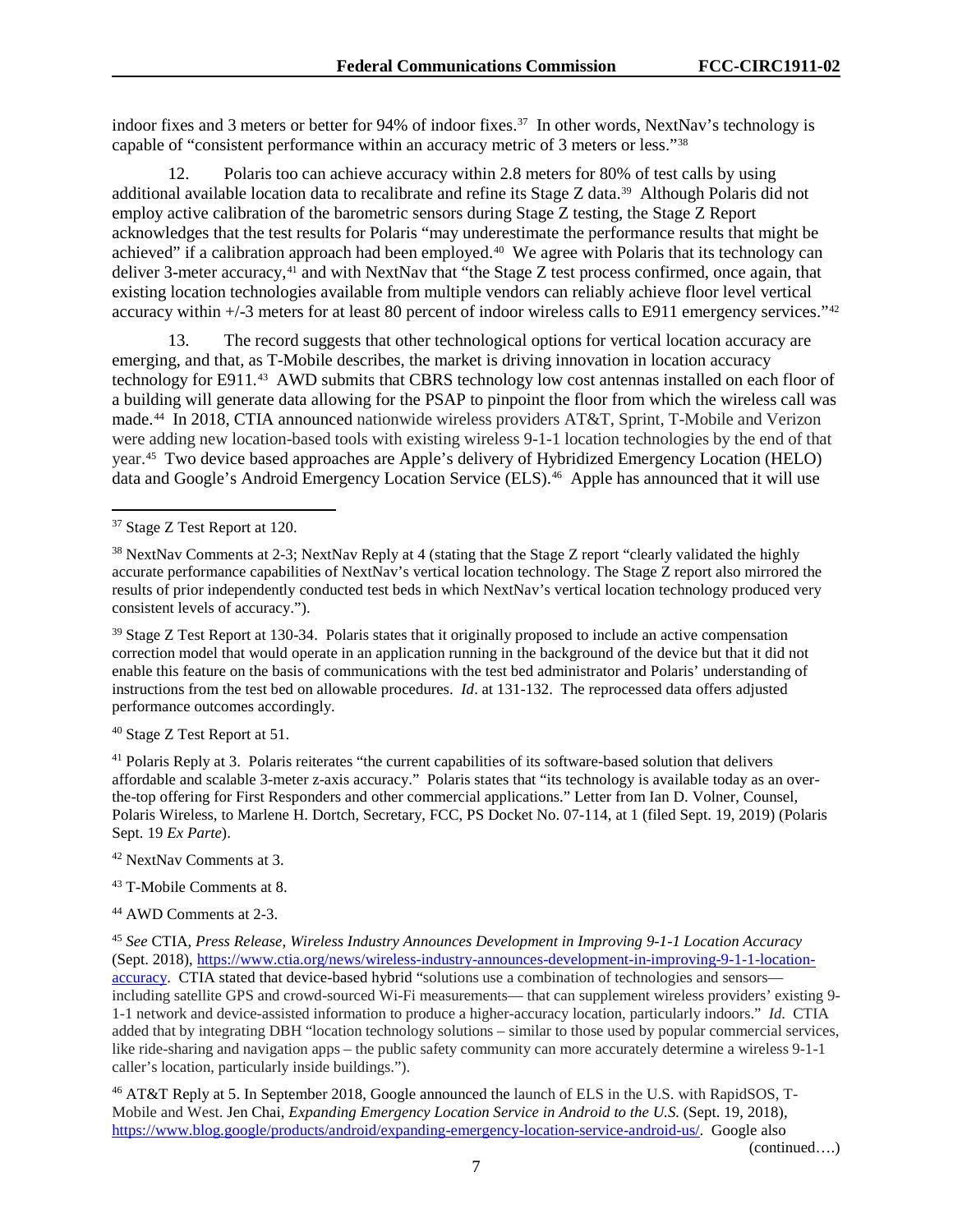indoor fixes and 3 meters or better for 94% of indoor fixes.[37] In other words, NextNav's technology is capable of "consistent performance within an accuracy metric of 3 meters or less."[38]

12. Polaris too can achieve accuracy within 2.8 meters for 80% of test calls by using additional available location data to recalibrate and refine its Stage Z data.[39] Although Polaris did not employ active calibration of the barometric sensors during Stage Z testing, the Stage Z Report acknowledges that the test results for Polaris "may underestimate the performance results that might be achieved" if a calibration approach had been employed.[40] We agree with Polaris that its technology can deliver 3-meter accuracy,[41] and with NextNav that "the Stage Z test process confirmed, once again, that existing location technologies available from multiple vendors can reliably achieve floor level vertical accuracy within +/-3 meters for at least 80 percent of indoor wireless calls to E911 emergency services."[42]

13. The record suggests that other technological options for vertical location accuracy are emerging, and that, as T-Mobile describes, the market is driving innovation in location accuracy technology for E911.[43] AWD submits that CBRS technology low cost antennas installed on each floor of a building will generate data allowing for the PSAP to pinpoint the floor from which the wireless call was made.[44] In 2018, CTIA announced nationwide wireless providers AT&T, Sprint, T-Mobile and Verizon were adding new location-based tools with existing wireless 9-1-1 location technologies by the end of that year.[45] Two device based approaches are Apple's delivery of Hybridized Emergency Location (HELO) data and Google's Android Emergency Location Service (ELS).[46] Apple has announced that it will use

---

[37] Stage Z Test Report at 120.

[38] NextNav Comments at 2-3; NextNav Reply at 4 (stating that the Stage Z report "clearly validated the highly accurate performance capabilities of NextNav's vertical location technology. The Stage Z report also mirrored the results of prior independently conducted test beds in which NextNav's vertical location technology produced very consistent levels of accuracy.").

[39] Stage Z Test Report at 130-34. Polaris states that it originally proposed to include an active compensation correction model that would operate in an application running in the background of the device but that it did not enable this feature on the basis of communications with the test bed administrator and Polaris' understanding of instructions from the test bed on allowable procedures. *Id*. at 131-132. The reprocessed data offers adjusted performance outcomes accordingly.

[40] Stage Z Test Report at 51.

[41] Polaris Reply at 3. Polaris reiterates "the current capabilities of its software-based solution that delivers affordable and scalable 3-meter z-axis accuracy." Polaris states that "its technology is available today as an over-the-top offering for First Responders and other commercial applications." Letter from Ian D. Volner, Counsel, Polaris Wireless, to Marlene H. Dortch, Secretary, FCC, PS Docket No. 07-114, at 1 (filed Sept. 19, 2019) (Polaris Sept. 19 *Ex Parte*).

[42] NextNav Comments at 3.

[43] T-Mobile Comments at 8.

[44] AWD Comments at 2-3.

[45] *See* CTIA, *Press Release, Wireless Industry Announces Development in Improving 9-1-1 Location Accuracy* (Sept. 2018), https://www.ctia.org/news/wireless-industry-announces-development-in-improving-9-1-1-location-accuracy. CTIA stated that device-based hybrid "solutions use a combination of technologies and sensors— including satellite GPS and crowd-sourced Wi-Fi measurements— that can supplement wireless providers' existing 9-1-1 network and device-assisted information to produce a higher-accuracy location, particularly indoors." *Id*. CTIA added that by integrating DBH "location technology solutions – similar to those used by popular commercial services, like ride-sharing and navigation apps – the public safety community can more accurately determine a wireless 9-1-1 caller's location, particularly inside buildings.").

[46] AT&T Reply at 5. In September 2018, Google announced the launch of ELS in the U.S. with RapidSOS, T-Mobile and West. Jen Chai, *Expanding Emergency Location Service in Android to the U.S.* (Sept. 19, 2018), https://www.blog.google/products/android/expanding-emergency-location-service-android-us/. Google also

(continued….)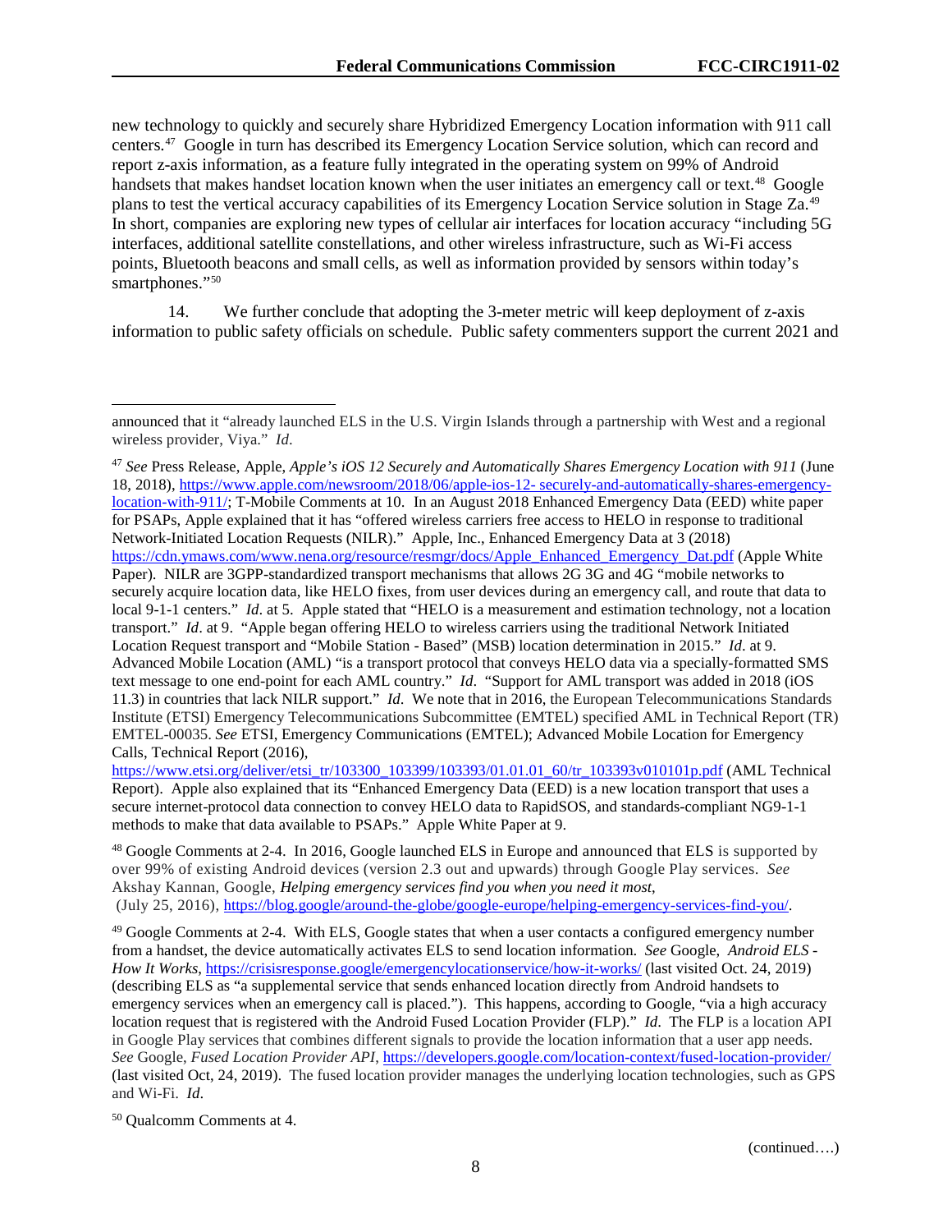new technology to quickly and securely share Hybridized Emergency Location information with 911 call centers.[47] Google in turn has described its Emergency Location Service solution, which can record and report z-axis information, as a feature fully integrated in the operating system on 99% of Android handsets that makes handset location known when the user initiates an emergency call or text.[48] Google plans to test the vertical accuracy capabilities of its Emergency Location Service solution in Stage Za.[49] In short, companies are exploring new types of cellular air interfaces for location accuracy "including 5G interfaces, additional satellite constellations, and other wireless infrastructure, such as Wi-Fi access points, Bluetooth beacons and small cells, as well as information provided by sensors within today's smartphones."[50]

14. We further conclude that adopting the 3-meter metric will keep deployment of z-axis information to public safety officials on schedule. Public safety commenters support the current 2021 and

---

announced that it "already launched ELS in the U.S. Virgin Islands through a partnership with West and a regional wireless provider, Viya." *Id*.

[47] *See* Press Release, Apple, *Apple's iOS 12 Securely and Automatically Shares Emergency Location with 911* (June 18, 2018), https://www.apple.com/newsroom/2018/06/apple-ios-12- securely-and-automatically-shares-emergency-location-with-911/; T-Mobile Comments at 10. In an August 2018 Enhanced Emergency Data (EED) white paper for PSAPs, Apple explained that it has "offered wireless carriers free access to HELO in response to traditional Network-Initiated Location Requests (NILR)." Apple, Inc., Enhanced Emergency Data at 3 (2018) https://cdn.ymaws.com/www.nena.org/resource/resmgr/docs/Apple_Enhanced_Emergency_Dat.pdf (Apple White Paper). NILR are 3GPP-standardized transport mechanisms that allows 2G 3G and 4G "mobile networks to securely acquire location data, like HELO fixes, from user devices during an emergency call, and route that data to local 9-1-1 centers." *Id*. at 5. Apple stated that "HELO is a measurement and estimation technology, not a location transport." *Id*. at 9. "Apple began offering HELO to wireless carriers using the traditional Network Initiated Location Request transport and "Mobile Station - Based" (MSB) location determination in 2015." *Id*. at 9. Advanced Mobile Location (AML) "is a transport protocol that conveys HELO data via a specially-formatted SMS text message to one end-point for each AML country." *Id*. "Support for AML transport was added in 2018 (iOS 11.3) in countries that lack NILR support." *Id*. We note that in 2016, the European Telecommunications Standards Institute (ETSI) Emergency Telecommunications Subcommittee (EMTEL) specified AML in Technical Report (TR) EMTEL-00035. *See* ETSI, Emergency Communications (EMTEL); Advanced Mobile Location for Emergency Calls, Technical Report (2016), https://www.etsi.org/deliver/etsi_tr/103300_103399/103393/01.01.01_60/tr_103393v010101p.pdf (AML Technical Report). Apple also explained that its "Enhanced Emergency Data (EED) is a new location transport that uses a secure internet-protocol data connection to convey HELO data to RapidSOS, and standards-compliant NG9-1-1 methods to make that data available to PSAPs." Apple White Paper at 9.

[48] Google Comments at 2-4. In 2016, Google launched ELS in Europe and announced that ELS is supported by over 99% of existing Android devices (version 2.3 out and upwards) through Google Play services. *See* Akshay Kannan, Google, *Helping emergency services find you when you need it most*, (July 25, 2016), https://blog.google/around-the-globe/google-europe/helping-emergency-services-find-you/.

[49] Google Comments at 2-4. With ELS, Google states that when a user contacts a configured emergency number from a handset, the device automatically activates ELS to send location information. *See* Google, *Android ELS - How It Works*, https://crisisresponse.google/emergencylocationservice/how-it-works/ (last visited Oct. 24, 2019) (describing ELS as "a supplemental service that sends enhanced location directly from Android handsets to emergency services when an emergency call is placed."). This happens, according to Google, "via a high accuracy location request that is registered with the Android Fused Location Provider (FLP)." *Id*. The FLP is a location API in Google Play services that combines different signals to provide the location information that a user app needs. *See* Google, *Fused Location Provider API*, https://developers.google.com/location-context/fused-location-provider/ (last visited Oct, 24, 2019). The fused location provider manages the underlying location technologies, such as GPS and Wi-Fi. *Id*.

[50] Qualcomm Comments at 4.

(continued….)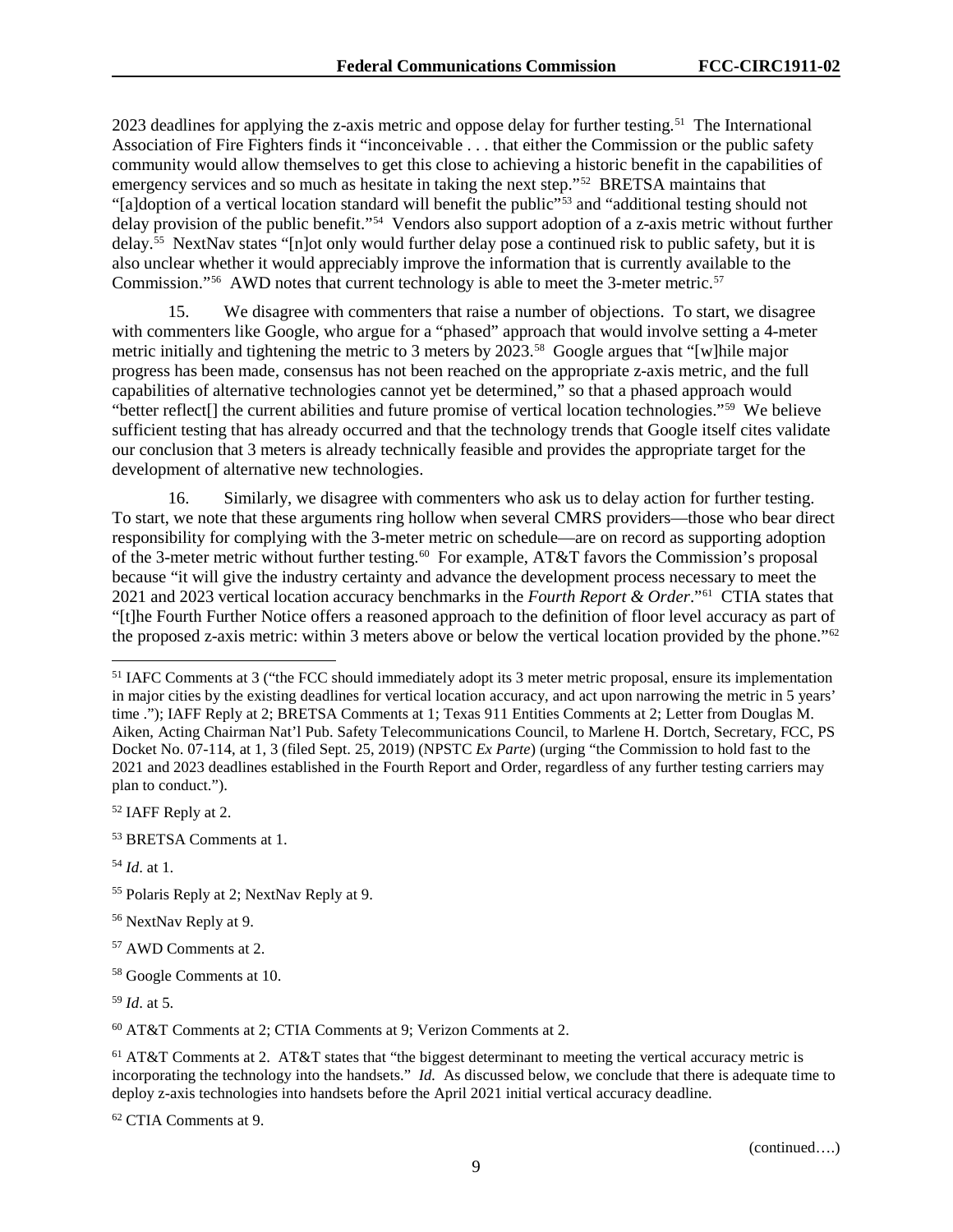2023 deadlines for applying the z-axis metric and oppose delay for further testing.[51] The International Association of Fire Fighters finds it "inconceivable . . . that either the Commission or the public safety community would allow themselves to get this close to achieving a historic benefit in the capabilities of emergency services and so much as hesitate in taking the next step."[52] BRETSA maintains that "[a]doption of a vertical location standard will benefit the public"[53] and "additional testing should not delay provision of the public benefit."[54] Vendors also support adoption of a z-axis metric without further delay.[55] NextNav states "[n]ot only would further delay pose a continued risk to public safety, but it is also unclear whether it would appreciably improve the information that is currently available to the Commission."[56] AWD notes that current technology is able to meet the 3-meter metric.[57]

15. We disagree with commenters that raise a number of objections. To start, we disagree with commenters like Google, who argue for a "phased" approach that would involve setting a 4-meter metric initially and tightening the metric to 3 meters by 2023.[58] Google argues that "[w]hile major progress has been made, consensus has not been reached on the appropriate z-axis metric, and the full capabilities of alternative technologies cannot yet be determined," so that a phased approach would "better reflect[] the current abilities and future promise of vertical location technologies."[59] We believe sufficient testing that has already occurred and that the technology trends that Google itself cites validate our conclusion that 3 meters is already technically feasible and provides the appropriate target for the development of alternative new technologies.

16. Similarly, we disagree with commenters who ask us to delay action for further testing. To start, we note that these arguments ring hollow when several CMRS providers—those who bear direct responsibility for complying with the 3-meter metric on schedule—are on record as supporting adoption of the 3-meter metric without further testing.[60] For example, AT&T favors the Commission's proposal because "it will give the industry certainty and advance the development process necessary to meet the 2021 and 2023 vertical location accuracy benchmarks in the *Fourth Report & Order*."[61] CTIA states that "[t]he Fourth Further Notice offers a reasoned approach to the definition of floor level accuracy as part of the proposed z-axis metric: within 3 meters above or below the vertical location provided by the phone."[62]

---

[51] IAFC Comments at 3 ("the FCC should immediately adopt its 3 meter metric proposal, ensure its implementation in major cities by the existing deadlines for vertical location accuracy, and act upon narrowing the metric in 5 years' time ."); IAFF Reply at 2; BRETSA Comments at 1; Texas 911 Entities Comments at 2; Letter from Douglas M. Aiken, Acting Chairman Nat'l Pub. Safety Telecommunications Council, to Marlene H. Dortch, Secretary, FCC, PS Docket No. 07-114, at 1, 3 (filed Sept. 25, 2019) (NPSTC *Ex Parte*) (urging "the Commission to hold fast to the 2021 and 2023 deadlines established in the Fourth Report and Order, regardless of any further testing carriers may plan to conduct.").

[52] IAFF Reply at 2.

[53] BRETSA Comments at 1.

[54] *Id*. at 1.

[55] Polaris Reply at 2; NextNav Reply at 9.

[56] NextNav Reply at 9.

[57] AWD Comments at 2.

[58] Google Comments at 10.

[59] *Id*. at 5.

[60] AT&T Comments at 2; CTIA Comments at 9; Verizon Comments at 2.

[61] AT&T Comments at 2. AT&T states that "the biggest determinant to meeting the vertical accuracy metric is incorporating the technology into the handsets." *Id.* As discussed below, we conclude that there is adequate time to deploy z-axis technologies into handsets before the April 2021 initial vertical accuracy deadline.

[62] CTIA Comments at 9.

(continued….)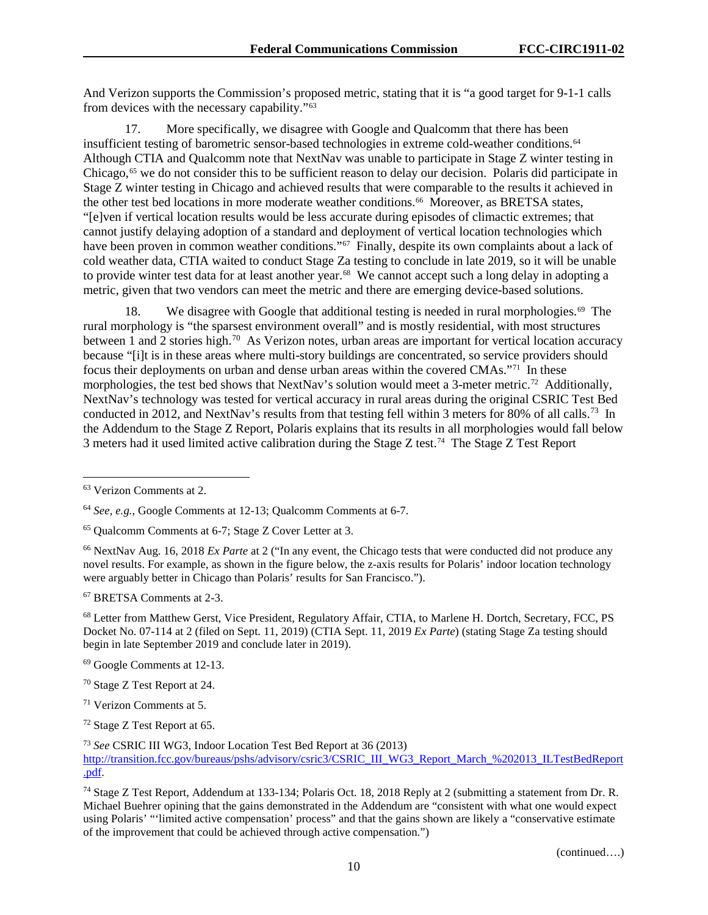And Verizon supports the Commission's proposed metric, stating that it is "a good target for 9-1-1 calls from devices with the necessary capability."[63]

17. More specifically, we disagree with Google and Qualcomm that there has been insufficient testing of barometric sensor-based technologies in extreme cold-weather conditions.[64] Although CTIA and Qualcomm note that NextNav was unable to participate in Stage Z winter testing in Chicago,[65] we do not consider this to be sufficient reason to delay our decision. Polaris did participate in Stage Z winter testing in Chicago and achieved results that were comparable to the results it achieved in the other test bed locations in more moderate weather conditions.[66] Moreover, as BRETSA states, "[e]ven if vertical location results would be less accurate during episodes of climactic extremes; that cannot justify delaying adoption of a standard and deployment of vertical location technologies which have been proven in common weather conditions."[67] Finally, despite its own complaints about a lack of cold weather data, CTIA waited to conduct Stage Za testing to conclude in late 2019, so it will be unable to provide winter test data for at least another year.[68] We cannot accept such a long delay in adopting a metric, given that two vendors can meet the metric and there are emerging device-based solutions.

18. We disagree with Google that additional testing is needed in rural morphologies.[69] The rural morphology is "the sparsest environment overall" and is mostly residential, with most structures between 1 and 2 stories high.[70] As Verizon notes, urban areas are important for vertical location accuracy because "[i]t is in these areas where multi-story buildings are concentrated, so service providers should focus their deployments on urban and dense urban areas within the covered CMAs."[71] In these morphologies, the test bed shows that NextNav's solution would meet a 3-meter metric.[72] Additionally, NextNav's technology was tested for vertical accuracy in rural areas during the original CSRIC Test Bed conducted in 2012, and NextNav's results from that testing fell within 3 meters for 80% of all calls.[73] In the Addendum to the Stage Z Report, Polaris explains that its results in all morphologies would fall below 3 meters had it used limited active calibration during the Stage Z test.[74] The Stage Z Test Report

---

[63] Verizon Comments at 2.

[64] *See, e.g.*, Google Comments at 12-13; Qualcomm Comments at 6-7.

[65] Qualcomm Comments at 6-7; Stage Z Cover Letter at 3.

[66] NextNav Aug. 16, 2018 *Ex Parte* at 2 ("In any event, the Chicago tests that were conducted did not produce any novel results. For example, as shown in the figure below, the z-axis results for Polaris' indoor location technology were arguably better in Chicago than Polaris' results for San Francisco.").

[67] BRETSA Comments at 2-3.

[68] Letter from Matthew Gerst, Vice President, Regulatory Affair, CTIA, to Marlene H. Dortch, Secretary, FCC, PS Docket No. 07-114 at 2 (filed on Sept. 11, 2019) (CTIA Sept. 11, 2019 *Ex Parte*) (stating Stage Za testing should begin in late September 2019 and conclude later in 2019).

[69] Google Comments at 12-13.

[70] Stage Z Test Report at 24.

[71] Verizon Comments at 5.

[72] Stage Z Test Report at 65.

[73] *See* CSRIC III WG3, Indoor Location Test Bed Report at 36 (2013) http://transition.fcc.gov/bureaus/pshs/advisory/csric3/CSRIC_III_WG3_Report_March_%202013_ILTestBedReport.pdf.

[74] Stage Z Test Report, Addendum at 133-134; Polaris Oct. 18, 2018 Reply at 2 (submitting a statement from Dr. R. Michael Buehrer opining that the gains demonstrated in the Addendum are "consistent with what one would expect using Polaris' "'limited active compensation' process" and that the gains shown are likely a "conservative estimate of the improvement that could be achieved through active compensation.")

(continued….)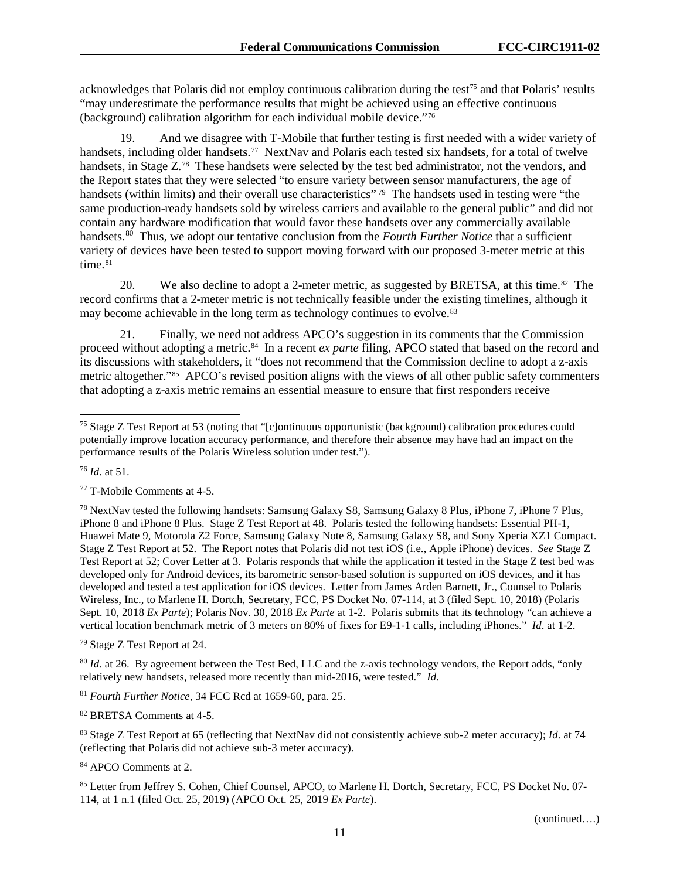acknowledges that Polaris did not employ continuous calibration during the test[75] and that Polaris' results "may underestimate the performance results that might be achieved using an effective continuous (background) calibration algorithm for each individual mobile device."[76]

19. And we disagree with T-Mobile that further testing is first needed with a wider variety of handsets, including older handsets.[77] NextNav and Polaris each tested six handsets, for a total of twelve handsets, in Stage Z.[78] These handsets were selected by the test bed administrator, not the vendors, and the Report states that they were selected "to ensure variety between sensor manufacturers, the age of handsets (within limits) and their overall use characteristics"[79] The handsets used in testing were "the same production-ready handsets sold by wireless carriers and available to the general public" and did not contain any hardware modification that would favor these handsets over any commercially available handsets.[80] Thus, we adopt our tentative conclusion from the *Fourth Further Notice* that a sufficient variety of devices have been tested to support moving forward with our proposed 3-meter metric at this time.[81]

20. We also decline to adopt a 2-meter metric, as suggested by BRETSA, at this time.[82] The record confirms that a 2-meter metric is not technically feasible under the existing timelines, although it may become achievable in the long term as technology continues to evolve.[83]

21. Finally, we need not address APCO's suggestion in its comments that the Commission proceed without adopting a metric.[84] In a recent *ex parte* filing, APCO stated that based on the record and its discussions with stakeholders, it "does not recommend that the Commission decline to adopt a z-axis metric altogether."[85] APCO's revised position aligns with the views of all other public safety commenters that adopting a z-axis metric remains an essential measure to ensure that first responders receive

---

[75] Stage Z Test Report at 53 (noting that "[c]ontinuous opportunistic (background) calibration procedures could potentially improve location accuracy performance, and therefore their absence may have had an impact on the performance results of the Polaris Wireless solution under test.").

[76] *Id*. at 51.

[77] T-Mobile Comments at 4-5.

[78] NextNav tested the following handsets: Samsung Galaxy S8, Samsung Galaxy 8 Plus, iPhone 7, iPhone 7 Plus, iPhone 8 and iPhone 8 Plus. Stage Z Test Report at 48. Polaris tested the following handsets: Essential PH-1, Huawei Mate 9, Motorola Z2 Force, Samsung Galaxy Note 8, Samsung Galaxy S8, and Sony Xperia XZ1 Compact. Stage Z Test Report at 52. The Report notes that Polaris did not test iOS (i.e., Apple iPhone) devices. *See* Stage Z Test Report at 52; Cover Letter at 3. Polaris responds that while the application it tested in the Stage Z test bed was developed only for Android devices, its barometric sensor-based solution is supported on iOS devices, and it has developed and tested a test application for iOS devices. Letter from James Arden Barnett, Jr., Counsel to Polaris Wireless, Inc., to Marlene H. Dortch, Secretary, FCC, PS Docket No. 07-114, at 3 (filed Sept. 10, 2018) (Polaris Sept. 10, 2018 *Ex Parte*); Polaris Nov. 30, 2018 *Ex Parte* at 1-2. Polaris submits that its technology "can achieve a vertical location benchmark metric of 3 meters on 80% of fixes for E9-1-1 calls, including iPhones." *Id*. at 1-2.

[79] Stage Z Test Report at 24.

[80] *Id.* at 26. By agreement between the Test Bed, LLC and the z-axis technology vendors, the Report adds, "only relatively new handsets, released more recently than mid-2016, were tested." *Id*.

[81] *Fourth Further Notice,* 34 FCC Rcd at 1659-60, para. 25.

[82] BRETSA Comments at 4-5.

[83] Stage Z Test Report at 65 (reflecting that NextNav did not consistently achieve sub-2 meter accuracy); *Id*. at 74 (reflecting that Polaris did not achieve sub-3 meter accuracy).

[84] APCO Comments at 2.

[85] Letter from Jeffrey S. Cohen, Chief Counsel, APCO, to Marlene H. Dortch, Secretary, FCC, PS Docket No. 07-114, at 1 n.1 (filed Oct. 25, 2019) (APCO Oct. 25, 2019 *Ex Parte*).

(continued….)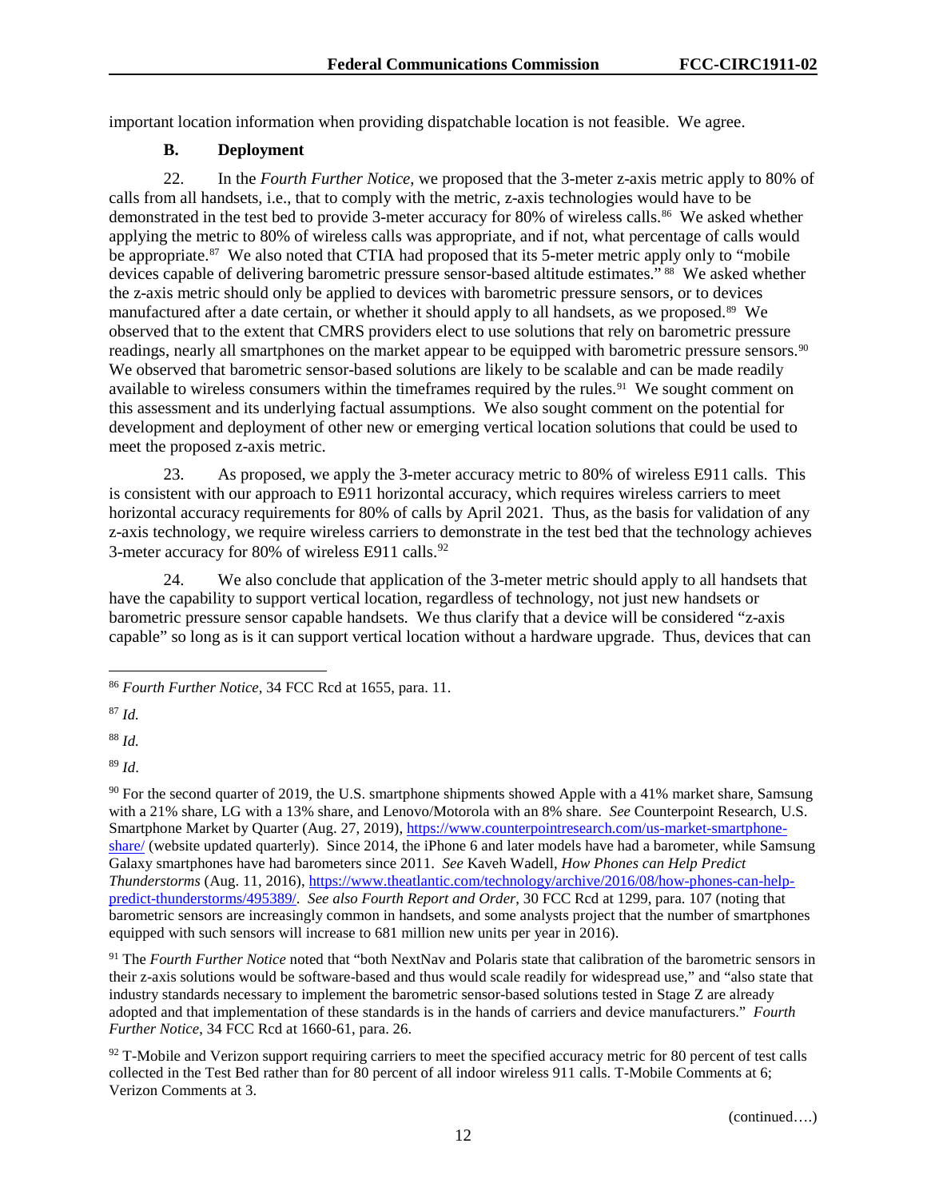important location information when providing dispatchable location is not feasible. We agree.

### B. Deployment

22. In the *Fourth Further Notice*, we proposed that the 3-meter z-axis metric apply to 80% of calls from all handsets, i.e., that to comply with the metric, z-axis technologies would have to be demonstrated in the test bed to provide 3-meter accuracy for 80% of wireless calls.[86] We asked whether applying the metric to 80% of wireless calls was appropriate, and if not, what percentage of calls would be appropriate.[87] We also noted that CTIA had proposed that its 5-meter metric apply only to "mobile devices capable of delivering barometric pressure sensor-based altitude estimates."[88] We asked whether the z-axis metric should only be applied to devices with barometric pressure sensors, or to devices manufactured after a date certain, or whether it should apply to all handsets, as we proposed.[89] We observed that to the extent that CMRS providers elect to use solutions that rely on barometric pressure readings, nearly all smartphones on the market appear to be equipped with barometric pressure sensors.[90] We observed that barometric sensor-based solutions are likely to be scalable and can be made readily available to wireless consumers within the timeframes required by the rules.[91] We sought comment on this assessment and its underlying factual assumptions. We also sought comment on the potential for development and deployment of other new or emerging vertical location solutions that could be used to meet the proposed z-axis metric.

23. As proposed, we apply the 3-meter accuracy metric to 80% of wireless E911 calls. This is consistent with our approach to E911 horizontal accuracy, which requires wireless carriers to meet horizontal accuracy requirements for 80% of calls by April 2021. Thus, as the basis for validation of any z-axis technology, we require wireless carriers to demonstrate in the test bed that the technology achieves 3-meter accuracy for 80% of wireless E911 calls.[92]

24. We also conclude that application of the 3-meter metric should apply to all handsets that have the capability to support vertical location, regardless of technology, not just new handsets or barometric pressure sensor capable handsets. We thus clarify that a device will be considered "z-axis capable" so long as is it can support vertical location without a hardware upgrade. Thus, devices that can

---

[86] *Fourth Further Notice*, 34 FCC Rcd at 1655, para. 11.

[87] *Id.*

[88] *Id.*

[89] *Id*.

[90] For the second quarter of 2019, the U.S. smartphone shipments showed Apple with a 41% market share, Samsung with a 21% share, LG with a 13% share, and Lenovo/Motorola with an 8% share. *See* Counterpoint Research, U.S. Smartphone Market by Quarter (Aug. 27, 2019), https://www.counterpointresearch.com/us-market-smartphone-share/ (website updated quarterly). Since 2014, the iPhone 6 and later models have had a barometer, while Samsung Galaxy smartphones have had barometers since 2011. *See* Kaveh Wadell, *How Phones can Help Predict Thunderstorms* (Aug. 11, 2016), https://www.theatlantic.com/technology/archive/2016/08/how-phones-can-help-predict-thunderstorms/495389/. *See also Fourth Report and Order*, 30 FCC Rcd at 1299, para. 107 (noting that barometric sensors are increasingly common in handsets, and some analysts project that the number of smartphones equipped with such sensors will increase to 681 million new units per year in 2016).

[91] The *Fourth Further Notice* noted that "both NextNav and Polaris state that calibration of the barometric sensors in their z-axis solutions would be software-based and thus would scale readily for widespread use," and "also state that industry standards necessary to implement the barometric sensor-based solutions tested in Stage Z are already adopted and that implementation of these standards is in the hands of carriers and device manufacturers." *Fourth Further Notice*, 34 FCC Rcd at 1660-61, para. 26.

[92] T-Mobile and Verizon support requiring carriers to meet the specified accuracy metric for 80 percent of test calls collected in the Test Bed rather than for 80 percent of all indoor wireless 911 calls. T-Mobile Comments at 6; Verizon Comments at 3.

(continued….)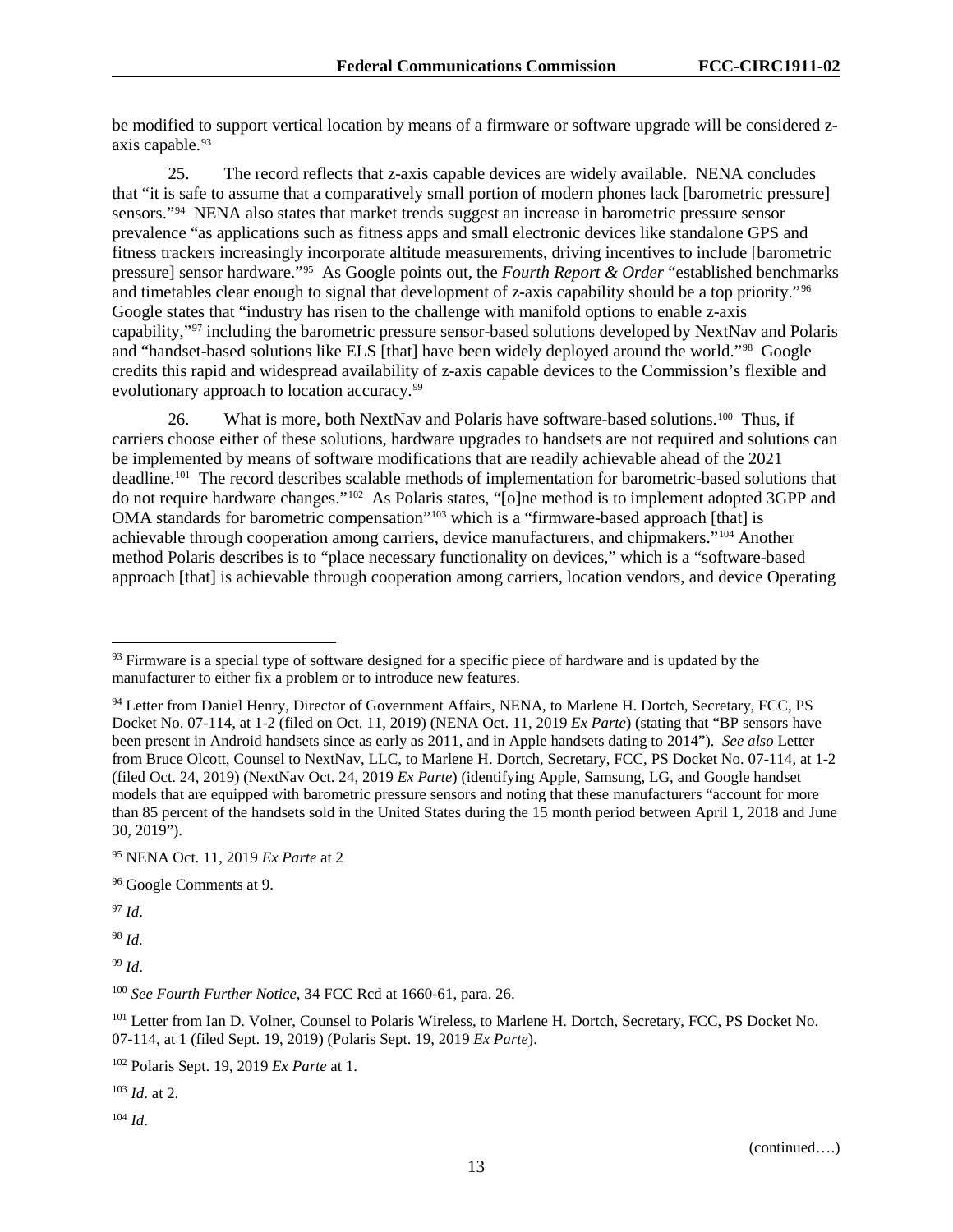be modified to support vertical location by means of a firmware or software upgrade will be considered z-axis capable.[93]

25. The record reflects that z-axis capable devices are widely available. NENA concludes that "it is safe to assume that a comparatively small portion of modern phones lack [barometric pressure] sensors."[94] NENA also states that market trends suggest an increase in barometric pressure sensor prevalence "as applications such as fitness apps and small electronic devices like standalone GPS and fitness trackers increasingly incorporate altitude measurements, driving incentives to include [barometric pressure] sensor hardware."[95] As Google points out, the *Fourth Report & Order* "established benchmarks and timetables clear enough to signal that development of z-axis capability should be a top priority."[96] Google states that "industry has risen to the challenge with manifold options to enable z-axis capability,"[97] including the barometric pressure sensor-based solutions developed by NextNav and Polaris and "handset-based solutions like ELS [that] have been widely deployed around the world."[98] Google credits this rapid and widespread availability of z-axis capable devices to the Commission's flexible and evolutionary approach to location accuracy.[99]

26. What is more, both NextNav and Polaris have software-based solutions.[100] Thus, if carriers choose either of these solutions, hardware upgrades to handsets are not required and solutions can be implemented by means of software modifications that are readily achievable ahead of the 2021 deadline.[101] The record describes scalable methods of implementation for barometric-based solutions that do not require hardware changes."[102] As Polaris states, "[o]ne method is to implement adopted 3GPP and OMA standards for barometric compensation"[103] which is a "firmware-based approach [that] is achievable through cooperation among carriers, device manufacturers, and chipmakers."[104] Another method Polaris describes is to "place necessary functionality on devices," which is a "software-based approach [that] is achievable through cooperation among carriers, location vendors, and device Operating

---

[93] Firmware is a special type of software designed for a specific piece of hardware and is updated by the manufacturer to either fix a problem or to introduce new features.

[94] Letter from Daniel Henry, Director of Government Affairs, NENA, to Marlene H. Dortch, Secretary, FCC, PS Docket No. 07-114, at 1-2 (filed on Oct. 11, 2019) (NENA Oct. 11, 2019 *Ex Parte*) (stating that "BP sensors have been present in Android handsets since as early as 2011, and in Apple handsets dating to 2014"). *See also* Letter from Bruce Olcott, Counsel to NextNav, LLC, to Marlene H. Dortch, Secretary, FCC, PS Docket No. 07-114, at 1-2 (filed Oct. 24, 2019) (NextNav Oct. 24, 2019 *Ex Parte*) (identifying Apple, Samsung, LG, and Google handset models that are equipped with barometric pressure sensors and noting that these manufacturers "account for more than 85 percent of the handsets sold in the United States during the 15 month period between April 1, 2018 and June 30, 2019").

[95] NENA Oct. 11, 2019 *Ex Parte* at 2

[96] Google Comments at 9.

[97] *Id*.

[98] *Id.*

[99] *Id*.

[100] *See Fourth Further Notice*, 34 FCC Rcd at 1660-61, para. 26.

[101] Letter from Ian D. Volner, Counsel to Polaris Wireless, to Marlene H. Dortch, Secretary, FCC, PS Docket No. 07-114, at 1 (filed Sept. 19, 2019) (Polaris Sept. 19, 2019 *Ex Parte*).

[102] Polaris Sept. 19, 2019 *Ex Parte* at 1.

[103] *Id*. at 2.

[104] *Id*.

(continued….)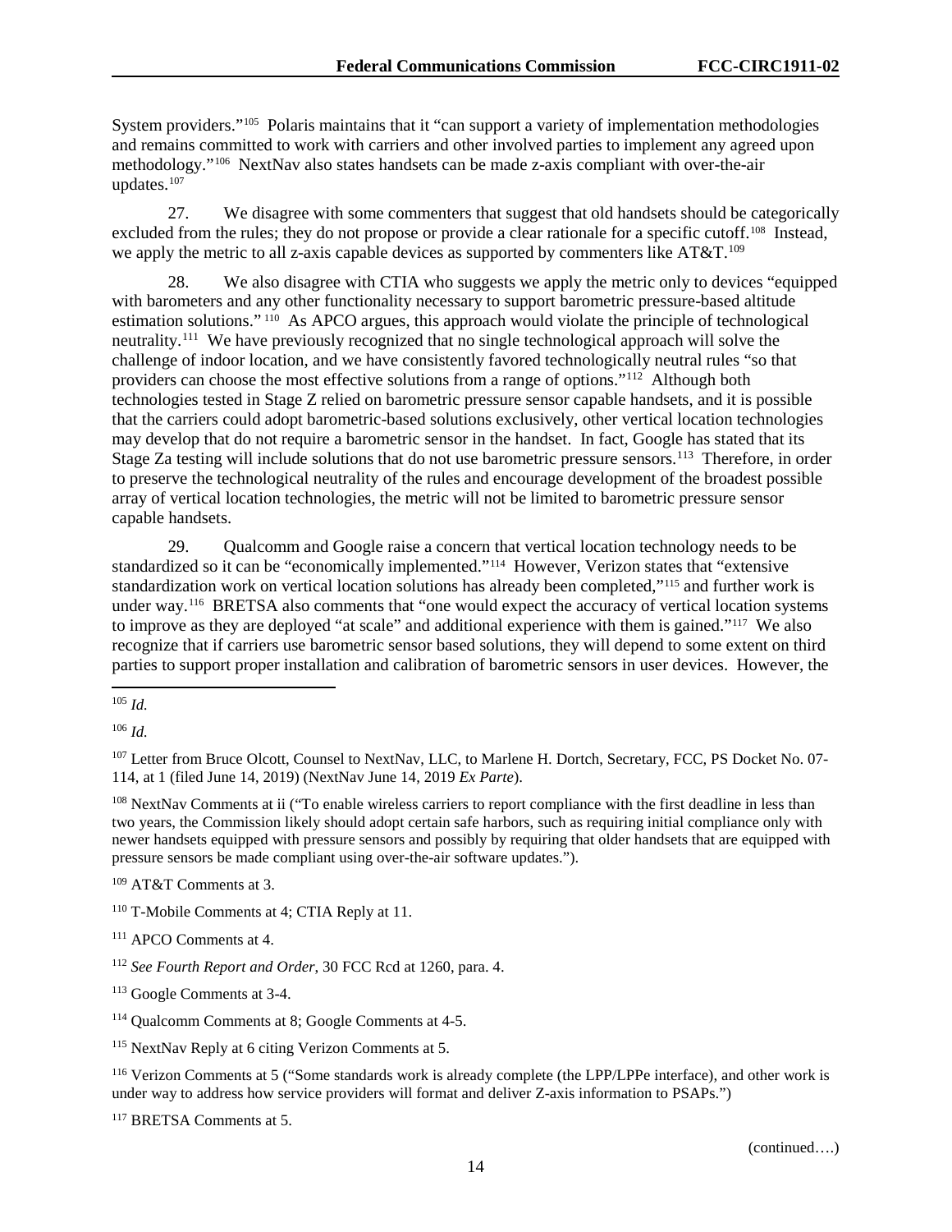System providers."[105] Polaris maintains that it "can support a variety of implementation methodologies and remains committed to work with carriers and other involved parties to implement any agreed upon methodology."[106] NextNav also states handsets can be made z-axis compliant with over-the-air updates.[107]

27. We disagree with some commenters that suggest that old handsets should be categorically excluded from the rules; they do not propose or provide a clear rationale for a specific cutoff.[108] Instead, we apply the metric to all z-axis capable devices as supported by commenters like AT&T.[109]

28. We also disagree with CTIA who suggests we apply the metric only to devices "equipped with barometers and any other functionality necessary to support barometric pressure-based altitude estimation solutions." [110] As APCO argues, this approach would violate the principle of technological neutrality.[111] We have previously recognized that no single technological approach will solve the challenge of indoor location, and we have consistently favored technologically neutral rules "so that providers can choose the most effective solutions from a range of options."[112] Although both technologies tested in Stage Z relied on barometric pressure sensor capable handsets, and it is possible that the carriers could adopt barometric-based solutions exclusively, other vertical location technologies may develop that do not require a barometric sensor in the handset. In fact, Google has stated that its Stage Za testing will include solutions that do not use barometric pressure sensors.[113] Therefore, in order to preserve the technological neutrality of the rules and encourage development of the broadest possible array of vertical location technologies, the metric will not be limited to barometric pressure sensor capable handsets.

29. Qualcomm and Google raise a concern that vertical location technology needs to be standardized so it can be "economically implemented."[114] However, Verizon states that "extensive standardization work on vertical location solutions has already been completed,"[115] and further work is under way.[116] BRETSA also comments that "one would expect the accuracy of vertical location systems to improve as they are deployed "at scale" and additional experience with them is gained."[117] We also recognize that if carriers use barometric sensor based solutions, they will depend to some extent on third parties to support proper installation and calibration of barometric sensors in user devices. However, the

---

[105] *Id.*

[106] *Id.*

[107] Letter from Bruce Olcott, Counsel to NextNav, LLC, to Marlene H. Dortch, Secretary, FCC, PS Docket No. 07-114, at 1 (filed June 14, 2019) (NextNav June 14, 2019 *Ex Parte*).

[108] NextNav Comments at ii ("To enable wireless carriers to report compliance with the first deadline in less than two years, the Commission likely should adopt certain safe harbors, such as requiring initial compliance only with newer handsets equipped with pressure sensors and possibly by requiring that older handsets that are equipped with pressure sensors be made compliant using over-the-air software updates.").

[109] AT&T Comments at 3.

[110] T-Mobile Comments at 4; CTIA Reply at 11.

[111] APCO Comments at 4.

[112] *See Fourth Report and Order*, 30 FCC Rcd at 1260, para. 4.

[113] Google Comments at 3-4.

[114] Qualcomm Comments at 8; Google Comments at 4-5.

[115] NextNav Reply at 6 citing Verizon Comments at 5.

[116] Verizon Comments at 5 ("Some standards work is already complete (the LPP/LPPe interface), and other work is under way to address how service providers will format and deliver Z-axis information to PSAPs.")

[117] BRETSA Comments at 5.

(continued….)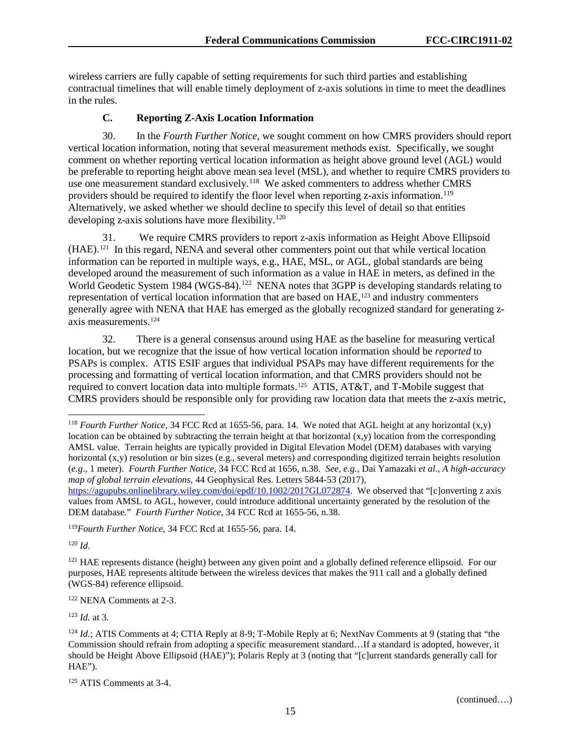wireless carriers are fully capable of setting requirements for such third parties and establishing contractual timelines that will enable timely deployment of z-axis solutions in time to meet the deadlines in the rules.

### C. Reporting Z-Axis Location Information

30. In the *Fourth Further Notice*, we sought comment on how CMRS providers should report vertical location information, noting that several measurement methods exist. Specifically, we sought comment on whether reporting vertical location information as height above ground level (AGL) would be preferable to reporting height above mean sea level (MSL), and whether to require CMRS providers to use one measurement standard exclusively.[118] We asked commenters to address whether CMRS providers should be required to identify the floor level when reporting z-axis information.[119] Alternatively, we asked whether we should decline to specify this level of detail so that entities developing z-axis solutions have more flexibility.[120]

31. We require CMRS providers to report z-axis information as Height Above Ellipsoid (HAE).[121] In this regard, NENA and several other commenters point out that while vertical location information can be reported in multiple ways, e.g., HAE, MSL, or AGL, global standards are being developed around the measurement of such information as a value in HAE in meters, as defined in the World Geodetic System 1984 (WGS-84).[122] NENA notes that 3GPP is developing standards relating to representation of vertical location information that are based on HAE,[123] and industry commenters generally agree with NENA that HAE has emerged as the globally recognized standard for generating z-axis measurements.[124]

32. There is a general consensus around using HAE as the baseline for measuring vertical location, but we recognize that the issue of how vertical location information should be *reported* to PSAPs is complex. ATIS ESIF argues that individual PSAPs may have different requirements for the processing and formatting of vertical location information, and that CMRS providers should not be required to convert location data into multiple formats.[125] ATIS, AT&T, and T-Mobile suggest that CMRS providers should be responsible only for providing raw location data that meets the z-axis metric,

---

[118] *Fourth Further Notice*, 34 FCC Rcd at 1655-56, para. 14. We noted that AGL height at any horizontal (x,y) location can be obtained by subtracting the terrain height at that horizontal (x,y) location from the corresponding AMSL value. Terrain heights are typically provided in Digital Elevation Model (DEM) databases with varying horizontal (x,y) resolution or bin sizes (e.g., several meters) and corresponding digitized terrain heights resolution (*e.g*., 1 meter). *Fourth Further Notice,* 34 FCC Rcd at 1656, n.38. *See, e.g.*, Dai Yamazaki *et al*., *A high-accuracy map of global terrain elevations*, 44 Geophysical Res. Letters 5844-53 (2017), https://agupubs.onlinelibrary.wiley.com/doi/epdf/10.1002/2017GL072874. We observed that "[c]onverting z axis values from AMSL to AGL, however, could introduce additional uncertainty generated by the resolution of the DEM database." *Fourth Further Notice,* 34 FCC Rcd at 1655-56, n.38.

[119] *Fourth Further Notice*, 34 FCC Rcd at 1655-56, para. 14.

[120] *Id*.

[121] HAE represents distance (height) between any given point and a globally defined reference ellipsoid. For our purposes, HAE represents altitude between the wireless devices that makes the 911 call and a globally defined (WGS-84) reference ellipsoid.

[122] NENA Comments at 2-3.

[123] *Id.* at 3.

[124] *Id.*; ATIS Comments at 4; CTIA Reply at 8-9; T-Mobile Reply at 6; NextNav Comments at 9 (stating that "the Commission should refrain from adopting a specific measurement standard…If a standard is adopted, however, it should be Height Above Ellipsoid (HAE)"); Polaris Reply at 3 (noting that "[c]urrent standards generally call for HAE").

[125] ATIS Comments at 3-4.

(continued….)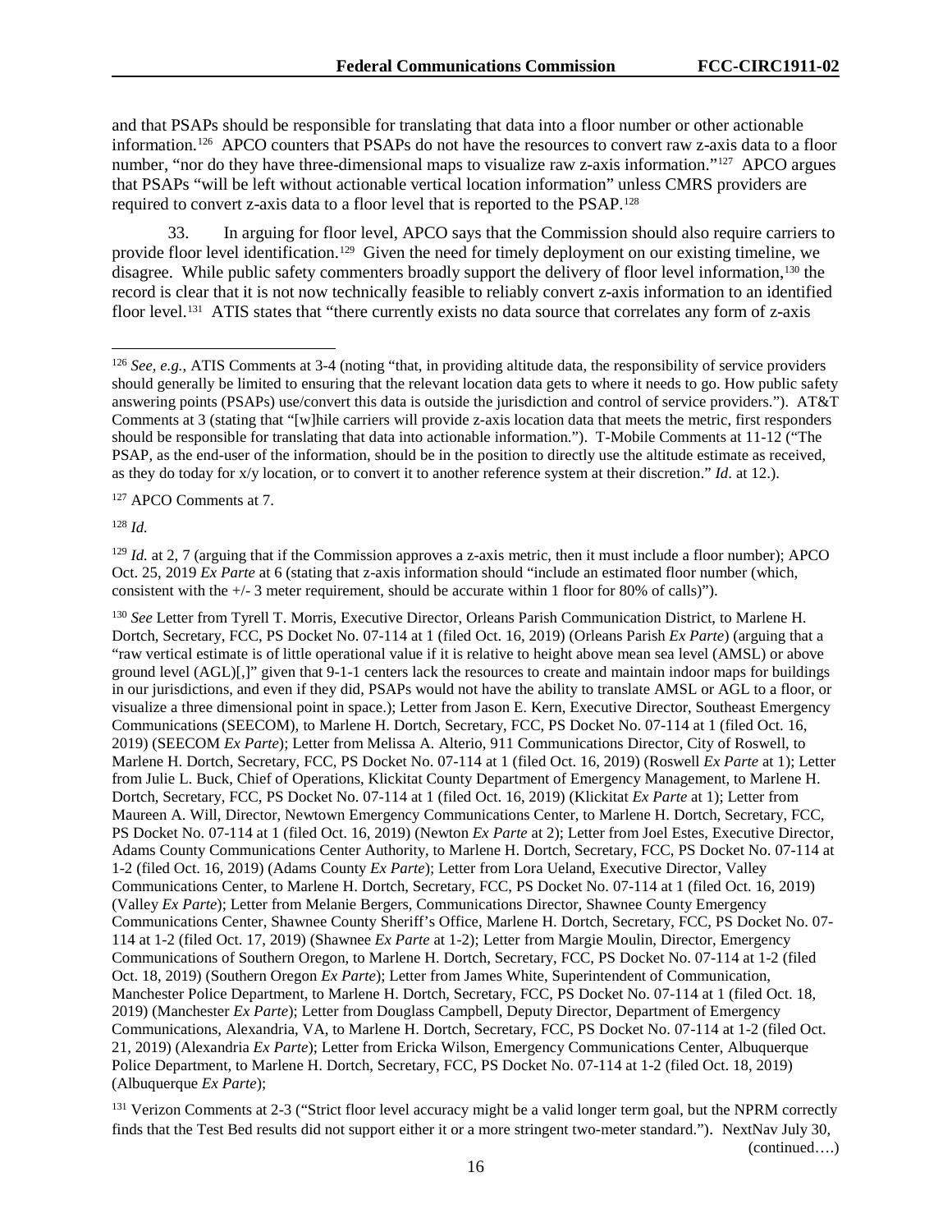and that PSAPs should be responsible for translating that data into a floor number or other actionable information.[126] APCO counters that PSAPs do not have the resources to convert raw z-axis data to a floor number, "nor do they have three-dimensional maps to visualize raw z-axis information."[127] APCO argues that PSAPs "will be left without actionable vertical location information" unless CMRS providers are required to convert z-axis data to a floor level that is reported to the PSAP.[128]

33. In arguing for floor level, APCO says that the Commission should also require carriers to provide floor level identification.[129] Given the need for timely deployment on our existing timeline, we disagree. While public safety commenters broadly support the delivery of floor level information,[130] the record is clear that it is not now technically feasible to reliably convert z-axis information to an identified floor level.[131] ATIS states that "there currently exists no data source that correlates any form of z-axis

---

[126] *See, e.g.*, ATIS Comments at 3-4 (noting "that, in providing altitude data, the responsibility of service providers should generally be limited to ensuring that the relevant location data gets to where it needs to go. How public safety answering points (PSAPs) use/convert this data is outside the jurisdiction and control of service providers."). AT&T Comments at 3 (stating that "[w]hile carriers will provide z-axis location data that meets the metric, first responders should be responsible for translating that data into actionable information."). T-Mobile Comments at 11-12 ("The PSAP, as the end-user of the information, should be in the position to directly use the altitude estimate as received, as they do today for x/y location, or to convert it to another reference system at their discretion." *Id*. at 12.).

[127] APCO Comments at 7.

[128] *Id.*

[129] *Id.* at 2, 7 (arguing that if the Commission approves a z-axis metric, then it must include a floor number); APCO Oct. 25, 2019 *Ex Parte* at 6 (stating that z-axis information should "include an estimated floor number (which, consistent with the +/- 3 meter requirement, should be accurate within 1 floor for 80% of calls)").

[130] *See* Letter from Tyrell T. Morris, Executive Director, Orleans Parish Communication District, to Marlene H. Dortch, Secretary, FCC, PS Docket No. 07-114 at 1 (filed Oct. 16, 2019) (Orleans Parish *Ex Parte*) (arguing that a "raw vertical estimate is of little operational value if it is relative to height above mean sea level (AMSL) or above ground level (AGL)[,]" given that 9-1-1 centers lack the resources to create and maintain indoor maps for buildings in our jurisdictions, and even if they did, PSAPs would not have the ability to translate AMSL or AGL to a floor, or visualize a three dimensional point in space.); Letter from Jason E. Kern, Executive Director, Southeast Emergency Communications (SEECOM), to Marlene H. Dortch, Secretary, FCC, PS Docket No. 07-114 at 1 (filed Oct. 16, 2019) (SEECOM *Ex Parte*); Letter from Melissa A. Alterio, 911 Communications Director, City of Roswell, to Marlene H. Dortch, Secretary, FCC, PS Docket No. 07-114 at 1 (filed Oct. 16, 2019) (Roswell *Ex Parte* at 1); Letter from Julie L. Buck, Chief of Operations, Klickitat County Department of Emergency Management, to Marlene H. Dortch, Secretary, FCC, PS Docket No. 07-114 at 1 (filed Oct. 16, 2019) (Klickitat *Ex Parte* at 1); Letter from Maureen A. Will, Director, Newtown Emergency Communications Center, to Marlene H. Dortch, Secretary, FCC, PS Docket No. 07-114 at 1 (filed Oct. 16, 2019) (Newton *Ex Parte* at 2); Letter from Joel Estes, Executive Director, Adams County Communications Center Authority, to Marlene H. Dortch, Secretary, FCC, PS Docket No. 07-114 at 1-2 (filed Oct. 16, 2019) (Adams County *Ex Parte*); Letter from Lora Ueland, Executive Director, Valley Communications Center, to Marlene H. Dortch, Secretary, FCC, PS Docket No. 07-114 at 1 (filed Oct. 16, 2019) (Valley *Ex Parte*); Letter from Melanie Bergers, Communications Director, Shawnee County Emergency Communications Center, Shawnee County Sheriff's Office, Marlene H. Dortch, Secretary, FCC, PS Docket No. 07-114 at 1-2 (filed Oct. 17, 2019) (Shawnee *Ex Parte* at 1-2); Letter from Margie Moulin, Director, Emergency Communications of Southern Oregon, to Marlene H. Dortch, Secretary, FCC, PS Docket No. 07-114 at 1-2 (filed Oct. 18, 2019) (Southern Oregon *Ex Parte*); Letter from James White, Superintendent of Communication, Manchester Police Department, to Marlene H. Dortch, Secretary, FCC, PS Docket No. 07-114 at 1 (filed Oct. 18, 2019) (Manchester *Ex Parte*); Letter from Douglass Campbell, Deputy Director, Department of Emergency Communications, Alexandria, VA, to Marlene H. Dortch, Secretary, FCC, PS Docket No. 07-114 at 1-2 (filed Oct. 21, 2019) (Alexandria *Ex Parte*); Letter from Ericka Wilson, Emergency Communications Center, Albuquerque Police Department, to Marlene H. Dortch, Secretary, FCC, PS Docket No. 07-114 at 1-2 (filed Oct. 18, 2019) (Albuquerque *Ex Parte*);

[131] Verizon Comments at 2-3 ("Strict floor level accuracy might be a valid longer term goal, but the NPRM correctly finds that the Test Bed results did not support either it or a more stringent two-meter standard."). NextNav July 30,

(continued….)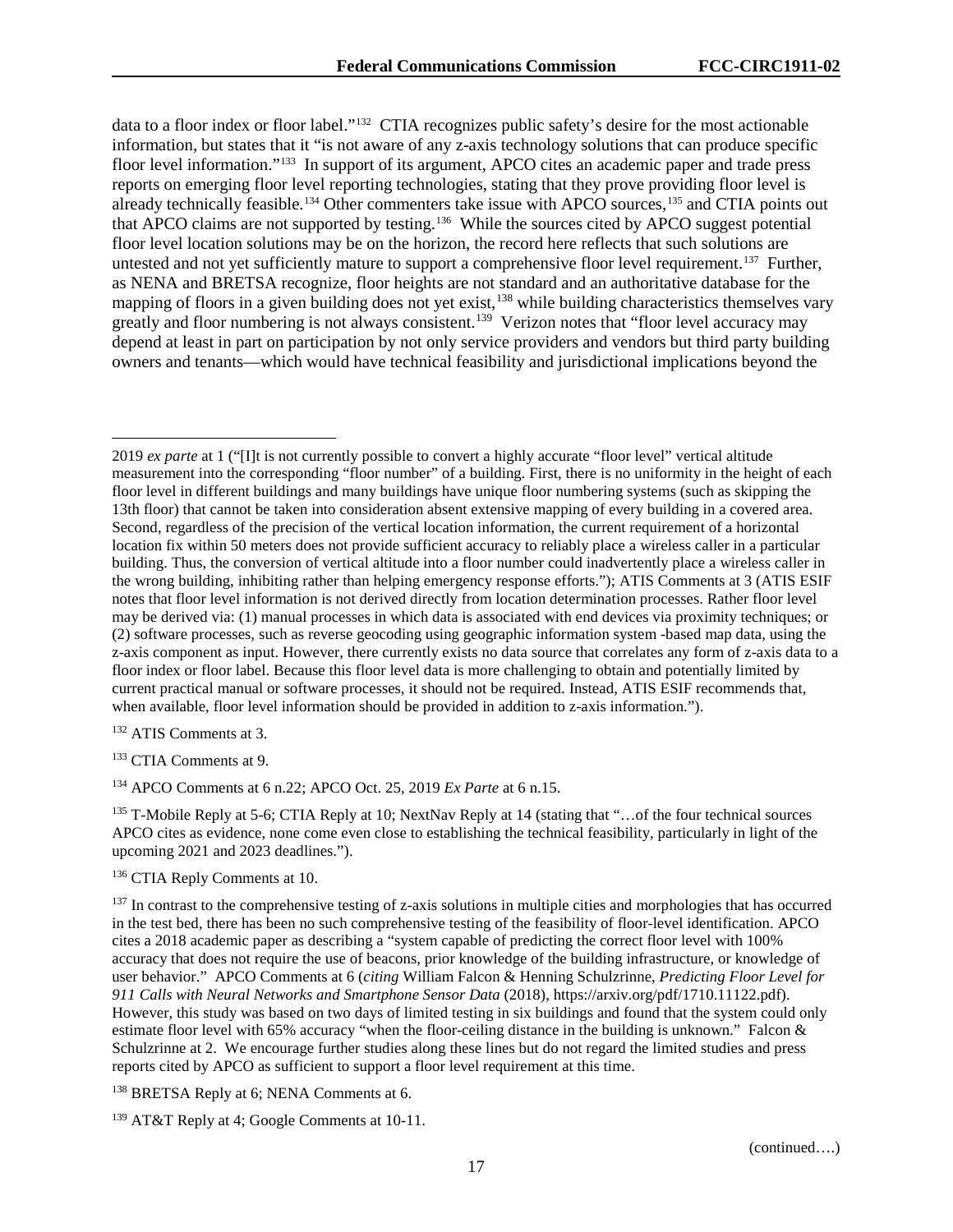data to a floor index or floor label."[132] CTIA recognizes public safety's desire for the most actionable information, but states that it "is not aware of any z-axis technology solutions that can produce specific floor level information."[133] In support of its argument, APCO cites an academic paper and trade press reports on emerging floor level reporting technologies, stating that they prove providing floor level is already technically feasible.[134] Other commenters take issue with APCO sources,[135] and CTIA points out that APCO claims are not supported by testing.[136] While the sources cited by APCO suggest potential floor level location solutions may be on the horizon, the record here reflects that such solutions are untested and not yet sufficiently mature to support a comprehensive floor level requirement.[137] Further, as NENA and BRETSA recognize, floor heights are not standard and an authoritative database for the mapping of floors in a given building does not yet exist,[138] while building characteristics themselves vary greatly and floor numbering is not always consistent.[139] Verizon notes that "floor level accuracy may depend at least in part on participation by not only service providers and vendors but third party building owners and tenants—which would have technical feasibility and jurisdictional implications beyond the

---

2019 *ex parte* at 1 ("[I]t is not currently possible to convert a highly accurate "floor level" vertical altitude measurement into the corresponding "floor number" of a building. First, there is no uniformity in the height of each floor level in different buildings and many buildings have unique floor numbering systems (such as skipping the 13th floor) that cannot be taken into consideration absent extensive mapping of every building in a covered area. Second, regardless of the precision of the vertical location information, the current requirement of a horizontal location fix within 50 meters does not provide sufficient accuracy to reliably place a wireless caller in a particular building. Thus, the conversion of vertical altitude into a floor number could inadvertently place a wireless caller in the wrong building, inhibiting rather than helping emergency response efforts."); ATIS Comments at 3 (ATIS ESIF notes that floor level information is not derived directly from location determination processes. Rather floor level may be derived via: (1) manual processes in which data is associated with end devices via proximity techniques; or (2) software processes, such as reverse geocoding using geographic information system -based map data, using the z-axis component as input. However, there currently exists no data source that correlates any form of z-axis data to a floor index or floor label. Because this floor level data is more challenging to obtain and potentially limited by current practical manual or software processes, it should not be required. Instead, ATIS ESIF recommends that, when available, floor level information should be provided in addition to z-axis information.").

[132] ATIS Comments at 3.

[133] CTIA Comments at 9.

[134] APCO Comments at 6 n.22; APCO Oct. 25, 2019 *Ex Parte* at 6 n.15.

[135] T-Mobile Reply at 5-6; CTIA Reply at 10; NextNav Reply at 14 (stating that "…of the four technical sources APCO cites as evidence, none come even close to establishing the technical feasibility, particularly in light of the upcoming 2021 and 2023 deadlines.").

[136] CTIA Reply Comments at 10.

[137] In contrast to the comprehensive testing of z-axis solutions in multiple cities and morphologies that has occurred in the test bed, there has been no such comprehensive testing of the feasibility of floor-level identification. APCO cites a 2018 academic paper as describing a "system capable of predicting the correct floor level with 100% accuracy that does not require the use of beacons, prior knowledge of the building infrastructure, or knowledge of user behavior." APCO Comments at 6 (*citing* William Falcon & Henning Schulzrinne, *Predicting Floor Level for 911 Calls with Neural Networks and Smartphone Sensor Data* (2018), https://arxiv.org/pdf/1710.11122.pdf). However, this study was based on two days of limited testing in six buildings and found that the system could only estimate floor level with 65% accuracy "when the floor-ceiling distance in the building is unknown." Falcon & Schulzrinne at 2. We encourage further studies along these lines but do not regard the limited studies and press reports cited by APCO as sufficient to support a floor level requirement at this time.

[138] BRETSA Reply at 6; NENA Comments at 6.

[139] AT&T Reply at 4; Google Comments at 10-11.

(continued….)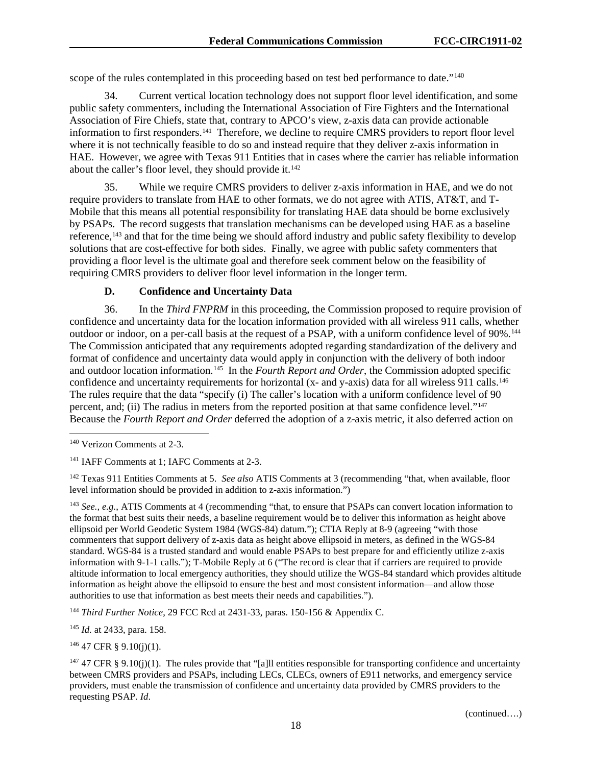scope of the rules contemplated in this proceeding based on test bed performance to date."[140]

34. Current vertical location technology does not support floor level identification, and some public safety commenters, including the International Association of Fire Fighters and the International Association of Fire Chiefs, state that, contrary to APCO's view, z-axis data can provide actionable information to first responders.[141] Therefore, we decline to require CMRS providers to report floor level where it is not technically feasible to do so and instead require that they deliver z-axis information in HAE. However, we agree with Texas 911 Entities that in cases where the carrier has reliable information about the caller's floor level, they should provide it.[142]

35. While we require CMRS providers to deliver z-axis information in HAE, and we do not require providers to translate from HAE to other formats, we do not agree with ATIS, AT&T, and T-Mobile that this means all potential responsibility for translating HAE data should be borne exclusively by PSAPs. The record suggests that translation mechanisms can be developed using HAE as a baseline reference,[143] and that for the time being we should afford industry and public safety flexibility to develop solutions that are cost-effective for both sides. Finally, we agree with public safety commenters that providing a floor level is the ultimate goal and therefore seek comment below on the feasibility of requiring CMRS providers to deliver floor level information in the longer term.

### D. Confidence and Uncertainty Data

36. In the *Third FNPRM* in this proceeding, the Commission proposed to require provision of confidence and uncertainty data for the location information provided with all wireless 911 calls, whether outdoor or indoor, on a per-call basis at the request of a PSAP, with a uniform confidence level of 90%.[144] The Commission anticipated that any requirements adopted regarding standardization of the delivery and format of confidence and uncertainty data would apply in conjunction with the delivery of both indoor and outdoor location information.[145] In the *Fourth Report and Order*, the Commission adopted specific confidence and uncertainty requirements for horizontal (x- and y-axis) data for all wireless 911 calls.[146] The rules require that the data "specify (i) The caller's location with a uniform confidence level of 90 percent, and; (ii) The radius in meters from the reported position at that same confidence level."[147] Because the *Fourth Report and Order* deferred the adoption of a z-axis metric, it also deferred action on

---

[140] Verizon Comments at 2-3.

[141] IAFF Comments at 1; IAFC Comments at 2-3.

[142] Texas 911 Entities Comments at 5. *See also* ATIS Comments at 3 (recommending "that, when available, floor level information should be provided in addition to z-axis information.")

[143] *See., e.g.*, ATIS Comments at 4 (recommending "that, to ensure that PSAPs can convert location information to the format that best suits their needs, a baseline requirement would be to deliver this information as height above ellipsoid per World Geodetic System 1984 (WGS-84) datum."); CTIA Reply at 8-9 (agreeing "with those commenters that support delivery of z-axis data as height above ellipsoid in meters, as defined in the WGS-84 standard. WGS-84 is a trusted standard and would enable PSAPs to best prepare for and efficiently utilize z-axis information with 9-1-1 calls."); T-Mobile Reply at 6 ("The record is clear that if carriers are required to provide altitude information to local emergency authorities, they should utilize the WGS-84 standard which provides altitude information as height above the ellipsoid to ensure the best and most consistent information—and allow those authorities to use that information as best meets their needs and capabilities.").

[144] *Third Further Notice*, 29 FCC Rcd at 2431-33, paras. 150-156 & Appendix C.

[145] *Id.* at 2433, para. 158.

[146] 47 CFR § 9.10(j)(1).

[147] 47 CFR § 9.10(j)(1). The rules provide that "[a]ll entities responsible for transporting confidence and uncertainty between CMRS providers and PSAPs, including LECs, CLECs, owners of E911 networks, and emergency service providers, must enable the transmission of confidence and uncertainty data provided by CMRS providers to the requesting PSAP. *Id*.

(continued….)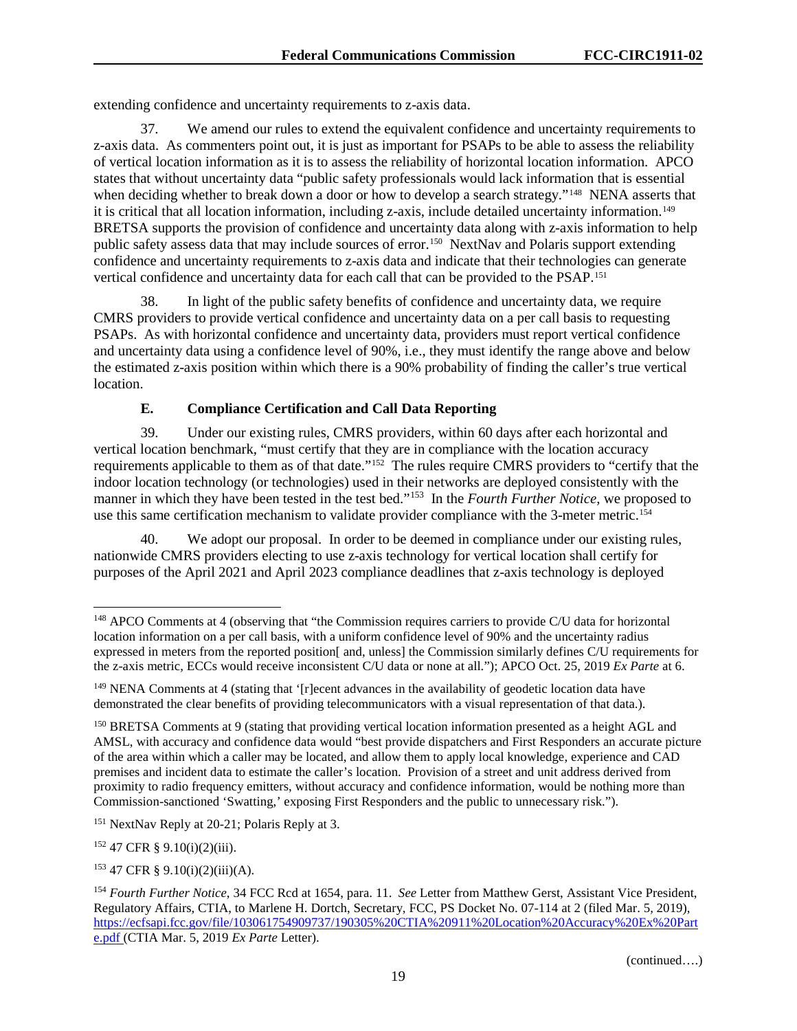extending confidence and uncertainty requirements to z-axis data.

37. We amend our rules to extend the equivalent confidence and uncertainty requirements to z-axis data. As commenters point out, it is just as important for PSAPs to be able to assess the reliability of vertical location information as it is to assess the reliability of horizontal location information. APCO states that without uncertainty data "public safety professionals would lack information that is essential when deciding whether to break down a door or how to develop a search strategy."[148] NENA asserts that it is critical that all location information, including z-axis, include detailed uncertainty information.[149] BRETSA supports the provision of confidence and uncertainty data along with z-axis information to help public safety assess data that may include sources of error.[150] NextNav and Polaris support extending confidence and uncertainty requirements to z-axis data and indicate that their technologies can generate vertical confidence and uncertainty data for each call that can be provided to the PSAP.[151]

38. In light of the public safety benefits of confidence and uncertainty data, we require CMRS providers to provide vertical confidence and uncertainty data on a per call basis to requesting PSAPs. As with horizontal confidence and uncertainty data, providers must report vertical confidence and uncertainty data using a confidence level of 90%, i.e., they must identify the range above and below the estimated z-axis position within which there is a 90% probability of finding the caller's true vertical location.

### E. Compliance Certification and Call Data Reporting

39. Under our existing rules, CMRS providers, within 60 days after each horizontal and vertical location benchmark, "must certify that they are in compliance with the location accuracy requirements applicable to them as of that date."[152] The rules require CMRS providers to "certify that the indoor location technology (or technologies) used in their networks are deployed consistently with the manner in which they have been tested in the test bed."[153] In the *Fourth Further Notice*, we proposed to use this same certification mechanism to validate provider compliance with the 3-meter metric.[154]

40. We adopt our proposal. In order to be deemed in compliance under our existing rules, nationwide CMRS providers electing to use z-axis technology for vertical location shall certify for purposes of the April 2021 and April 2023 compliance deadlines that z-axis technology is deployed

---

[148] APCO Comments at 4 (observing that "the Commission requires carriers to provide C/U data for horizontal location information on a per call basis, with a uniform confidence level of 90% and the uncertainty radius expressed in meters from the reported position[ and, unless] the Commission similarly defines C/U requirements for the z-axis metric, ECCs would receive inconsistent C/U data or none at all."); APCO Oct. 25, 2019 *Ex Parte* at 6.

[149] NENA Comments at 4 (stating that '[r]ecent advances in the availability of geodetic location data have demonstrated the clear benefits of providing telecommunicators with a visual representation of that data.).

[150] BRETSA Comments at 9 (stating that providing vertical location information presented as a height AGL and AMSL, with accuracy and confidence data would "best provide dispatchers and First Responders an accurate picture of the area within which a caller may be located, and allow them to apply local knowledge, experience and CAD premises and incident data to estimate the caller's location. Provision of a street and unit address derived from proximity to radio frequency emitters, without accuracy and confidence information, would be nothing more than Commission-sanctioned 'Swatting,' exposing First Responders and the public to unnecessary risk.").

[151] NextNav Reply at 20-21; Polaris Reply at 3.

[152] 47 CFR § 9.10(i)(2)(iii).

[153] 47 CFR § 9.10(i)(2)(iii)(A).

[154] *Fourth Further Notice*, 34 FCC Rcd at 1654, para. 11. *See* Letter from Matthew Gerst, Assistant Vice President, Regulatory Affairs, CTIA, to Marlene H. Dortch, Secretary, FCC, PS Docket No. 07-114 at 2 (filed Mar. 5, 2019), https://ecfsapi.fcc.gov/file/103061754909737/190305%20CTIA%20911%20Location%20Accuracy%20Ex%20Parte.pdf (CTIA Mar. 5, 2019 *Ex Parte* Letter).

(continued….)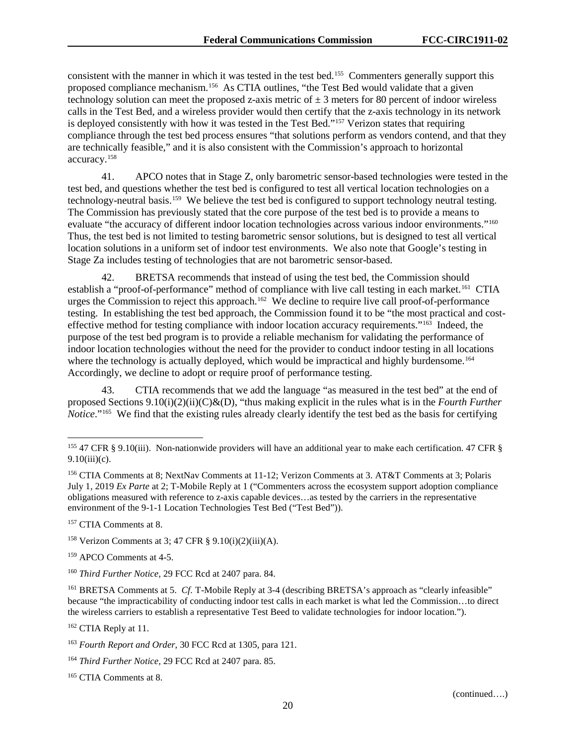consistent with the manner in which it was tested in the test bed.[155] Commenters generally support this proposed compliance mechanism.[156] As CTIA outlines, "the Test Bed would validate that a given technology solution can meet the proposed z-axis metric of ± 3 meters for 80 percent of indoor wireless calls in the Test Bed, and a wireless provider would then certify that the z-axis technology in its network is deployed consistently with how it was tested in the Test Bed."[157] Verizon states that requiring compliance through the test bed process ensures "that solutions perform as vendors contend, and that they are technically feasible," and it is also consistent with the Commission's approach to horizontal accuracy.[158]

41. APCO notes that in Stage Z, only barometric sensor-based technologies were tested in the test bed, and questions whether the test bed is configured to test all vertical location technologies on a technology-neutral basis.[159] We believe the test bed is configured to support technology neutral testing. The Commission has previously stated that the core purpose of the test bed is to provide a means to evaluate "the accuracy of different indoor location technologies across various indoor environments."[160] Thus, the test bed is not limited to testing barometric sensor solutions, but is designed to test all vertical location solutions in a uniform set of indoor test environments. We also note that Google's testing in Stage Za includes testing of technologies that are not barometric sensor-based.

42. BRETSA recommends that instead of using the test bed, the Commission should establish a "proof-of-performance" method of compliance with live call testing in each market.[161] CTIA urges the Commission to reject this approach.[162] We decline to require live call proof-of-performance testing. In establishing the test bed approach, the Commission found it to be "the most practical and cost-effective method for testing compliance with indoor location accuracy requirements."[163] Indeed, the purpose of the test bed program is to provide a reliable mechanism for validating the performance of indoor location technologies without the need for the provider to conduct indoor testing in all locations where the technology is actually deployed, which would be impractical and highly burdensome.[164] Accordingly, we decline to adopt or require proof of performance testing.

43. CTIA recommends that we add the language "as measured in the test bed" at the end of proposed Sections 9.10(i)(2)(ii)(C)&(D), "thus making explicit in the rules what is in the *Fourth Further Notice*."[165] We find that the existing rules already clearly identify the test bed as the basis for certifying

---

[155] 47 CFR § 9.10(iii). Non-nationwide providers will have an additional year to make each certification. 47 CFR § 9.10(iii)(c).

[156] CTIA Comments at 8; NextNav Comments at 11-12; Verizon Comments at 3. AT&T Comments at 3; Polaris July 1, 2019 *Ex Parte* at 2; T-Mobile Reply at 1 ("Commenters across the ecosystem support adoption compliance obligations measured with reference to z-axis capable devices…as tested by the carriers in the representative environment of the 9-1-1 Location Technologies Test Bed ("Test Bed")).

[157] CTIA Comments at 8.

[158] Verizon Comments at 3; 47 CFR § 9.10(i)(2)(iii)(A).

[159] APCO Comments at 4-5.

[160] *Third Further Notice*, 29 FCC Rcd at 2407 para. 84.

[161] BRETSA Comments at 5. *Cf.* T-Mobile Reply at 3-4 (describing BRETSA's approach as "clearly infeasible" because "the impracticability of conducting indoor test calls in each market is what led the Commission…to direct the wireless carriers to establish a representative Test Beed to validate technologies for indoor location.").

[162] CTIA Reply at 11.

[163] *Fourth Report and Order*, 30 FCC Rcd at 1305, para 121.

[164] *Third Further Notice*, 29 FCC Rcd at 2407 para. 85.

[165] CTIA Comments at 8.

(continued….)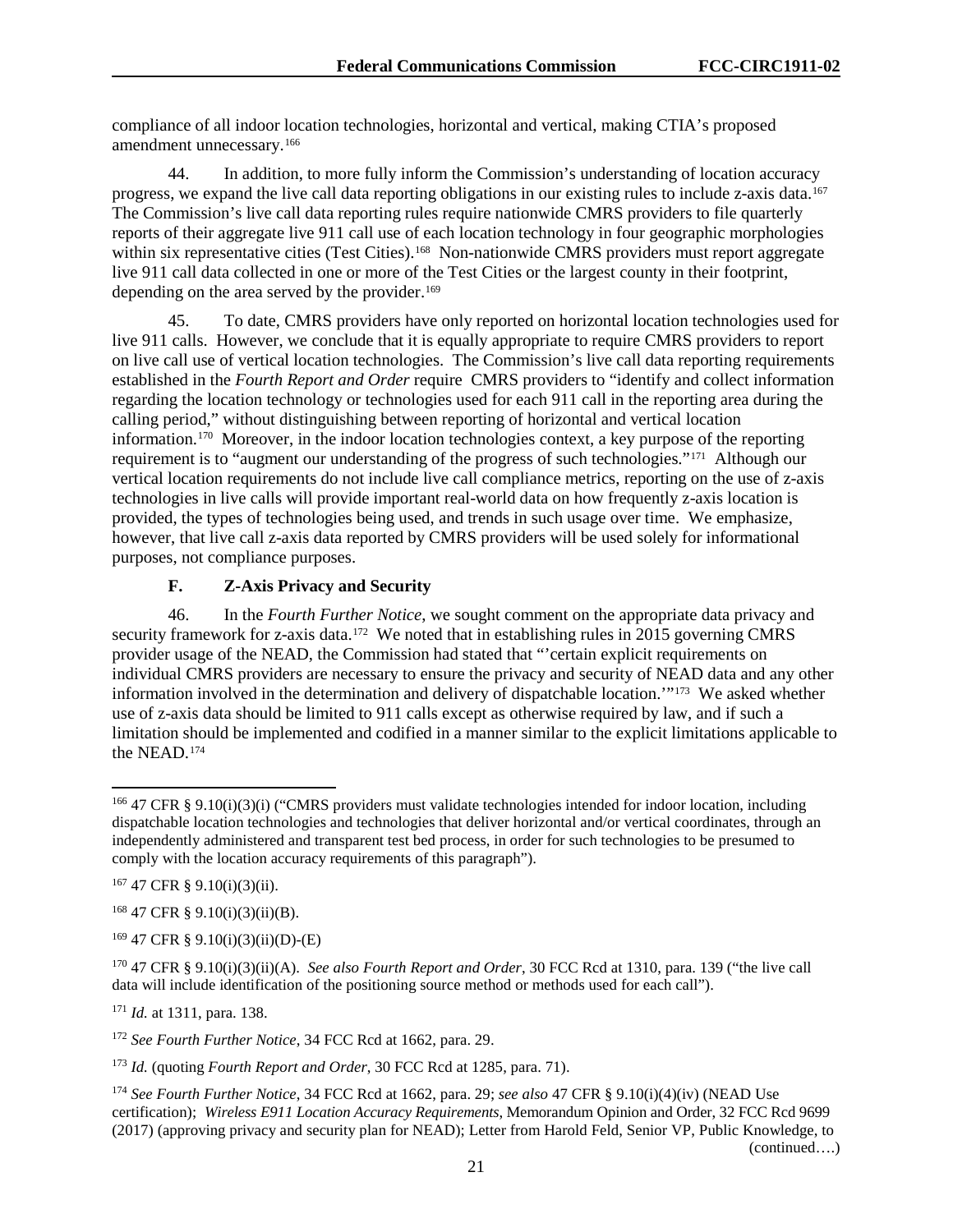compliance of all indoor location technologies, horizontal and vertical, making CTIA's proposed amendment unnecessary.[166]

44. In addition, to more fully inform the Commission's understanding of location accuracy progress, we expand the live call data reporting obligations in our existing rules to include z-axis data.[167] The Commission's live call data reporting rules require nationwide CMRS providers to file quarterly reports of their aggregate live 911 call use of each location technology in four geographic morphologies within six representative cities (Test Cities).[168] Non-nationwide CMRS providers must report aggregate live 911 call data collected in one or more of the Test Cities or the largest county in their footprint, depending on the area served by the provider.[169]

45. To date, CMRS providers have only reported on horizontal location technologies used for live 911 calls. However, we conclude that it is equally appropriate to require CMRS providers to report on live call use of vertical location technologies. The Commission's live call data reporting requirements established in the *Fourth Report and Order* require CMRS providers to "identify and collect information regarding the location technology or technologies used for each 911 call in the reporting area during the calling period," without distinguishing between reporting of horizontal and vertical location information.[170] Moreover, in the indoor location technologies context, a key purpose of the reporting requirement is to "augment our understanding of the progress of such technologies."[171] Although our vertical location requirements do not include live call compliance metrics, reporting on the use of z-axis technologies in live calls will provide important real-world data on how frequently z-axis location is provided, the types of technologies being used, and trends in such usage over time. We emphasize, however, that live call z-axis data reported by CMRS providers will be used solely for informational purposes, not compliance purposes.

### F. Z-Axis Privacy and Security

46. In the *Fourth Further Notice*, we sought comment on the appropriate data privacy and security framework for z-axis data.[172] We noted that in establishing rules in 2015 governing CMRS provider usage of the NEAD, the Commission had stated that "'certain explicit requirements on individual CMRS providers are necessary to ensure the privacy and security of NEAD data and any other information involved in the determination and delivery of dispatchable location.'"[173] We asked whether use of z-axis data should be limited to 911 calls except as otherwise required by law, and if such a limitation should be implemented and codified in a manner similar to the explicit limitations applicable to the NEAD.[174]

---

[166] 47 CFR § 9.10(i)(3)(i) ("CMRS providers must validate technologies intended for indoor location, including dispatchable location technologies and technologies that deliver horizontal and/or vertical coordinates, through an independently administered and transparent test bed process, in order for such technologies to be presumed to comply with the location accuracy requirements of this paragraph").

[167] 47 CFR § 9.10(i)(3)(ii).

[168] 47 CFR § 9.10(i)(3)(ii)(B).

[169] 47 CFR § 9.10(i)(3)(ii)(D)-(E)

[170] 47 CFR § 9.10(i)(3)(ii)(A). *See also Fourth Report and Order*, 30 FCC Rcd at 1310, para. 139 ("the live call data will include identification of the positioning source method or methods used for each call").

[171] *Id.* at 1311, para. 138.

[172] *See Fourth Further Notice*, 34 FCC Rcd at 1662, para. 29.

[173] *Id.* (quoting *Fourth Report and Order*, 30 FCC Rcd at 1285, para. 71).

[174] *See Fourth Further Notice*, 34 FCC Rcd at 1662, para. 29; *see also* 47 CFR § 9.10(i)(4)(iv) (NEAD Use certification); *Wireless E911 Location Accuracy Requirements*, Memorandum Opinion and Order, 32 FCC Rcd 9699 (2017) (approving privacy and security plan for NEAD); Letter from Harold Feld, Senior VP, Public Knowledge, to

(continued….)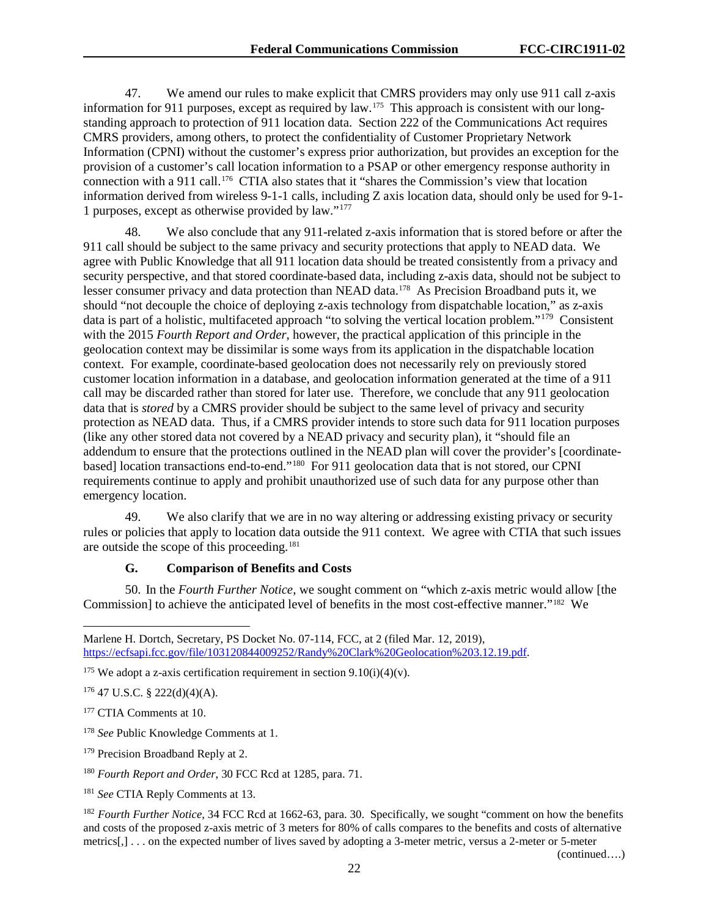47. We amend our rules to make explicit that CMRS providers may only use 911 call z-axis information for 911 purposes, except as required by law.[175] This approach is consistent with our long-standing approach to protection of 911 location data. Section 222 of the Communications Act requires CMRS providers, among others, to protect the confidentiality of Customer Proprietary Network Information (CPNI) without the customer's express prior authorization, but provides an exception for the provision of a customer's call location information to a PSAP or other emergency response authority in connection with a 911 call.[176] CTIA also states that it "shares the Commission's view that location information derived from wireless 9-1-1 calls, including Z axis location data, should only be used for 9-1-1 purposes, except as otherwise provided by law."[177]

48. We also conclude that any 911-related z-axis information that is stored before or after the 911 call should be subject to the same privacy and security protections that apply to NEAD data. We agree with Public Knowledge that all 911 location data should be treated consistently from a privacy and security perspective, and that stored coordinate-based data, including z-axis data, should not be subject to lesser consumer privacy and data protection than NEAD data.[178] As Precision Broadband puts it, we should "not decouple the choice of deploying z-axis technology from dispatchable location," as z-axis data is part of a holistic, multifaceted approach "to solving the vertical location problem."[179] Consistent with the 2015 *Fourth Report and Order*, however, the practical application of this principle in the geolocation context may be dissimilar is some ways from its application in the dispatchable location context. For example, coordinate-based geolocation does not necessarily rely on previously stored customer location information in a database, and geolocation information generated at the time of a 911 call may be discarded rather than stored for later use. Therefore, we conclude that any 911 geolocation data that is *stored* by a CMRS provider should be subject to the same level of privacy and security protection as NEAD data. Thus, if a CMRS provider intends to store such data for 911 location purposes (like any other stored data not covered by a NEAD privacy and security plan), it "should file an addendum to ensure that the protections outlined in the NEAD plan will cover the provider's [coordinate-based] location transactions end-to-end."[180] For 911 geolocation data that is not stored, our CPNI requirements continue to apply and prohibit unauthorized use of such data for any purpose other than emergency location.

49. We also clarify that we are in no way altering or addressing existing privacy or security rules or policies that apply to location data outside the 911 context. We agree with CTIA that such issues are outside the scope of this proceeding.[181]

### G. Comparison of Benefits and Costs

50. In the *Fourth Further Notice*, we sought comment on "which z-axis metric would allow [the Commission] to achieve the anticipated level of benefits in the most cost-effective manner."[182] We

---

Marlene H. Dortch, Secretary, PS Docket No. 07-114, FCC, at 2 (filed Mar. 12, 2019), https://ecfsapi.fcc.gov/file/103120844009252/Randy%20Clark%20Geolocation%203.12.19.pdf.

[175] We adopt a z-axis certification requirement in section 9.10(i)(4)(v).

[176] 47 U.S.C. § 222(d)(4)(A).

[177] CTIA Comments at 10.

[178] *See* Public Knowledge Comments at 1.

[179] Precision Broadband Reply at 2.

[180] *Fourth Report and Order*, 30 FCC Rcd at 1285, para. 71.

[181] *See* CTIA Reply Comments at 13.

[182] *Fourth Further Notice*, 34 FCC Rcd at 1662-63, para. 30. Specifically, we sought "comment on how the benefits and costs of the proposed z-axis metric of 3 meters for 80% of calls compares to the benefits and costs of alternative metrics[,] . . . on the expected number of lives saved by adopting a 3-meter metric, versus a 2-meter or 5-meter

(continued….)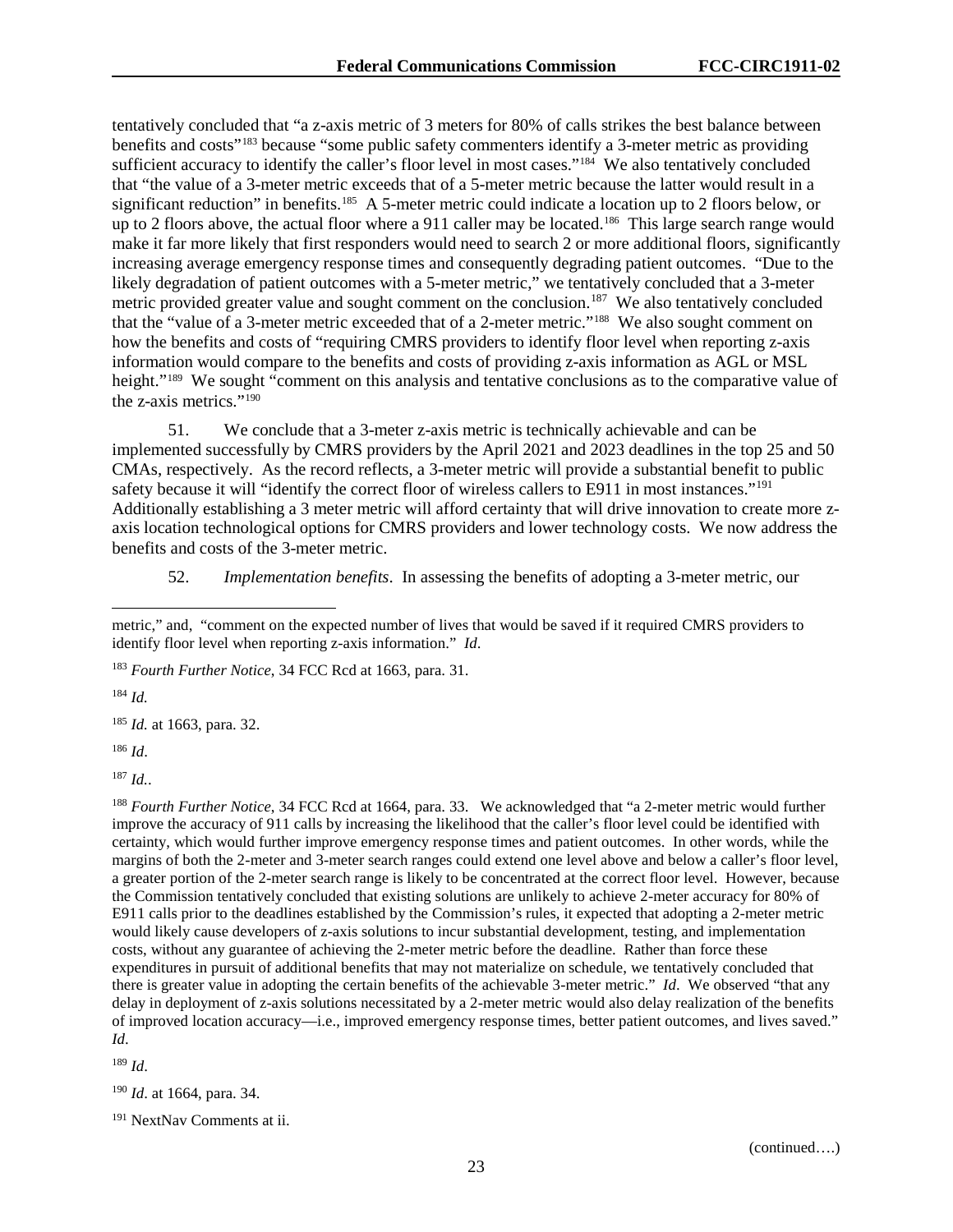tentatively concluded that "a z-axis metric of 3 meters for 80% of calls strikes the best balance between benefits and costs"[183] because "some public safety commenters identify a 3-meter metric as providing sufficient accuracy to identify the caller's floor level in most cases."[184] We also tentatively concluded that "the value of a 3-meter metric exceeds that of a 5-meter metric because the latter would result in a significant reduction" in benefits.[185] A 5-meter metric could indicate a location up to 2 floors below, or up to 2 floors above, the actual floor where a 911 caller may be located.[186] This large search range would make it far more likely that first responders would need to search 2 or more additional floors, significantly increasing average emergency response times and consequently degrading patient outcomes. "Due to the likely degradation of patient outcomes with a 5-meter metric," we tentatively concluded that a 3-meter metric provided greater value and sought comment on the conclusion.[187] We also tentatively concluded that the "value of a 3-meter metric exceeded that of a 2-meter metric."[188] We also sought comment on how the benefits and costs of "requiring CMRS providers to identify floor level when reporting z-axis information would compare to the benefits and costs of providing z-axis information as AGL or MSL height."[189] We sought "comment on this analysis and tentative conclusions as to the comparative value of the z-axis metrics."[190]

51. We conclude that a 3-meter z-axis metric is technically achievable and can be implemented successfully by CMRS providers by the April 2021 and 2023 deadlines in the top 25 and 50 CMAs, respectively. As the record reflects, a 3-meter metric will provide a substantial benefit to public safety because it will "identify the correct floor of wireless callers to E911 in most instances."[191] Additionally establishing a 3 meter metric will afford certainty that will drive innovation to create more z-axis location technological options for CMRS providers and lower technology costs. We now address the benefits and costs of the 3-meter metric.

52. *Implementation benefits*. In assessing the benefits of adopting a 3-meter metric, our

---

metric," and, "comment on the expected number of lives that would be saved if it required CMRS providers to identify floor level when reporting z-axis information." *Id*.

[183] *Fourth Further Notice*, 34 FCC Rcd at 1663, para. 31.

[184] *Id.*

[185] *Id.* at 1663, para. 32.

[186] *Id*.

[187] *Id.*.

[188] *Fourth Further Notice*, 34 FCC Rcd at 1664, para. 33. We acknowledged that "a 2-meter metric would further improve the accuracy of 911 calls by increasing the likelihood that the caller's floor level could be identified with certainty, which would further improve emergency response times and patient outcomes. In other words, while the margins of both the 2-meter and 3-meter search ranges could extend one level above and below a caller's floor level, a greater portion of the 2-meter search range is likely to be concentrated at the correct floor level. However, because the Commission tentatively concluded that existing solutions are unlikely to achieve 2-meter accuracy for 80% of E911 calls prior to the deadlines established by the Commission's rules, it expected that adopting a 2-meter metric would likely cause developers of z-axis solutions to incur substantial development, testing, and implementation costs, without any guarantee of achieving the 2-meter metric before the deadline. Rather than force these expenditures in pursuit of additional benefits that may not materialize on schedule, we tentatively concluded that there is greater value in adopting the certain benefits of the achievable 3-meter metric." *Id*. We observed "that any delay in deployment of z-axis solutions necessitated by a 2-meter metric would also delay realization of the benefits of improved location accuracy—i.e., improved emergency response times, better patient outcomes, and lives saved." *Id*.

[189] *Id*.

[190] *Id*. at 1664, para. 34.

[191] NextNav Comments at ii.

(continued….)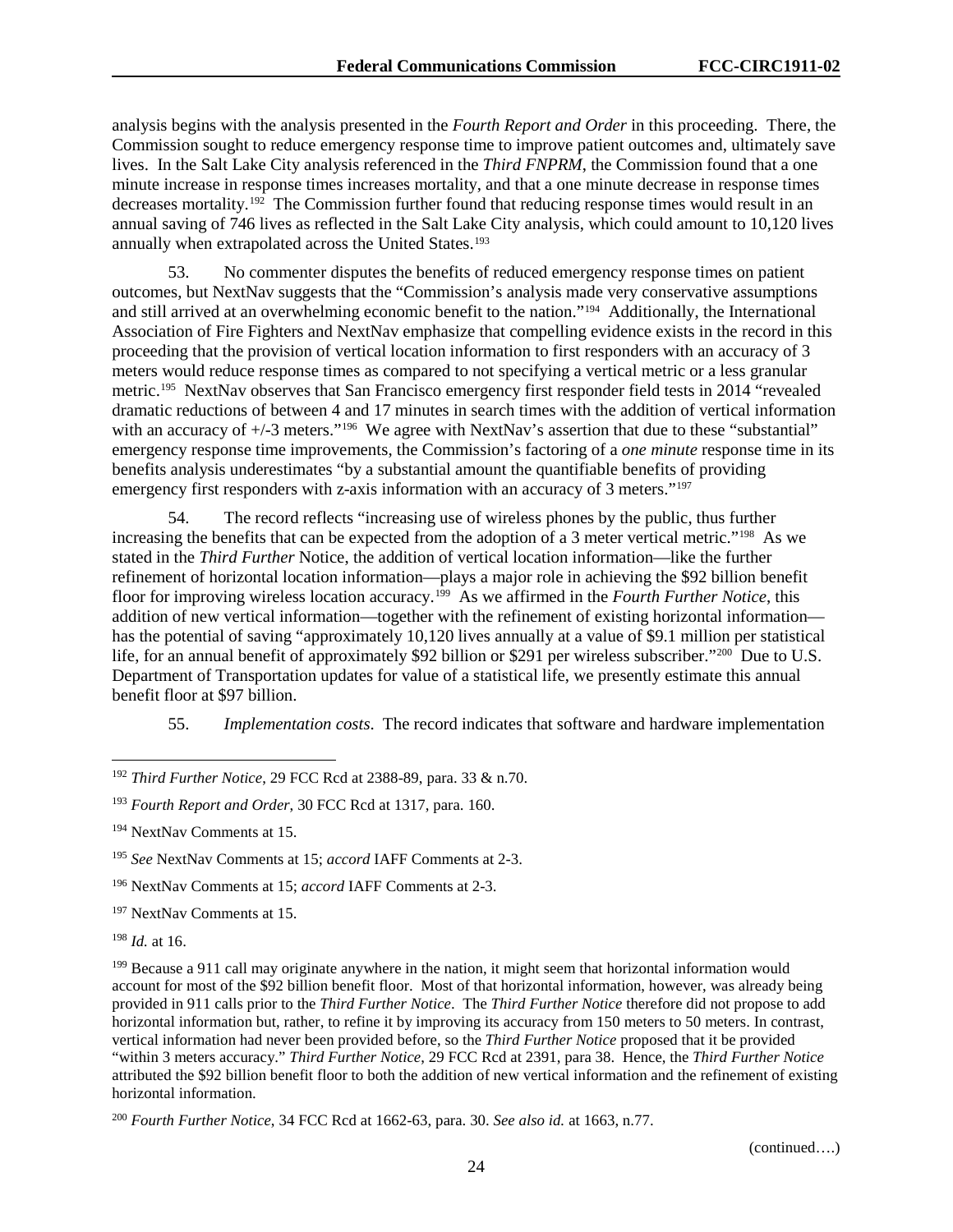analysis begins with the analysis presented in the *Fourth Report and Order* in this proceeding. There, the Commission sought to reduce emergency response time to improve patient outcomes and, ultimately save lives. In the Salt Lake City analysis referenced in the *Third FNPRM*, the Commission found that a one minute increase in response times increases mortality, and that a one minute decrease in response times decreases mortality.[192] The Commission further found that reducing response times would result in an annual saving of 746 lives as reflected in the Salt Lake City analysis, which could amount to 10,120 lives annually when extrapolated across the United States.[193]

53. No commenter disputes the benefits of reduced emergency response times on patient outcomes, but NextNav suggests that the "Commission's analysis made very conservative assumptions and still arrived at an overwhelming economic benefit to the nation."[194] Additionally, the International Association of Fire Fighters and NextNav emphasize that compelling evidence exists in the record in this proceeding that the provision of vertical location information to first responders with an accuracy of 3 meters would reduce response times as compared to not specifying a vertical metric or a less granular metric.[195] NextNav observes that San Francisco emergency first responder field tests in 2014 "revealed dramatic reductions of between 4 and 17 minutes in search times with the addition of vertical information with an accuracy of +/-3 meters."[196] We agree with NextNav's assertion that due to these "substantial" emergency response time improvements, the Commission's factoring of a *one minute* response time in its benefits analysis underestimates "by a substantial amount the quantifiable benefits of providing emergency first responders with z-axis information with an accuracy of 3 meters."[197]

54. The record reflects "increasing use of wireless phones by the public, thus further increasing the benefits that can be expected from the adoption of a 3 meter vertical metric."[198] As we stated in the *Third Further* Notice, the addition of vertical location information—like the further refinement of horizontal location information—plays a major role in achieving the $92 billion benefit floor for improving wireless location accuracy.[199] As we affirmed in the *Fourth Further Notice*, this addition of new vertical information—together with the refinement of existing horizontal information—has the potential of saving "approximately 10,120 lives annually at a value of $9.1 million per statistical life, for an annual benefit of approximately $92 billion or $291 per wireless subscriber."[200] Due to U.S. Department of Transportation updates for value of a statistical life, we presently estimate this annual benefit floor at $97 billion.

55. *Implementation costs*. The record indicates that software and hardware implementation

---

[192] *Third Further Notice*, 29 FCC Rcd at 2388-89, para. 33 & n.70.

[193] *Fourth Report and Order*, 30 FCC Rcd at 1317, para. 160.

[194] NextNav Comments at 15.

[195] *See* NextNav Comments at 15; *accord* IAFF Comments at 2-3.

[196] NextNav Comments at 15; *accord* IAFF Comments at 2-3.

[197] NextNav Comments at 15.

[198] *Id.* at 16.

[199] Because a 911 call may originate anywhere in the nation, it might seem that horizontal information would account for most of the $92 billion benefit floor. Most of that horizontal information, however, was already being provided in 911 calls prior to the *Third Further Notice*. The *Third Further Notice* therefore did not propose to add horizontal information but, rather, to refine it by improving its accuracy from 150 meters to 50 meters. In contrast, vertical information had never been provided before, so the *Third Further Notice* proposed that it be provided "within 3 meters accuracy." *Third Further Notice*, 29 FCC Rcd at 2391, para 38. Hence, the *Third Further Notice* attributed the $92 billion benefit floor to both the addition of new vertical information and the refinement of existing horizontal information.

[200] *Fourth Further Notice*, 34 FCC Rcd at 1662-63, para. 30. *See also id.* at 1663, n.77.

(continued….)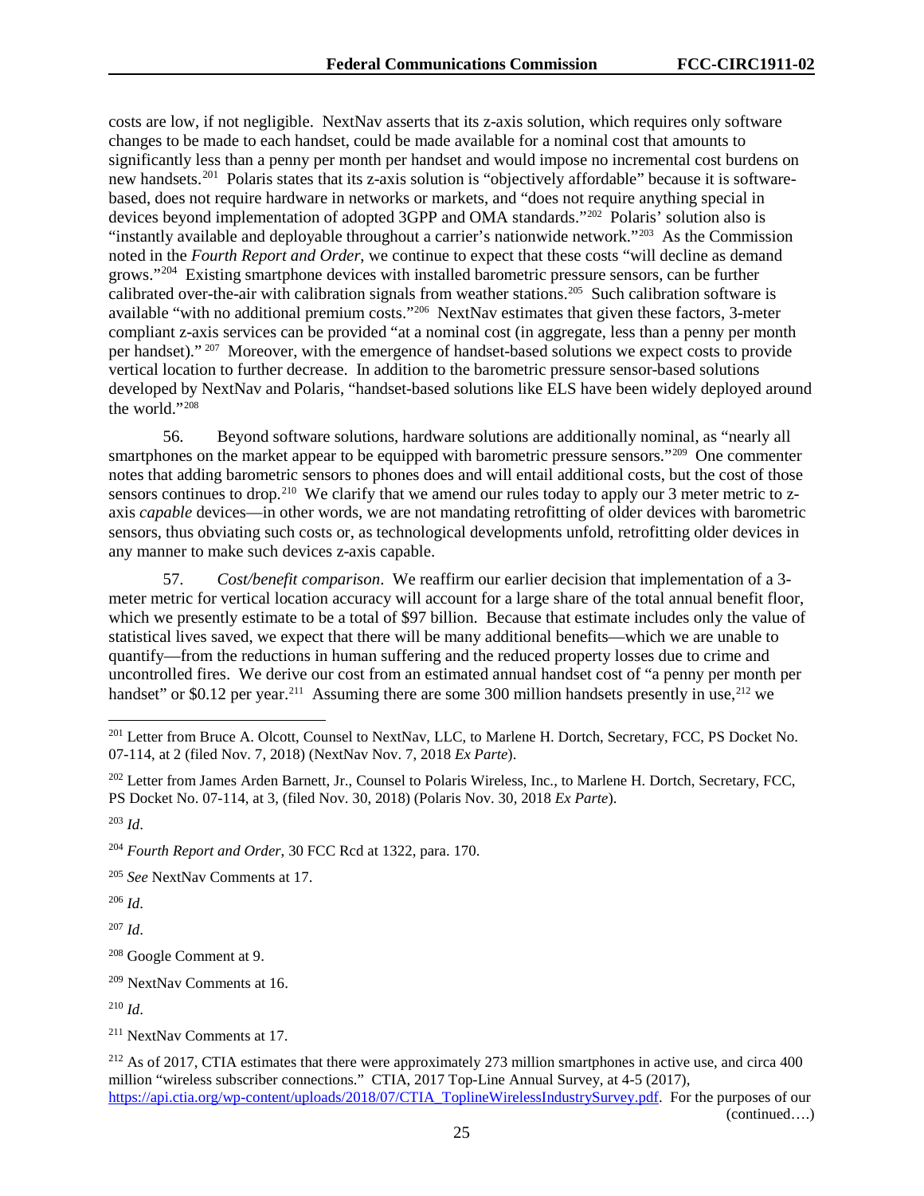costs are low, if not negligible. NextNav asserts that its z-axis solution, which requires only software changes to be made to each handset, could be made available for a nominal cost that amounts to significantly less than a penny per month per handset and would impose no incremental cost burdens on new handsets.[201] Polaris states that its z-axis solution is "objectively affordable" because it is software-based, does not require hardware in networks or markets, and "does not require anything special in devices beyond implementation of adopted 3GPP and OMA standards."[202] Polaris' solution also is "instantly available and deployable throughout a carrier's nationwide network."[203] As the Commission noted in the *Fourth Report and Order*, we continue to expect that these costs "will decline as demand grows."[204] Existing smartphone devices with installed barometric pressure sensors, can be further calibrated over-the-air with calibration signals from weather stations.[205] Such calibration software is available "with no additional premium costs."[206] NextNav estimates that given these factors, 3-meter compliant z-axis services can be provided "at a nominal cost (in aggregate, less than a penny per month per handset)." [207] Moreover, with the emergence of handset-based solutions we expect costs to provide vertical location to further decrease. In addition to the barometric pressure sensor-based solutions developed by NextNav and Polaris, "handset-based solutions like ELS have been widely deployed around the world."[208]

56. Beyond software solutions, hardware solutions are additionally nominal, as "nearly all smartphones on the market appear to be equipped with barometric pressure sensors."[209] One commenter notes that adding barometric sensors to phones does and will entail additional costs, but the cost of those sensors continues to drop.[210] We clarify that we amend our rules today to apply our 3 meter metric to z-axis *capable* devices—in other words, we are not mandating retrofitting of older devices with barometric sensors, thus obviating such costs or, as technological developments unfold, retrofitting older devices in any manner to make such devices z-axis capable.

57. *Cost/benefit comparison*. We reaffirm our earlier decision that implementation of a 3-meter metric for vertical location accuracy will account for a large share of the total annual benefit floor, which we presently estimate to be a total of $97 billion. Because that estimate includes only the value of statistical lives saved, we expect that there will be many additional benefits—which we are unable to quantify—from the reductions in human suffering and the reduced property losses due to crime and uncontrolled fires. We derive our cost from an estimated annual handset cost of "a penny per month per handset" or $0.12 per year.[211] Assuming there are some 300 million handsets presently in use,[212] we

---

[201] Letter from Bruce A. Olcott, Counsel to NextNav, LLC, to Marlene H. Dortch, Secretary, FCC, PS Docket No. 07-114, at 2 (filed Nov. 7, 2018) (NextNav Nov. 7, 2018 *Ex Parte*).

[202] Letter from James Arden Barnett, Jr., Counsel to Polaris Wireless, Inc., to Marlene H. Dortch, Secretary, FCC, PS Docket No. 07-114, at 3, (filed Nov. 30, 2018) (Polaris Nov. 30, 2018 *Ex Parte*).

[203] *Id*.

[204] *Fourth Report and Order*, 30 FCC Rcd at 1322, para. 170.

[205] *See* NextNav Comments at 17.

[206] *Id*.

[207] *Id*.

[208] Google Comment at 9.

[209] NextNav Comments at 16.

[210] *Id*.

[211] NextNav Comments at 17.

[212] As of 2017, CTIA estimates that there were approximately 273 million smartphones in active use, and circa 400 million "wireless subscriber connections." CTIA, 2017 Top-Line Annual Survey, at 4-5 (2017), https://api.ctia.org/wp-content/uploads/2018/07/CTIA_ToplineWirelessIndustrySurvey.pdf. For the purposes of our (continued….)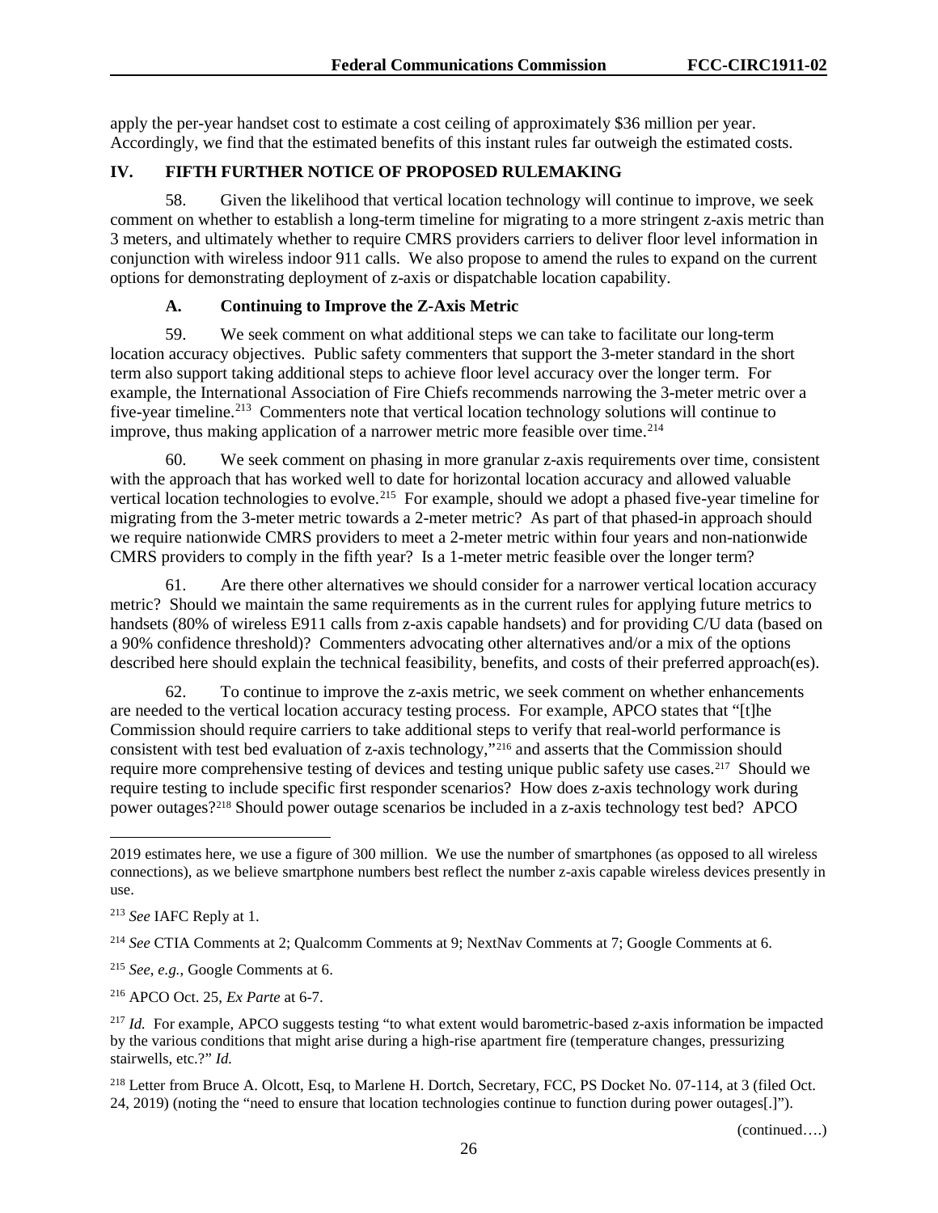apply the per-year handset cost to estimate a cost ceiling of approximately $36 million per year. Accordingly, we find that the estimated benefits of this instant rules far outweigh the estimated costs.

## IV. FIFTH FURTHER NOTICE OF PROPOSED RULEMAKING

58. Given the likelihood that vertical location technology will continue to improve, we seek comment on whether to establish a long-term timeline for migrating to a more stringent z-axis metric than 3 meters, and ultimately whether to require CMRS providers carriers to deliver floor level information in conjunction with wireless indoor 911 calls. We also propose to amend the rules to expand on the current options for demonstrating deployment of z-axis or dispatchable location capability.

### A. Continuing to Improve the Z-Axis Metric

59. We seek comment on what additional steps we can take to facilitate our long-term location accuracy objectives. Public safety commenters that support the 3-meter standard in the short term also support taking additional steps to achieve floor level accuracy over the longer term. For example, the International Association of Fire Chiefs recommends narrowing the 3-meter metric over a five-year timeline.[213] Commenters note that vertical location technology solutions will continue to improve, thus making application of a narrower metric more feasible over time.[214]

60. We seek comment on phasing in more granular z-axis requirements over time, consistent with the approach that has worked well to date for horizontal location accuracy and allowed valuable vertical location technologies to evolve.[215] For example, should we adopt a phased five-year timeline for migrating from the 3-meter metric towards a 2-meter metric? As part of that phased-in approach should we require nationwide CMRS providers to meet a 2-meter metric within four years and non-nationwide CMRS providers to comply in the fifth year? Is a 1-meter metric feasible over the longer term?

61. Are there other alternatives we should consider for a narrower vertical location accuracy metric? Should we maintain the same requirements as in the current rules for applying future metrics to handsets (80% of wireless E911 calls from z-axis capable handsets) and for providing C/U data (based on a 90% confidence threshold)? Commenters advocating other alternatives and/or a mix of the options described here should explain the technical feasibility, benefits, and costs of their preferred approach(es).

62. To continue to improve the z-axis metric, we seek comment on whether enhancements are needed to the vertical location accuracy testing process. For example, APCO states that "[t]he Commission should require carriers to take additional steps to verify that real-world performance is consistent with test bed evaluation of z-axis technology,"[216] and asserts that the Commission should require more comprehensive testing of devices and testing unique public safety use cases.[217] Should we require testing to include specific first responder scenarios? How does z-axis technology work during power outages?[218] Should power outage scenarios be included in a z-axis technology test bed? APCO

---

2019 estimates here, we use a figure of 300 million. We use the number of smartphones (as opposed to all wireless connections), as we believe smartphone numbers best reflect the number z-axis capable wireless devices presently in use.

[213] *See* IAFC Reply at 1.

[214] *See* CTIA Comments at 2; Qualcomm Comments at 9; NextNav Comments at 7; Google Comments at 6.

[215] *See, e.g.*, Google Comments at 6.

[216] APCO Oct. 25, *Ex Parte* at 6-7.

[217] *Id.* For example, APCO suggests testing "to what extent would barometric-based z-axis information be impacted by the various conditions that might arise during a high-rise apartment fire (temperature changes, pressurizing stairwells, etc.?" *Id.*

[218] Letter from Bruce A. Olcott, Esq, to Marlene H. Dortch, Secretary, FCC, PS Docket No. 07-114, at 3 (filed Oct. 24, 2019) (noting the "need to ensure that location technologies continue to function during power outages[.]").

(continued….)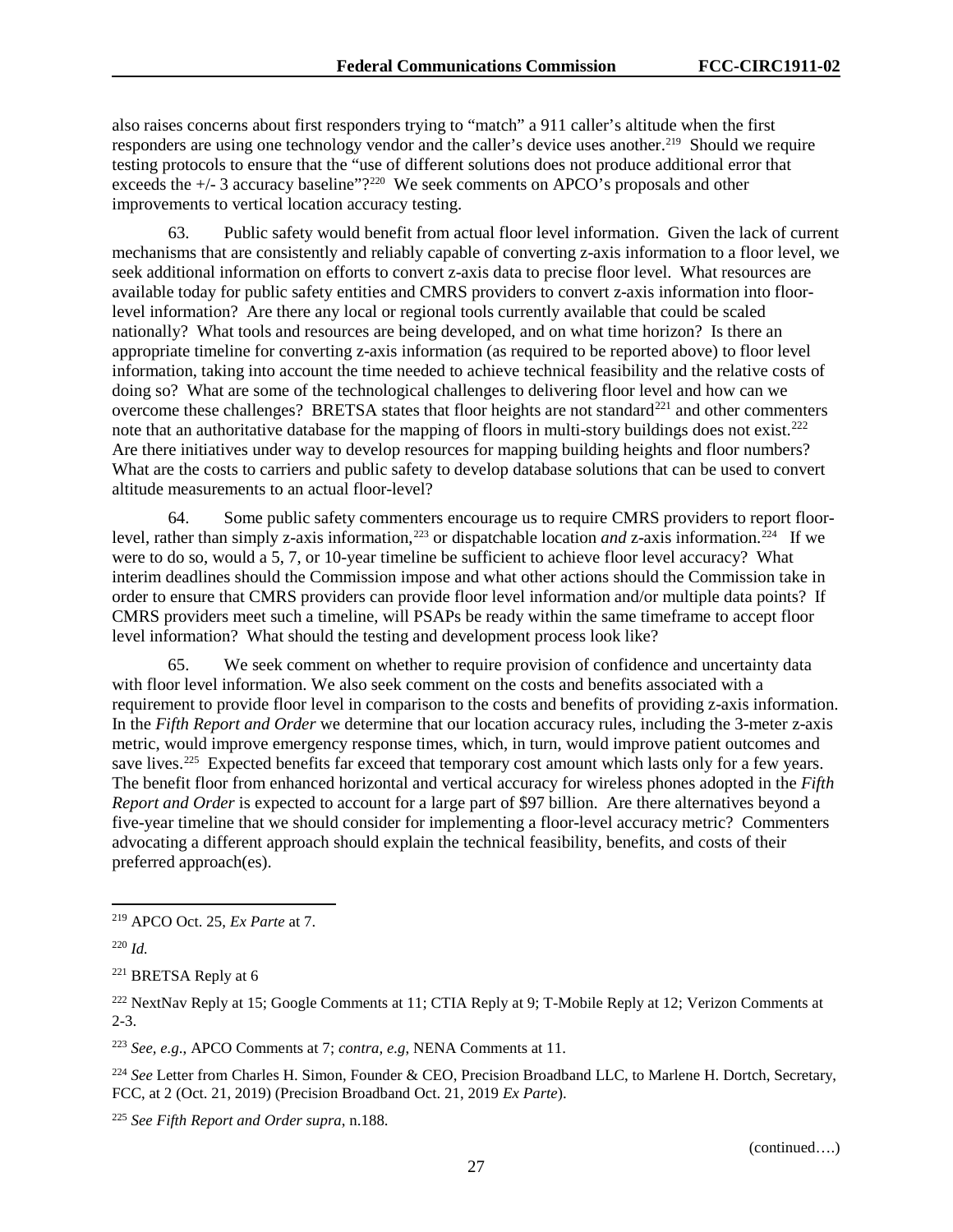also raises concerns about first responders trying to "match" a 911 caller's altitude when the first responders are using one technology vendor and the caller's device uses another.[219] Should we require testing protocols to ensure that the "use of different solutions does not produce additional error that exceeds the +/- 3 accuracy baseline"?[220] We seek comments on APCO's proposals and other improvements to vertical location accuracy testing.

63. Public safety would benefit from actual floor level information. Given the lack of current mechanisms that are consistently and reliably capable of converting z-axis information to a floor level, we seek additional information on efforts to convert z-axis data to precise floor level. What resources are available today for public safety entities and CMRS providers to convert z-axis information into floor-level information? Are there any local or regional tools currently available that could be scaled nationally? What tools and resources are being developed, and on what time horizon? Is there an appropriate timeline for converting z-axis information (as required to be reported above) to floor level information, taking into account the time needed to achieve technical feasibility and the relative costs of doing so? What are some of the technological challenges to delivering floor level and how can we overcome these challenges? BRETSA states that floor heights are not standard[221] and other commenters note that an authoritative database for the mapping of floors in multi-story buildings does not exist.[222] Are there initiatives under way to develop resources for mapping building heights and floor numbers? What are the costs to carriers and public safety to develop database solutions that can be used to convert altitude measurements to an actual floor-level?

64. Some public safety commenters encourage us to require CMRS providers to report floor-level, rather than simply z-axis information,[223] or dispatchable location *and* z-axis information.[224] If we were to do so, would a 5, 7, or 10-year timeline be sufficient to achieve floor level accuracy? What interim deadlines should the Commission impose and what other actions should the Commission take in order to ensure that CMRS providers can provide floor level information and/or multiple data points? If CMRS providers meet such a timeline, will PSAPs be ready within the same timeframe to accept floor level information? What should the testing and development process look like?

65. We seek comment on whether to require provision of confidence and uncertainty data with floor level information. We also seek comment on the costs and benefits associated with a requirement to provide floor level in comparison to the costs and benefits of providing z-axis information. In the *Fifth Report and Order* we determine that our location accuracy rules, including the 3-meter z-axis metric, would improve emergency response times, which, in turn, would improve patient outcomes and save lives.[225] Expected benefits far exceed that temporary cost amount which lasts only for a few years. The benefit floor from enhanced horizontal and vertical accuracy for wireless phones adopted in the *Fifth Report and Order* is expected to account for a large part of $97 billion. Are there alternatives beyond a five-year timeline that we should consider for implementing a floor-level accuracy metric? Commenters advocating a different approach should explain the technical feasibility, benefits, and costs of their preferred approach(es).

---

[219] APCO Oct. 25, *Ex Parte* at 7.

[220] *Id.*

[221] BRETSA Reply at 6

[222] NextNav Reply at 15; Google Comments at 11; CTIA Reply at 9; T-Mobile Reply at 12; Verizon Comments at 2-3.

[223] *See, e.g*., APCO Comments at 7; *contra, e.g*, NENA Comments at 11.

[224] *See* Letter from Charles H. Simon, Founder & CEO, Precision Broadband LLC, to Marlene H. Dortch, Secretary, FCC, at 2 (Oct. 21, 2019) (Precision Broadband Oct. 21, 2019 *Ex Parte*).

[225] *See Fifth Report and Order supra*, n.188.

(continued….)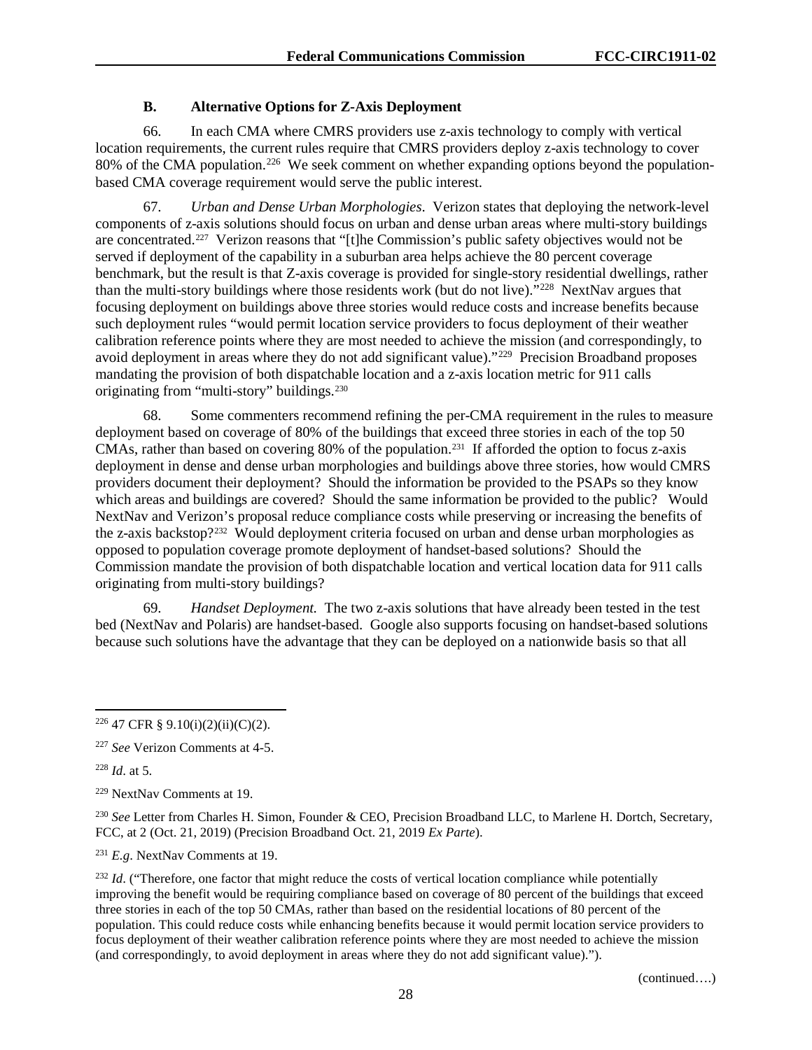### B. Alternative Options for Z-Axis Deployment

66. In each CMA where CMRS providers use z-axis technology to comply with vertical location requirements, the current rules require that CMRS providers deploy z-axis technology to cover 80% of the CMA population.[226] We seek comment on whether expanding options beyond the population-based CMA coverage requirement would serve the public interest.

67. *Urban and Dense Urban Morphologies*. Verizon states that deploying the network-level components of z-axis solutions should focus on urban and dense urban areas where multi-story buildings are concentrated.[227] Verizon reasons that "[t]he Commission's public safety objectives would not be served if deployment of the capability in a suburban area helps achieve the 80 percent coverage benchmark, but the result is that Z-axis coverage is provided for single-story residential dwellings, rather than the multi-story buildings where those residents work (but do not live)."[228] NextNav argues that focusing deployment on buildings above three stories would reduce costs and increase benefits because such deployment rules "would permit location service providers to focus deployment of their weather calibration reference points where they are most needed to achieve the mission (and correspondingly, to avoid deployment in areas where they do not add significant value)."[229] Precision Broadband proposes mandating the provision of both dispatchable location and a z-axis location metric for 911 calls originating from "multi-story" buildings.[230]

68. Some commenters recommend refining the per-CMA requirement in the rules to measure deployment based on coverage of 80% of the buildings that exceed three stories in each of the top 50 CMAs, rather than based on covering 80% of the population.[231] If afforded the option to focus z-axis deployment in dense and dense urban morphologies and buildings above three stories, how would CMRS providers document their deployment? Should the information be provided to the PSAPs so they know which areas and buildings are covered? Should the same information be provided to the public? Would NextNav and Verizon's proposal reduce compliance costs while preserving or increasing the benefits of the z-axis backstop?[232] Would deployment criteria focused on urban and dense urban morphologies as opposed to population coverage promote deployment of handset-based solutions? Should the Commission mandate the provision of both dispatchable location and vertical location data for 911 calls originating from multi-story buildings?

69. *Handset Deployment.* The two z-axis solutions that have already been tested in the test bed (NextNav and Polaris) are handset-based. Google also supports focusing on handset-based solutions because such solutions have the advantage that they can be deployed on a nationwide basis so that all

---

[226] 47 CFR § 9.10(i)(2)(ii)(C)(2).

[227] *See* Verizon Comments at 4-5.

[228] *Id*. at 5.

[229] NextNav Comments at 19.

[230] *See* Letter from Charles H. Simon, Founder & CEO, Precision Broadband LLC, to Marlene H. Dortch, Secretary, FCC, at 2 (Oct. 21, 2019) (Precision Broadband Oct. 21, 2019 *Ex Parte*).

[231] *E.g*. NextNav Comments at 19.

[232] *Id*. ("Therefore, one factor that might reduce the costs of vertical location compliance while potentially improving the benefit would be requiring compliance based on coverage of 80 percent of the buildings that exceed three stories in each of the top 50 CMAs, rather than based on the residential locations of 80 percent of the population. This could reduce costs while enhancing benefits because it would permit location service providers to focus deployment of their weather calibration reference points where they are most needed to achieve the mission (and correspondingly, to avoid deployment in areas where they do not add significant value).").

(continued….)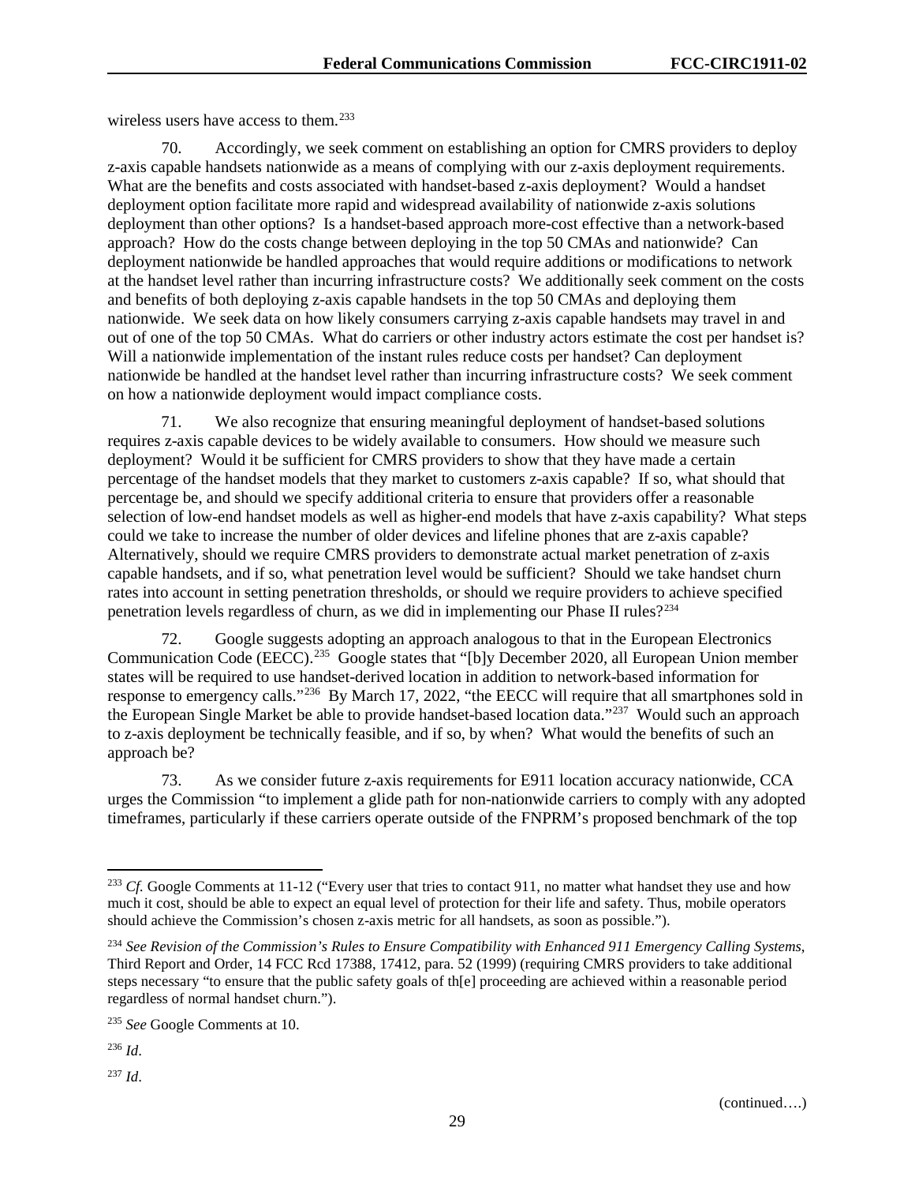wireless users have access to them.[233]

70. Accordingly, we seek comment on establishing an option for CMRS providers to deploy z-axis capable handsets nationwide as a means of complying with our z-axis deployment requirements. What are the benefits and costs associated with handset-based z-axis deployment? Would a handset deployment option facilitate more rapid and widespread availability of nationwide z-axis solutions deployment than other options? Is a handset-based approach more-cost effective than a network-based approach? How do the costs change between deploying in the top 50 CMAs and nationwide? Can deployment nationwide be handled approaches that would require additions or modifications to network at the handset level rather than incurring infrastructure costs? We additionally seek comment on the costs and benefits of both deploying z-axis capable handsets in the top 50 CMAs and deploying them nationwide. We seek data on how likely consumers carrying z-axis capable handsets may travel in and out of one of the top 50 CMAs. What do carriers or other industry actors estimate the cost per handset is? Will a nationwide implementation of the instant rules reduce costs per handset? Can deployment nationwide be handled at the handset level rather than incurring infrastructure costs? We seek comment on how a nationwide deployment would impact compliance costs.

71. We also recognize that ensuring meaningful deployment of handset-based solutions requires z-axis capable devices to be widely available to consumers. How should we measure such deployment? Would it be sufficient for CMRS providers to show that they have made a certain percentage of the handset models that they market to customers z-axis capable? If so, what should that percentage be, and should we specify additional criteria to ensure that providers offer a reasonable selection of low-end handset models as well as higher-end models that have z-axis capability? What steps could we take to increase the number of older devices and lifeline phones that are z-axis capable? Alternatively, should we require CMRS providers to demonstrate actual market penetration of z-axis capable handsets, and if so, what penetration level would be sufficient? Should we take handset churn rates into account in setting penetration thresholds, or should we require providers to achieve specified penetration levels regardless of churn, as we did in implementing our Phase II rules?[234]

72. Google suggests adopting an approach analogous to that in the European Electronics Communication Code (EECC).[235] Google states that "[b]y December 2020, all European Union member states will be required to use handset-derived location in addition to network-based information for response to emergency calls."[236] By March 17, 2022, "the EECC will require that all smartphones sold in the European Single Market be able to provide handset-based location data."[237] Would such an approach to z-axis deployment be technically feasible, and if so, by when? What would the benefits of such an approach be?

73. As we consider future z-axis requirements for E911 location accuracy nationwide, CCA urges the Commission "to implement a glide path for non-nationwide carriers to comply with any adopted timeframes, particularly if these carriers operate outside of the FNPRM's proposed benchmark of the top

---

[233] *Cf.* Google Comments at 11-12 ("Every user that tries to contact 911, no matter what handset they use and how much it cost, should be able to expect an equal level of protection for their life and safety. Thus, mobile operators should achieve the Commission's chosen z-axis metric for all handsets, as soon as possible.").

[234] *See Revision of the Commission's Rules to Ensure Compatibility with Enhanced 911 Emergency Calling Systems*, Third Report and Order, 14 FCC Rcd 17388, 17412, para. 52 (1999) (requiring CMRS providers to take additional steps necessary "to ensure that the public safety goals of th[e] proceeding are achieved within a reasonable period regardless of normal handset churn.").

[235] *See* Google Comments at 10.

[236] *Id*.

[237] *Id*.

(continued….)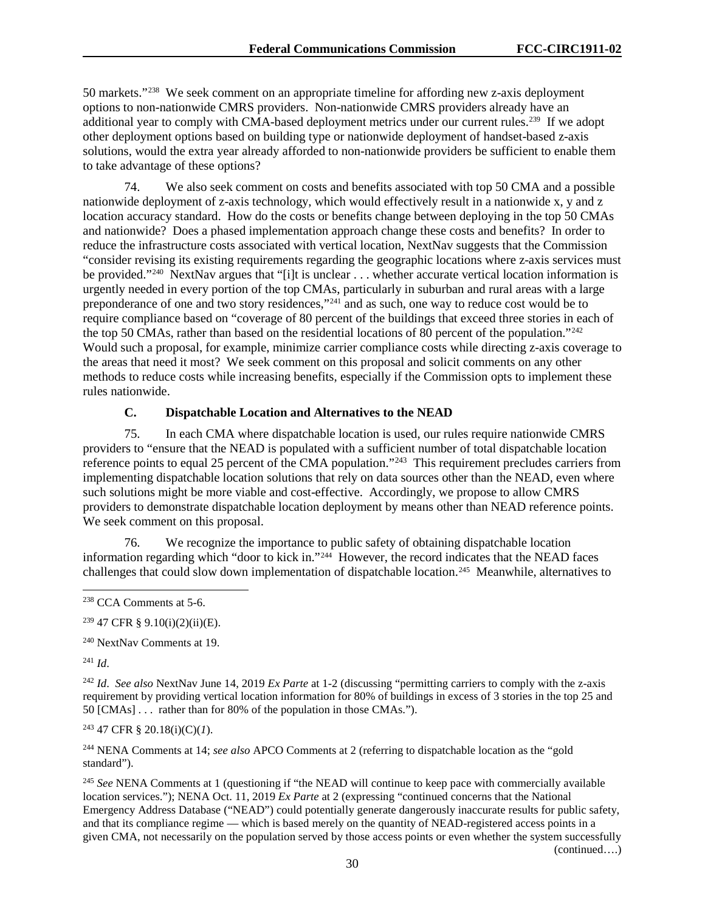50 markets."[238] We seek comment on an appropriate timeline for affording new z-axis deployment options to non-nationwide CMRS providers. Non-nationwide CMRS providers already have an additional year to comply with CMA-based deployment metrics under our current rules.[239] If we adopt other deployment options based on building type or nationwide deployment of handset-based z-axis solutions, would the extra year already afforded to non-nationwide providers be sufficient to enable them to take advantage of these options?

74. We also seek comment on costs and benefits associated with top 50 CMA and a possible nationwide deployment of z-axis technology, which would effectively result in a nationwide x, y and z location accuracy standard. How do the costs or benefits change between deploying in the top 50 CMAs and nationwide? Does a phased implementation approach change these costs and benefits? In order to reduce the infrastructure costs associated with vertical location, NextNav suggests that the Commission "consider revising its existing requirements regarding the geographic locations where z-axis services must be provided."[240] NextNav argues that "[i]t is unclear . . . whether accurate vertical location information is urgently needed in every portion of the top CMAs, particularly in suburban and rural areas with a large preponderance of one and two story residences,"[241] and as such, one way to reduce cost would be to require compliance based on "coverage of 80 percent of the buildings that exceed three stories in each of the top 50 CMAs, rather than based on the residential locations of 80 percent of the population."[242] Would such a proposal, for example, minimize carrier compliance costs while directing z-axis coverage to the areas that need it most? We seek comment on this proposal and solicit comments on any other methods to reduce costs while increasing benefits, especially if the Commission opts to implement these rules nationwide.

### C. Dispatchable Location and Alternatives to the NEAD

75. In each CMA where dispatchable location is used, our rules require nationwide CMRS providers to "ensure that the NEAD is populated with a sufficient number of total dispatchable location reference points to equal 25 percent of the CMA population."[243] This requirement precludes carriers from implementing dispatchable location solutions that rely on data sources other than the NEAD, even where such solutions might be more viable and cost-effective. Accordingly, we propose to allow CMRS providers to demonstrate dispatchable location deployment by means other than NEAD reference points. We seek comment on this proposal.

76. We recognize the importance to public safety of obtaining dispatchable location information regarding which "door to kick in."[244] However, the record indicates that the NEAD faces challenges that could slow down implementation of dispatchable location.[245] Meanwhile, alternatives to

---

[238] CCA Comments at 5-6.

[239] 47 CFR § 9.10(i)(2)(ii)(E).

[240] NextNav Comments at 19.

[241] *Id*.

[242] *Id*. *See also* NextNav June 14, 2019 *Ex Parte* at 1-2 (discussing "permitting carriers to comply with the z-axis requirement by providing vertical location information for 80% of buildings in excess of 3 stories in the top 25 and 50 [CMAs] . . . rather than for 80% of the population in those CMAs.").

[243] 47 CFR § 20.18(i)(C)(*1*).

[244] NENA Comments at 14; *see also* APCO Comments at 2 (referring to dispatchable location as the "gold standard").

[245] *See* NENA Comments at 1 (questioning if "the NEAD will continue to keep pace with commercially available location services."); NENA Oct. 11, 2019 *Ex Parte* at 2 (expressing "continued concerns that the National Emergency Address Database ("NEAD") could potentially generate dangerously inaccurate results for public safety, and that its compliance regime — which is based merely on the quantity of NEAD-registered access points in a given CMA, not necessarily on the population served by those access points or even whether the system successfully

(continued….)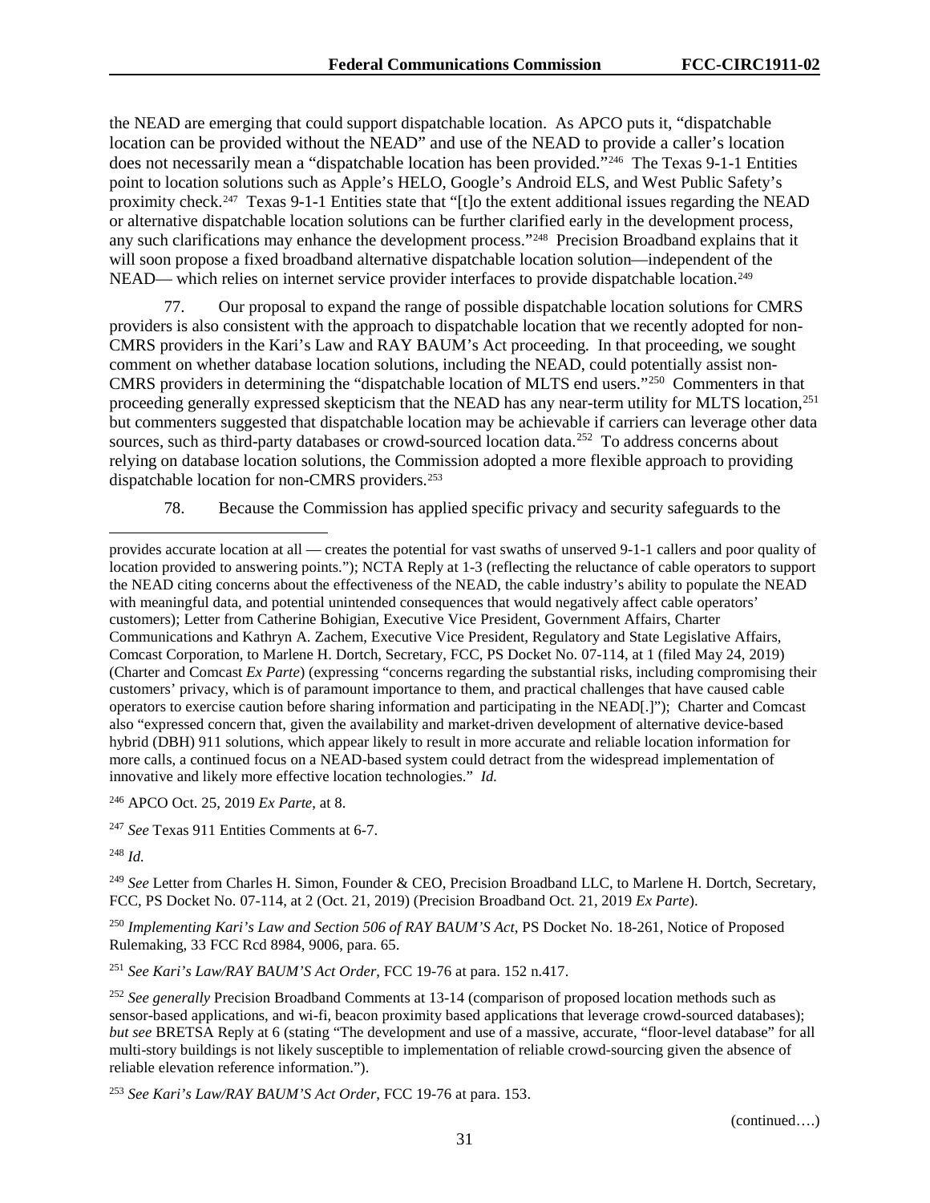the NEAD are emerging that could support dispatchable location. As APCO puts it, "dispatchable location can be provided without the NEAD" and use of the NEAD to provide a caller's location does not necessarily mean a "dispatchable location has been provided."[246] The Texas 9-1-1 Entities point to location solutions such as Apple's HELO, Google's Android ELS, and West Public Safety's proximity check.[247] Texas 9-1-1 Entities state that "[t]o the extent additional issues regarding the NEAD or alternative dispatchable location solutions can be further clarified early in the development process, any such clarifications may enhance the development process."[248] Precision Broadband explains that it will soon propose a fixed broadband alternative dispatchable location solution—independent of the NEAD— which relies on internet service provider interfaces to provide dispatchable location.[249]

77. Our proposal to expand the range of possible dispatchable location solutions for CMRS providers is also consistent with the approach to dispatchable location that we recently adopted for non-CMRS providers in the Kari's Law and RAY BAUM'S Act proceeding. In that proceeding, we sought comment on whether database location solutions, including the NEAD, could potentially assist non-CMRS providers in determining the "dispatchable location of MLTS end users."[250] Commenters in that proceeding generally expressed skepticism that the NEAD has any near-term utility for MLTS location,[251] but commenters suggested that dispatchable location may be achievable if carriers can leverage other data sources, such as third-party databases or crowd-sourced location data.[252] To address concerns about relying on database location solutions, the Commission adopted a more flexible approach to providing dispatchable location for non-CMRS providers.[253]

78. Because the Commission has applied specific privacy and security safeguards to the

---

provides accurate location at all — creates the potential for vast swaths of unserved 9-1-1 callers and poor quality of location provided to answering points."); NCTA Reply at 1-3 (reflecting the reluctance of cable operators to support the NEAD citing concerns about the effectiveness of the NEAD, the cable industry's ability to populate the NEAD with meaningful data, and potential unintended consequences that would negatively affect cable operators' customers); Letter from Catherine Bohigian, Executive Vice President, Government Affairs, Charter Communications and Kathryn A. Zachem, Executive Vice President, Regulatory and State Legislative Affairs, Comcast Corporation, to Marlene H. Dortch, Secretary, FCC, PS Docket No. 07-114, at 1 (filed May 24, 2019) (Charter and Comcast *Ex Parte*) (expressing "concerns regarding the substantial risks, including compromising their customers' privacy, which is of paramount importance to them, and practical challenges that have caused cable operators to exercise caution before sharing information and participating in the NEAD[.]"); Charter and Comcast also "expressed concern that, given the availability and market-driven development of alternative device-based hybrid (DBH) 911 solutions, which appear likely to result in more accurate and reliable location information for more calls, a continued focus on a NEAD-based system could detract from the widespread implementation of innovative and likely more effective location technologies." *Id.*

[246] APCO Oct. 25, 2019 *Ex Parte*, at 8.

[247] *See* Texas 911 Entities Comments at 6-7.

[248] *Id.*

[249] *See* Letter from Charles H. Simon, Founder & CEO, Precision Broadband LLC, to Marlene H. Dortch, Secretary, FCC, PS Docket No. 07-114, at 2 (Oct. 21, 2019) (Precision Broadband Oct. 21, 2019 *Ex Parte*).

[250] *Implementing Kari's Law and Section 506 of RAY BAUM'S Act*, PS Docket No. 18-261, Notice of Proposed Rulemaking, 33 FCC Rcd 8984, 9006, para. 65.

[251] *See Kari's Law/RAY BAUM'S Act Order*, FCC 19-76 at para. 152 n.417.

[252] *See generally* Precision Broadband Comments at 13-14 (comparison of proposed location methods such as sensor-based applications, and wi-fi, beacon proximity based applications that leverage crowd-sourced databases); *but see* BRETSA Reply at 6 (stating "The development and use of a massive, accurate, "floor-level database" for all multi-story buildings is not likely susceptible to implementation of reliable crowd-sourcing given the absence of reliable elevation reference information.").

[253] *See Kari's Law/RAY BAUM'S Act Order*, FCC 19-76 at para. 153.

(continued….)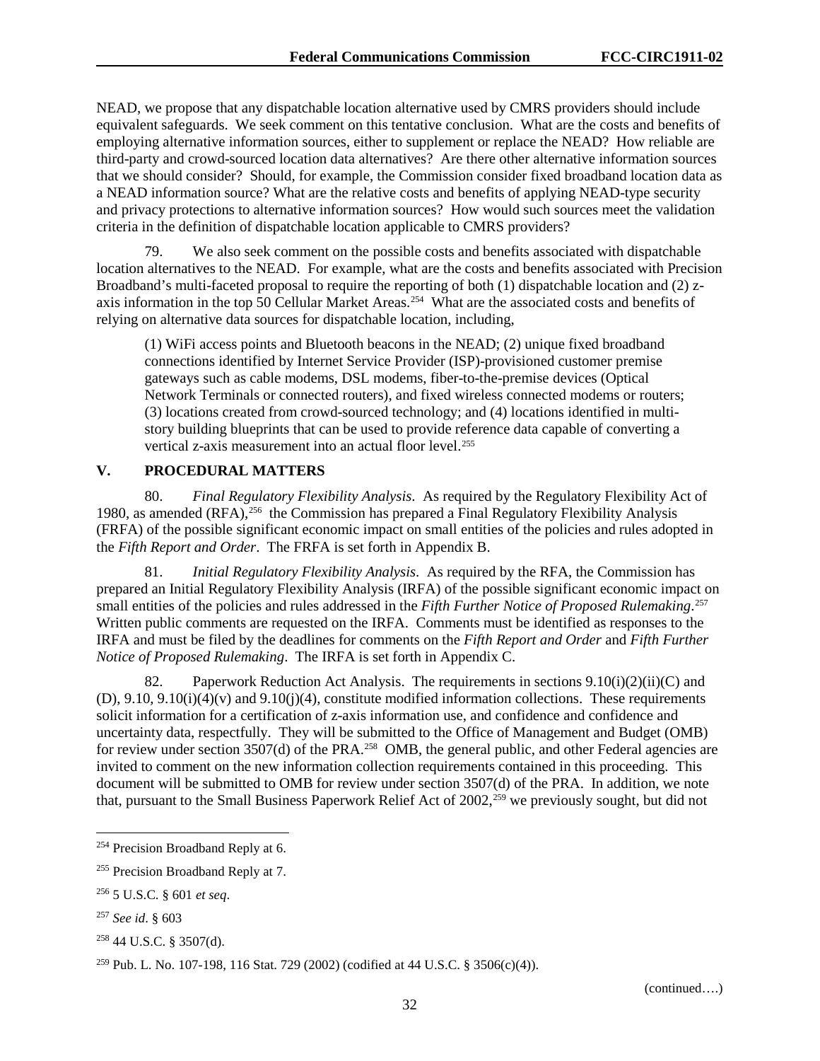NEAD, we propose that any dispatchable location alternative used by CMRS providers should include equivalent safeguards. We seek comment on this tentative conclusion. What are the costs and benefits of employing alternative information sources, either to supplement or replace the NEAD? How reliable are third-party and crowd-sourced location data alternatives? Are there other alternative information sources that we should consider? Should, for example, the Commission consider fixed broadband location data as a NEAD information source? What are the relative costs and benefits of applying NEAD-type security and privacy protections to alternative information sources? How would such sources meet the validation criteria in the definition of dispatchable location applicable to CMRS providers?

79. We also seek comment on the possible costs and benefits associated with dispatchable location alternatives to the NEAD. For example, what are the costs and benefits associated with Precision Broadband's multi-faceted proposal to require the reporting of both (1) dispatchable location and (2) z-axis information in the top 50 Cellular Market Areas.[254] What are the associated costs and benefits of relying on alternative data sources for dispatchable location, including,

> (1) WiFi access points and Bluetooth beacons in the NEAD; (2) unique fixed broadband connections identified by Internet Service Provider (ISP)-provisioned customer premise gateways such as cable modems, DSL modems, fiber-to-the-premise devices (Optical Network Terminals or connected routers), and fixed wireless connected modems or routers; (3) locations created from crowd-sourced technology; and (4) locations identified in multi-story building blueprints that can be used to provide reference data capable of converting a vertical z-axis measurement into an actual floor level.[255]

## V. PROCEDURAL MATTERS

80. *Final Regulatory Flexibility Analysis*. As required by the Regulatory Flexibility Act of 1980, as amended (RFA),[256] the Commission has prepared a Final Regulatory Flexibility Analysis (FRFA) of the possible significant economic impact on small entities of the policies and rules adopted in the *Fifth Report and Order*. The FRFA is set forth in Appendix B.

81. *Initial Regulatory Flexibility Analysis*. As required by the RFA, the Commission has prepared an Initial Regulatory Flexibility Analysis (IRFA) of the possible significant economic impact on small entities of the policies and rules addressed in the *Fifth Further Notice of Proposed Rulemaking*.[257] Written public comments are requested on the IRFA. Comments must be identified as responses to the IRFA and must be filed by the deadlines for comments on the *Fifth Report and Order* and *Fifth Further Notice of Proposed Rulemaking*. The IRFA is set forth in Appendix C.

82. Paperwork Reduction Act Analysis. The requirements in sections 9.10(i)(2)(ii)(C) and (D), 9.10, 9.10(i)(4)(v) and 9.10(j)(4), constitute modified information collections. These requirements solicit information for a certification of z-axis information use, and confidence and confidence and uncertainty data, respectfully. They will be submitted to the Office of Management and Budget (OMB) for review under section 3507(d) of the PRA.[258] OMB, the general public, and other Federal agencies are invited to comment on the new information collection requirements contained in this proceeding. This document will be submitted to OMB for review under section 3507(d) of the PRA. In addition, we note that, pursuant to the Small Business Paperwork Relief Act of 2002,[259] we previously sought, but did not

---

[254] Precision Broadband Reply at 6.

[255] Precision Broadband Reply at 7.

[256] 5 U.S.C. § 601 *et seq*.

[257] *See id*. § 603

[258] 44 U.S.C. § 3507(d).

[259] Pub. L. No. 107-198, 116 Stat. 729 (2002) (codified at 44 U.S.C. § 3506(c)(4)).

(continued….)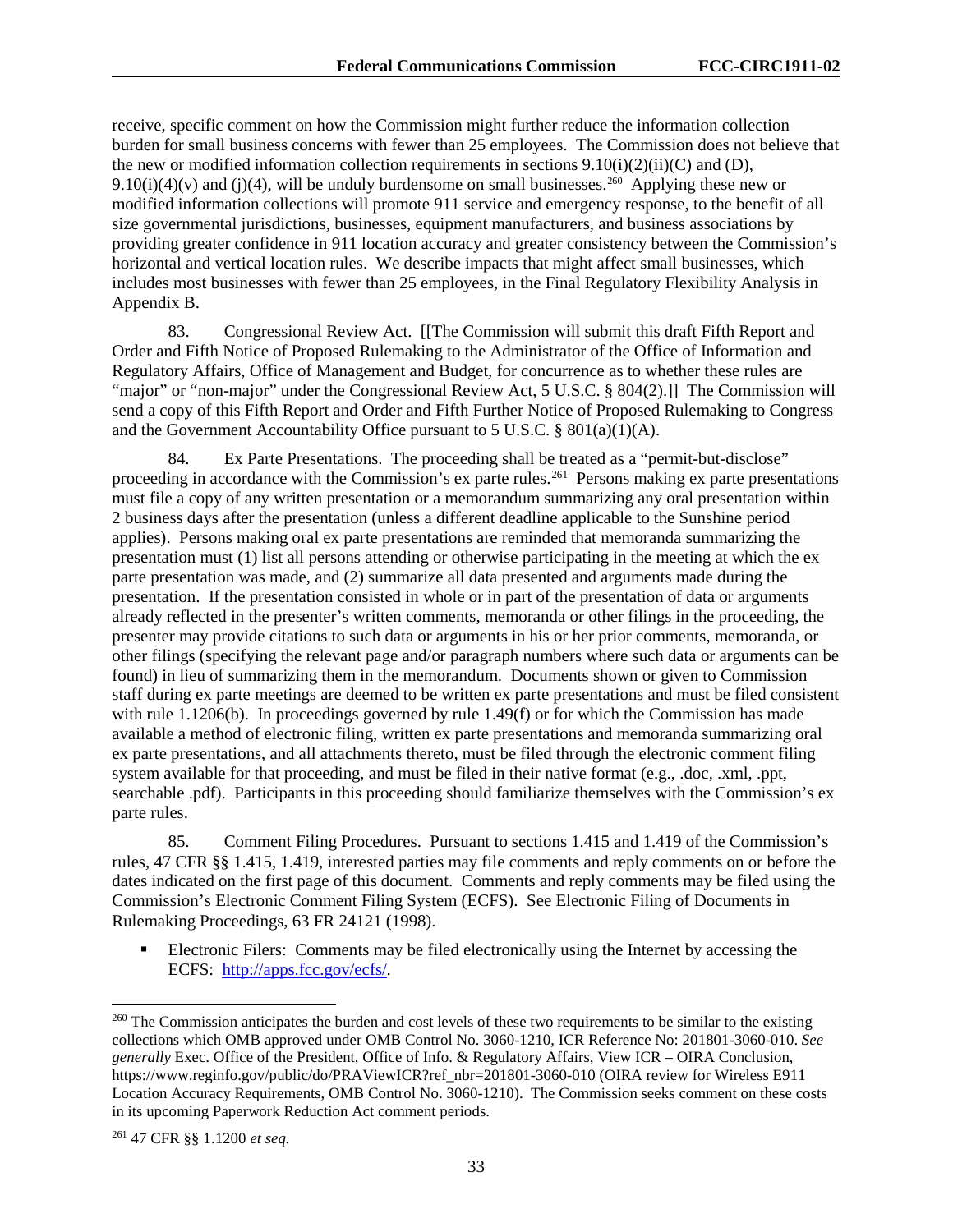receive, specific comment on how the Commission might further reduce the information collection burden for small business concerns with fewer than 25 employees. The Commission does not believe that the new or modified information collection requirements in sections 9.10(i)(2)(ii)(C) and (D), 9.10(i)(4)(v) and (j)(4), will be unduly burdensome on small businesses.[260] Applying these new or modified information collections will promote 911 service and emergency response, to the benefit of all size governmental jurisdictions, businesses, equipment manufacturers, and business associations by providing greater confidence in 911 location accuracy and greater consistency between the Commission's horizontal and vertical location rules. We describe impacts that might affect small businesses, which includes most businesses with fewer than 25 employees, in the Final Regulatory Flexibility Analysis in Appendix B.

83. Congressional Review Act. [[The Commission will submit this draft Fifth Report and Order and Fifth Notice of Proposed Rulemaking to the Administrator of the Office of Information and Regulatory Affairs, Office of Management and Budget, for concurrence as to whether these rules are "major" or "non-major" under the Congressional Review Act, 5 U.S.C. § 804(2).]] The Commission will send a copy of this Fifth Report and Order and Fifth Further Notice of Proposed Rulemaking to Congress and the Government Accountability Office pursuant to 5 U.S.C. § 801(a)(1)(A).

84. Ex Parte Presentations. The proceeding shall be treated as a "permit-but-disclose" proceeding in accordance with the Commission's ex parte rules.[261] Persons making ex parte presentations must file a copy of any written presentation or a memorandum summarizing any oral presentation within 2 business days after the presentation (unless a different deadline applicable to the Sunshine period applies). Persons making oral ex parte presentations are reminded that memoranda summarizing the presentation must (1) list all persons attending or otherwise participating in the meeting at which the ex parte presentation was made, and (2) summarize all data presented and arguments made during the presentation. If the presentation consisted in whole or in part of the presentation of data or arguments already reflected in the presenter's written comments, memoranda or other filings in the proceeding, the presenter may provide citations to such data or arguments in his or her prior comments, memoranda, or other filings (specifying the relevant page and/or paragraph numbers where such data or arguments can be found) in lieu of summarizing them in the memorandum. Documents shown or given to Commission staff during ex parte meetings are deemed to be written ex parte presentations and must be filed consistent with rule 1.1206(b). In proceedings governed by rule 1.49(f) or for which the Commission has made available a method of electronic filing, written ex parte presentations and memoranda summarizing oral ex parte presentations, and all attachments thereto, must be filed through the electronic comment filing system available for that proceeding, and must be filed in their native format (e.g., .doc, .xml, .ppt, searchable .pdf). Participants in this proceeding should familiarize themselves with the Commission's ex parte rules.

85. Comment Filing Procedures. Pursuant to sections 1.415 and 1.419 of the Commission's rules, 47 CFR §§ 1.415, 1.419, interested parties may file comments and reply comments on or before the dates indicated on the first page of this document. Comments and reply comments may be filed using the Commission's Electronic Comment Filing System (ECFS). See Electronic Filing of Documents in Rulemaking Proceedings, 63 FR 24121 (1998).

- Electronic Filers: Comments may be filed electronically using the Internet by accessing the ECFS: http://apps.fcc.gov/ecfs/.

---

[260] The Commission anticipates the burden and cost levels of these two requirements to be similar to the existing collections which OMB approved under OMB Control No. 3060-1210, ICR Reference No: 201801-3060-010. *See generally* Exec. Office of the President, Office of Info. & Regulatory Affairs, View ICR – OIRA Conclusion, https://www.reginfo.gov/public/do/PRAViewICR?ref_nbr=201801-3060-010 (OIRA review for Wireless E911 Location Accuracy Requirements, OMB Control No. 3060-1210). The Commission seeks comment on these costs in its upcoming Paperwork Reduction Act comment periods.

[261] 47 CFR §§ 1.1200 *et seq.*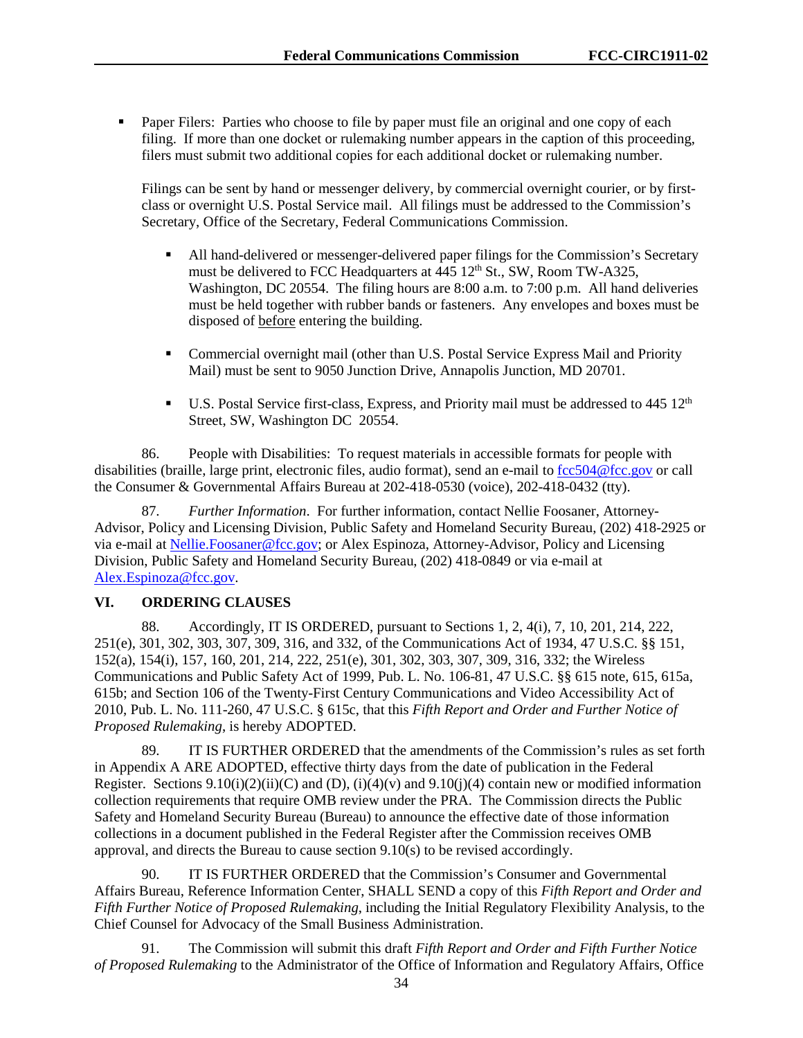- Paper Filers: Parties who choose to file by paper must file an original and one copy of each filing. If more than one docket or rulemaking number appears in the caption of this proceeding, filers must submit two additional copies for each additional docket or rulemaking number.

  Filings can be sent by hand or messenger delivery, by commercial overnight courier, or by first-class or overnight U.S. Postal Service mail. All filings must be addressed to the Commission's Secretary, Office of the Secretary, Federal Communications Commission.

  - All hand-delivered or messenger-delivered paper filings for the Commission's Secretary must be delivered to FCC Headquarters at 445 12th St., SW, Room TW-A325, Washington, DC 20554. The filing hours are 8:00 a.m. to 7:00 p.m. All hand deliveries must be held together with rubber bands or fasteners. Any envelopes and boxes must be disposed of before entering the building.

  - Commercial overnight mail (other than U.S. Postal Service Express Mail and Priority Mail) must be sent to 9050 Junction Drive, Annapolis Junction, MD 20701.

  - U.S. Postal Service first-class, Express, and Priority mail must be addressed to 445 12th Street, SW, Washington DC 20554.

86. People with Disabilities: To request materials in accessible formats for people with disabilities (braille, large print, electronic files, audio format), send an e-mail to fcc504@fcc.gov or call the Consumer & Governmental Affairs Bureau at 202-418-0530 (voice), 202-418-0432 (tty).

87. *Further Information*. For further information, contact Nellie Foosaner, Attorney-Advisor, Policy and Licensing Division, Public Safety and Homeland Security Bureau, (202) 418-2925 or via e-mail at Nellie.Foosaner@fcc.gov; or Alex Espinoza, Attorney-Advisor, Policy and Licensing Division, Public Safety and Homeland Security Bureau, (202) 418-0849 or via e-mail at Alex.Espinoza@fcc.gov.

## VI. ORDERING CLAUSES

88. Accordingly, IT IS ORDERED, pursuant to Sections 1, 2, 4(i), 7, 10, 201, 214, 222, 251(e), 301, 302, 303, 307, 309, 316, and 332, of the Communications Act of 1934, 47 U.S.C. §§ 151, 152(a), 154(i), 157, 160, 201, 214, 222, 251(e), 301, 302, 303, 307, 309, 316, 332; the Wireless Communications and Public Safety Act of 1999, Pub. L. No. 106-81, 47 U.S.C. §§ 615 note, 615, 615a, 615b; and Section 106 of the Twenty-First Century Communications and Video Accessibility Act of 2010, Pub. L. No. 111-260, 47 U.S.C. § 615c, that this *Fifth Report and Order and Further Notice of Proposed Rulemaking*, is hereby ADOPTED.

89. IT IS FURTHER ORDERED that the amendments of the Commission's rules as set forth in Appendix A ARE ADOPTED, effective thirty days from the date of publication in the Federal Register. Sections 9.10(i)(2)(ii)(C) and (D), (i)(4)(v) and 9.10(j)(4) contain new or modified information collection requirements that require OMB review under the PRA. The Commission directs the Public Safety and Homeland Security Bureau (Bureau) to announce the effective date of those information collections in a document published in the Federal Register after the Commission receives OMB approval, and directs the Bureau to cause section 9.10(s) to be revised accordingly.

90. IT IS FURTHER ORDERED that the Commission's Consumer and Governmental Affairs Bureau, Reference Information Center, SHALL SEND a copy of this *Fifth Report and Order and Fifth Further Notice of Proposed Rulemaking*, including the Initial Regulatory Flexibility Analysis, to the Chief Counsel for Advocacy of the Small Business Administration.

91. The Commission will submit this draft *Fifth Report and Order and Fifth Further Notice of Proposed Rulemaking* to the Administrator of the Office of Information and Regulatory Affairs, Office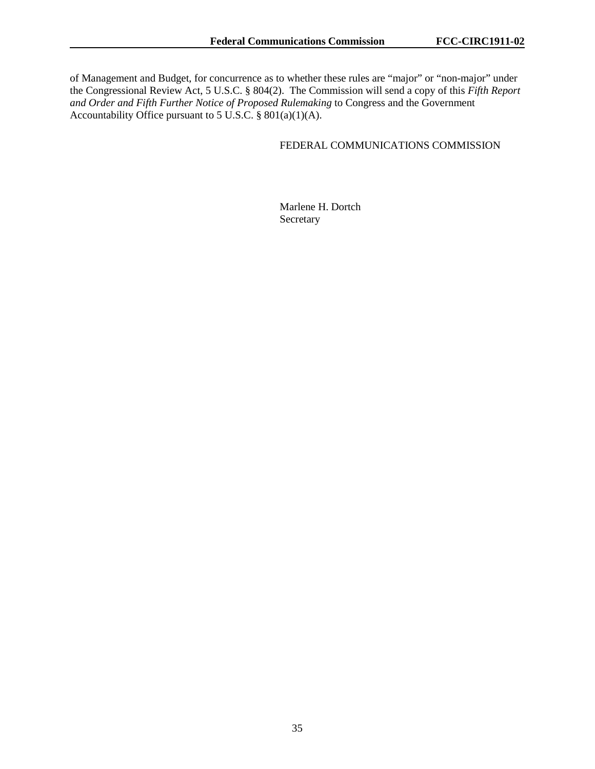of Management and Budget, for concurrence as to whether these rules are "major" or "non-major" under the Congressional Review Act, 5 U.S.C. § 804(2). The Commission will send a copy of this *Fifth Report and Order and Fifth Further Notice of Proposed Rulemaking* to Congress and the Government Accountability Office pursuant to 5 U.S.C. § 801(a)(1)(A).

FEDERAL COMMUNICATIONS COMMISSION

Marlene H. Dortch
Secretary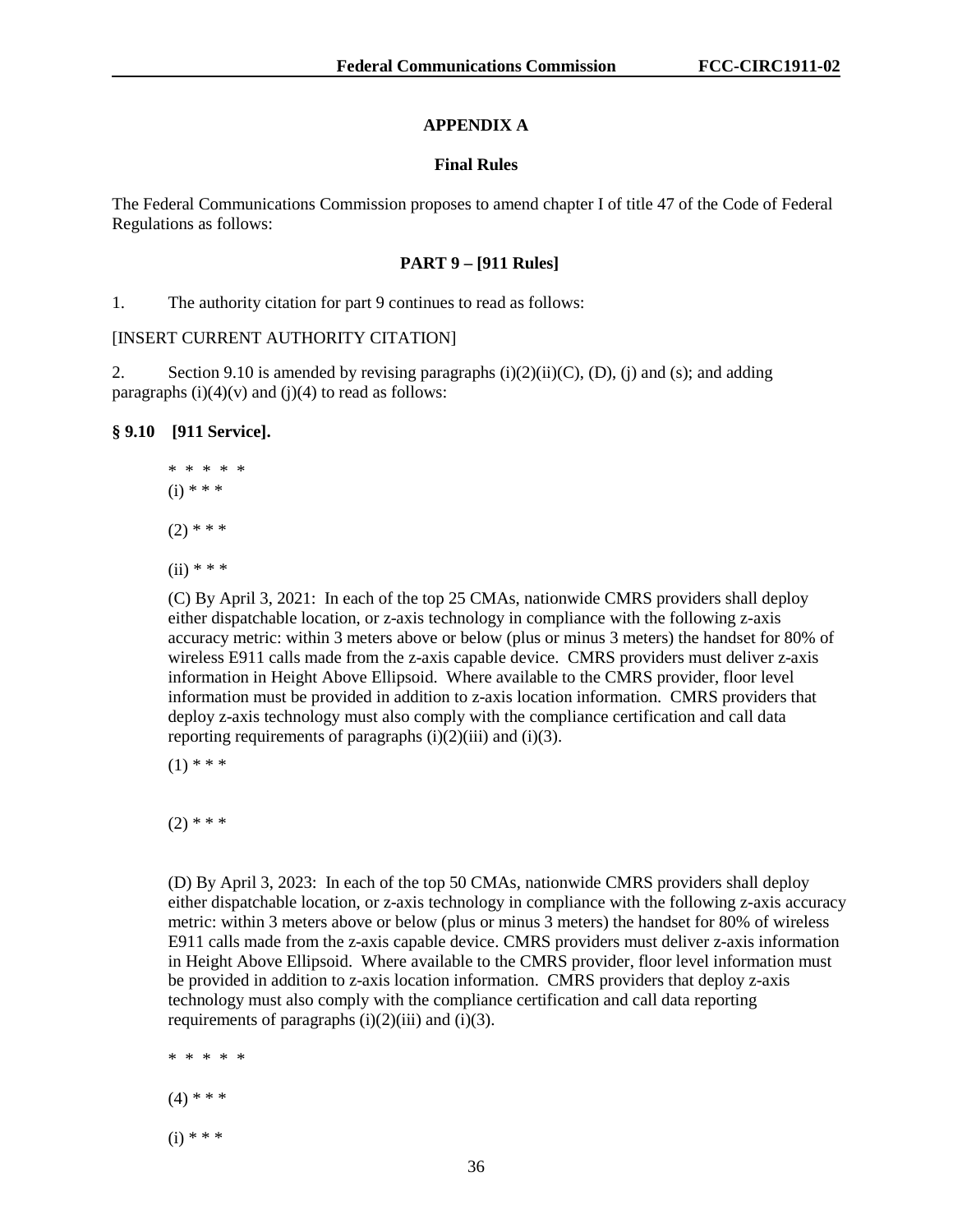**APPENDIX A**

**Final Rules**

The Federal Communications Commission proposes to amend chapter I of title 47 of the Code of Federal Regulations as follows:

**PART 9 – [911 Rules]**

1. The authority citation for part 9 continues to read as follows:

[INSERT CURRENT AUTHORITY CITATION]

2. Section 9.10 is amended by revising paragraphs (i)(2)(ii)(C), (D), (j) and (s); and adding paragraphs (i)(4)(v) and (j)(4) to read as follows:

**§ 9.10 [911 Service].**

\* \* \* \* \*

(i) \* \* \*

(2) \* \* \*

(ii) \* \* \*

(C) By April 3, 2021: In each of the top 25 CMAs, nationwide CMRS providers shall deploy either dispatchable location, or z-axis technology in compliance with the following z-axis accuracy metric: within 3 meters above or below (plus or minus 3 meters) the handset for 80% of wireless E911 calls made from the z-axis capable device. CMRS providers must deliver z-axis information in Height Above Ellipsoid. Where available to the CMRS provider, floor level information must be provided in addition to z-axis location information. CMRS providers that deploy z-axis technology must also comply with the compliance certification and call data reporting requirements of paragraphs (i)(2)(iii) and (i)(3).

(1) \* \* \*

(2) \* \* \*

(D) By April 3, 2023: In each of the top 50 CMAs, nationwide CMRS providers shall deploy either dispatchable location, or z-axis technology in compliance with the following z-axis accuracy metric: within 3 meters above or below (plus or minus 3 meters) the handset for 80% of wireless E911 calls made from the z-axis capable device. CMRS providers must deliver z-axis information in Height Above Ellipsoid. Where available to the CMRS provider, floor level information must be provided in addition to z-axis location information. CMRS providers that deploy z-axis technology must also comply with the compliance certification and call data reporting requirements of paragraphs (i)(2)(iii) and (i)(3).

\* \* \* \* \*

(4) \* \* \*

(i) \* \* \*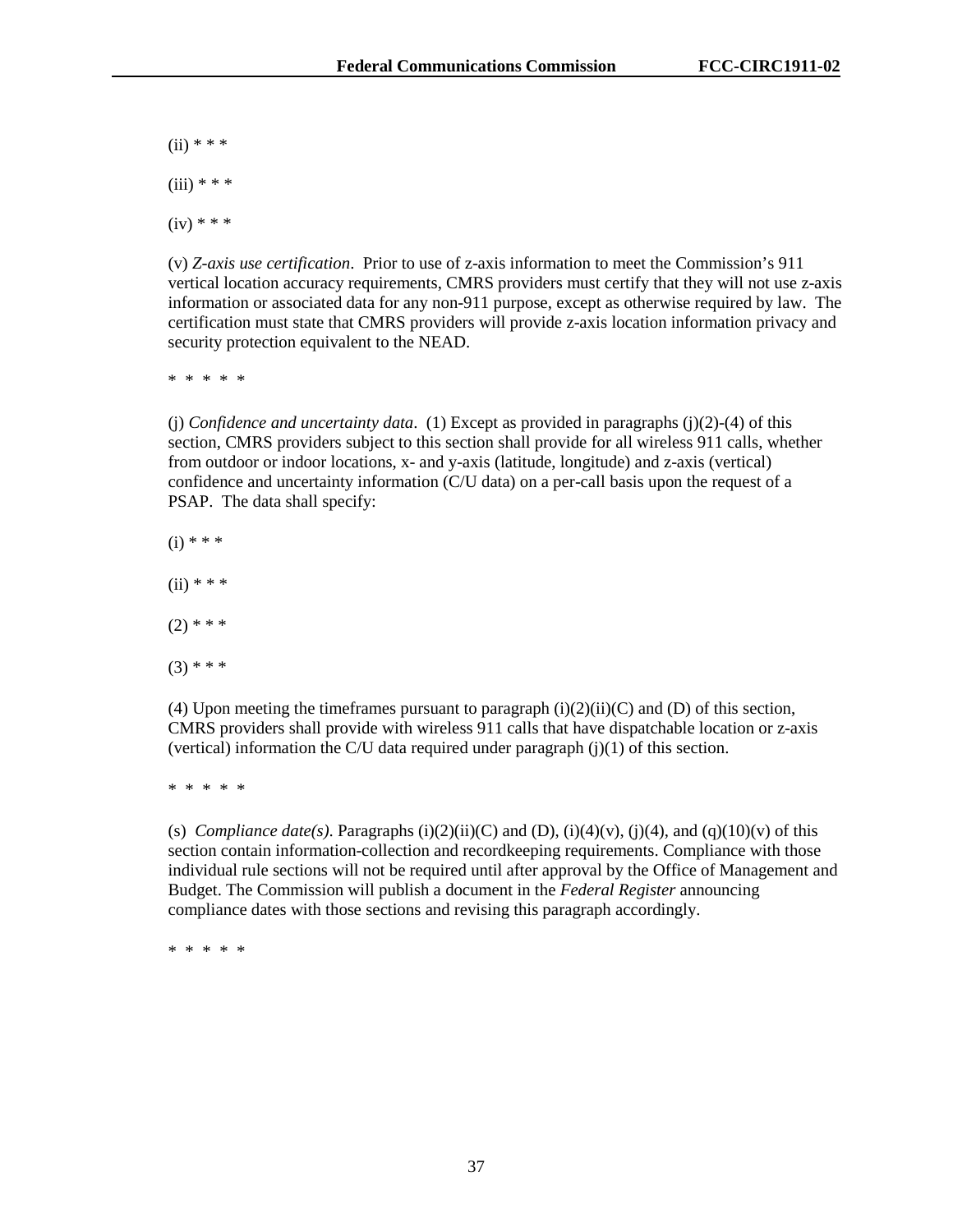(ii) * * *

(iii) * * *

(iv) * * *

(v) *Z-axis use certification*. Prior to use of z-axis information to meet the Commission's 911 vertical location accuracy requirements, CMRS providers must certify that they will not use z-axis information or associated data for any non-911 purpose, except as otherwise required by law. The certification must state that CMRS providers will provide z-axis location information privacy and security protection equivalent to the NEAD.

\* \* \* \* \*

(j) *Confidence and uncertainty data*. (1) Except as provided in paragraphs (j)(2)-(4) of this section, CMRS providers subject to this section shall provide for all wireless 911 calls, whether from outdoor or indoor locations, x- and y-axis (latitude, longitude) and z-axis (vertical) confidence and uncertainty information (C/U data) on a per-call basis upon the request of a PSAP. The data shall specify:

(i) * * *

(ii) * * *

(2) * * *

(3) * * *

(4) Upon meeting the timeframes pursuant to paragraph (i)(2)(ii)(C) and (D) of this section, CMRS providers shall provide with wireless 911 calls that have dispatchable location or z-axis (vertical) information the C/U data required under paragraph (j)(1) of this section.

\* \* \* \* \*

(s) *Compliance date(s)*. Paragraphs (i)(2)(ii)(C) and (D), (i)(4)(v), (j)(4), and (q)(10)(v) of this section contain information-collection and recordkeeping requirements. Compliance with those individual rule sections will not be required until after approval by the Office of Management and Budget. The Commission will publish a document in the *Federal Register* announcing compliance dates with those sections and revising this paragraph accordingly.

\* \* \* \* \*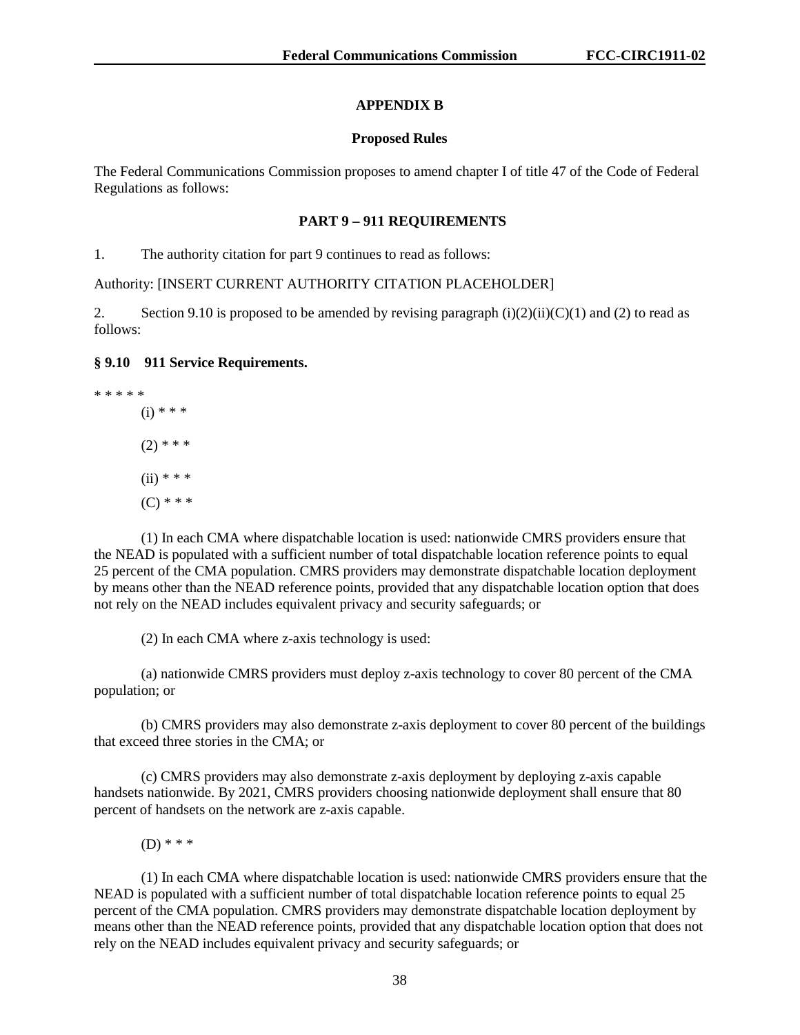## APPENDIX B

### Proposed Rules

The Federal Communications Commission proposes to amend chapter I of title 47 of the Code of Federal Regulations as follows:

### PART 9 – 911 REQUIREMENTS

1. The authority citation for part 9 continues to read as follows:

Authority: [INSERT CURRENT AUTHORITY CITATION PLACEHOLDER]

2. Section 9.10 is proposed to be amended by revising paragraph (i)(2)(ii)(C)(1) and (2) to read as follows:

**§ 9.10 911 Service Requirements.**

* * * * *

(i) * * *

(2) * * *

(ii) * * *

(C) * * *

(1) In each CMA where dispatchable location is used: nationwide CMRS providers ensure that the NEAD is populated with a sufficient number of total dispatchable location reference points to equal 25 percent of the CMA population. CMRS providers may demonstrate dispatchable location deployment by means other than the NEAD reference points, provided that any dispatchable location option that does not rely on the NEAD includes equivalent privacy and security safeguards; or

(2) In each CMA where z-axis technology is used:

(a) nationwide CMRS providers must deploy z-axis technology to cover 80 percent of the CMA population; or

(b) CMRS providers may also demonstrate z-axis deployment to cover 80 percent of the buildings that exceed three stories in the CMA; or

(c) CMRS providers may also demonstrate z-axis deployment by deploying z-axis capable handsets nationwide. By 2021, CMRS providers choosing nationwide deployment shall ensure that 80 percent of handsets on the network are z-axis capable.

(D) * * *

(1) In each CMA where dispatchable location is used: nationwide CMRS providers ensure that the NEAD is populated with a sufficient number of total dispatchable location reference points to equal 25 percent of the CMA population. CMRS providers may demonstrate dispatchable location deployment by means other than the NEAD reference points, provided that any dispatchable location option that does not rely on the NEAD includes equivalent privacy and security safeguards; or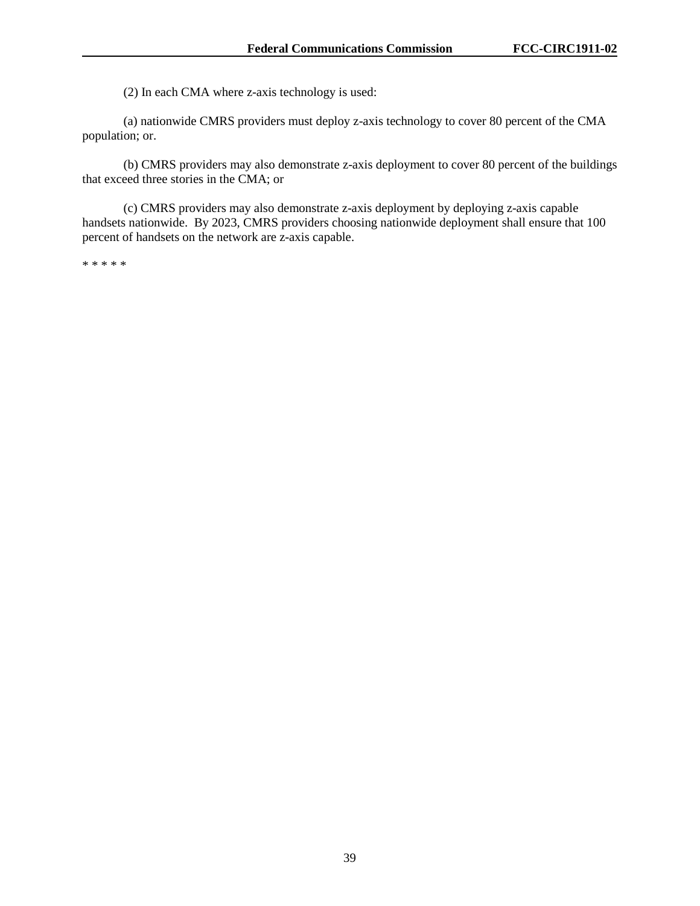(2) In each CMA where z-axis technology is used:

(a) nationwide CMRS providers must deploy z-axis technology to cover 80 percent of the CMA population; or.

(b) CMRS providers may also demonstrate z-axis deployment to cover 80 percent of the buildings that exceed three stories in the CMA; or

(c) CMRS providers may also demonstrate z-axis deployment by deploying z-axis capable handsets nationwide. By 2023, CMRS providers choosing nationwide deployment shall ensure that 100 percent of handsets on the network are z-axis capable.

* * * * *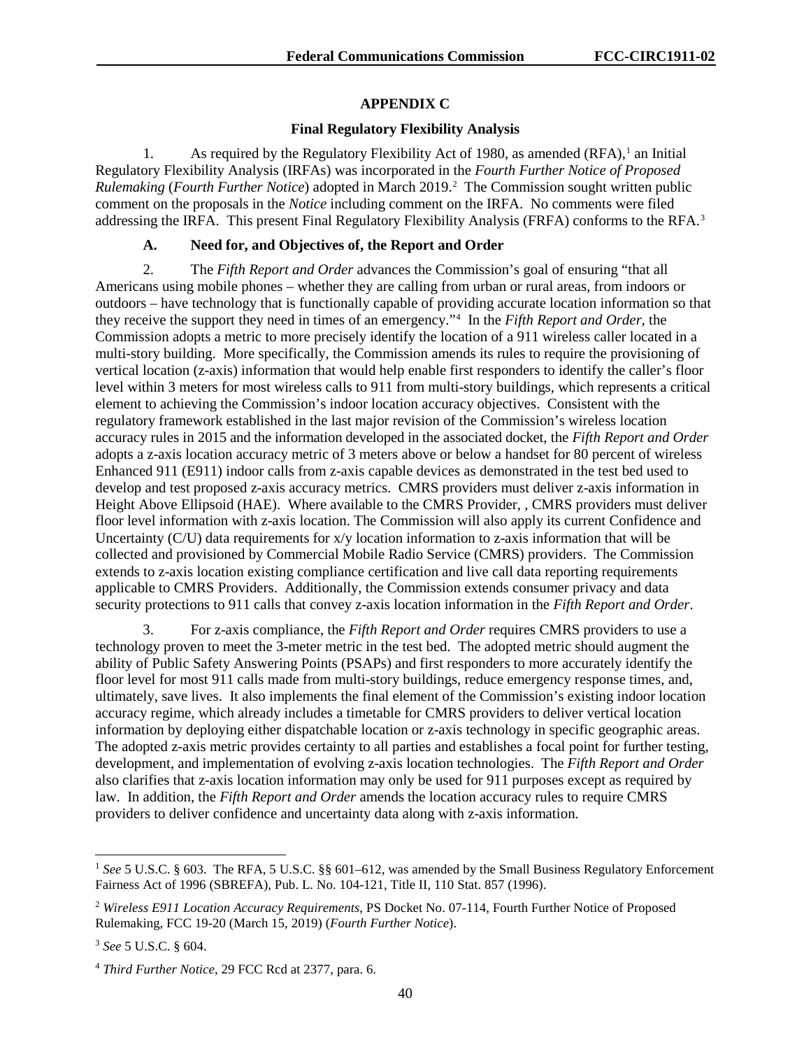## APPENDIX C

### Final Regulatory Flexibility Analysis

1. As required by the Regulatory Flexibility Act of 1980, as amended (RFA),[1] an Initial Regulatory Flexibility Analysis (IRFAs) was incorporated in the *Fourth Further Notice of Proposed Rulemaking* (*Fourth Further Notice*) adopted in March 2019.[2] The Commission sought written public comment on the proposals in the *Notice* including comment on the IRFA. No comments were filed addressing the IRFA. This present Final Regulatory Flexibility Analysis (FRFA) conforms to the RFA.[3]

#### A. Need for, and Objectives of, the Report and Order

2. The *Fifth Report and Order* advances the Commission's goal of ensuring "that all Americans using mobile phones – whether they are calling from urban or rural areas, from indoors or outdoors – have technology that is functionally capable of providing accurate location information so that they receive the support they need in times of an emergency."[4] In the *Fifth Report and Order*, the Commission adopts a metric to more precisely identify the location of a 911 wireless caller located in a multi-story building. More specifically, the Commission amends its rules to require the provisioning of vertical location (z-axis) information that would help enable first responders to identify the caller's floor level within 3 meters for most wireless calls to 911 from multi-story buildings, which represents a critical element to achieving the Commission's indoor location accuracy objectives. Consistent with the regulatory framework established in the last major revision of the Commission's wireless location accuracy rules in 2015 and the information developed in the associated docket, the *Fifth Report and Order* adopts a z-axis location accuracy metric of 3 meters above or below a handset for 80 percent of wireless Enhanced 911 (E911) indoor calls from z-axis capable devices as demonstrated in the test bed used to develop and test proposed z-axis accuracy metrics. CMRS providers must deliver z-axis information in Height Above Ellipsoid (HAE). Where available to the CMRS Provider, , CMRS providers must deliver floor level information with z-axis location. The Commission will also apply its current Confidence and Uncertainty (C/U) data requirements for x/y location information to z-axis information that will be collected and provisioned by Commercial Mobile Radio Service (CMRS) providers. The Commission extends to z-axis location existing compliance certification and live call data reporting requirements applicable to CMRS Providers. Additionally, the Commission extends consumer privacy and data security protections to 911 calls that convey z-axis location information in the *Fifth Report and Order*.

3. For z-axis compliance, the *Fifth Report and Order* requires CMRS providers to use a technology proven to meet the 3-meter metric in the test bed. The adopted metric should augment the ability of Public Safety Answering Points (PSAPs) and first responders to more accurately identify the floor level for most 911 calls made from multi-story buildings, reduce emergency response times, and, ultimately, save lives. It also implements the final element of the Commission's existing indoor location accuracy regime, which already includes a timetable for CMRS providers to deliver vertical location information by deploying either dispatchable location or z-axis technology in specific geographic areas. The adopted z-axis metric provides certainty to all parties and establishes a focal point for further testing, development, and implementation of evolving z-axis location technologies. The *Fifth Report and Order* also clarifies that z-axis location information may only be used for 911 purposes except as required by law. In addition, the *Fifth Report and Order* amends the location accuracy rules to require CMRS providers to deliver confidence and uncertainty data along with z-axis information.

---

[1] *See* 5 U.S.C. § 603. The RFA, 5 U.S.C. §§ 601–612, was amended by the Small Business Regulatory Enforcement Fairness Act of 1996 (SBREFA), Pub. L. No. 104-121, Title II, 110 Stat. 857 (1996).

[2] *Wireless E911 Location Accuracy Requirements*, PS Docket No. 07-114, Fourth Further Notice of Proposed Rulemaking, FCC 19-20 (March 15, 2019) (*Fourth Further Notice*).

[3] *See* 5 U.S.C. § 604.

[4] *Third Further Notice*, 29 FCC Rcd at 2377, para. 6.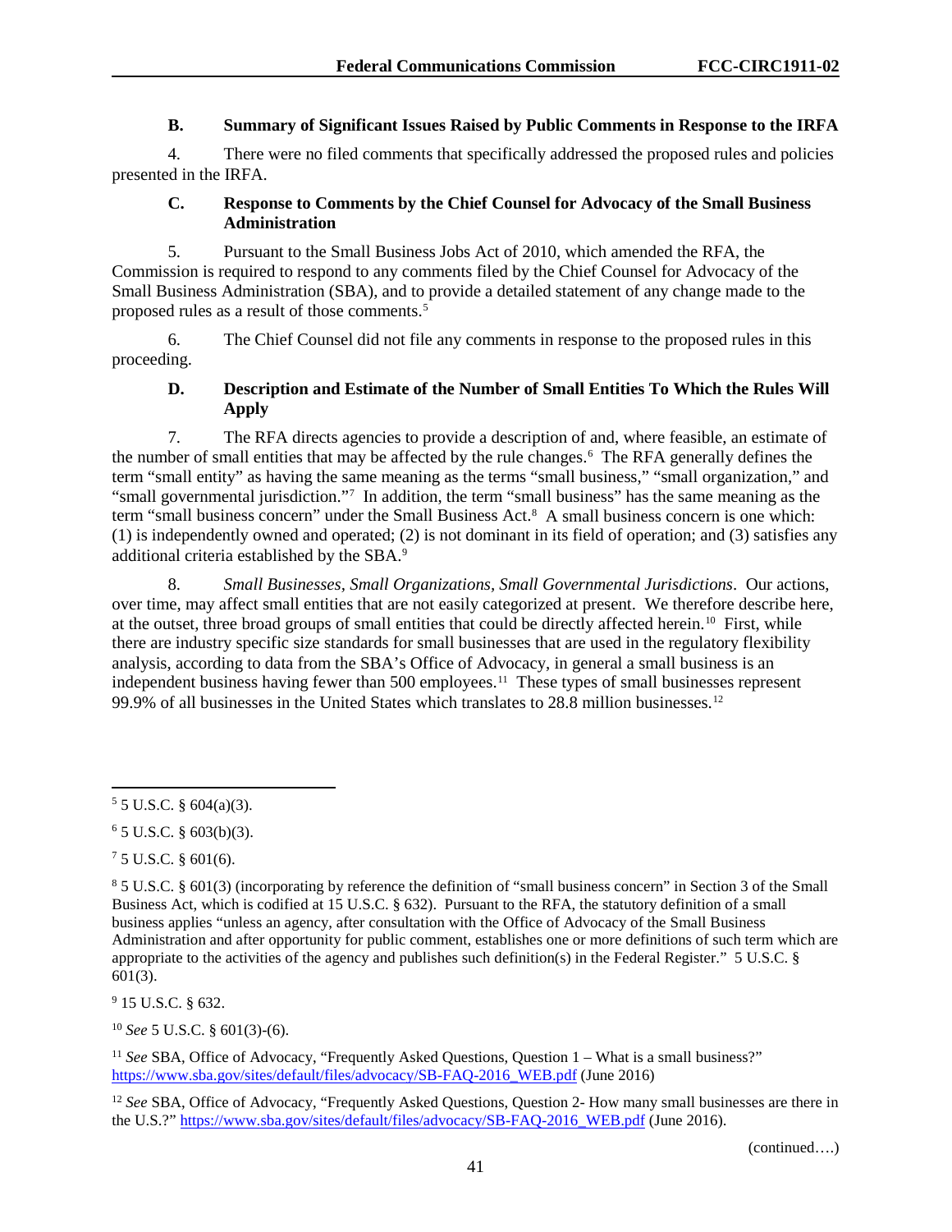### B. Summary of Significant Issues Raised by Public Comments in Response to the IRFA

4. There were no filed comments that specifically addressed the proposed rules and policies presented in the IRFA.

### C. Response to Comments by the Chief Counsel for Advocacy of the Small Business Administration

5. Pursuant to the Small Business Jobs Act of 2010, which amended the RFA, the Commission is required to respond to any comments filed by the Chief Counsel for Advocacy of the Small Business Administration (SBA), and to provide a detailed statement of any change made to the proposed rules as a result of those comments.[5]

6. The Chief Counsel did not file any comments in response to the proposed rules in this proceeding.

### D. Description and Estimate of the Number of Small Entities To Which the Rules Will Apply

7. The RFA directs agencies to provide a description of and, where feasible, an estimate of the number of small entities that may be affected by the rule changes.[6] The RFA generally defines the term "small entity" as having the same meaning as the terms "small business," "small organization," and "small governmental jurisdiction."[7] In addition, the term "small business" has the same meaning as the term "small business concern" under the Small Business Act.[8] A small business concern is one which: (1) is independently owned and operated; (2) is not dominant in its field of operation; and (3) satisfies any additional criteria established by the SBA.[9]

8. *Small Businesses, Small Organizations, Small Governmental Jurisdictions*. Our actions, over time, may affect small entities that are not easily categorized at present. We therefore describe here, at the outset, three broad groups of small entities that could be directly affected herein.[10] First, while there are industry specific size standards for small businesses that are used in the regulatory flexibility analysis, according to data from the SBA's Office of Advocacy, in general a small business is an independent business having fewer than 500 employees.[11] These types of small businesses represent 99.9% of all businesses in the United States which translates to 28.8 million businesses.[12]

---

[5] 5 U.S.C. § 604(a)(3).

[6] 5 U.S.C. § 603(b)(3).

[7] 5 U.S.C. § 601(6).

[8] 5 U.S.C. § 601(3) (incorporating by reference the definition of "small business concern" in Section 3 of the Small Business Act, which is codified at 15 U.S.C. § 632). Pursuant to the RFA, the statutory definition of a small business applies "unless an agency, after consultation with the Office of Advocacy of the Small Business Administration and after opportunity for public comment, establishes one or more definitions of such term which are appropriate to the activities of the agency and publishes such definition(s) in the Federal Register." 5 U.S.C. § 601(3).

[9] 15 U.S.C. § 632.

[10] *See* 5 U.S.C. § 601(3)-(6).

[11] *See* SBA, Office of Advocacy, "Frequently Asked Questions, Question 1 – What is a small business?" https://www.sba.gov/sites/default/files/advocacy/SB-FAQ-2016_WEB.pdf (June 2016)

[12] *See* SBA, Office of Advocacy, "Frequently Asked Questions, Question 2- How many small businesses are there in the U.S.?" https://www.sba.gov/sites/default/files/advocacy/SB-FAQ-2016_WEB.pdf (June 2016).

(continued….)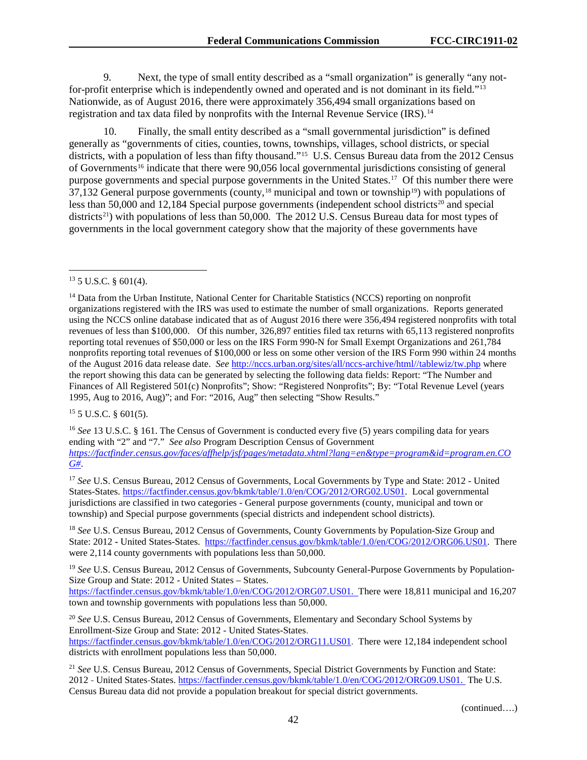9. Next, the type of small entity described as a "small organization" is generally "any not-for-profit enterprise which is independently owned and operated and is not dominant in its field."[13] Nationwide, as of August 2016, there were approximately 356,494 small organizations based on registration and tax data filed by nonprofits with the Internal Revenue Service (IRS).[14]

10. Finally, the small entity described as a "small governmental jurisdiction" is defined generally as "governments of cities, counties, towns, townships, villages, school districts, or special districts, with a population of less than fifty thousand."[15] U.S. Census Bureau data from the 2012 Census of Governments[16] indicate that there were 90,056 local governmental jurisdictions consisting of general purpose governments and special purpose governments in the United States.[17] Of this number there were 37,132 General purpose governments (county,[18] municipal and town or township[19]) with populations of less than 50,000 and 12,184 Special purpose governments (independent school districts[20] and special districts[21]) with populations of less than 50,000. The 2012 U.S. Census Bureau data for most types of governments in the local government category show that the majority of these governments have

---

[13] 5 U.S.C. § 601(4).

[14] Data from the Urban Institute, National Center for Charitable Statistics (NCCS) reporting on nonprofit organizations registered with the IRS was used to estimate the number of small organizations. Reports generated using the NCCS online database indicated that as of August 2016 there were 356,494 registered nonprofits with total revenues of less than $100,000. Of this number, 326,897 entities filed tax returns with 65,113 registered nonprofits reporting total revenues of $50,000 or less on the IRS Form 990-N for Small Exempt Organizations and 261,784 nonprofits reporting total revenues of $100,000 or less on some other version of the IRS Form 990 within 24 months of the August 2016 data release date. *See* http://nccs.urban.org/sites/all/nccs-archive/html//tablewiz/tw.php where the report showing this data can be generated by selecting the following data fields: Report: "The Number and Finances of All Registered 501(c) Nonprofits"; Show: "Registered Nonprofits"; By: "Total Revenue Level (years 1995, Aug to 2016, Aug)"; and For: "2016, Aug" then selecting "Show Results."

[15] 5 U.S.C. § 601(5).

[16] *See* 13 U.S.C. § 161. The Census of Government is conducted every five (5) years compiling data for years ending with "2" and "7." *See also* Program Description Census of Government *https://factfinder.census.gov/faces/affhelp/jsf/pages/metadata.xhtml?lang=en&type=program&id=program.en.COG#*.

[17] *See* U.S. Census Bureau, 2012 Census of Governments, Local Governments by Type and State: 2012 - United States-States. https://factfinder.census.gov/bkmk/table/1.0/en/COG/2012/ORG02.US01. Local governmental jurisdictions are classified in two categories - General purpose governments (county, municipal and town or township) and Special purpose governments (special districts and independent school districts).

[18] *See* U.S. Census Bureau, 2012 Census of Governments, County Governments by Population-Size Group and State: 2012 - United States-States. https://factfinder.census.gov/bkmk/table/1.0/en/COG/2012/ORG06.US01. There were 2,114 county governments with populations less than 50,000.

[19] *See* U.S. Census Bureau, 2012 Census of Governments, Subcounty General-Purpose Governments by Population-Size Group and State: 2012 - United States – States. https://factfinder.census.gov/bkmk/table/1.0/en/COG/2012/ORG07.US01. There were 18,811 municipal and 16,207 town and township governments with populations less than 50,000.

[20] *See* U.S. Census Bureau, 2012 Census of Governments, Elementary and Secondary School Systems by Enrollment-Size Group and State: 2012 - United States-States. https://factfinder.census.gov/bkmk/table/1.0/en/COG/2012/ORG11.US01. There were 12,184 independent school districts with enrollment populations less than 50,000.

[21] *See* U.S. Census Bureau, 2012 Census of Governments, Special District Governments by Function and State: 2012 - United States-States. https://factfinder.census.gov/bkmk/table/1.0/en/COG/2012/ORG09.US01. The U.S. Census Bureau data did not provide a population breakout for special district governments.

(continued….)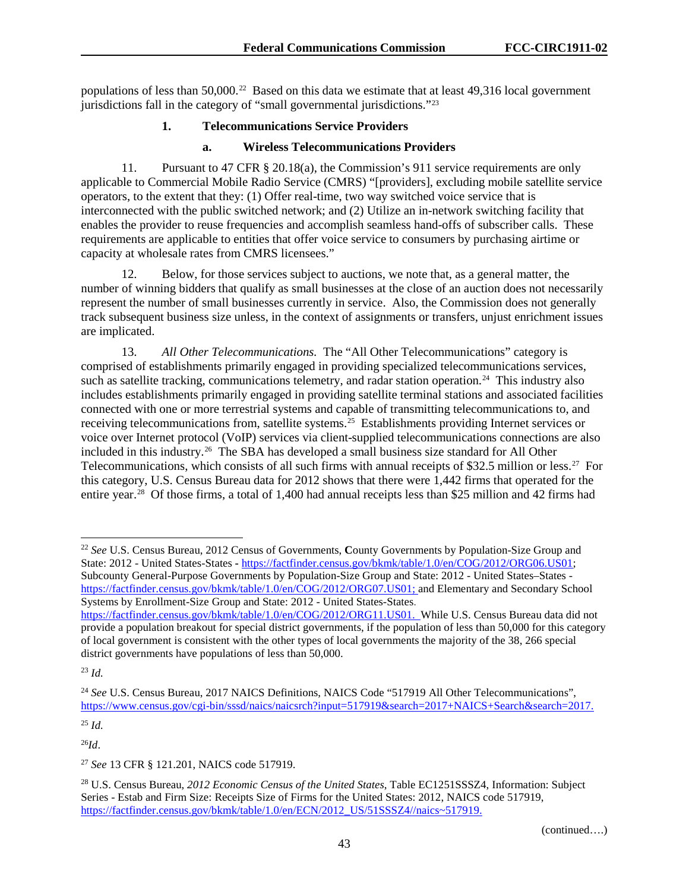populations of less than 50,000.[22] Based on this data we estimate that at least 49,316 local government jurisdictions fall in the category of "small governmental jurisdictions."[23]

### 1. Telecommunications Service Providers

#### a. Wireless Telecommunications Providers

11. Pursuant to 47 CFR § 20.18(a), the Commission's 911 service requirements are only applicable to Commercial Mobile Radio Service (CMRS) "[providers], excluding mobile satellite service operators, to the extent that they: (1) Offer real-time, two way switched voice service that is interconnected with the public switched network; and (2) Utilize an in-network switching facility that enables the provider to reuse frequencies and accomplish seamless hand-offs of subscriber calls. These requirements are applicable to entities that offer voice service to consumers by purchasing airtime or capacity at wholesale rates from CMRS licensees."

12. Below, for those services subject to auctions, we note that, as a general matter, the number of winning bidders that qualify as small businesses at the close of an auction does not necessarily represent the number of small businesses currently in service. Also, the Commission does not generally track subsequent business size unless, in the context of assignments or transfers, unjust enrichment issues are implicated.

13. *All Other Telecommunications.* The "All Other Telecommunications" category is comprised of establishments primarily engaged in providing specialized telecommunications services, such as satellite tracking, communications telemetry, and radar station operation.[24] This industry also includes establishments primarily engaged in providing satellite terminal stations and associated facilities connected with one or more terrestrial systems and capable of transmitting telecommunications to, and receiving telecommunications from, satellite systems.[25] Establishments providing Internet services or voice over Internet protocol (VoIP) services via client-supplied telecommunications connections are also included in this industry.[26] The SBA has developed a small business size standard for All Other Telecommunications, which consists of all such firms with annual receipts of $32.5 million or less.[27] For this category, U.S. Census Bureau data for 2012 shows that there were 1,442 firms that operated for the entire year.[28] Of those firms, a total of 1,400 had annual receipts less than $25 million and 42 firms had

---

[22] *See* U.S. Census Bureau, 2012 Census of Governments, **C**ounty Governments by Population-Size Group and State: 2012 - United States-States - https://factfinder.census.gov/bkmk/table/1.0/en/COG/2012/ORG06.US01; Subcounty General-Purpose Governments by Population-Size Group and State: 2012 - United States–States - https://factfinder.census.gov/bkmk/table/1.0/en/COG/2012/ORG07.US01; and Elementary and Secondary School Systems by Enrollment-Size Group and State: 2012 - United States-States. https://factfinder.census.gov/bkmk/table/1.0/en/COG/2012/ORG11.US01. While U.S. Census Bureau data did not provide a population breakout for special district governments, if the population of less than 50,000 for this category of local government is consistent with the other types of local governments the majority of the 38, 266 special district governments have populations of less than 50,000.

[23] *Id.*

[24] *See* U.S. Census Bureau, 2017 NAICS Definitions, NAICS Code "517919 All Other Telecommunications", https://www.census.gov/cgi-bin/sssd/naics/naicsrch?input=517919&search=2017+NAICS+Search&search=2017.

[25] *Id.*

[26] *Id*.

[27] *See* 13 CFR § 121.201, NAICS code 517919.

[28] U.S. Census Bureau, *2012 Economic Census of the United States*, Table EC1251SSSZ4, Information: Subject Series - Estab and Firm Size: Receipts Size of Firms for the United States: 2012, NAICS code 517919, https://factfinder.census.gov/bkmk/table/1.0/en/ECN/2012_US/51SSSZ4//naics~517919.

(continued….)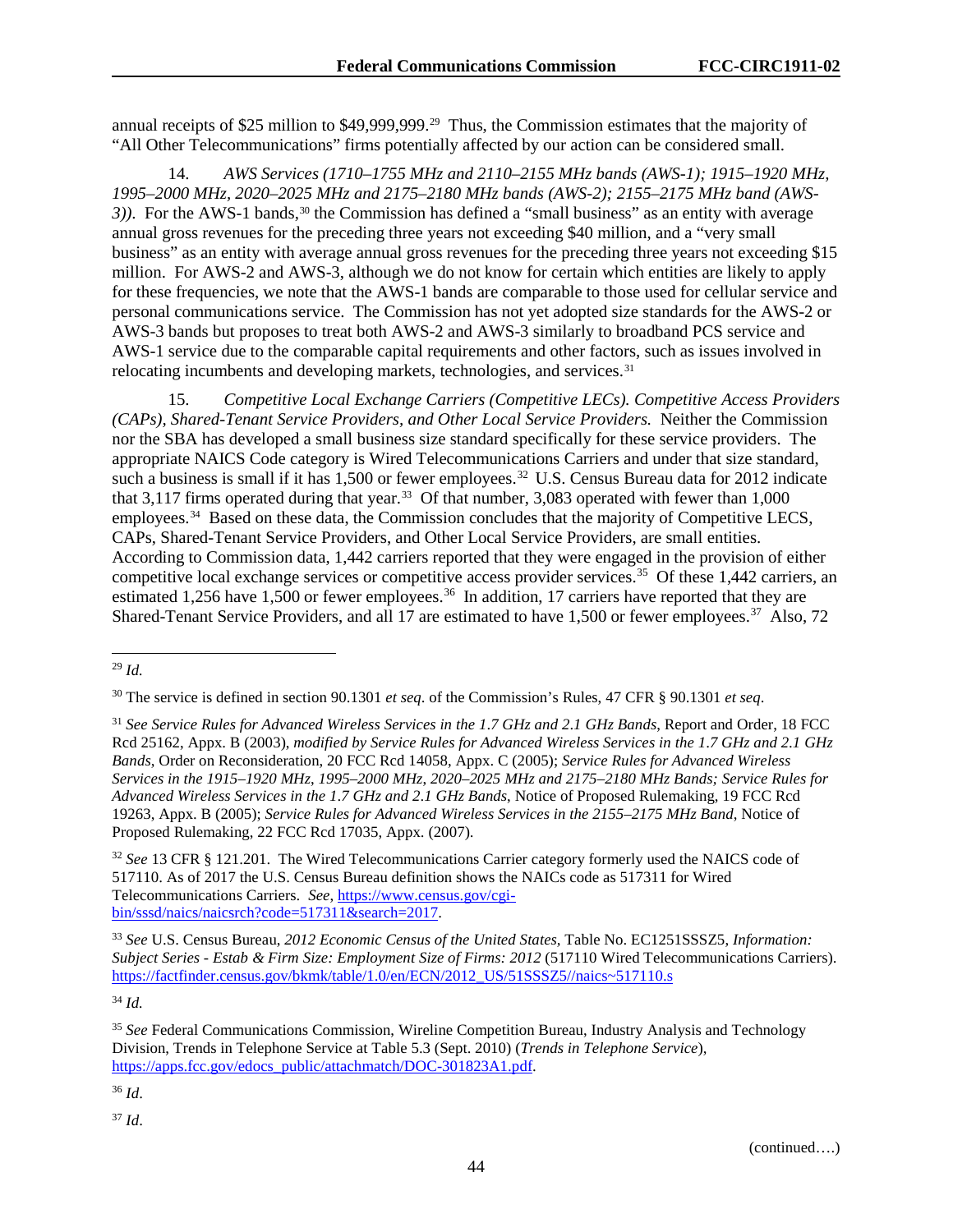annual receipts of $25 million to $49,999,999.[29] Thus, the Commission estimates that the majority of "All Other Telecommunications" firms potentially affected by our action can be considered small.

14. *AWS Services (1710–1755 MHz and 2110–2155 MHz bands (AWS-1); 1915–1920 MHz, 1995–2000 MHz, 2020–2025 MHz and 2175–2180 MHz bands (AWS-2); 2155–2175 MHz band (AWS-3)).* For the AWS-1 bands,[30] the Commission has defined a "small business" as an entity with average annual gross revenues for the preceding three years not exceeding $40 million, and a "very small business" as an entity with average annual gross revenues for the preceding three years not exceeding $15 million. For AWS-2 and AWS-3, although we do not know for certain which entities are likely to apply for these frequencies, we note that the AWS-1 bands are comparable to those used for cellular service and personal communications service. The Commission has not yet adopted size standards for the AWS-2 or AWS-3 bands but proposes to treat both AWS-2 and AWS-3 similarly to broadband PCS service and AWS-1 service due to the comparable capital requirements and other factors, such as issues involved in relocating incumbents and developing markets, technologies, and services.[31]

15. *Competitive Local Exchange Carriers (Competitive LECs). Competitive Access Providers (CAPs), Shared-Tenant Service Providers, and Other Local Service Providers.* Neither the Commission nor the SBA has developed a small business size standard specifically for these service providers. The appropriate NAICS Code category is Wired Telecommunications Carriers and under that size standard, such a business is small if it has 1,500 or fewer employees.[32] U.S. Census Bureau data for 2012 indicate that 3,117 firms operated during that year.[33] Of that number, 3,083 operated with fewer than 1,000 employees.[34] Based on these data, the Commission concludes that the majority of Competitive LECS, CAPs, Shared-Tenant Service Providers, and Other Local Service Providers, are small entities. According to Commission data, 1,442 carriers reported that they were engaged in the provision of either competitive local exchange services or competitive access provider services.[35] Of these 1,442 carriers, an estimated 1,256 have 1,500 or fewer employees.[36] In addition, 17 carriers have reported that they are Shared-Tenant Service Providers, and all 17 are estimated to have 1,500 or fewer employees.[37] Also, 72

---

[29] *Id.*

[30] The service is defined in section 90.1301 *et seq*. of the Commission's Rules, 47 CFR § 90.1301 *et seq*.

[31] *See Service Rules for Advanced Wireless Services in the 1.7 GHz and 2.1 GHz Bands*, Report and Order, 18 FCC Rcd 25162, Appx. B (2003), *modified by Service Rules for Advanced Wireless Services in the 1.7 GHz and 2.1 GHz Bands*, Order on Reconsideration, 20 FCC Rcd 14058, Appx. C (2005); *Service Rules for Advanced Wireless Services in the 1915–1920 MHz, 1995–2000 MHz, 2020–2025 MHz and 2175–2180 MHz Bands; Service Rules for Advanced Wireless Services in the 1.7 GHz and 2.1 GHz Bands*, Notice of Proposed Rulemaking, 19 FCC Rcd 19263, Appx. B (2005); *Service Rules for Advanced Wireless Services in the 2155–2175 MHz Band*, Notice of Proposed Rulemaking, 22 FCC Rcd 17035, Appx. (2007).

[32] *See* 13 CFR § 121.201. The Wired Telecommunications Carrier category formerly used the NAICS code of 517110. As of 2017 the U.S. Census Bureau definition shows the NAICs code as 517311 for Wired Telecommunications Carriers. *See*, https://www.census.gov/cgi-bin/sssd/naics/naicsrch?code=517311&search=2017.

[33] *See* U.S. Census Bureau, *2012 Economic Census of the United States*, Table No. EC1251SSSZ5, *Information: Subject Series - Estab & Firm Size: Employment Size of Firms: 2012* (517110 Wired Telecommunications Carriers). https://factfinder.census.gov/bkmk/table/1.0/en/ECN/2012_US/51SSSZ5//naics~517110.s

[34] *Id.*

[35] *See* Federal Communications Commission, Wireline Competition Bureau, Industry Analysis and Technology Division, Trends in Telephone Service at Table 5.3 (Sept. 2010) (*Trends in Telephone Service*), https://apps.fcc.gov/edocs_public/attachmatch/DOC-301823A1.pdf.

[36] *Id*.

[37] *Id*.

(continued….)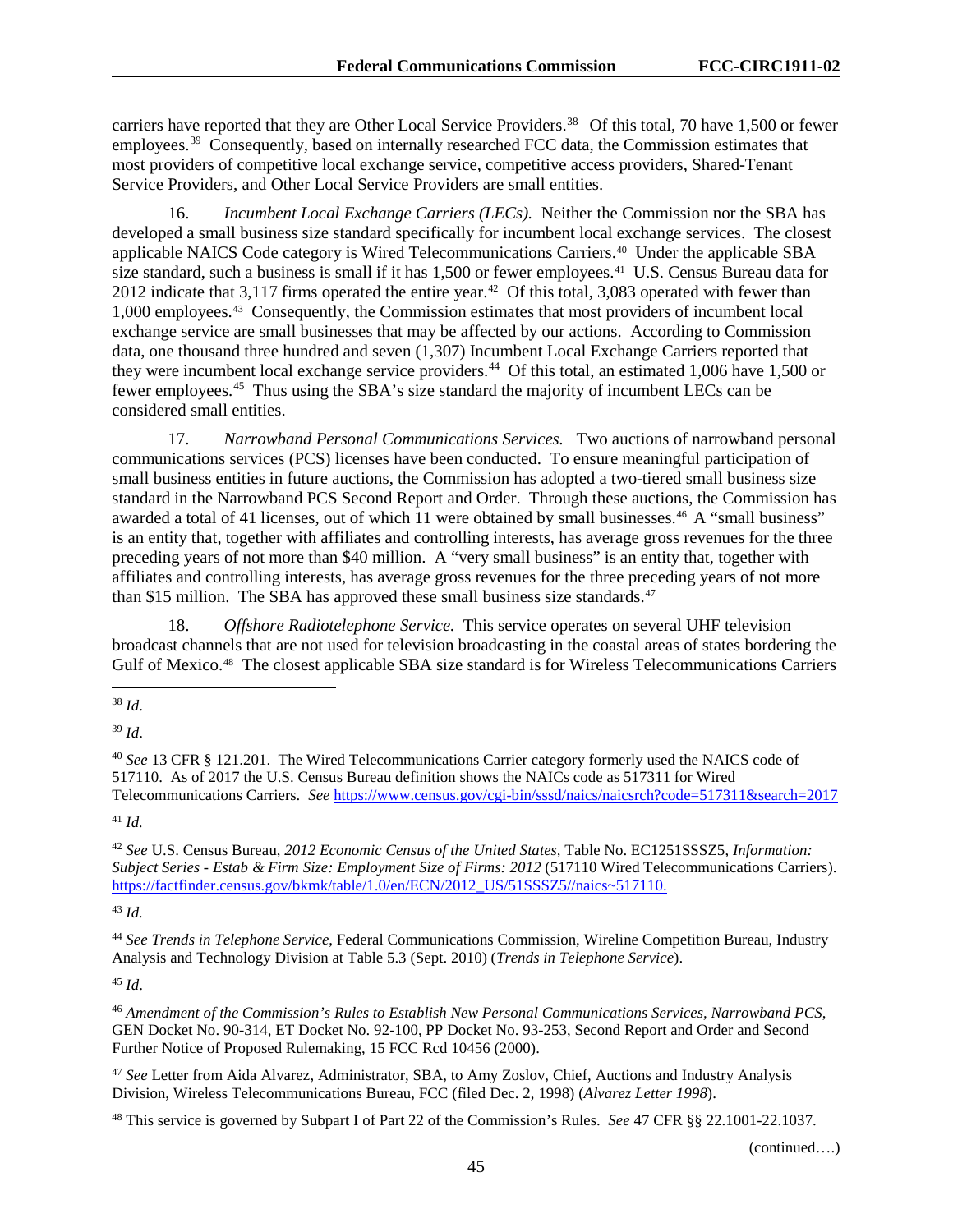carriers have reported that they are Other Local Service Providers.[38] Of this total, 70 have 1,500 or fewer employees.[39] Consequently, based on internally researched FCC data, the Commission estimates that most providers of competitive local exchange service, competitive access providers, Shared-Tenant Service Providers, and Other Local Service Providers are small entities.

16. *Incumbent Local Exchange Carriers (LECs).* Neither the Commission nor the SBA has developed a small business size standard specifically for incumbent local exchange services. The closest applicable NAICS Code category is Wired Telecommunications Carriers.[40] Under the applicable SBA size standard, such a business is small if it has 1,500 or fewer employees.[41] U.S. Census Bureau data for 2012 indicate that 3,117 firms operated the entire year.[42] Of this total, 3,083 operated with fewer than 1,000 employees.[43] Consequently, the Commission estimates that most providers of incumbent local exchange service are small businesses that may be affected by our actions. According to Commission data, one thousand three hundred and seven (1,307) Incumbent Local Exchange Carriers reported that they were incumbent local exchange service providers.[44] Of this total, an estimated 1,006 have 1,500 or fewer employees.[45] Thus using the SBA's size standard the majority of incumbent LECs can be considered small entities.

17. *Narrowband Personal Communications Services.* Two auctions of narrowband personal communications services (PCS) licenses have been conducted. To ensure meaningful participation of small business entities in future auctions, the Commission has adopted a two-tiered small business size standard in the Narrowband PCS Second Report and Order. Through these auctions, the Commission has awarded a total of 41 licenses, out of which 11 were obtained by small businesses.[46] A "small business" is an entity that, together with affiliates and controlling interests, has average gross revenues for the three preceding years of not more than $40 million. A "very small business" is an entity that, together with affiliates and controlling interests, has average gross revenues for the three preceding years of not more than $15 million. The SBA has approved these small business size standards.[47]

18. *Offshore Radiotelephone Service.* This service operates on several UHF television broadcast channels that are not used for television broadcasting in the coastal areas of states bordering the Gulf of Mexico.[48] The closest applicable SBA size standard is for Wireless Telecommunications Carriers

---

[38] *Id*.

[39] *Id*.

[40] *See* 13 CFR § 121.201. The Wired Telecommunications Carrier category formerly used the NAICS code of 517110. As of 2017 the U.S. Census Bureau definition shows the NAICs code as 517311 for Wired Telecommunications Carriers. *See* https://www.census.gov/cgi-bin/sssd/naics/naicsrch?code=517311&search=2017

[41] *Id.*

[42] *See* U.S. Census Bureau, *2012 Economic Census of the United States,* Table No. EC1251SSSZ5, *Information: Subject Series - Estab & Firm Size: Employment Size of Firms: 2012* (517110 Wired Telecommunications Carriers). https://factfinder.census.gov/bkmk/table/1.0/en/ECN/2012_US/51SSSZ5//naics~517110.

[43] *Id.*

[44] *See Trends in Telephone Service*, Federal Communications Commission, Wireline Competition Bureau, Industry Analysis and Technology Division at Table 5.3 (Sept. 2010) (*Trends in Telephone Service*).

[45] *Id*.

[46] *Amendment of the Commission's Rules to Establish New Personal Communications Services, Narrowband PCS,* GEN Docket No. 90-314, ET Docket No. 92-100, PP Docket No. 93-253, Second Report and Order and Second Further Notice of Proposed Rulemaking, 15 FCC Rcd 10456 (2000).

[47] *See* Letter from Aida Alvarez, Administrator, SBA, to Amy Zoslov, Chief, Auctions and Industry Analysis Division, Wireless Telecommunications Bureau, FCC (filed Dec. 2, 1998) (*Alvarez Letter 1998*).

[48] This service is governed by Subpart I of Part 22 of the Commission's Rules. *See* 47 CFR §§ 22.1001-22.1037.

(continued….)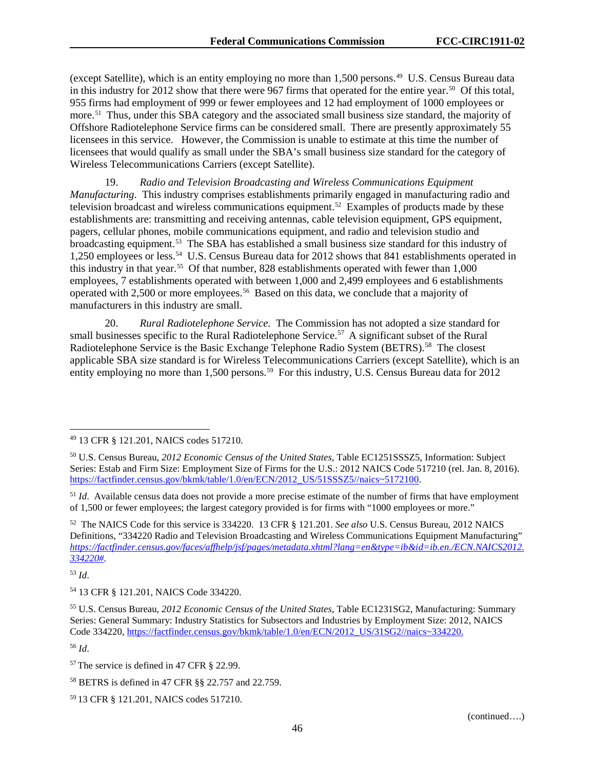(except Satellite), which is an entity employing no more than 1,500 persons.[49] U.S. Census Bureau data in this industry for 2012 show that there were 967 firms that operated for the entire year.[50] Of this total, 955 firms had employment of 999 or fewer employees and 12 had employment of 1000 employees or more.[51] Thus, under this SBA category and the associated small business size standard, the majority of Offshore Radiotelephone Service firms can be considered small. There are presently approximately 55 licensees in this service. However, the Commission is unable to estimate at this time the number of licensees that would qualify as small under the SBA's small business size standard for the category of Wireless Telecommunications Carriers (except Satellite).

19. *Radio and Television Broadcasting and Wireless Communications Equipment Manufacturing*. This industry comprises establishments primarily engaged in manufacturing radio and television broadcast and wireless communications equipment.[52] Examples of products made by these establishments are: transmitting and receiving antennas, cable television equipment, GPS equipment, pagers, cellular phones, mobile communications equipment, and radio and television studio and broadcasting equipment.[53] The SBA has established a small business size standard for this industry of 1,250 employees or less.[54] U.S. Census Bureau data for 2012 shows that 841 establishments operated in this industry in that year.[55] Of that number, 828 establishments operated with fewer than 1,000 employees, 7 establishments operated with between 1,000 and 2,499 employees and 6 establishments operated with 2,500 or more employees.[56] Based on this data, we conclude that a majority of manufacturers in this industry are small.

20. *Rural Radiotelephone Service.* The Commission has not adopted a size standard for small businesses specific to the Rural Radiotelephone Service.[57] A significant subset of the Rural Radiotelephone Service is the Basic Exchange Telephone Radio System (BETRS).[58] The closest applicable SBA size standard is for Wireless Telecommunications Carriers (except Satellite), which is an entity employing no more than 1,500 persons.[59] For this industry, U.S. Census Bureau data for 2012

---

[49] 13 CFR § 121.201, NAICS codes 517210.

[50] U.S. Census Bureau, *2012 Economic Census of the United States*, Table EC1251SSSZ5, Information: Subject Series: Estab and Firm Size: Employment Size of Firms for the U.S.: 2012 NAICS Code 517210 (rel. Jan. 8, 2016). https://factfinder.census.gov/bkmk/table/1.0/en/ECN/2012_US/51SSSZ5//naics~5172100.

[51] *Id*. Available census data does not provide a more precise estimate of the number of firms that have employment of 1,500 or fewer employees; the largest category provided is for firms with "1000 employees or more."

[52] The NAICS Code for this service is 334220. 13 CFR § 121.201. *See also* U.S. Census Bureau, 2012 NAICS Definitions, "334220 Radio and Television Broadcasting and Wireless Communications Equipment Manufacturing" *https://factfinder.census.gov/faces/affhelp/jsf/pages/metadata.xhtml?lang=en&type=ib&id=ib.en./ECN.NAICS2012.334220#*.

[53] *Id*.

[54] 13 CFR § 121.201, NAICS Code 334220.

[55] U.S. Census Bureau, *2012 Economic Census of the United States*, Table EC1231SG2, Manufacturing: Summary Series: General Summary: Industry Statistics for Subsectors and Industries by Employment Size: 2012, NAICS Code 334220, https://factfinder.census.gov/bkmk/table/1.0/en/ECN/2012_US/31SG2//naics~334220.

[56] *Id*.

[57] The service is defined in 47 CFR § 22.99.

[58] BETRS is defined in 47 CFR §§ 22.757 and 22.759.

[59] 13 CFR § 121.201, NAICS codes 517210.

(continued….)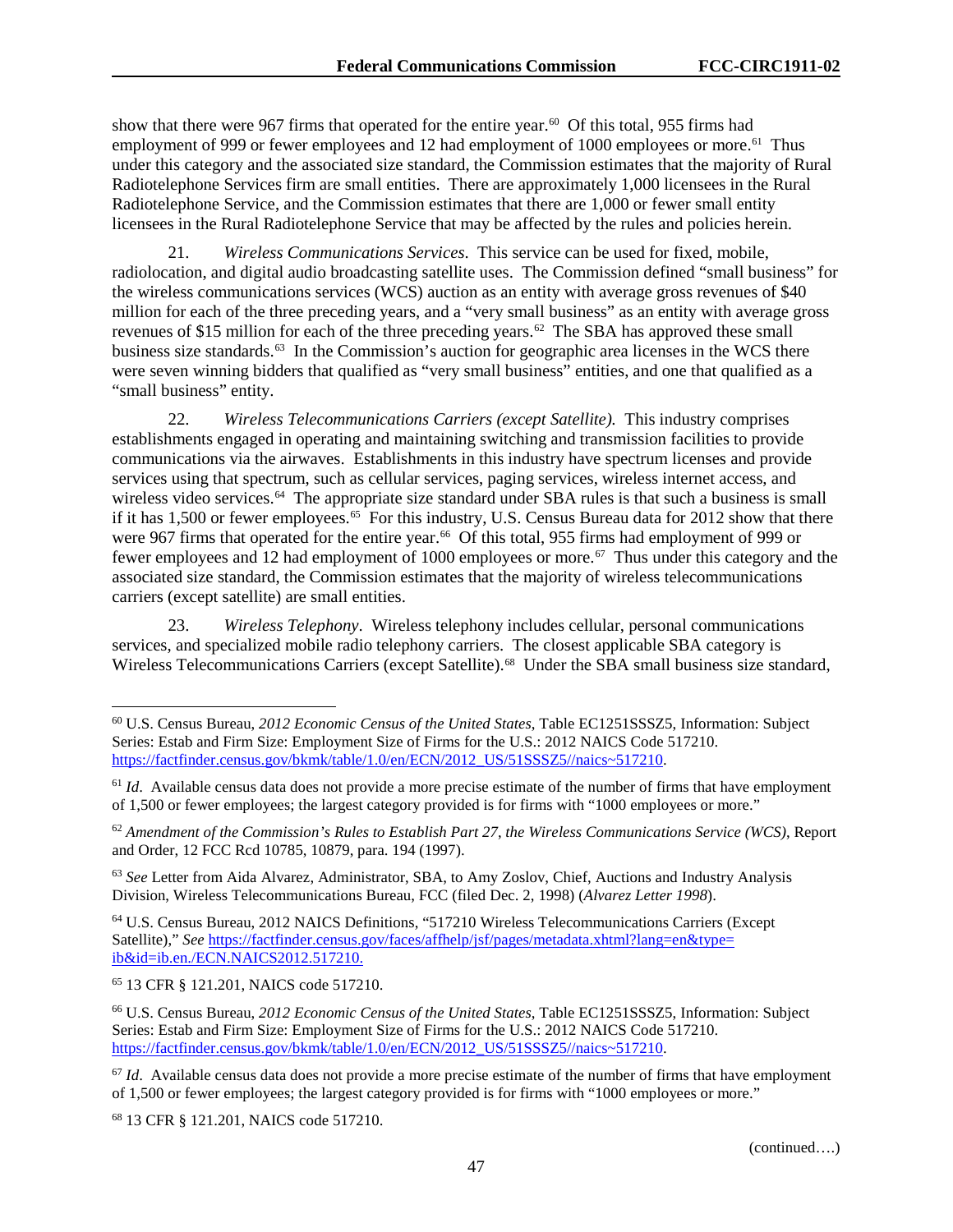show that there were 967 firms that operated for the entire year.[60] Of this total, 955 firms had employment of 999 or fewer employees and 12 had employment of 1000 employees or more.[61] Thus under this category and the associated size standard, the Commission estimates that the majority of Rural Radiotelephone Services firm are small entities. There are approximately 1,000 licensees in the Rural Radiotelephone Service, and the Commission estimates that there are 1,000 or fewer small entity licensees in the Rural Radiotelephone Service that may be affected by the rules and policies herein.

21. *Wireless Communications Services*. This service can be used for fixed, mobile, radiolocation, and digital audio broadcasting satellite uses. The Commission defined "small business" for the wireless communications services (WCS) auction as an entity with average gross revenues of $40 million for each of the three preceding years, and a "very small business" as an entity with average gross revenues of $15 million for each of the three preceding years.[62] The SBA has approved these small business size standards.[63] In the Commission's auction for geographic area licenses in the WCS there were seven winning bidders that qualified as "very small business" entities, and one that qualified as a "small business" entity.

22. *Wireless Telecommunications Carriers (except Satellite).* This industry comprises establishments engaged in operating and maintaining switching and transmission facilities to provide communications via the airwaves. Establishments in this industry have spectrum licenses and provide services using that spectrum, such as cellular services, paging services, wireless internet access, and wireless video services.[64] The appropriate size standard under SBA rules is that such a business is small if it has 1,500 or fewer employees.[65] For this industry, U.S. Census Bureau data for 2012 show that there were 967 firms that operated for the entire year.[66] Of this total, 955 firms had employment of 999 or fewer employees and 12 had employment of 1000 employees or more.[67] Thus under this category and the associated size standard, the Commission estimates that the majority of wireless telecommunications carriers (except satellite) are small entities.

23. *Wireless Telephony*. Wireless telephony includes cellular, personal communications services, and specialized mobile radio telephony carriers. The closest applicable SBA category is Wireless Telecommunications Carriers (except Satellite).[68] Under the SBA small business size standard,

---

[60] U.S. Census Bureau, *2012 Economic Census of the United States*, Table EC1251SSSZ5, Information: Subject Series: Estab and Firm Size: Employment Size of Firms for the U.S.: 2012 NAICS Code 517210. https://factfinder.census.gov/bkmk/table/1.0/en/ECN/2012_US/51SSSZ5//naics~517210.

[61] *Id*. Available census data does not provide a more precise estimate of the number of firms that have employment of 1,500 or fewer employees; the largest category provided is for firms with "1000 employees or more."

[62] *Amendment of the Commission's Rules to Establish Part 27, the Wireless Communications Service (WCS)*, Report and Order, 12 FCC Rcd 10785, 10879, para. 194 (1997).

[63] *See* Letter from Aida Alvarez, Administrator, SBA, to Amy Zoslov, Chief, Auctions and Industry Analysis Division, Wireless Telecommunications Bureau, FCC (filed Dec. 2, 1998) (*Alvarez Letter 1998*).

[64] U.S. Census Bureau, 2012 NAICS Definitions, "517210 Wireless Telecommunications Carriers (Except Satellite)," *See* https://factfinder.census.gov/faces/affhelp/jsf/pages/metadata.xhtml?lang=en&type=ib&id=ib.en./ECN.NAICS2012.517210.

[65] 13 CFR § 121.201, NAICS code 517210.

[66] U.S. Census Bureau, *2012 Economic Census of the United States*, Table EC1251SSSZ5, Information: Subject Series: Estab and Firm Size: Employment Size of Firms for the U.S.: 2012 NAICS Code 517210. https://factfinder.census.gov/bkmk/table/1.0/en/ECN/2012_US/51SSSZ5//naics~517210.

[67] *Id*. Available census data does not provide a more precise estimate of the number of firms that have employment of 1,500 or fewer employees; the largest category provided is for firms with "1000 employees or more."

[68] 13 CFR § 121.201, NAICS code 517210.

(continued….)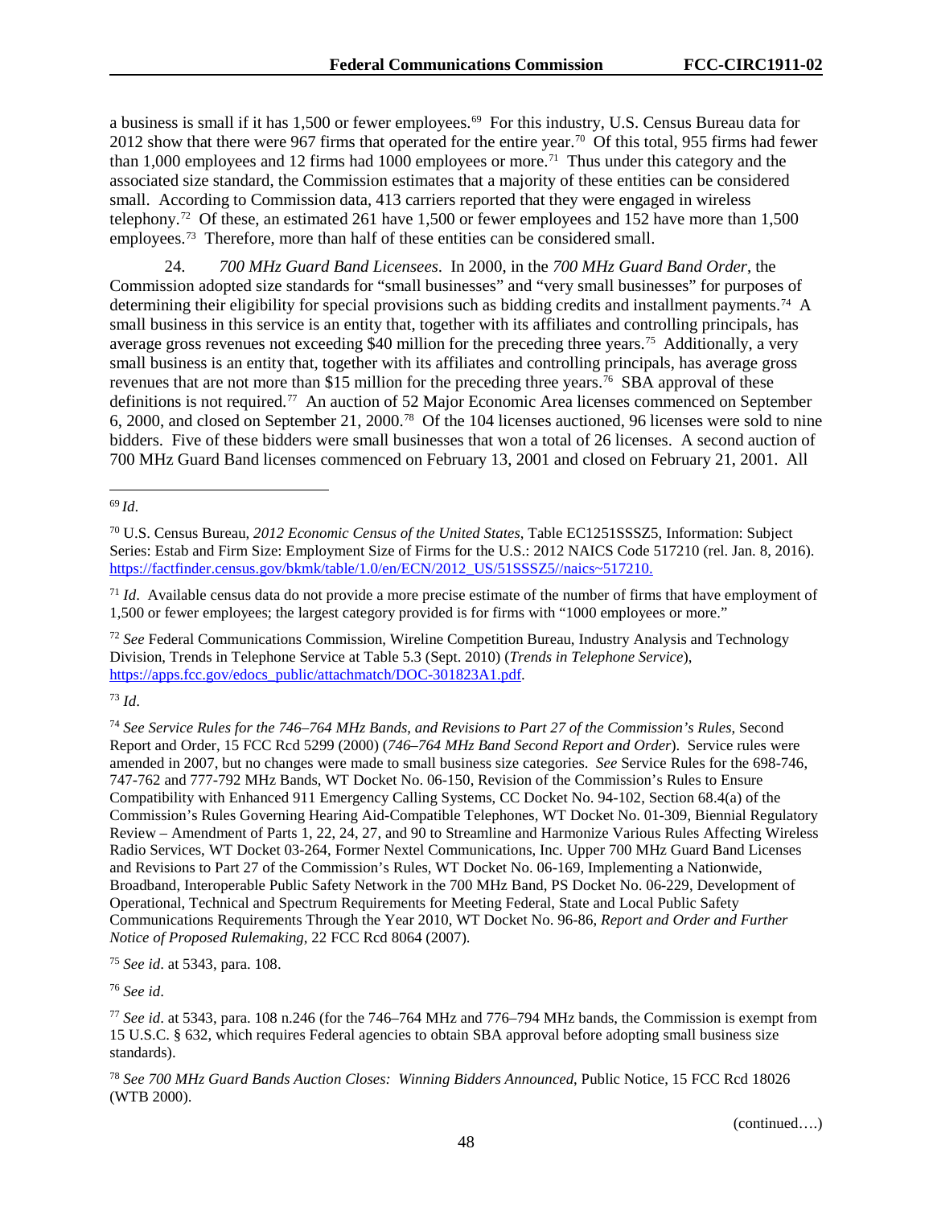a business is small if it has 1,500 or fewer employees.[69] For this industry, U.S. Census Bureau data for 2012 show that there were 967 firms that operated for the entire year.[70] Of this total, 955 firms had fewer than 1,000 employees and 12 firms had 1000 employees or more.[71] Thus under this category and the associated size standard, the Commission estimates that a majority of these entities can be considered small. According to Commission data, 413 carriers reported that they were engaged in wireless telephony.[72] Of these, an estimated 261 have 1,500 or fewer employees and 152 have more than 1,500 employees.[73] Therefore, more than half of these entities can be considered small.

24. *700 MHz Guard Band Licensees*. In 2000, in the *700 MHz Guard Band Order*, the Commission adopted size standards for "small businesses" and "very small businesses" for purposes of determining their eligibility for special provisions such as bidding credits and installment payments.[74] A small business in this service is an entity that, together with its affiliates and controlling principals, has average gross revenues not exceeding $40 million for the preceding three years.[75] Additionally, a very small business is an entity that, together with its affiliates and controlling principals, has average gross revenues that are not more than $15 million for the preceding three years.[76] SBA approval of these definitions is not required.[77] An auction of 52 Major Economic Area licenses commenced on September 6, 2000, and closed on September 21, 2000.[78] Of the 104 licenses auctioned, 96 licenses were sold to nine bidders. Five of these bidders were small businesses that won a total of 26 licenses. A second auction of 700 MHz Guard Band licenses commenced on February 13, 2001 and closed on February 21, 2001. All

---

[69] *Id*.

[70] U.S. Census Bureau, *2012 Economic Census of the United States*, Table EC1251SSSZ5, Information: Subject Series: Estab and Firm Size: Employment Size of Firms for the U.S.: 2012 NAICS Code 517210 (rel. Jan. 8, 2016). https://factfinder.census.gov/bkmk/table/1.0/en/ECN/2012_US/51SSSZ5//naics~517210.

[71] *Id*. Available census data do not provide a more precise estimate of the number of firms that have employment of 1,500 or fewer employees; the largest category provided is for firms with "1000 employees or more."

[72] *See* Federal Communications Commission, Wireline Competition Bureau, Industry Analysis and Technology Division, Trends in Telephone Service at Table 5.3 (Sept. 2010) (*Trends in Telephone Service*), https://apps.fcc.gov/edocs_public/attachmatch/DOC-301823A1.pdf.

[73] *Id*.

[74] *See Service Rules for the 746–764 MHz Bands, and Revisions to Part 27 of the Commission's Rules*, Second Report and Order, 15 FCC Rcd 5299 (2000) (*746–764 MHz Band Second Report and Order*). Service rules were amended in 2007, but no changes were made to small business size categories. *See* Service Rules for the 698-746, 747-762 and 777-792 MHz Bands, WT Docket No. 06-150, Revision of the Commission's Rules to Ensure Compatibility with Enhanced 911 Emergency Calling Systems, CC Docket No. 94-102, Section 68.4(a) of the Commission's Rules Governing Hearing Aid-Compatible Telephones, WT Docket No. 01-309, Biennial Regulatory Review – Amendment of Parts 1, 22, 24, 27, and 90 to Streamline and Harmonize Various Rules Affecting Wireless Radio Services, WT Docket 03-264, Former Nextel Communications, Inc. Upper 700 MHz Guard Band Licenses and Revisions to Part 27 of the Commission's Rules, WT Docket No. 06-169, Implementing a Nationwide, Broadband, Interoperable Public Safety Network in the 700 MHz Band, PS Docket No. 06-229, Development of Operational, Technical and Spectrum Requirements for Meeting Federal, State and Local Public Safety Communications Requirements Through the Year 2010, WT Docket No. 96-86, *Report and Order and Further Notice of Proposed Rulemaking*, 22 FCC Rcd 8064 (2007).

[75] *See id*. at 5343, para. 108.

[76] *See id*.

[77] *See id*. at 5343, para. 108 n.246 (for the 746–764 MHz and 776–794 MHz bands, the Commission is exempt from 15 U.S.C. § 632, which requires Federal agencies to obtain SBA approval before adopting small business size standards).

[78] *See 700 MHz Guard Bands Auction Closes: Winning Bidders Announced*, Public Notice, 15 FCC Rcd 18026 (WTB 2000).

(continued….)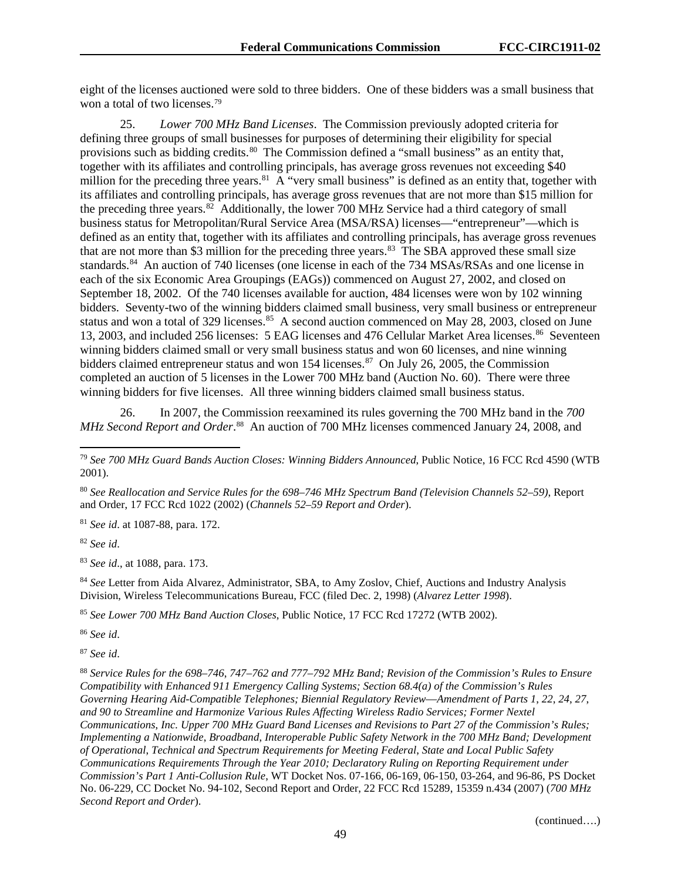eight of the licenses auctioned were sold to three bidders. One of these bidders was a small business that won a total of two licenses.[79]

25. *Lower 700 MHz Band Licenses*. The Commission previously adopted criteria for defining three groups of small businesses for purposes of determining their eligibility for special provisions such as bidding credits.[80] The Commission defined a "small business" as an entity that, together with its affiliates and controlling principals, has average gross revenues not exceeding $40 million for the preceding three years.[81] A "very small business" is defined as an entity that, together with its affiliates and controlling principals, has average gross revenues that are not more than $15 million for the preceding three years.[82] Additionally, the lower 700 MHz Service had a third category of small business status for Metropolitan/Rural Service Area (MSA/RSA) licenses—"entrepreneur"—which is defined as an entity that, together with its affiliates and controlling principals, has average gross revenues that are not more than $3 million for the preceding three years.[83] The SBA approved these small size standards.[84] An auction of 740 licenses (one license in each of the 734 MSAs/RSAs and one license in each of the six Economic Area Groupings (EAGs)) commenced on August 27, 2002, and closed on September 18, 2002. Of the 740 licenses available for auction, 484 licenses were won by 102 winning bidders. Seventy-two of the winning bidders claimed small business, very small business or entrepreneur status and won a total of 329 licenses.[85] A second auction commenced on May 28, 2003, closed on June 13, 2003, and included 256 licenses: 5 EAG licenses and 476 Cellular Market Area licenses.[86] Seventeen winning bidders claimed small or very small business status and won 60 licenses, and nine winning bidders claimed entrepreneur status and won 154 licenses.[87] On July 26, 2005, the Commission completed an auction of 5 licenses in the Lower 700 MHz band (Auction No. 60). There were three winning bidders for five licenses. All three winning bidders claimed small business status.

26. In 2007, the Commission reexamined its rules governing the 700 MHz band in the *700 MHz Second Report and Order*.[88] An auction of 700 MHz licenses commenced January 24, 2008, and

---

[79] *See 700 MHz Guard Bands Auction Closes: Winning Bidders Announced*, Public Notice, 16 FCC Rcd 4590 (WTB 2001).

[80] *See Reallocation and Service Rules for the 698–746 MHz Spectrum Band (Television Channels 52–59)*, Report and Order, 17 FCC Rcd 1022 (2002) (*Channels 52–59 Report and Order*).

[81] *See id*. at 1087-88, para. 172.

[82] *See id*.

[83] *See id*., at 1088, para. 173.

[84] *See* Letter from Aida Alvarez, Administrator, SBA, to Amy Zoslov, Chief, Auctions and Industry Analysis Division, Wireless Telecommunications Bureau, FCC (filed Dec. 2, 1998) (*Alvarez Letter 1998*).

[85] *See Lower 700 MHz Band Auction Closes*, Public Notice, 17 FCC Rcd 17272 (WTB 2002).

[86] *See id*.

[87] *See id*.

[88] *Service Rules for the 698–746, 747–762 and 777–792 MHz Band; Revision of the Commission's Rules to Ensure Compatibility with Enhanced 911 Emergency Calling Systems; Section 68.4(a) of the Commission's Rules Governing Hearing Aid-Compatible Telephones; Biennial Regulatory Review—Amendment of Parts 1, 22, 24, 27, and 90 to Streamline and Harmonize Various Rules Affecting Wireless Radio Services; Former Nextel Communications, Inc. Upper 700 MHz Guard Band Licenses and Revisions to Part 27 of the Commission's Rules; Implementing a Nationwide, Broadband, Interoperable Public Safety Network in the 700 MHz Band; Development of Operational, Technical and Spectrum Requirements for Meeting Federal, State and Local Public Safety Communications Requirements Through the Year 2010; Declaratory Ruling on Reporting Requirement under Commission's Part 1 Anti-Collusion Rule*, WT Docket Nos. 07-166, 06-169, 06-150, 03-264, and 96-86, PS Docket No. 06-229, CC Docket No. 94-102, Second Report and Order, 22 FCC Rcd 15289, 15359 n.434 (2007) (*700 MHz Second Report and Order*).

(continued….)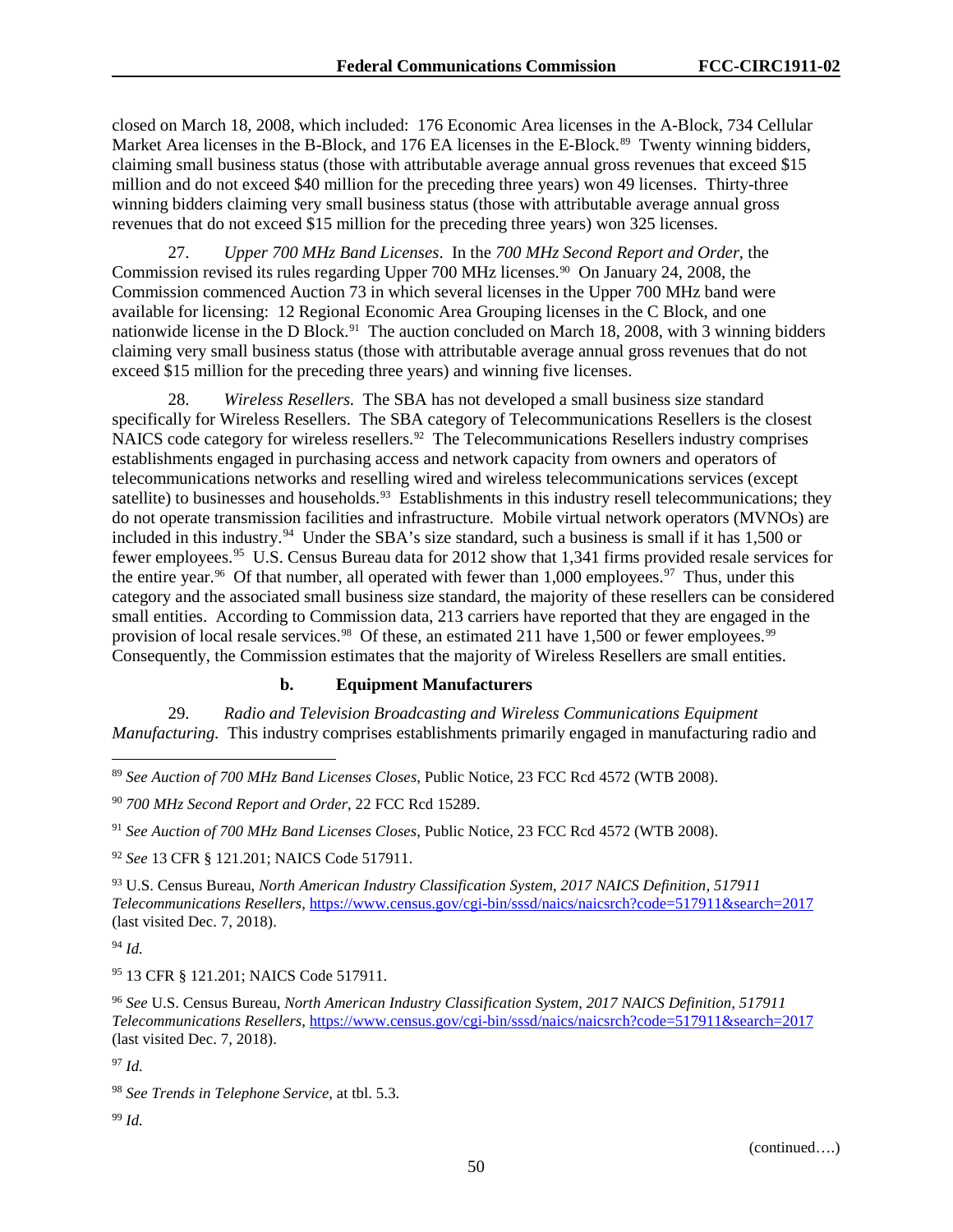closed on March 18, 2008, which included: 176 Economic Area licenses in the A-Block, 734 Cellular Market Area licenses in the B-Block, and 176 EA licenses in the E-Block.[89] Twenty winning bidders, claiming small business status (those with attributable average annual gross revenues that exceed $15 million and do not exceed $40 million for the preceding three years) won 49 licenses. Thirty-three winning bidders claiming very small business status (those with attributable average annual gross revenues that do not exceed $15 million for the preceding three years) won 325 licenses.

27. *Upper 700 MHz Band Licenses*. In the *700 MHz Second Report and Order*, the Commission revised its rules regarding Upper 700 MHz licenses.[90] On January 24, 2008, the Commission commenced Auction 73 in which several licenses in the Upper 700 MHz band were available for licensing: 12 Regional Economic Area Grouping licenses in the C Block, and one nationwide license in the D Block.[91] The auction concluded on March 18, 2008, with 3 winning bidders claiming very small business status (those with attributable average annual gross revenues that do not exceed $15 million for the preceding three years) and winning five licenses.

28. *Wireless Resellers.* The SBA has not developed a small business size standard specifically for Wireless Resellers. The SBA category of Telecommunications Resellers is the closest NAICS code category for wireless resellers.[92] The Telecommunications Resellers industry comprises establishments engaged in purchasing access and network capacity from owners and operators of telecommunications networks and reselling wired and wireless telecommunications services (except satellite) to businesses and households.[93] Establishments in this industry resell telecommunications; they do not operate transmission facilities and infrastructure. Mobile virtual network operators (MVNOs) are included in this industry.[94] Under the SBA's size standard, such a business is small if it has 1,500 or fewer employees.[95] U.S. Census Bureau data for 2012 show that 1,341 firms provided resale services for the entire year.[96] Of that number, all operated with fewer than 1,000 employees.[97] Thus, under this category and the associated small business size standard, the majority of these resellers can be considered small entities. According to Commission data, 213 carriers have reported that they are engaged in the provision of local resale services.[98] Of these, an estimated 211 have 1,500 or fewer employees.[99] Consequently, the Commission estimates that the majority of Wireless Resellers are small entities.

### b. Equipment Manufacturers

29. *Radio and Television Broadcasting and Wireless Communications Equipment Manufacturing.* This industry comprises establishments primarily engaged in manufacturing radio and

---

[89] *See Auction of 700 MHz Band Licenses Closes*, Public Notice, 23 FCC Rcd 4572 (WTB 2008).

[90] *700 MHz Second Report and Order*, 22 FCC Rcd 15289.

[91] *See Auction of 700 MHz Band Licenses Closes*, Public Notice, 23 FCC Rcd 4572 (WTB 2008).

[92] *See* 13 CFR § 121.201; NAICS Code 517911.

[93] U.S. Census Bureau, *North American Industry Classification System, 2017 NAICS Definition, 517911 Telecommunications Resellers*, https://www.census.gov/cgi-bin/sssd/naics/naicsrch?code=517911&search=2017 (last visited Dec. 7, 2018).

[94] *Id.*

[95] 13 CFR § 121.201; NAICS Code 517911.

[96] *See* U.S. Census Bureau, *North American Industry Classification System, 2017 NAICS Definition, 517911 Telecommunications Resellers*, https://www.census.gov/cgi-bin/sssd/naics/naicsrch?code=517911&search=2017 (last visited Dec. 7, 2018).

[97] *Id.*

[98] *See Trends in Telephone Service*, at tbl. 5.3.

[99] *Id.*

(continued….)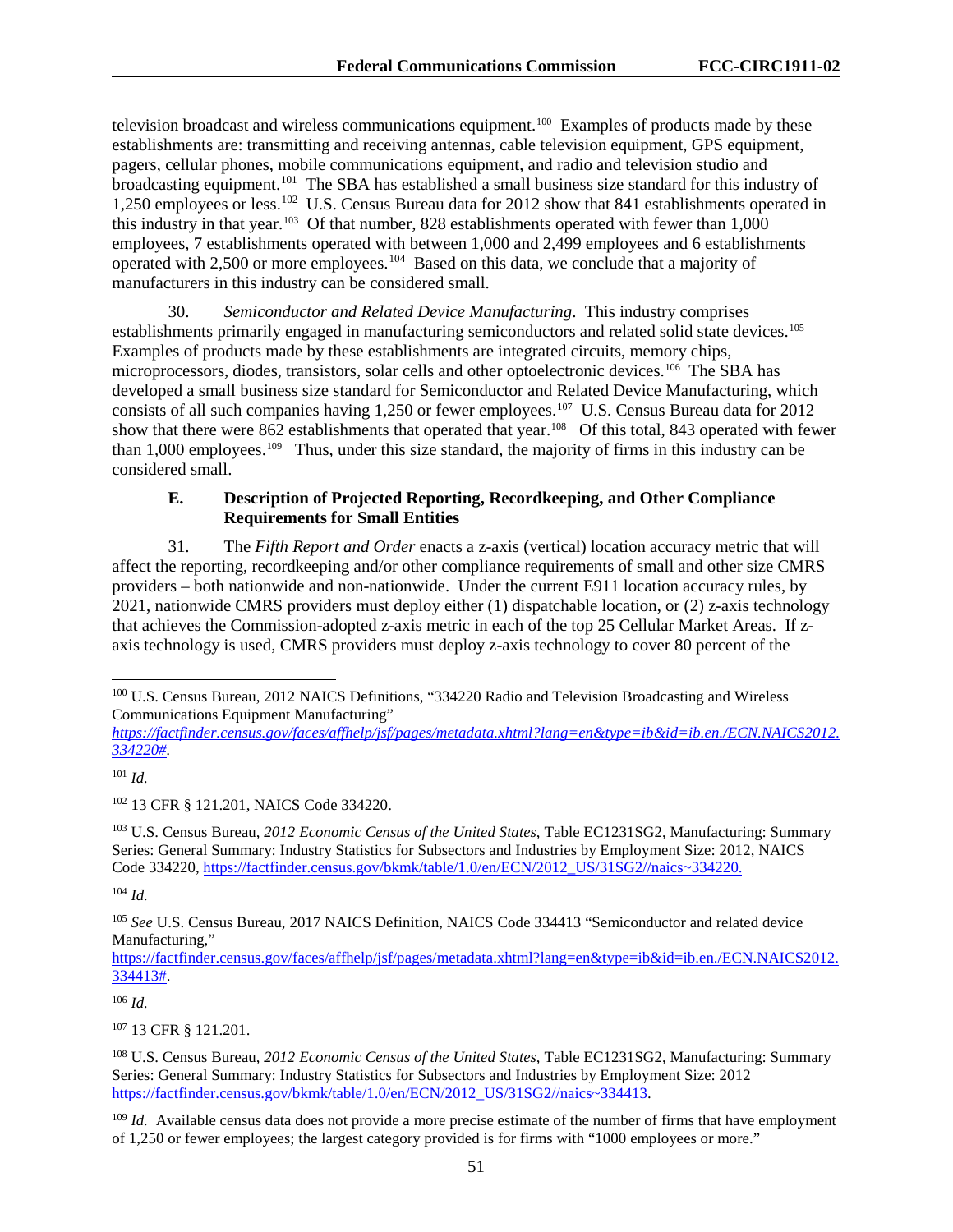television broadcast and wireless communications equipment.[100] Examples of products made by these establishments are: transmitting and receiving antennas, cable television equipment, GPS equipment, pagers, cellular phones, mobile communications equipment, and radio and television studio and broadcasting equipment.[101] The SBA has established a small business size standard for this industry of 1,250 employees or less.[102] U.S. Census Bureau data for 2012 show that 841 establishments operated in this industry in that year.[103] Of that number, 828 establishments operated with fewer than 1,000 employees, 7 establishments operated with between 1,000 and 2,499 employees and 6 establishments operated with 2,500 or more employees.[104] Based on this data, we conclude that a majority of manufacturers in this industry can be considered small.

30. *Semiconductor and Related Device Manufacturing*. This industry comprises establishments primarily engaged in manufacturing semiconductors and related solid state devices.[105] Examples of products made by these establishments are integrated circuits, memory chips, microprocessors, diodes, transistors, solar cells and other optoelectronic devices.[106] The SBA has developed a small business size standard for Semiconductor and Related Device Manufacturing, which consists of all such companies having 1,250 or fewer employees.[107] U.S. Census Bureau data for 2012 show that there were 862 establishments that operated that year.[108] Of this total, 843 operated with fewer than 1,000 employees.[109] Thus, under this size standard, the majority of firms in this industry can be considered small.

### E. Description of Projected Reporting, Recordkeeping, and Other Compliance Requirements for Small Entities

31. The *Fifth Report and Order* enacts a z-axis (vertical) location accuracy metric that will affect the reporting, recordkeeping and/or other compliance requirements of small and other size CMRS providers – both nationwide and non-nationwide. Under the current E911 location accuracy rules, by 2021, nationwide CMRS providers must deploy either (1) dispatchable location, or (2) z-axis technology that achieves the Commission-adopted z-axis metric in each of the top 25 Cellular Market Areas. If z-axis technology is used, CMRS providers must deploy z-axis technology to cover 80 percent of the

---

[100] U.S. Census Bureau, 2012 NAICS Definitions, "334220 Radio and Television Broadcasting and Wireless Communications Equipment Manufacturing" *https://factfinder.census.gov/faces/affhelp/jsf/pages/metadata.xhtml?lang=en&type=ib&id=ib.en./ECN.NAICS2012.334220#*.

[101] *Id.*

[102] 13 CFR § 121.201, NAICS Code 334220.

[103] U.S. Census Bureau, *2012 Economic Census of the United States*, Table EC1231SG2, Manufacturing: Summary Series: General Summary: Industry Statistics for Subsectors and Industries by Employment Size: 2012, NAICS Code 334220, https://factfinder.census.gov/bkmk/table/1.0/en/ECN/2012_US/31SG2//naics~334220.

[104] *Id.*

[105] *See* U.S. Census Bureau, 2017 NAICS Definition, NAICS Code 334413 "Semiconductor and related device Manufacturing," https://factfinder.census.gov/faces/affhelp/jsf/pages/metadata.xhtml?lang=en&type=ib&id=ib.en./ECN.NAICS2012.334413#.

[106] *Id.*

[107] 13 CFR § 121.201.

[108] U.S. Census Bureau, *2012 Economic Census of the United States*, Table EC1231SG2, Manufacturing: Summary Series: General Summary: Industry Statistics for Subsectors and Industries by Employment Size: 2012 https://factfinder.census.gov/bkmk/table/1.0/en/ECN/2012_US/31SG2//naics~334413.

[109] *Id.* Available census data does not provide a more precise estimate of the number of firms that have employment of 1,250 or fewer employees; the largest category provided is for firms with "1000 employees or more."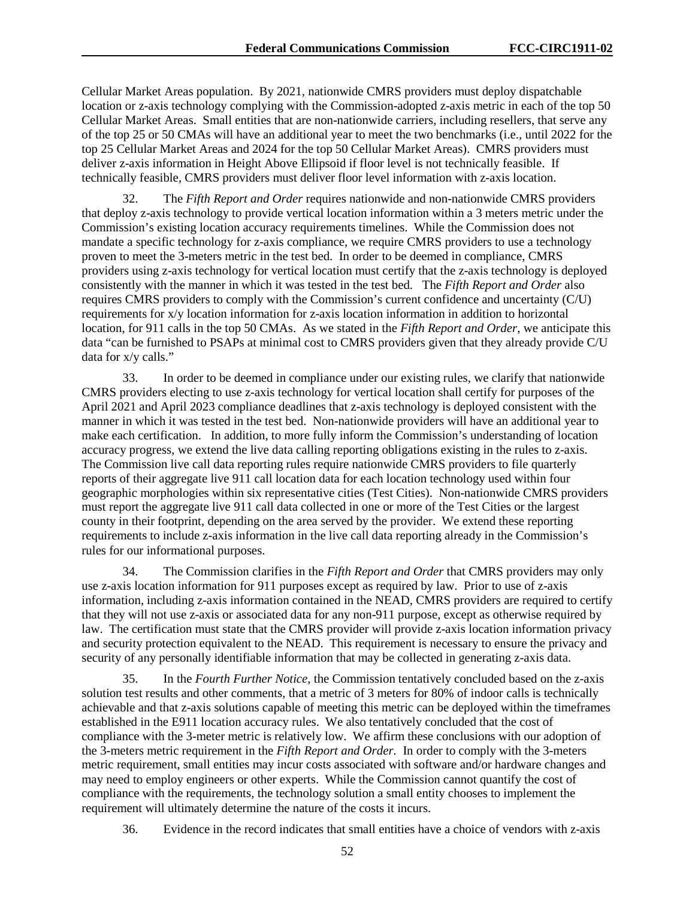Cellular Market Areas population. By 2021, nationwide CMRS providers must deploy dispatchable location or z-axis technology complying with the Commission-adopted z-axis metric in each of the top 50 Cellular Market Areas. Small entities that are non-nationwide carriers, including resellers, that serve any of the top 25 or 50 CMAs will have an additional year to meet the two benchmarks (i.e., until 2022 for the top 25 Cellular Market Areas and 2024 for the top 50 Cellular Market Areas). CMRS providers must deliver z-axis information in Height Above Ellipsoid if floor level is not technically feasible. If technically feasible, CMRS providers must deliver floor level information with z-axis location.

32. The *Fifth Report and Order* requires nationwide and non-nationwide CMRS providers that deploy z-axis technology to provide vertical location information within a 3 meters metric under the Commission's existing location accuracy requirements timelines. While the Commission does not mandate a specific technology for z-axis compliance, we require CMRS providers to use a technology proven to meet the 3-meters metric in the test bed. In order to be deemed in compliance, CMRS providers using z-axis technology for vertical location must certify that the z-axis technology is deployed consistently with the manner in which it was tested in the test bed. The *Fifth Report and Order* also requires CMRS providers to comply with the Commission's current confidence and uncertainty (C/U) requirements for x/y location information for z-axis location information in addition to horizontal location, for 911 calls in the top 50 CMAs. As we stated in the *Fifth Report and Order*, we anticipate this data "can be furnished to PSAPs at minimal cost to CMRS providers given that they already provide C/U data for x/y calls."

33. In order to be deemed in compliance under our existing rules, we clarify that nationwide CMRS providers electing to use z-axis technology for vertical location shall certify for purposes of the April 2021 and April 2023 compliance deadlines that z-axis technology is deployed consistent with the manner in which it was tested in the test bed. Non-nationwide providers will have an additional year to make each certification. In addition, to more fully inform the Commission's understanding of location accuracy progress, we extend the live data calling reporting obligations existing in the rules to z-axis. The Commission live call data reporting rules require nationwide CMRS providers to file quarterly reports of their aggregate live 911 call location data for each location technology used within four geographic morphologies within six representative cities (Test Cities). Non-nationwide CMRS providers must report the aggregate live 911 call data collected in one or more of the Test Cities or the largest county in their footprint, depending on the area served by the provider. We extend these reporting requirements to include z-axis information in the live call data reporting already in the Commission's rules for our informational purposes.

34. The Commission clarifies in the *Fifth Report and Order* that CMRS providers may only use z-axis location information for 911 purposes except as required by law. Prior to use of z-axis information, including z-axis information contained in the NEAD, CMRS providers are required to certify that they will not use z-axis or associated data for any non-911 purpose, except as otherwise required by law. The certification must state that the CMRS provider will provide z-axis location information privacy and security protection equivalent to the NEAD. This requirement is necessary to ensure the privacy and security of any personally identifiable information that may be collected in generating z-axis data.

35. In the *Fourth Further Notice*, the Commission tentatively concluded based on the z-axis solution test results and other comments, that a metric of 3 meters for 80% of indoor calls is technically achievable and that z-axis solutions capable of meeting this metric can be deployed within the timeframes established in the E911 location accuracy rules. We also tentatively concluded that the cost of compliance with the 3-meter metric is relatively low. We affirm these conclusions with our adoption of the 3-meters metric requirement in the *Fifth Report and Order*. In order to comply with the 3-meters metric requirement, small entities may incur costs associated with software and/or hardware changes and may need to employ engineers or other experts. While the Commission cannot quantify the cost of compliance with the requirements, the technology solution a small entity chooses to implement the requirement will ultimately determine the nature of the costs it incurs.

36. Evidence in the record indicates that small entities have a choice of vendors with z-axis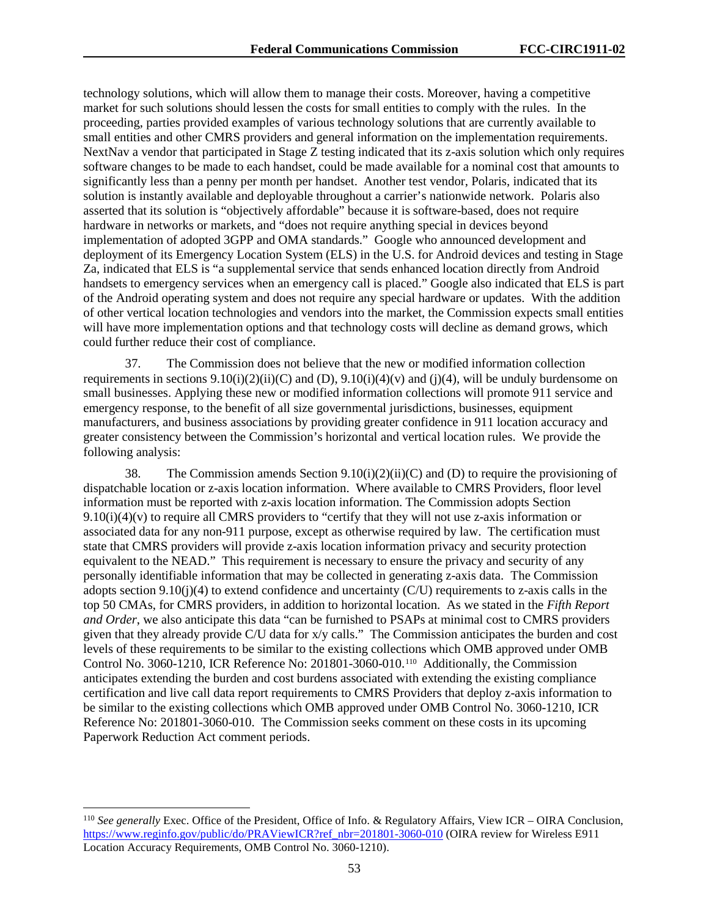technology solutions, which will allow them to manage their costs. Moreover, having a competitive market for such solutions should lessen the costs for small entities to comply with the rules. In the proceeding, parties provided examples of various technology solutions that are currently available to small entities and other CMRS providers and general information on the implementation requirements. NextNav a vendor that participated in Stage Z testing indicated that its z-axis solution which only requires software changes to be made to each handset, could be made available for a nominal cost that amounts to significantly less than a penny per month per handset. Another test vendor, Polaris, indicated that its solution is instantly available and deployable throughout a carrier's nationwide network. Polaris also asserted that its solution is "objectively affordable" because it is software-based, does not require hardware in networks or markets, and "does not require anything special in devices beyond implementation of adopted 3GPP and OMA standards." Google who announced development and deployment of its Emergency Location System (ELS) in the U.S. for Android devices and testing in Stage Za, indicated that ELS is "a supplemental service that sends enhanced location directly from Android handsets to emergency services when an emergency call is placed." Google also indicated that ELS is part of the Android operating system and does not require any special hardware or updates. With the addition of other vertical location technologies and vendors into the market, the Commission expects small entities will have more implementation options and that technology costs will decline as demand grows, which could further reduce their cost of compliance.

37. The Commission does not believe that the new or modified information collection requirements in sections 9.10(i)(2)(ii)(C) and (D), 9.10(i)(4)(v) and (j)(4), will be unduly burdensome on small businesses. Applying these new or modified information collections will promote 911 service and emergency response, to the benefit of all size governmental jurisdictions, businesses, equipment manufacturers, and business associations by providing greater confidence in 911 location accuracy and greater consistency between the Commission's horizontal and vertical location rules. We provide the following analysis:

38. The Commission amends Section 9.10(i)(2)(ii)(C) and (D) to require the provisioning of dispatchable location or z-axis location information. Where available to CMRS Providers, floor level information must be reported with z-axis location information. The Commission adopts Section 9.10(i)(4)(v) to require all CMRS providers to "certify that they will not use z-axis information or associated data for any non-911 purpose, except as otherwise required by law. The certification must state that CMRS providers will provide z-axis location information privacy and security protection equivalent to the NEAD." This requirement is necessary to ensure the privacy and security of any personally identifiable information that may be collected in generating z-axis data. The Commission adopts section 9.10(j)(4) to extend confidence and uncertainty (C/U) requirements to z-axis calls in the top 50 CMAs, for CMRS providers, in addition to horizontal location. As we stated in the *Fifth Report and Order*, we also anticipate this data "can be furnished to PSAPs at minimal cost to CMRS providers given that they already provide C/U data for x/y calls." The Commission anticipates the burden and cost levels of these requirements to be similar to the existing collections which OMB approved under OMB Control No. 3060-1210, ICR Reference No: 201801-3060-010.[110] Additionally, the Commission anticipates extending the burden and cost burdens associated with extending the existing compliance certification and live call data report requirements to CMRS Providers that deploy z-axis information to be similar to the existing collections which OMB approved under OMB Control No. 3060-1210, ICR Reference No: 201801-3060-010. The Commission seeks comment on these costs in its upcoming Paperwork Reduction Act comment periods.

---

[110] *See generally* Exec. Office of the President, Office of Info. & Regulatory Affairs, View ICR – OIRA Conclusion, https://www.reginfo.gov/public/do/PRAViewICR?ref_nbr=201801-3060-010 (OIRA review for Wireless E911 Location Accuracy Requirements, OMB Control No. 3060-1210).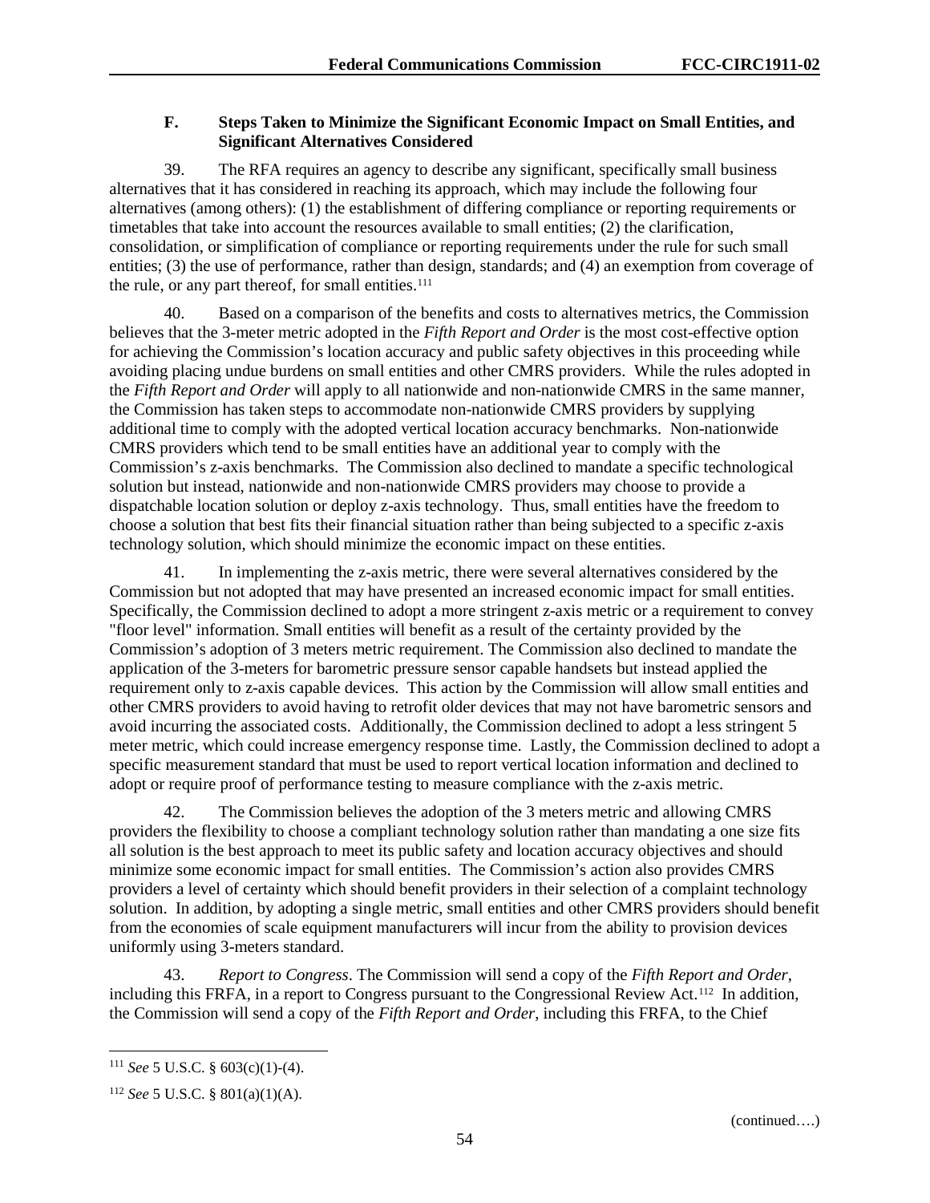### F. Steps Taken to Minimize the Significant Economic Impact on Small Entities, and Significant Alternatives Considered

39. The RFA requires an agency to describe any significant, specifically small business alternatives that it has considered in reaching its approach, which may include the following four alternatives (among others): (1) the establishment of differing compliance or reporting requirements or timetables that take into account the resources available to small entities; (2) the clarification, consolidation, or simplification of compliance or reporting requirements under the rule for such small entities; (3) the use of performance, rather than design, standards; and (4) an exemption from coverage of the rule, or any part thereof, for small entities.[111]

40. Based on a comparison of the benefits and costs to alternatives metrics, the Commission believes that the 3-meter metric adopted in the *Fifth Report and Order* is the most cost-effective option for achieving the Commission's location accuracy and public safety objectives in this proceeding while avoiding placing undue burdens on small entities and other CMRS providers. While the rules adopted in the *Fifth Report and Order* will apply to all nationwide and non-nationwide CMRS in the same manner, the Commission has taken steps to accommodate non-nationwide CMRS providers by supplying additional time to comply with the adopted vertical location accuracy benchmarks. Non-nationwide CMRS providers which tend to be small entities have an additional year to comply with the Commission's z-axis benchmarks. The Commission also declined to mandate a specific technological solution but instead, nationwide and non-nationwide CMRS providers may choose to provide a dispatchable location solution or deploy z-axis technology. Thus, small entities have the freedom to choose a solution that best fits their financial situation rather than being subjected to a specific z-axis technology solution, which should minimize the economic impact on these entities.

41. In implementing the z-axis metric, there were several alternatives considered by the Commission but not adopted that may have presented an increased economic impact for small entities. Specifically, the Commission declined to adopt a more stringent z-axis metric or a requirement to convey "floor level" information. Small entities will benefit as a result of the certainty provided by the Commission's adoption of 3 meters metric requirement. The Commission also declined to mandate the application of the 3-meters for barometric pressure sensor capable handsets but instead applied the requirement only to z-axis capable devices. This action by the Commission will allow small entities and other CMRS providers to avoid having to retrofit older devices that may not have barometric sensors and avoid incurring the associated costs. Additionally, the Commission declined to adopt a less stringent 5 meter metric, which could increase emergency response time. Lastly, the Commission declined to adopt a specific measurement standard that must be used to report vertical location information and declined to adopt or require proof of performance testing to measure compliance with the z-axis metric.

42. The Commission believes the adoption of the 3 meters metric and allowing CMRS providers the flexibility to choose a compliant technology solution rather than mandating a one size fits all solution is the best approach to meet its public safety and location accuracy objectives and should minimize some economic impact for small entities. The Commission's action also provides CMRS providers a level of certainty which should benefit providers in their selection of a complaint technology solution. In addition, by adopting a single metric, small entities and other CMRS providers should benefit from the economies of scale equipment manufacturers will incur from the ability to provision devices uniformly using 3-meters standard.

43. *Report to Congress*. The Commission will send a copy of the *Fifth Report and Order*, including this FRFA, in a report to Congress pursuant to the Congressional Review Act.[112] In addition, the Commission will send a copy of the *Fifth Report and Order*, including this FRFA, to the Chief

---

[111] *See* 5 U.S.C. § 603(c)(1)-(4).

[112] *See* 5 U.S.C. § 801(a)(1)(A).

(continued….)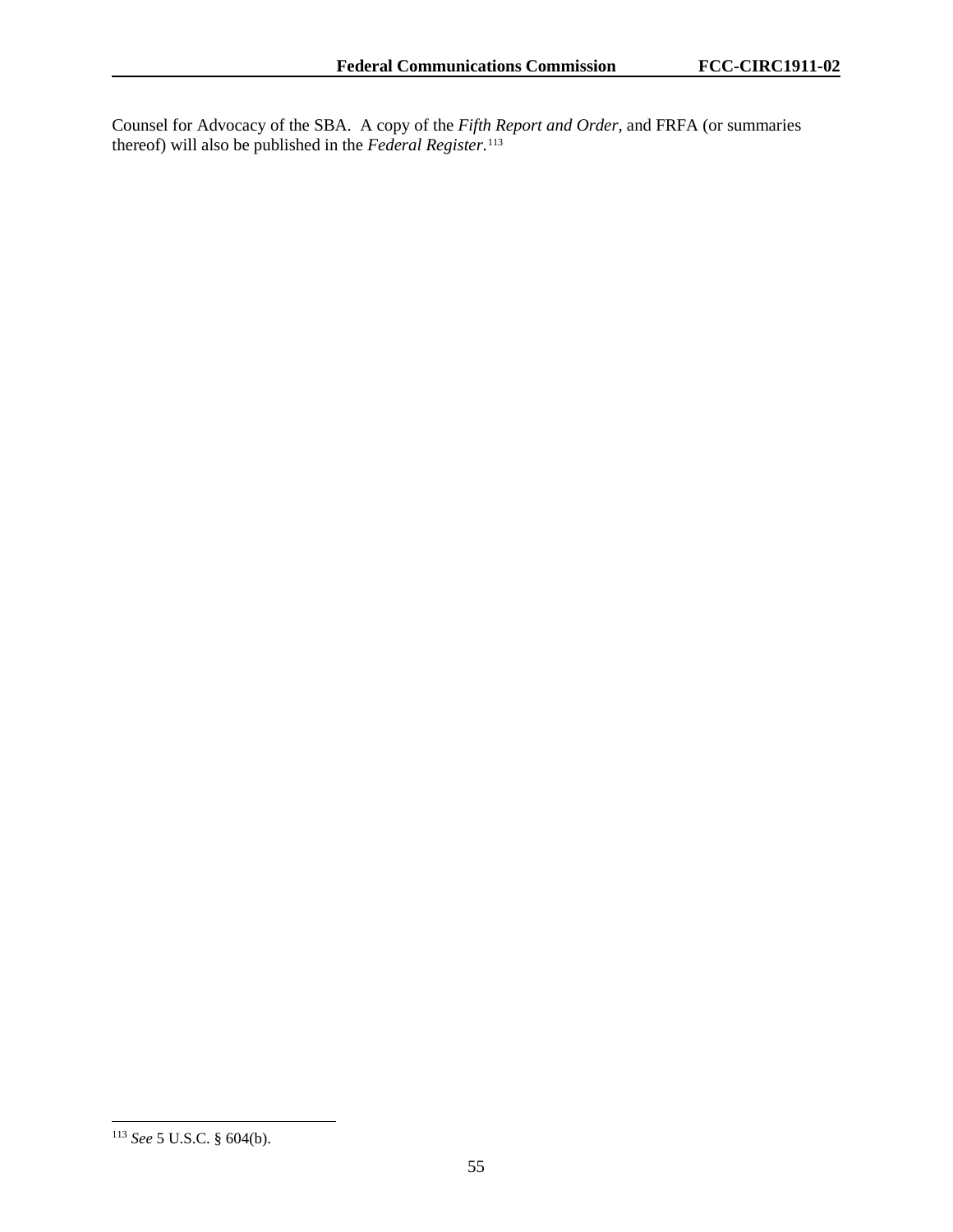Counsel for Advocacy of the SBA. A copy of the *Fifth Report and Order*, and FRFA (or summaries thereof) will also be published in the *Federal Register*.[113]

[113] *See* 5 U.S.C. § 604(b).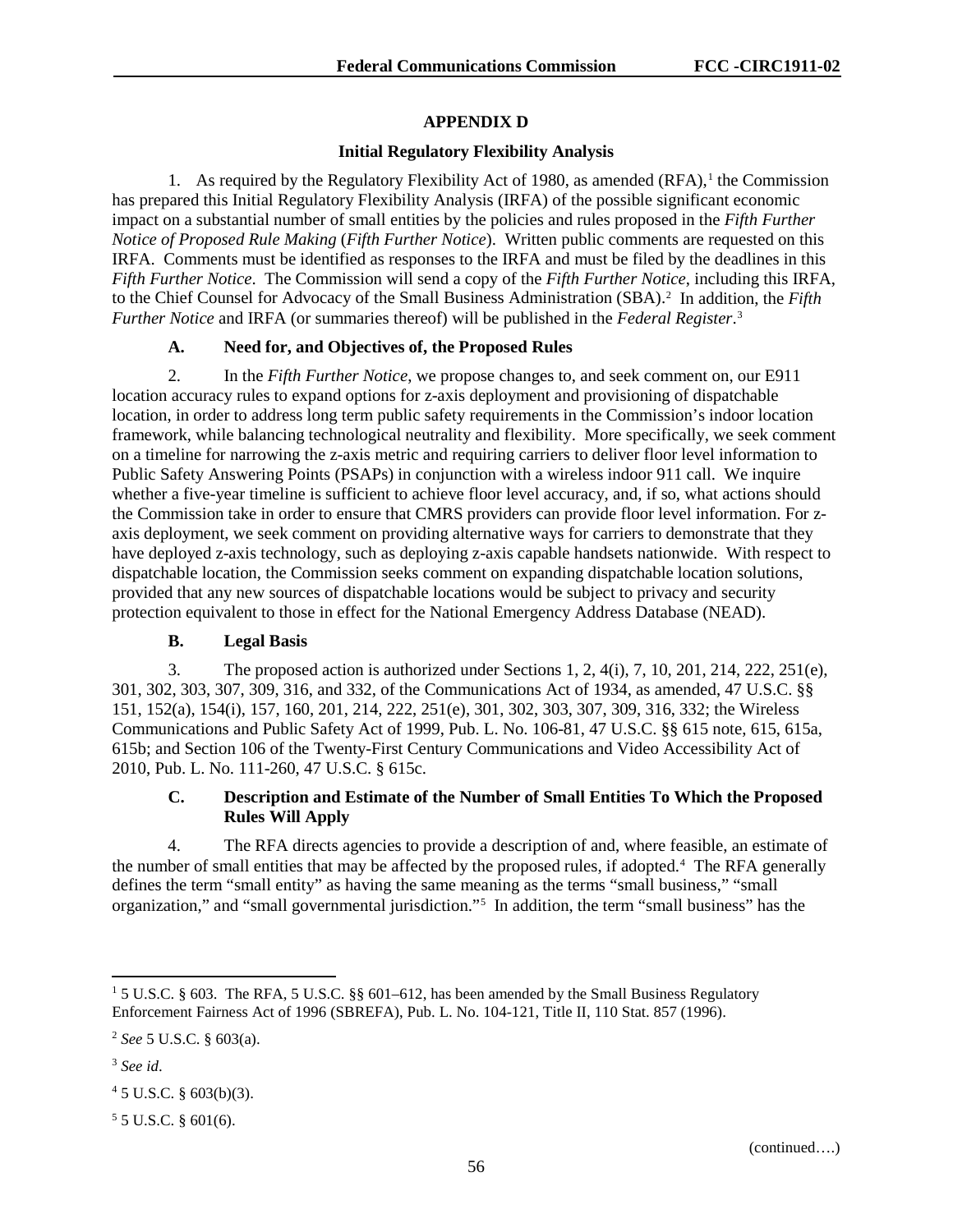## APPENDIX D

### Initial Regulatory Flexibility Analysis

1. As required by the Regulatory Flexibility Act of 1980, as amended (RFA),[1] the Commission has prepared this Initial Regulatory Flexibility Analysis (IRFA) of the possible significant economic impact on a substantial number of small entities by the policies and rules proposed in the *Fifth Further Notice of Proposed Rule Making* (*Fifth Further Notice*). Written public comments are requested on this IRFA. Comments must be identified as responses to the IRFA and must be filed by the deadlines in this *Fifth Further Notice*. The Commission will send a copy of the *Fifth Further Notice*, including this IRFA, to the Chief Counsel for Advocacy of the Small Business Administration (SBA).[2] In addition, the *Fifth Further Notice* and IRFA (or summaries thereof) will be published in the *Federal Register*.[3]

### A. Need for, and Objectives of, the Proposed Rules

2. In the *Fifth Further Notice*, we propose changes to, and seek comment on, our E911 location accuracy rules to expand options for z-axis deployment and provisioning of dispatchable location, in order to address long term public safety requirements in the Commission's indoor location framework, while balancing technological neutrality and flexibility. More specifically, we seek comment on a timeline for narrowing the z-axis metric and requiring carriers to deliver floor level information to Public Safety Answering Points (PSAPs) in conjunction with a wireless indoor 911 call. We inquire whether a five-year timeline is sufficient to achieve floor level accuracy, and, if so, what actions should the Commission take in order to ensure that CMRS providers can provide floor level information. For z-axis deployment, we seek comment on providing alternative ways for carriers to demonstrate that they have deployed z-axis technology, such as deploying z-axis capable handsets nationwide. With respect to dispatchable location, the Commission seeks comment on expanding dispatchable location solutions, provided that any new sources of dispatchable locations would be subject to privacy and security protection equivalent to those in effect for the National Emergency Address Database (NEAD).

### B. Legal Basis

3. The proposed action is authorized under Sections 1, 2, 4(i), 7, 10, 201, 214, 222, 251(e), 301, 302, 303, 307, 309, 316, and 332, of the Communications Act of 1934, as amended, 47 U.S.C. §§ 151, 152(a), 154(i), 157, 160, 201, 214, 222, 251(e), 301, 302, 303, 307, 309, 316, 332; the Wireless Communications and Public Safety Act of 1999, Pub. L. No. 106-81, 47 U.S.C. §§ 615 note, 615, 615a, 615b; and Section 106 of the Twenty-First Century Communications and Video Accessibility Act of 2010, Pub. L. No. 111-260, 47 U.S.C. § 615c.

### C. Description and Estimate of the Number of Small Entities To Which the Proposed Rules Will Apply

4. The RFA directs agencies to provide a description of and, where feasible, an estimate of the number of small entities that may be affected by the proposed rules, if adopted.[4] The RFA generally defines the term "small entity" as having the same meaning as the terms "small business," "small organization," and "small governmental jurisdiction."[5] In addition, the term "small business" has the

---

[1] 5 U.S.C. § 603. The RFA, 5 U.S.C. §§ 601–612, has been amended by the Small Business Regulatory Enforcement Fairness Act of 1996 (SBREFA), Pub. L. No. 104-121, Title II, 110 Stat. 857 (1996).

[2] *See* 5 U.S.C. § 603(a).

[3] *See id*.

[4] 5 U.S.C. § 603(b)(3).

[5] 5 U.S.C. § 601(6).

(continued….)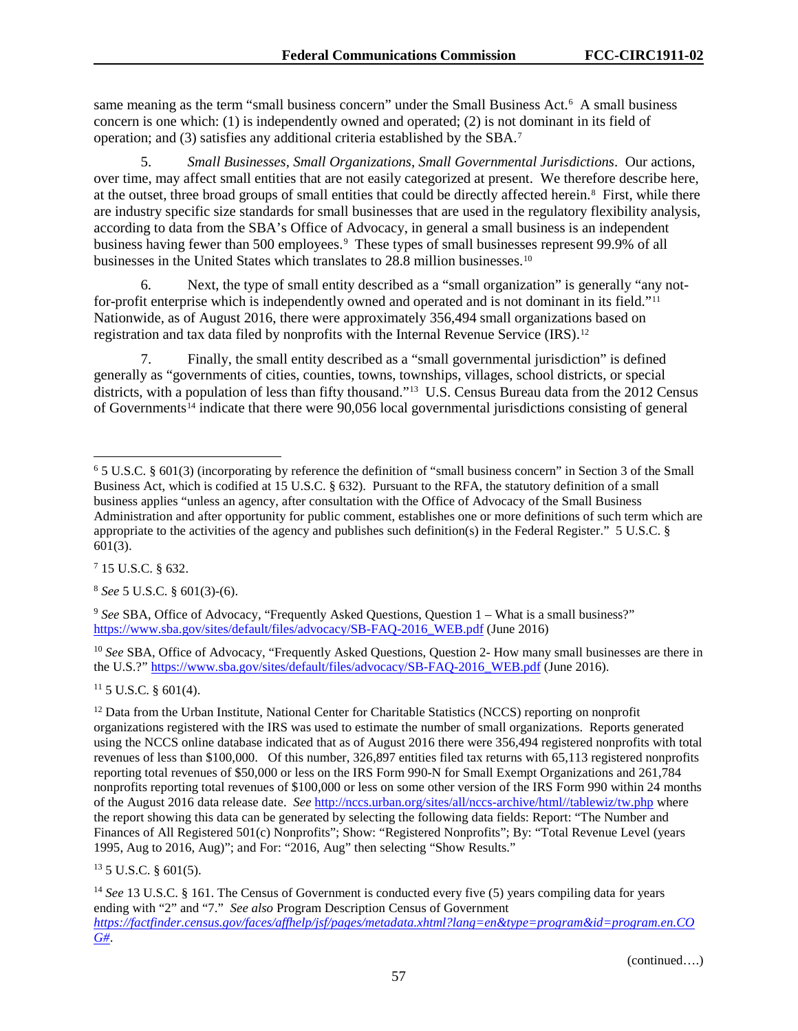same meaning as the term "small business concern" under the Small Business Act.[6] A small business concern is one which: (1) is independently owned and operated; (2) is not dominant in its field of operation; and (3) satisfies any additional criteria established by the SBA.[7]

5. *Small Businesses*, *Small Organizations*, *Small Governmental Jurisdictions*. Our actions, over time, may affect small entities that are not easily categorized at present. We therefore describe here, at the outset, three broad groups of small entities that could be directly affected herein.[8] First, while there are industry specific size standards for small businesses that are used in the regulatory flexibility analysis, according to data from the SBA's Office of Advocacy, in general a small business is an independent business having fewer than 500 employees.[9] These types of small businesses represent 99.9% of all businesses in the United States which translates to 28.8 million businesses.[10]

6. Next, the type of small entity described as a "small organization" is generally "any not-for-profit enterprise which is independently owned and operated and is not dominant in its field."[11] Nationwide, as of August 2016, there were approximately 356,494 small organizations based on registration and tax data filed by nonprofits with the Internal Revenue Service (IRS).[12]

7. Finally, the small entity described as a "small governmental jurisdiction" is defined generally as "governments of cities, counties, towns, townships, villages, school districts, or special districts, with a population of less than fifty thousand."[13] U.S. Census Bureau data from the 2012 Census of Governments[14] indicate that there were 90,056 local governmental jurisdictions consisting of general

---

[6] 5 U.S.C. § 601(3) (incorporating by reference the definition of "small business concern" in Section 3 of the Small Business Act, which is codified at 15 U.S.C. § 632). Pursuant to the RFA, the statutory definition of a small business applies "unless an agency, after consultation with the Office of Advocacy of the Small Business Administration and after opportunity for public comment, establishes one or more definitions of such term which are appropriate to the activities of the agency and publishes such definition(s) in the Federal Register." 5 U.S.C. § 601(3).

[7] 15 U.S.C. § 632.

[8] *See* 5 U.S.C. § 601(3)-(6).

[9] *See* SBA, Office of Advocacy, "Frequently Asked Questions, Question 1 – What is a small business?" https://www.sba.gov/sites/default/files/advocacy/SB-FAQ-2016_WEB.pdf (June 2016)

[10] *See* SBA, Office of Advocacy, "Frequently Asked Questions, Question 2- How many small businesses are there in the U.S.?" https://www.sba.gov/sites/default/files/advocacy/SB-FAQ-2016_WEB.pdf (June 2016).

[11] 5 U.S.C. § 601(4).

[12] Data from the Urban Institute, National Center for Charitable Statistics (NCCS) reporting on nonprofit organizations registered with the IRS was used to estimate the number of small organizations. Reports generated using the NCCS online database indicated that as of August 2016 there were 356,494 registered nonprofits with total revenues of less than $100,000. Of this number, 326,897 entities filed tax returns with 65,113 registered nonprofits reporting total revenues of $50,000 or less on the IRS Form 990-N for Small Exempt Organizations and 261,784 nonprofits reporting total revenues of $100,000 or less on some other version of the IRS Form 990 within 24 months of the August 2016 data release date. *See* http://nccs.urban.org/sites/all/nccs-archive/html//tablewiz/tw.php where the report showing this data can be generated by selecting the following data fields: Report: "The Number and Finances of All Registered 501(c) Nonprofits"; Show: "Registered Nonprofits"; By: "Total Revenue Level (years 1995, Aug to 2016, Aug)"; and For: "2016, Aug" then selecting "Show Results."

[13] 5 U.S.C. § 601(5).

[14] *See* 13 U.S.C. § 161. The Census of Government is conducted every five (5) years compiling data for years ending with "2" and "7." *See also* Program Description Census of Government *https://factfinder.census.gov/faces/affhelp/jsf/pages/metadata.xhtml?lang=en&type=program&id=program.en.COG#*.

(continued….)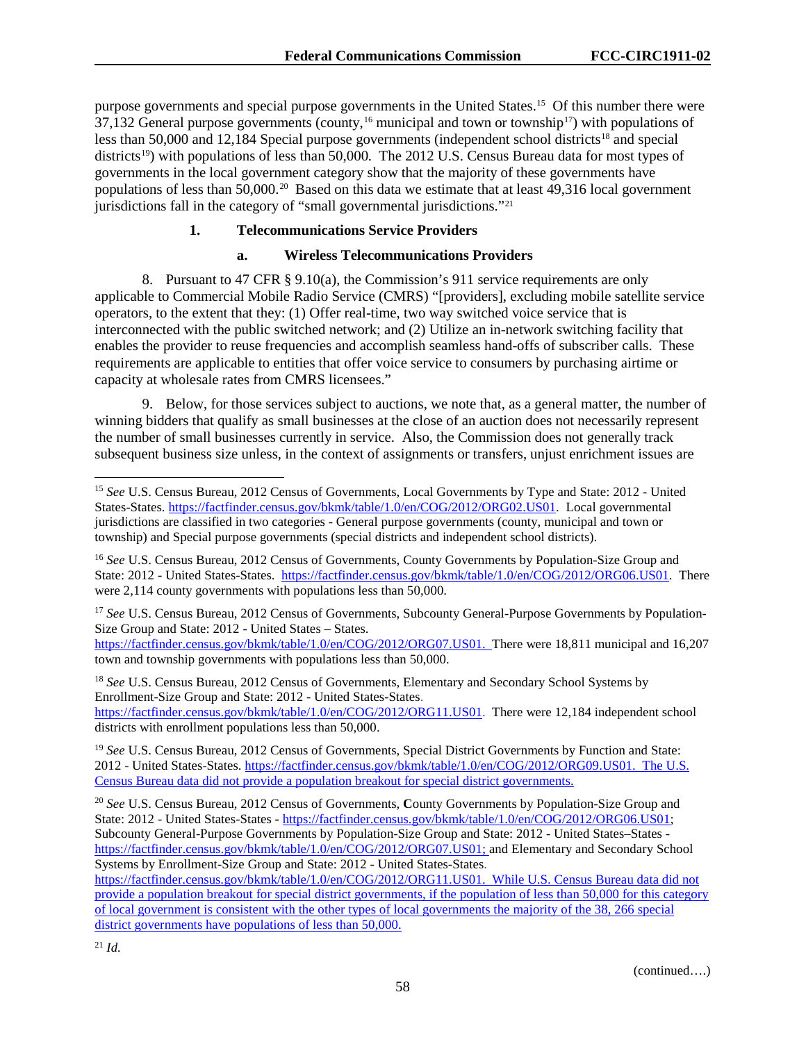purpose governments and special purpose governments in the United States.[15] Of this number there were 37,132 General purpose governments (county,[16] municipal and town or township[17]) with populations of less than 50,000 and 12,184 Special purpose governments (independent school districts[18] and special districts[19]) with populations of less than 50,000. The 2012 U.S. Census Bureau data for most types of governments in the local government category show that the majority of these governments have populations of less than 50,000.[20] Based on this data we estimate that at least 49,316 local government jurisdictions fall in the category of "small governmental jurisdictions."[21]

### 1. Telecommunications Service Providers

#### a. Wireless Telecommunications Providers

8. Pursuant to 47 CFR § 9.10(a), the Commission's 911 service requirements are only applicable to Commercial Mobile Radio Service (CMRS) "[providers], excluding mobile satellite service operators, to the extent that they: (1) Offer real-time, two way switched voice service that is interconnected with the public switched network; and (2) Utilize an in-network switching facility that enables the provider to reuse frequencies and accomplish seamless hand-offs of subscriber calls. These requirements are applicable to entities that offer voice service to consumers by purchasing airtime or capacity at wholesale rates from CMRS licensees."

9. Below, for those services subject to auctions, we note that, as a general matter, the number of winning bidders that qualify as small businesses at the close of an auction does not necessarily represent the number of small businesses currently in service. Also, the Commission does not generally track subsequent business size unless, in the context of assignments or transfers, unjust enrichment issues are

---

[15] *See* U.S. Census Bureau, 2012 Census of Governments, Local Governments by Type and State: 2012 - United States-States. https://factfinder.census.gov/bkmk/table/1.0/en/COG/2012/ORG02.US01. Local governmental jurisdictions are classified in two categories - General purpose governments (county, municipal and town or township) and Special purpose governments (special districts and independent school districts).

[16] *See* U.S. Census Bureau, 2012 Census of Governments, County Governments by Population-Size Group and State: 2012 - United States-States. https://factfinder.census.gov/bkmk/table/1.0/en/COG/2012/ORG06.US01. There were 2,114 county governments with populations less than 50,000.

[17] *See* U.S. Census Bureau, 2012 Census of Governments, Subcounty General-Purpose Governments by Population-Size Group and State: 2012 - United States – States. https://factfinder.census.gov/bkmk/table/1.0/en/COG/2012/ORG07.US01. There were 18,811 municipal and 16,207 town and township governments with populations less than 50,000.

[18] *See* U.S. Census Bureau, 2012 Census of Governments, Elementary and Secondary School Systems by Enrollment-Size Group and State: 2012 - United States-States. https://factfinder.census.gov/bkmk/table/1.0/en/COG/2012/ORG11.US01. There were 12,184 independent school districts with enrollment populations less than 50,000.

[19] *See* U.S. Census Bureau, 2012 Census of Governments, Special District Governments by Function and State: 2012 - United States-States. https://factfinder.census.gov/bkmk/table/1.0/en/COG/2012/ORG09.US01. The U.S. Census Bureau data did not provide a population breakout for special district governments.

[20] *See* U.S. Census Bureau, 2012 Census of Governments, County Governments by Population-Size Group and State: 2012 - United States-States - https://factfinder.census.gov/bkmk/table/1.0/en/COG/2012/ORG06.US01; Subcounty General-Purpose Governments by Population-Size Group and State: 2012 - United States–States - https://factfinder.census.gov/bkmk/table/1.0/en/COG/2012/ORG07.US01; and Elementary and Secondary School Systems by Enrollment-Size Group and State: 2012 - United States-States. https://factfinder.census.gov/bkmk/table/1.0/en/COG/2012/ORG11.US01. While U.S. Census Bureau data did not provide a population breakout for special district governments, if the population of less than 50,000 for this category of local government is consistent with the other types of local governments the majority of the 38, 266 special district governments have populations of less than 50,000.

[21] *Id.*

(continued….)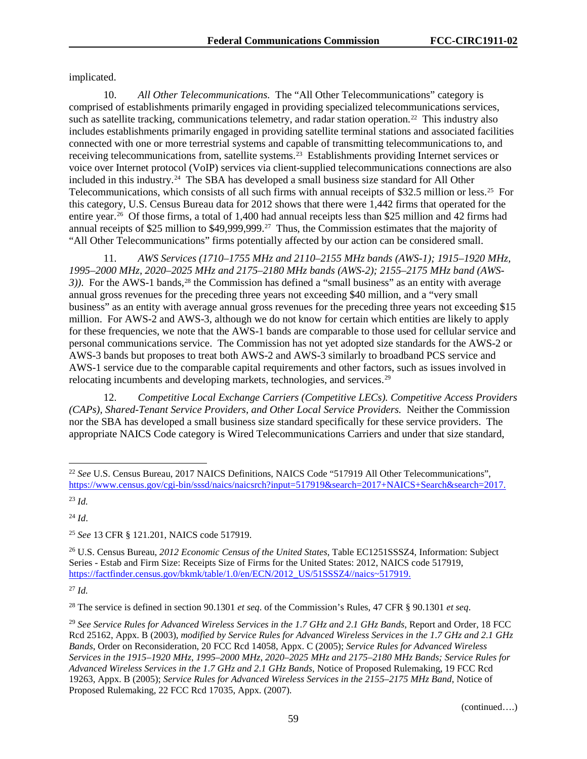implicated.

10. *All Other Telecommunications.* The "All Other Telecommunications" category is comprised of establishments primarily engaged in providing specialized telecommunications services, such as satellite tracking, communications telemetry, and radar station operation.[22] This industry also includes establishments primarily engaged in providing satellite terminal stations and associated facilities connected with one or more terrestrial systems and capable of transmitting telecommunications to, and receiving telecommunications from, satellite systems.[23] Establishments providing Internet services or voice over Internet protocol (VoIP) services via client-supplied telecommunications connections are also included in this industry.[24] The SBA has developed a small business size standard for All Other Telecommunications, which consists of all such firms with annual receipts of $32.5 million or less.[25] For this category, U.S. Census Bureau data for 2012 shows that there were 1,442 firms that operated for the entire year.[26] Of those firms, a total of 1,400 had annual receipts less than $25 million and 42 firms had annual receipts of $25 million to $49,999,999.[27] Thus, the Commission estimates that the majority of "All Other Telecommunications" firms potentially affected by our action can be considered small.

11. *AWS Services (1710–1755 MHz and 2110–2155 MHz bands (AWS-1); 1915–1920 MHz, 1995–2000 MHz, 2020–2025 MHz and 2175–2180 MHz bands (AWS-2); 2155–2175 MHz band (AWS-3)).* For the AWS-1 bands,[28] the Commission has defined a "small business" as an entity with average annual gross revenues for the preceding three years not exceeding $40 million, and a "very small business" as an entity with average annual gross revenues for the preceding three years not exceeding $15 million. For AWS-2 and AWS-3, although we do not know for certain which entities are likely to apply for these frequencies, we note that the AWS-1 bands are comparable to those used for cellular service and personal communications service. The Commission has not yet adopted size standards for the AWS-2 or AWS-3 bands but proposes to treat both AWS-2 and AWS-3 similarly to broadband PCS service and AWS-1 service due to the comparable capital requirements and other factors, such as issues involved in relocating incumbents and developing markets, technologies, and services.[29]

12. *Competitive Local Exchange Carriers (Competitive LECs). Competitive Access Providers (CAPs), Shared-Tenant Service Providers, and Other Local Service Providers.* Neither the Commission nor the SBA has developed a small business size standard specifically for these service providers. The appropriate NAICS Code category is Wired Telecommunications Carriers and under that size standard,

---

[22] *See* U.S. Census Bureau, 2017 NAICS Definitions, NAICS Code "517919 All Other Telecommunications", https://www.census.gov/cgi-bin/sssd/naics/naicsrch?input=517919&search=2017+NAICS+Search&search=2017.

[23] *Id.*

[24] *Id*.

[25] *See* 13 CFR § 121.201, NAICS code 517919.

[26] U.S. Census Bureau, *2012 Economic Census of the United States*, Table EC1251SSSZ4, Information: Subject Series - Estab and Firm Size: Receipts Size of Firms for the United States: 2012, NAICS code 517919, https://factfinder.census.gov/bkmk/table/1.0/en/ECN/2012_US/51SSSZ4//naics~517919.

[27] *Id.*

[28] The service is defined in section 90.1301 *et seq*. of the Commission's Rules, 47 CFR § 90.1301 *et seq*.

[29] *See Service Rules for Advanced Wireless Services in the 1.7 GHz and 2.1 GHz Bands*, Report and Order, 18 FCC Rcd 25162, Appx. B (2003), *modified by Service Rules for Advanced Wireless Services in the 1.7 GHz and 2.1 GHz Bands*, Order on Reconsideration, 20 FCC Rcd 14058, Appx. C (2005); *Service Rules for Advanced Wireless Services in the 1915–1920 MHz, 1995–2000 MHz, 2020–2025 MHz and 2175–2180 MHz Bands; Service Rules for Advanced Wireless Services in the 1.7 GHz and 2.1 GHz Bands*, Notice of Proposed Rulemaking, 19 FCC Rcd 19263, Appx. B (2005); *Service Rules for Advanced Wireless Services in the 2155–2175 MHz Band*, Notice of Proposed Rulemaking, 22 FCC Rcd 17035, Appx. (2007).

(continued….)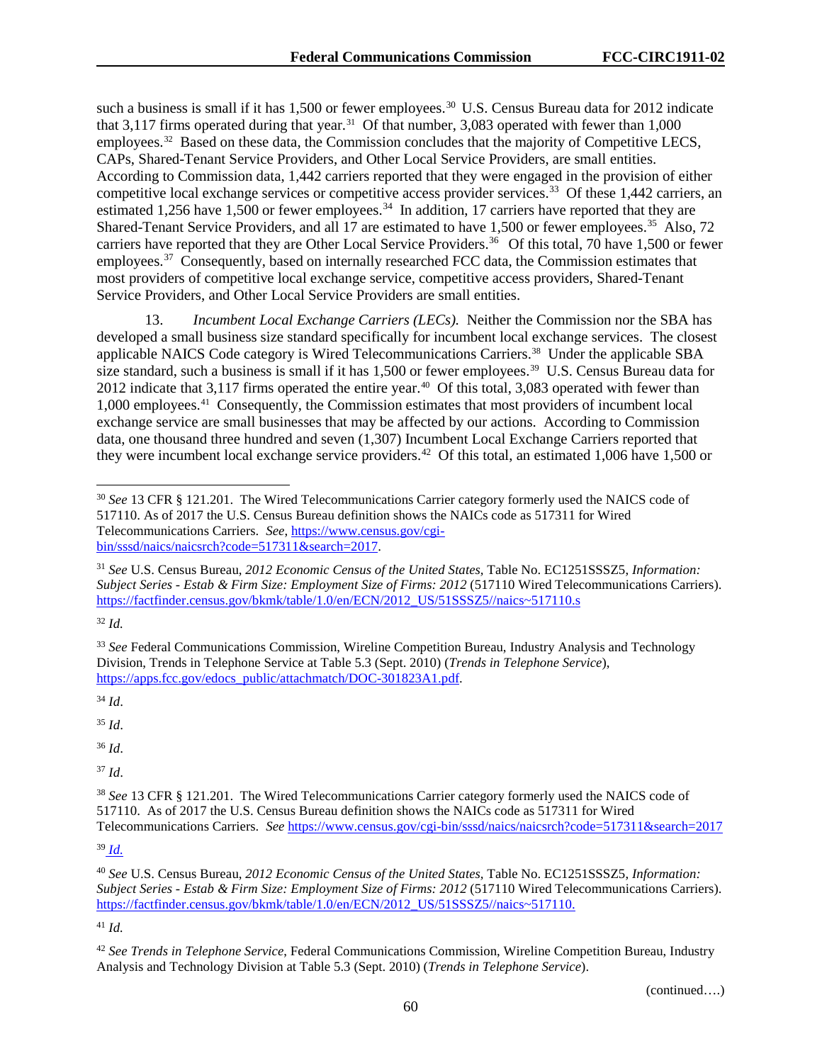such a business is small if it has 1,500 or fewer employees.[30] U.S. Census Bureau data for 2012 indicate that 3,117 firms operated during that year.[31] Of that number, 3,083 operated with fewer than 1,000 employees.[32] Based on these data, the Commission concludes that the majority of Competitive LECS, CAPs, Shared-Tenant Service Providers, and Other Local Service Providers, are small entities. According to Commission data, 1,442 carriers reported that they were engaged in the provision of either competitive local exchange services or competitive access provider services.[33] Of these 1,442 carriers, an estimated 1,256 have 1,500 or fewer employees.[34] In addition, 17 carriers have reported that they are Shared-Tenant Service Providers, and all 17 are estimated to have 1,500 or fewer employees.[35] Also, 72 carriers have reported that they are Other Local Service Providers.[36] Of this total, 70 have 1,500 or fewer employees.[37] Consequently, based on internally researched FCC data, the Commission estimates that most providers of competitive local exchange service, competitive access providers, Shared-Tenant Service Providers, and Other Local Service Providers are small entities.

13. *Incumbent Local Exchange Carriers (LECs).* Neither the Commission nor the SBA has developed a small business size standard specifically for incumbent local exchange services. The closest applicable NAICS Code category is Wired Telecommunications Carriers.[38] Under the applicable SBA size standard, such a business is small if it has 1,500 or fewer employees.[39] U.S. Census Bureau data for 2012 indicate that 3,117 firms operated the entire year.[40] Of this total, 3,083 operated with fewer than 1,000 employees.[41] Consequently, the Commission estimates that most providers of incumbent local exchange service are small businesses that may be affected by our actions. According to Commission data, one thousand three hundred and seven (1,307) Incumbent Local Exchange Carriers reported that they were incumbent local exchange service providers.[42] Of this total, an estimated 1,006 have 1,500 or

---

[30] *See* 13 CFR § 121.201. The Wired Telecommunications Carrier category formerly used the NAICS code of 517110. As of 2017 the U.S. Census Bureau definition shows the NAICs code as 517311 for Wired Telecommunications Carriers. *See*, https://www.census.gov/cgi-bin/sssd/naics/naicsrch?code=517311&search=2017.

[31] *See* U.S. Census Bureau, *2012 Economic Census of the United States*, Table No. EC1251SSSZ5, *Information: Subject Series - Estab & Firm Size: Employment Size of Firms: 2012* (517110 Wired Telecommunications Carriers). https://factfinder.census.gov/bkmk/table/1.0/en/ECN/2012_US/51SSSZ5//naics~517110.s

[32] *Id.*

[33] *See* Federal Communications Commission, Wireline Competition Bureau, Industry Analysis and Technology Division, Trends in Telephone Service at Table 5.3 (Sept. 2010) (*Trends in Telephone Service*), https://apps.fcc.gov/edocs_public/attachmatch/DOC-301823A1.pdf.

[34] *Id*.

[35] *Id*.

[36] *Id*.

[37] *Id*.

[38] *See* 13 CFR § 121.201. The Wired Telecommunications Carrier category formerly used the NAICS code of 517110. As of 2017 the U.S. Census Bureau definition shows the NAICs code as 517311 for Wired Telecommunications Carriers. *See* https://www.census.gov/cgi-bin/sssd/naics/naicsrch?code=517311&search=2017

[39] *Id.*

[40] *See* U.S. Census Bureau, *2012 Economic Census of the United States*, Table No. EC1251SSSZ5, *Information: Subject Series - Estab & Firm Size: Employment Size of Firms: 2012* (517110 Wired Telecommunications Carriers). https://factfinder.census.gov/bkmk/table/1.0/en/ECN/2012_US/51SSSZ5//naics~517110.

[41] *Id.*

[42] *See Trends in Telephone Service*, Federal Communications Commission, Wireline Competition Bureau, Industry Analysis and Technology Division at Table 5.3 (Sept. 2010) (*Trends in Telephone Service*).

(continued….)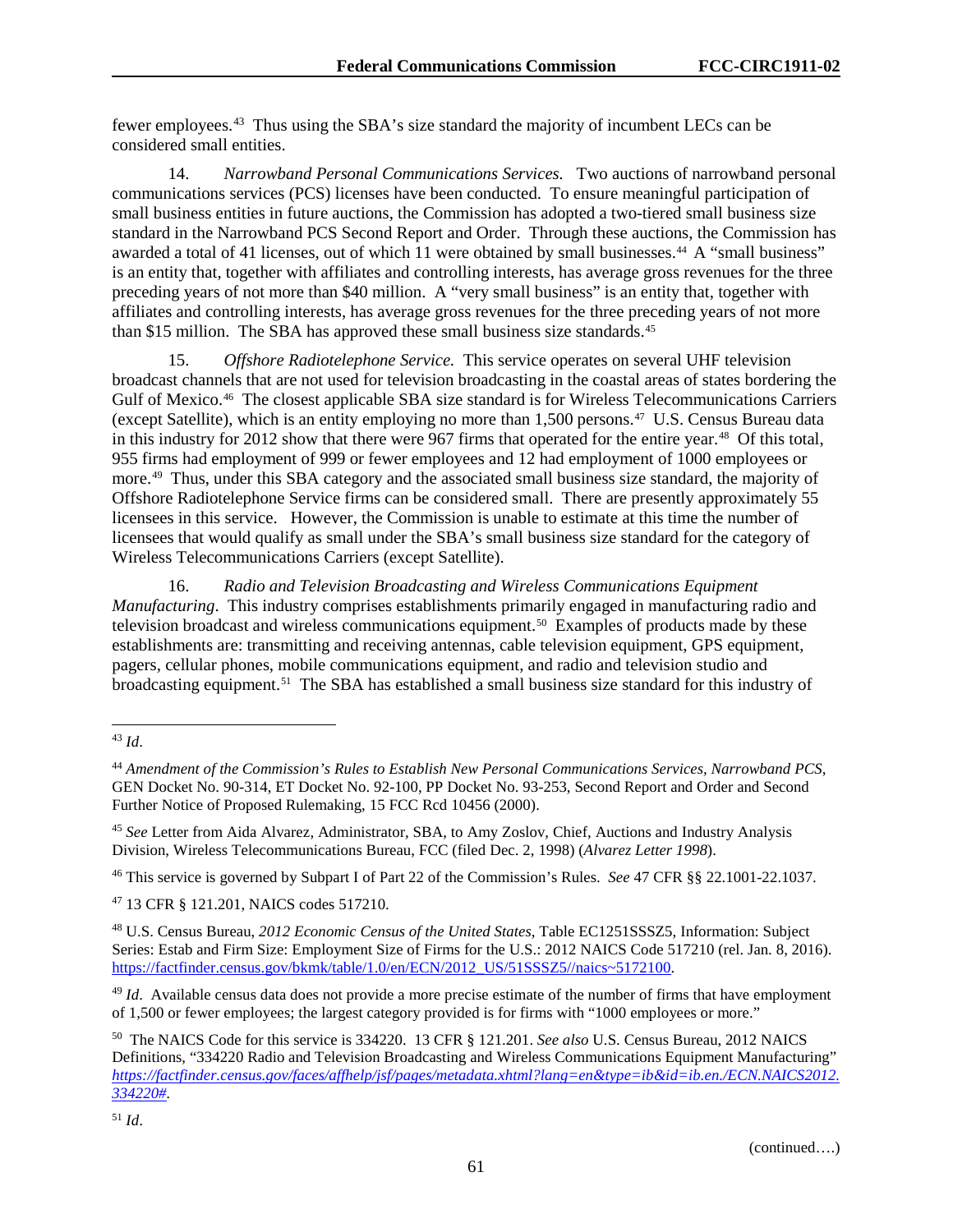fewer employees.[43] Thus using the SBA's size standard the majority of incumbent LECs can be considered small entities.

14. *Narrowband Personal Communications Services.* Two auctions of narrowband personal communications services (PCS) licenses have been conducted. To ensure meaningful participation of small business entities in future auctions, the Commission has adopted a two-tiered small business size standard in the Narrowband PCS Second Report and Order. Through these auctions, the Commission has awarded a total of 41 licenses, out of which 11 were obtained by small businesses.[44] A "small business" is an entity that, together with affiliates and controlling interests, has average gross revenues for the three preceding years of not more than $40 million. A "very small business" is an entity that, together with affiliates and controlling interests, has average gross revenues for the three preceding years of not more than $15 million. The SBA has approved these small business size standards.[45]

15. *Offshore Radiotelephone Service.* This service operates on several UHF television broadcast channels that are not used for television broadcasting in the coastal areas of states bordering the Gulf of Mexico.[46] The closest applicable SBA size standard is for Wireless Telecommunications Carriers (except Satellite), which is an entity employing no more than 1,500 persons.[47] U.S. Census Bureau data in this industry for 2012 show that there were 967 firms that operated for the entire year.[48] Of this total, 955 firms had employment of 999 or fewer employees and 12 had employment of 1000 employees or more.[49] Thus, under this SBA category and the associated small business size standard, the majority of Offshore Radiotelephone Service firms can be considered small. There are presently approximately 55 licensees in this service. However, the Commission is unable to estimate at this time the number of licensees that would qualify as small under the SBA's small business size standard for the category of Wireless Telecommunications Carriers (except Satellite).

16. *Radio and Television Broadcasting and Wireless Communications Equipment Manufacturing*. This industry comprises establishments primarily engaged in manufacturing radio and television broadcast and wireless communications equipment.[50] Examples of products made by these establishments are: transmitting and receiving antennas, cable television equipment, GPS equipment, pagers, cellular phones, mobile communications equipment, and radio and television studio and broadcasting equipment.[51] The SBA has established a small business size standard for this industry of

---

[43] *Id*.

[44] *Amendment of the Commission's Rules to Establish New Personal Communications Services, Narrowband PCS*, GEN Docket No. 90-314, ET Docket No. 92-100, PP Docket No. 93-253, Second Report and Order and Second Further Notice of Proposed Rulemaking, 15 FCC Rcd 10456 (2000).

[45] *See* Letter from Aida Alvarez, Administrator, SBA, to Amy Zoslov, Chief, Auctions and Industry Analysis Division, Wireless Telecommunications Bureau, FCC (filed Dec. 2, 1998) (*Alvarez Letter 1998*).

[46] This service is governed by Subpart I of Part 22 of the Commission's Rules. *See* 47 CFR §§ 22.1001-22.1037.

[47] 13 CFR § 121.201, NAICS codes 517210.

[48] U.S. Census Bureau, *2012 Economic Census of the United States*, Table EC1251SSSZ5, Information: Subject Series: Estab and Firm Size: Employment Size of Firms for the U.S.: 2012 NAICS Code 517210 (rel. Jan. 8, 2016). https://factfinder.census.gov/bkmk/table/1.0/en/ECN/2012_US/51SSSZ5//naics~5172100.

[49] *Id*. Available census data does not provide a more precise estimate of the number of firms that have employment of 1,500 or fewer employees; the largest category provided is for firms with "1000 employees or more."

[50] The NAICS Code for this service is 334220. 13 CFR § 121.201. *See also* U.S. Census Bureau, 2012 NAICS Definitions, "334220 Radio and Television Broadcasting and Wireless Communications Equipment Manufacturing" *https://factfinder.census.gov/faces/affhelp/jsf/pages/metadata.xhtml?lang=en&type=ib&id=ib.en./ECN.NAICS2012.334220#*.

[51] *Id*.

(continued….)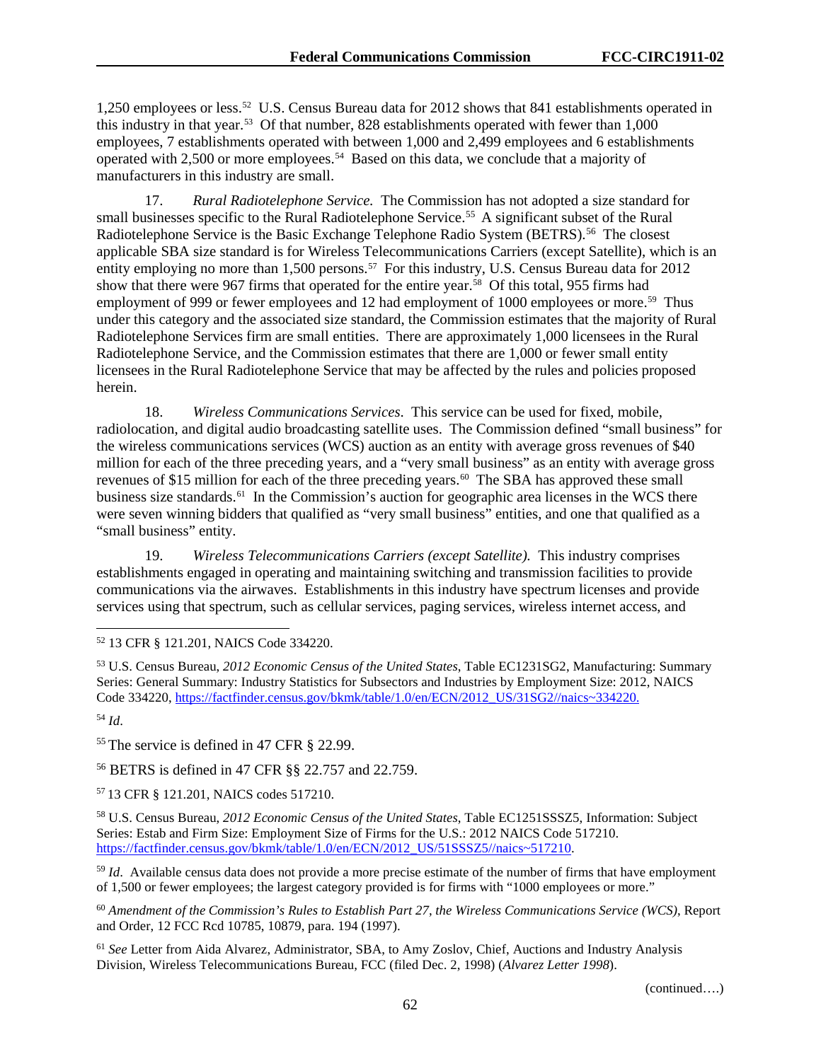1,250 employees or less.[52] U.S. Census Bureau data for 2012 shows that 841 establishments operated in this industry in that year.[53] Of that number, 828 establishments operated with fewer than 1,000 employees, 7 establishments operated with between 1,000 and 2,499 employees and 6 establishments operated with 2,500 or more employees.[54] Based on this data, we conclude that a majority of manufacturers in this industry are small.

17. *Rural Radiotelephone Service.* The Commission has not adopted a size standard for small businesses specific to the Rural Radiotelephone Service.[55] A significant subset of the Rural Radiotelephone Service is the Basic Exchange Telephone Radio System (BETRS).[56] The closest applicable SBA size standard is for Wireless Telecommunications Carriers (except Satellite), which is an entity employing no more than 1,500 persons.[57] For this industry, U.S. Census Bureau data for 2012 show that there were 967 firms that operated for the entire year.[58] Of this total, 955 firms had employment of 999 or fewer employees and 12 had employment of 1000 employees or more.[59] Thus under this category and the associated size standard, the Commission estimates that the majority of Rural Radiotelephone Services firm are small entities. There are approximately 1,000 licensees in the Rural Radiotelephone Service, and the Commission estimates that there are 1,000 or fewer small entity licensees in the Rural Radiotelephone Service that may be affected by the rules and policies proposed herein.

18. *Wireless Communications Services*. This service can be used for fixed, mobile, radiolocation, and digital audio broadcasting satellite uses. The Commission defined "small business" for the wireless communications services (WCS) auction as an entity with average gross revenues of $40 million for each of the three preceding years, and a "very small business" as an entity with average gross revenues of $15 million for each of the three preceding years.[60] The SBA has approved these small business size standards.[61] In the Commission's auction for geographic area licenses in the WCS there were seven winning bidders that qualified as "very small business" entities, and one that qualified as a "small business" entity.

19. *Wireless Telecommunications Carriers (except Satellite).* This industry comprises establishments engaged in operating and maintaining switching and transmission facilities to provide communications via the airwaves. Establishments in this industry have spectrum licenses and provide services using that spectrum, such as cellular services, paging services, wireless internet access, and

---

[52] 13 CFR § 121.201, NAICS Code 334220.

[53] U.S. Census Bureau, *2012 Economic Census of the United States*, Table EC1231SG2, Manufacturing: Summary Series: General Summary: Industry Statistics for Subsectors and Industries by Employment Size: 2012, NAICS Code 334220, https://factfinder.census.gov/bkmk/table/1.0/en/ECN/2012_US/31SG2//naics~334220.

[54] *Id*.

[55] The service is defined in 47 CFR § 22.99.

[56] BETRS is defined in 47 CFR §§ 22.757 and 22.759.

[57] 13 CFR § 121.201, NAICS codes 517210.

[58] U.S. Census Bureau, *2012 Economic Census of the United States*, Table EC1251SSSZ5, Information: Subject Series: Estab and Firm Size: Employment Size of Firms for the U.S.: 2012 NAICS Code 517210. https://factfinder.census.gov/bkmk/table/1.0/en/ECN/2012_US/51SSSZ5//naics~517210.

[59] *Id*. Available census data does not provide a more precise estimate of the number of firms that have employment of 1,500 or fewer employees; the largest category provided is for firms with "1000 employees or more."

[60] *Amendment of the Commission's Rules to Establish Part 27, the Wireless Communications Service (WCS)*, Report and Order, 12 FCC Rcd 10785, 10879, para. 194 (1997).

[61] *See* Letter from Aida Alvarez, Administrator, SBA, to Amy Zoslov, Chief, Auctions and Industry Analysis Division, Wireless Telecommunications Bureau, FCC (filed Dec. 2, 1998) (*Alvarez Letter 1998*).

(continued….)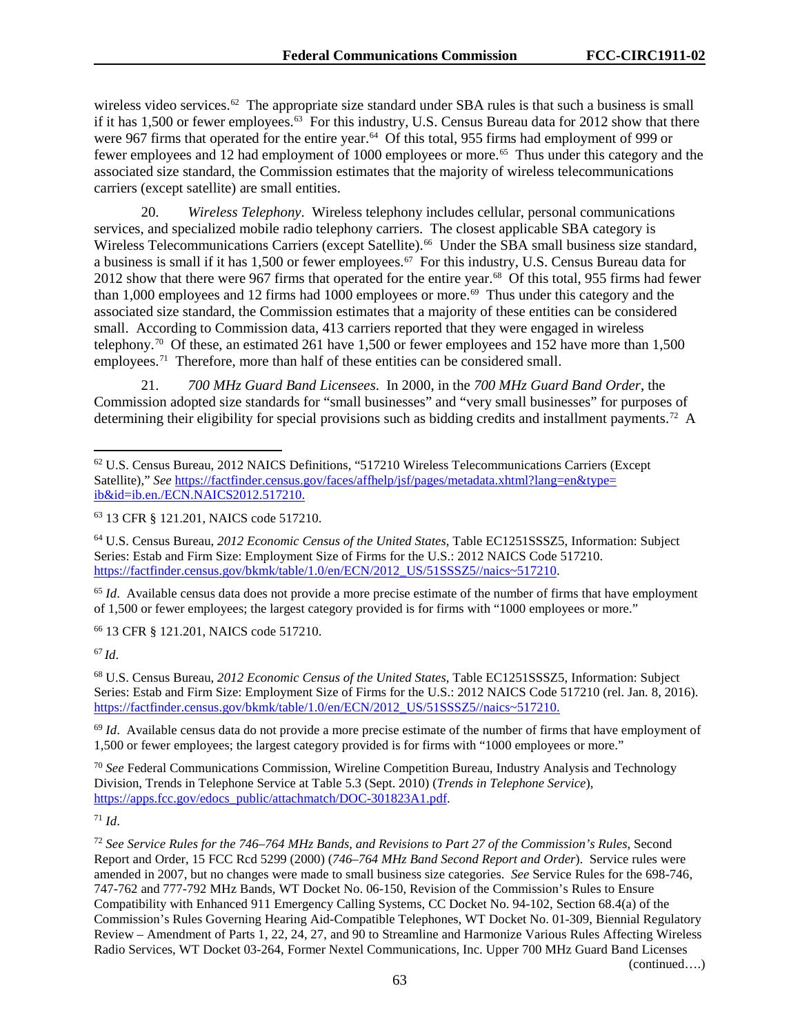wireless video services.[62] The appropriate size standard under SBA rules is that such a business is small if it has 1,500 or fewer employees.[63] For this industry, U.S. Census Bureau data for 2012 show that there were 967 firms that operated for the entire year.[64] Of this total, 955 firms had employment of 999 or fewer employees and 12 had employment of 1000 employees or more.[65] Thus under this category and the associated size standard, the Commission estimates that the majority of wireless telecommunications carriers (except satellite) are small entities.

20. *Wireless Telephony*. Wireless telephony includes cellular, personal communications services, and specialized mobile radio telephony carriers. The closest applicable SBA category is Wireless Telecommunications Carriers (except Satellite).[66] Under the SBA small business size standard, a business is small if it has 1,500 or fewer employees.[67] For this industry, U.S. Census Bureau data for 2012 show that there were 967 firms that operated for the entire year.[68] Of this total, 955 firms had fewer than 1,000 employees and 12 firms had 1000 employees or more.[69] Thus under this category and the associated size standard, the Commission estimates that a majority of these entities can be considered small. According to Commission data, 413 carriers reported that they were engaged in wireless telephony.[70] Of these, an estimated 261 have 1,500 or fewer employees and 152 have more than 1,500 employees.[71] Therefore, more than half of these entities can be considered small.

21. *700 MHz Guard Band Licensees*. In 2000, in the *700 MHz Guard Band Order*, the Commission adopted size standards for "small businesses" and "very small businesses" for purposes of determining their eligibility for special provisions such as bidding credits and installment payments.[72] A

---

[62] U.S. Census Bureau, 2012 NAICS Definitions, "517210 Wireless Telecommunications Carriers (Except Satellite)," *See* https://factfinder.census.gov/faces/affhelp/jsf/pages/metadata.xhtml?lang=en&type=ib&id=ib.en./ECN.NAICS2012.517210.

[63] 13 CFR § 121.201, NAICS code 517210.

[64] U.S. Census Bureau, *2012 Economic Census of the United States*, Table EC1251SSSZ5, Information: Subject Series: Estab and Firm Size: Employment Size of Firms for the U.S.: 2012 NAICS Code 517210. https://factfinder.census.gov/bkmk/table/1.0/en/ECN/2012_US/51SSSZ5//naics~517210.

[65] *Id*. Available census data does not provide a more precise estimate of the number of firms that have employment of 1,500 or fewer employees; the largest category provided is for firms with "1000 employees or more."

[66] 13 CFR § 121.201, NAICS code 517210.

[67] *Id*.

[68] U.S. Census Bureau, *2012 Economic Census of the United States*, Table EC1251SSSZ5, Information: Subject Series: Estab and Firm Size: Employment Size of Firms for the U.S.: 2012 NAICS Code 517210 (rel. Jan. 8, 2016). https://factfinder.census.gov/bkmk/table/1.0/en/ECN/2012_US/51SSSZ5//naics~517210.

[69] *Id*. Available census data do not provide a more precise estimate of the number of firms that have employment of 1,500 or fewer employees; the largest category provided is for firms with "1000 employees or more."

[70] *See* Federal Communications Commission, Wireline Competition Bureau, Industry Analysis and Technology Division, Trends in Telephone Service at Table 5.3 (Sept. 2010) (*Trends in Telephone Service*), https://apps.fcc.gov/edocs_public/attachmatch/DOC-301823A1.pdf.

[71] *Id*.

[72] *See Service Rules for the 746–764 MHz Bands, and Revisions to Part 27 of the Commission's Rules*, Second Report and Order, 15 FCC Rcd 5299 (2000) (*746–764 MHz Band Second Report and Order*). Service rules were amended in 2007, but no changes were made to small business size categories. *See* Service Rules for the 698-746, 747-762 and 777-792 MHz Bands, WT Docket No. 06-150, Revision of the Commission's Rules to Ensure Compatibility with Enhanced 911 Emergency Calling Systems, CC Docket No. 94-102, Section 68.4(a) of the Commission's Rules Governing Hearing Aid-Compatible Telephones, WT Docket No. 01-309, Biennial Regulatory Review – Amendment of Parts 1, 22, 24, 27, and 90 to Streamline and Harmonize Various Rules Affecting Wireless Radio Services, WT Docket 03-264, Former Nextel Communications, Inc. Upper 700 MHz Guard Band Licenses (continued….)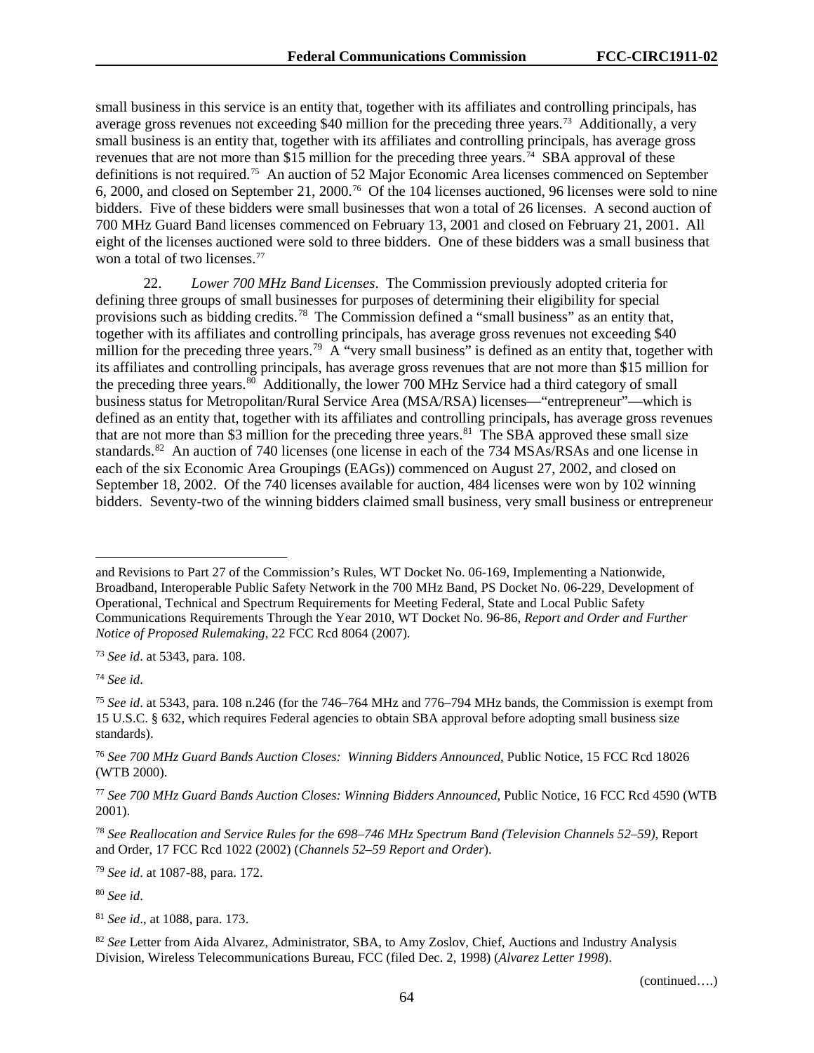small business in this service is an entity that, together with its affiliates and controlling principals, has average gross revenues not exceeding $40 million for the preceding three years.[73] Additionally, a very small business is an entity that, together with its affiliates and controlling principals, has average gross revenues that are not more than $15 million for the preceding three years.[74] SBA approval of these definitions is not required.[75] An auction of 52 Major Economic Area licenses commenced on September 6, 2000, and closed on September 21, 2000.[76] Of the 104 licenses auctioned, 96 licenses were sold to nine bidders. Five of these bidders were small businesses that won a total of 26 licenses. A second auction of 700 MHz Guard Band licenses commenced on February 13, 2001 and closed on February 21, 2001. All eight of the licenses auctioned were sold to three bidders. One of these bidders was a small business that won a total of two licenses.[77]

22. *Lower 700 MHz Band Licenses*. The Commission previously adopted criteria for defining three groups of small businesses for purposes of determining their eligibility for special provisions such as bidding credits.[78] The Commission defined a "small business" as an entity that, together with its affiliates and controlling principals, has average gross revenues not exceeding $40 million for the preceding three years.[79] A "very small business" is defined as an entity that, together with its affiliates and controlling principals, has average gross revenues that are not more than $15 million for the preceding three years.[80] Additionally, the lower 700 MHz Service had a third category of small business status for Metropolitan/Rural Service Area (MSA/RSA) licenses—"entrepreneur"—which is defined as an entity that, together with its affiliates and controlling principals, has average gross revenues that are not more than $3 million for the preceding three years.[81] The SBA approved these small size standards.[82] An auction of 740 licenses (one license in each of the 734 MSAs/RSAs and one license in each of the six Economic Area Groupings (EAGs)) commenced on August 27, 2002, and closed on September 18, 2002. Of the 740 licenses available for auction, 484 licenses were won by 102 winning bidders. Seventy-two of the winning bidders claimed small business, very small business or entrepreneur

---

and Revisions to Part 27 of the Commission's Rules, WT Docket No. 06-169, Implementing a Nationwide, Broadband, Interoperable Public Safety Network in the 700 MHz Band, PS Docket No. 06-229, Development of Operational, Technical and Spectrum Requirements for Meeting Federal, State and Local Public Safety Communications Requirements Through the Year 2010, WT Docket No. 96-86, *Report and Order and Further Notice of Proposed Rulemaking*, 22 FCC Rcd 8064 (2007).

[73] *See id*. at 5343, para. 108.

[74] *See id*.

[75] *See id*. at 5343, para. 108 n.246 (for the 746–764 MHz and 776–794 MHz bands, the Commission is exempt from 15 U.S.C. § 632, which requires Federal agencies to obtain SBA approval before adopting small business size standards).

[76] *See 700 MHz Guard Bands Auction Closes: Winning Bidders Announced*, Public Notice, 15 FCC Rcd 18026 (WTB 2000).

[77] *See 700 MHz Guard Bands Auction Closes: Winning Bidders Announced*, Public Notice, 16 FCC Rcd 4590 (WTB 2001).

[78] *See Reallocation and Service Rules for the 698–746 MHz Spectrum Band (Television Channels 52–59)*, Report and Order, 17 FCC Rcd 1022 (2002) (*Channels 52–59 Report and Order*).

[79] *See id*. at 1087-88, para. 172.

[80] *See id*.

[81] *See id*., at 1088, para. 173.

[82] *See* Letter from Aida Alvarez, Administrator, SBA, to Amy Zoslov, Chief, Auctions and Industry Analysis Division, Wireless Telecommunications Bureau, FCC (filed Dec. 2, 1998) (*Alvarez Letter 1998*).

(continued….)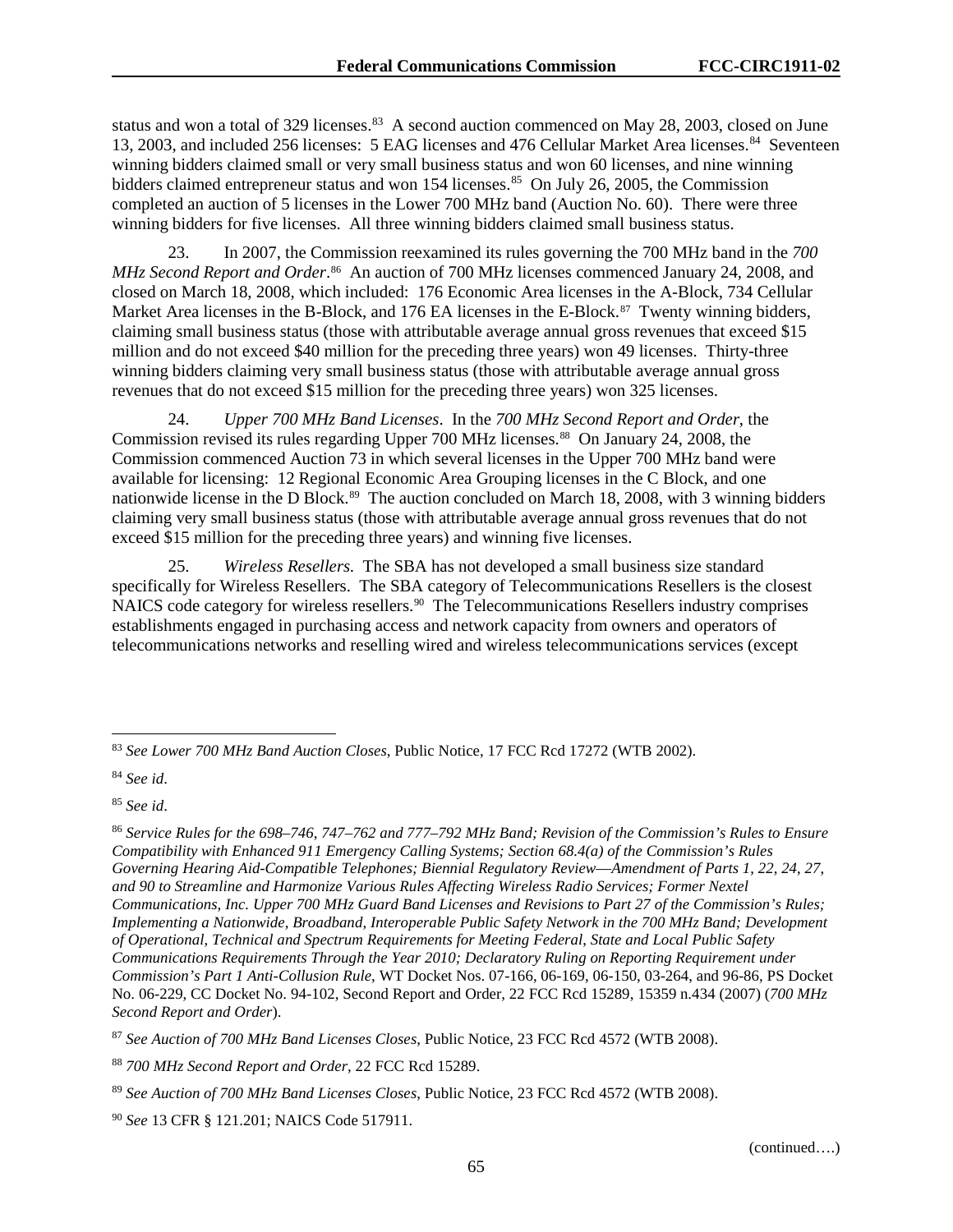status and won a total of 329 licenses.[83] A second auction commenced on May 28, 2003, closed on June 13, 2003, and included 256 licenses: 5 EAG licenses and 476 Cellular Market Area licenses.[84] Seventeen winning bidders claimed small or very small business status and won 60 licenses, and nine winning bidders claimed entrepreneur status and won 154 licenses.[85] On July 26, 2005, the Commission completed an auction of 5 licenses in the Lower 700 MHz band (Auction No. 60). There were three winning bidders for five licenses. All three winning bidders claimed small business status.

23. In 2007, the Commission reexamined its rules governing the 700 MHz band in the *700 MHz Second Report and Order*.[86] An auction of 700 MHz licenses commenced January 24, 2008, and closed on March 18, 2008, which included: 176 Economic Area licenses in the A-Block, 734 Cellular Market Area licenses in the B-Block, and 176 EA licenses in the E-Block.[87] Twenty winning bidders, claiming small business status (those with attributable average annual gross revenues that exceed $15 million and do not exceed $40 million for the preceding three years) won 49 licenses. Thirty-three winning bidders claiming very small business status (those with attributable average annual gross revenues that do not exceed $15 million for the preceding three years) won 325 licenses.

24. *Upper 700 MHz Band Licenses*. In the *700 MHz Second Report and Order*, the Commission revised its rules regarding Upper 700 MHz licenses.[88] On January 24, 2008, the Commission commenced Auction 73 in which several licenses in the Upper 700 MHz band were available for licensing: 12 Regional Economic Area Grouping licenses in the C Block, and one nationwide license in the D Block.[89] The auction concluded on March 18, 2008, with 3 winning bidders claiming very small business status (those with attributable average annual gross revenues that do not exceed $15 million for the preceding three years) and winning five licenses.

25. *Wireless Resellers.* The SBA has not developed a small business size standard specifically for Wireless Resellers. The SBA category of Telecommunications Resellers is the closest NAICS code category for wireless resellers.[90] The Telecommunications Resellers industry comprises establishments engaged in purchasing access and network capacity from owners and operators of telecommunications networks and reselling wired and wireless telecommunications services (except

---

[83] *See Lower 700 MHz Band Auction Closes*, Public Notice, 17 FCC Rcd 17272 (WTB 2002).

[84] *See id*.

[85] *See id*.

[86] *Service Rules for the 698–746, 747–762 and 777–792 MHz Band; Revision of the Commission's Rules to Ensure Compatibility with Enhanced 911 Emergency Calling Systems; Section 68.4(a) of the Commission's Rules Governing Hearing Aid-Compatible Telephones; Biennial Regulatory Review—Amendment of Parts 1, 22, 24, 27, and 90 to Streamline and Harmonize Various Rules Affecting Wireless Radio Services; Former Nextel Communications, Inc. Upper 700 MHz Guard Band Licenses and Revisions to Part 27 of the Commission's Rules; Implementing a Nationwide, Broadband, Interoperable Public Safety Network in the 700 MHz Band; Development of Operational, Technical and Spectrum Requirements for Meeting Federal, State and Local Public Safety Communications Requirements Through the Year 2010; Declaratory Ruling on Reporting Requirement under Commission's Part 1 Anti-Collusion Rule*, WT Docket Nos. 07-166, 06-169, 06-150, 03-264, and 96-86, PS Docket No. 06-229, CC Docket No. 94-102, Second Report and Order, 22 FCC Rcd 15289, 15359 n.434 (2007) (*700 MHz Second Report and Order*).

[87] *See Auction of 700 MHz Band Licenses Closes*, Public Notice, 23 FCC Rcd 4572 (WTB 2008).

[88] *700 MHz Second Report and Order*, 22 FCC Rcd 15289.

[89] *See Auction of 700 MHz Band Licenses Closes*, Public Notice, 23 FCC Rcd 4572 (WTB 2008).

[90] *See* 13 CFR § 121.201; NAICS Code 517911.

(continued….)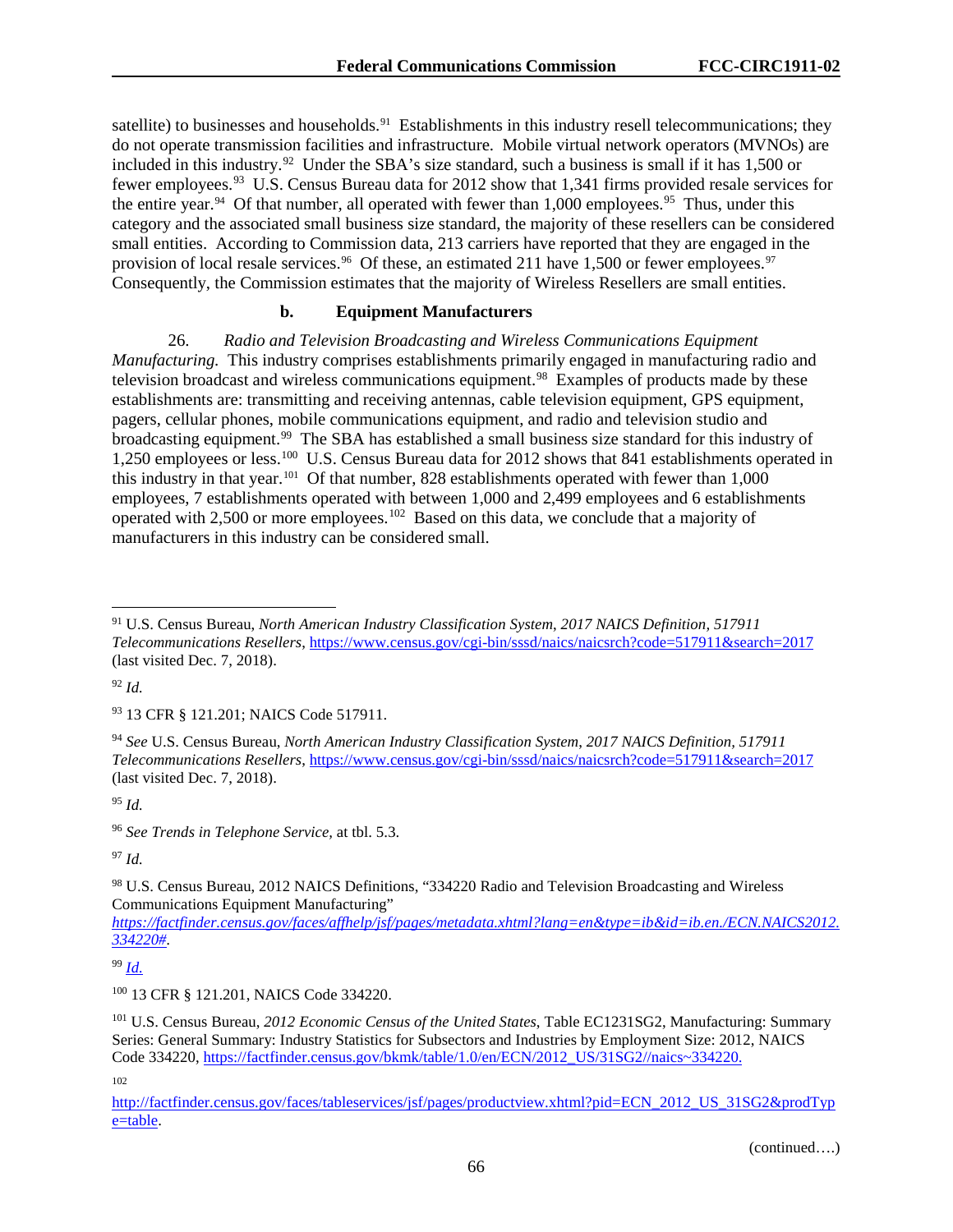satellite) to businesses and households.[91] Establishments in this industry resell telecommunications; they do not operate transmission facilities and infrastructure. Mobile virtual network operators (MVNOs) are included in this industry.[92] Under the SBA's size standard, such a business is small if it has 1,500 or fewer employees.[93] U.S. Census Bureau data for 2012 show that 1,341 firms provided resale services for the entire year.[94] Of that number, all operated with fewer than 1,000 employees.[95] Thus, under this category and the associated small business size standard, the majority of these resellers can be considered small entities. According to Commission data, 213 carriers have reported that they are engaged in the provision of local resale services.[96] Of these, an estimated 211 have 1,500 or fewer employees.[97] Consequently, the Commission estimates that the majority of Wireless Resellers are small entities.

### b. Equipment Manufacturers

26. *Radio and Television Broadcasting and Wireless Communications Equipment Manufacturing.* This industry comprises establishments primarily engaged in manufacturing radio and television broadcast and wireless communications equipment.[98] Examples of products made by these establishments are: transmitting and receiving antennas, cable television equipment, GPS equipment, pagers, cellular phones, mobile communications equipment, and radio and television studio and broadcasting equipment.[99] The SBA has established a small business size standard for this industry of 1,250 employees or less.[100] U.S. Census Bureau data for 2012 shows that 841 establishments operated in this industry in that year.[101] Of that number, 828 establishments operated with fewer than 1,000 employees, 7 establishments operated with between 1,000 and 2,499 employees and 6 establishments operated with 2,500 or more employees.[102] Based on this data, we conclude that a majority of manufacturers in this industry can be considered small.

---

[91] U.S. Census Bureau, *North American Industry Classification System, 2017 NAICS Definition, 517911 Telecommunications Resellers*, https://www.census.gov/cgi-bin/sssd/naics/naicsrch?code=517911&search=2017 (last visited Dec. 7, 2018).

[92] *Id.*

[93] 13 CFR § 121.201; NAICS Code 517911.

[94] *See* U.S. Census Bureau, *North American Industry Classification System, 2017 NAICS Definition, 517911 Telecommunications Resellers*, https://www.census.gov/cgi-bin/sssd/naics/naicsrch?code=517911&search=2017 (last visited Dec. 7, 2018).

[95] *Id.*

[96] *See Trends in Telephone Service,* at tbl. 5.3.

[97] *Id.*

[98] U.S. Census Bureau, 2012 NAICS Definitions, "334220 Radio and Television Broadcasting and Wireless Communications Equipment Manufacturing" *https://factfinder.census.gov/faces/affhelp/jsf/pages/metadata.xhtml?lang=en&type=ib&id=ib.en./ECN.NAICS2012.334220#*.

[99] *Id.*

[100] 13 CFR § 121.201, NAICS Code 334220.

[101] U.S. Census Bureau, *2012 Economic Census of the United States*, Table EC1231SG2, Manufacturing: Summary Series: General Summary: Industry Statistics for Subsectors and Industries by Employment Size: 2012, NAICS Code 334220, https://factfinder.census.gov/bkmk/table/1.0/en/ECN/2012_US/31SG2//naics~334220.

[102] http://factfinder.census.gov/faces/tableservices/jsf/pages/productview.xhtml?pid=ECN_2012_US_31SG2&prodType=table.

(continued….)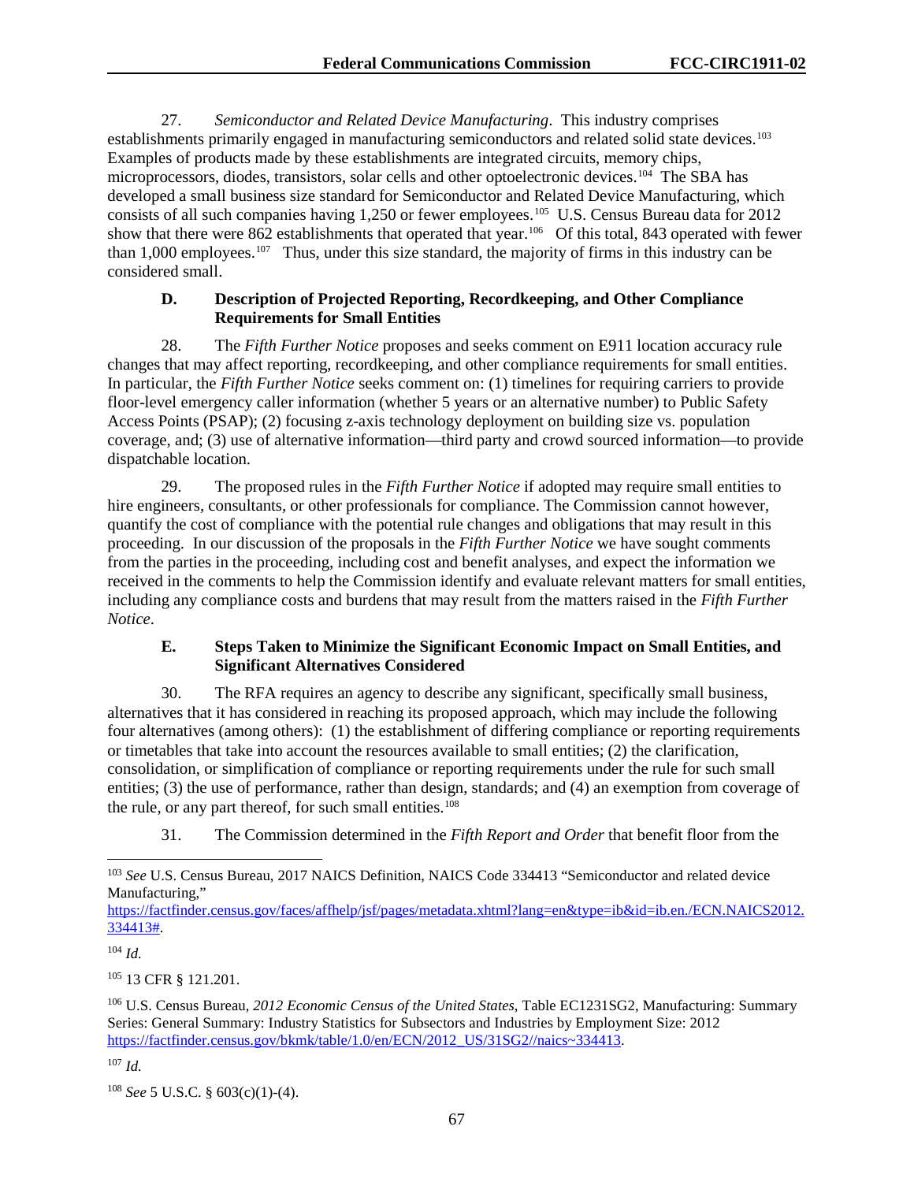27. *Semiconductor and Related Device Manufacturing*. This industry comprises establishments primarily engaged in manufacturing semiconductors and related solid state devices.[103] Examples of products made by these establishments are integrated circuits, memory chips, microprocessors, diodes, transistors, solar cells and other optoelectronic devices.[104] The SBA has developed a small business size standard for Semiconductor and Related Device Manufacturing, which consists of all such companies having 1,250 or fewer employees.[105] U.S. Census Bureau data for 2012 show that there were 862 establishments that operated that year.[106] Of this total, 843 operated with fewer than 1,000 employees.[107] Thus, under this size standard, the majority of firms in this industry can be considered small.

### D. Description of Projected Reporting, Recordkeeping, and Other Compliance Requirements for Small Entities

28. The *Fifth Further Notice* proposes and seeks comment on E911 location accuracy rule changes that may affect reporting, recordkeeping, and other compliance requirements for small entities. In particular, the *Fifth Further Notice* seeks comment on: (1) timelines for requiring carriers to provide floor-level emergency caller information (whether 5 years or an alternative number) to Public Safety Access Points (PSAP); (2) focusing z-axis technology deployment on building size vs. population coverage, and; (3) use of alternative information—third party and crowd sourced information—to provide dispatchable location.

29. The proposed rules in the *Fifth Further Notice* if adopted may require small entities to hire engineers, consultants, or other professionals for compliance. The Commission cannot however, quantify the cost of compliance with the potential rule changes and obligations that may result in this proceeding. In our discussion of the proposals in the *Fifth Further Notice* we have sought comments from the parties in the proceeding, including cost and benefit analyses, and expect the information we received in the comments to help the Commission identify and evaluate relevant matters for small entities, including any compliance costs and burdens that may result from the matters raised in the *Fifth Further Notice*.

### E. Steps Taken to Minimize the Significant Economic Impact on Small Entities, and Significant Alternatives Considered

30. The RFA requires an agency to describe any significant, specifically small business, alternatives that it has considered in reaching its proposed approach, which may include the following four alternatives (among others): (1) the establishment of differing compliance or reporting requirements or timetables that take into account the resources available to small entities; (2) the clarification, consolidation, or simplification of compliance or reporting requirements under the rule for such small entities; (3) the use of performance, rather than design, standards; and (4) an exemption from coverage of the rule, or any part thereof, for such small entities.[108]

31. The Commission determined in the *Fifth Report and Order* that benefit floor from the

---

[103] *See* U.S. Census Bureau, 2017 NAICS Definition, NAICS Code 334413 "Semiconductor and related device Manufacturing," https://factfinder.census.gov/faces/affhelp/jsf/pages/metadata.xhtml?lang=en&type=ib&id=ib.en./ECN.NAICS2012.334413#.

[104] *Id.*

[105] 13 CFR § 121.201.

[106] U.S. Census Bureau, *2012 Economic Census of the United States*, Table EC1231SG2, Manufacturing: Summary Series: General Summary: Industry Statistics for Subsectors and Industries by Employment Size: 2012 https://factfinder.census.gov/bkmk/table/1.0/en/ECN/2012_US/31SG2//naics~334413.

[107] *Id.*

[108] *See* 5 U.S.C. § 603(c)(1)-(4).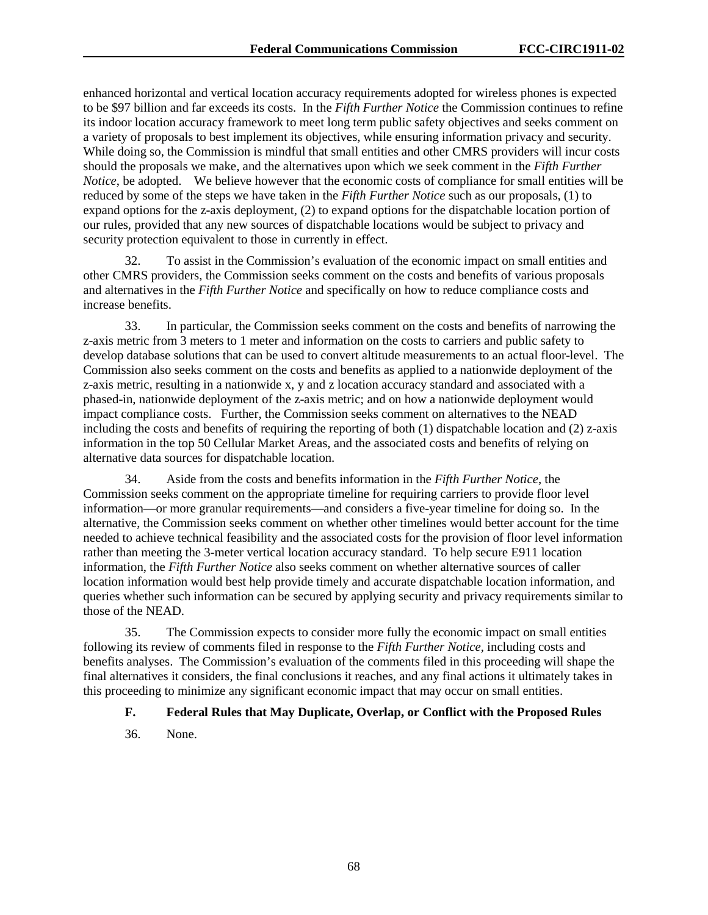enhanced horizontal and vertical location accuracy requirements adopted for wireless phones is expected to be $97 billion and far exceeds its costs. In the *Fifth Further Notice* the Commission continues to refine its indoor location accuracy framework to meet long term public safety objectives and seeks comment on a variety of proposals to best implement its objectives, while ensuring information privacy and security. While doing so, the Commission is mindful that small entities and other CMRS providers will incur costs should the proposals we make, and the alternatives upon which we seek comment in the *Fifth Further Notice*, be adopted. We believe however that the economic costs of compliance for small entities will be reduced by some of the steps we have taken in the *Fifth Further Notice* such as our proposals, (1) to expand options for the z-axis deployment, (2) to expand options for the dispatchable location portion of our rules, provided that any new sources of dispatchable locations would be subject to privacy and security protection equivalent to those in currently in effect.

32. To assist in the Commission's evaluation of the economic impact on small entities and other CMRS providers, the Commission seeks comment on the costs and benefits of various proposals and alternatives in the *Fifth Further Notice* and specifically on how to reduce compliance costs and increase benefits.

33. In particular, the Commission seeks comment on the costs and benefits of narrowing the z-axis metric from 3 meters to 1 meter and information on the costs to carriers and public safety to develop database solutions that can be used to convert altitude measurements to an actual floor-level. The Commission also seeks comment on the costs and benefits as applied to a nationwide deployment of the z-axis metric, resulting in a nationwide x, y and z location accuracy standard and associated with a phased-in, nationwide deployment of the z-axis metric; and on how a nationwide deployment would impact compliance costs. Further, the Commission seeks comment on alternatives to the NEAD including the costs and benefits of requiring the reporting of both (1) dispatchable location and (2) z-axis information in the top 50 Cellular Market Areas, and the associated costs and benefits of relying on alternative data sources for dispatchable location.

34. Aside from the costs and benefits information in the *Fifth Further Notice*, the Commission seeks comment on the appropriate timeline for requiring carriers to provide floor level information—or more granular requirements—and considers a five-year timeline for doing so. In the alternative, the Commission seeks comment on whether other timelines would better account for the time needed to achieve technical feasibility and the associated costs for the provision of floor level information rather than meeting the 3-meter vertical location accuracy standard. To help secure E911 location information, the *Fifth Further Notice* also seeks comment on whether alternative sources of caller location information would best help provide timely and accurate dispatchable location information, and queries whether such information can be secured by applying security and privacy requirements similar to those of the NEAD.

35. The Commission expects to consider more fully the economic impact on small entities following its review of comments filed in response to the *Fifth Further Notice*, including costs and benefits analyses. The Commission's evaluation of the comments filed in this proceeding will shape the final alternatives it considers, the final conclusions it reaches, and any final actions it ultimately takes in this proceeding to minimize any significant economic impact that may occur on small entities.

### F. Federal Rules that May Duplicate, Overlap, or Conflict with the Proposed Rules

36. None.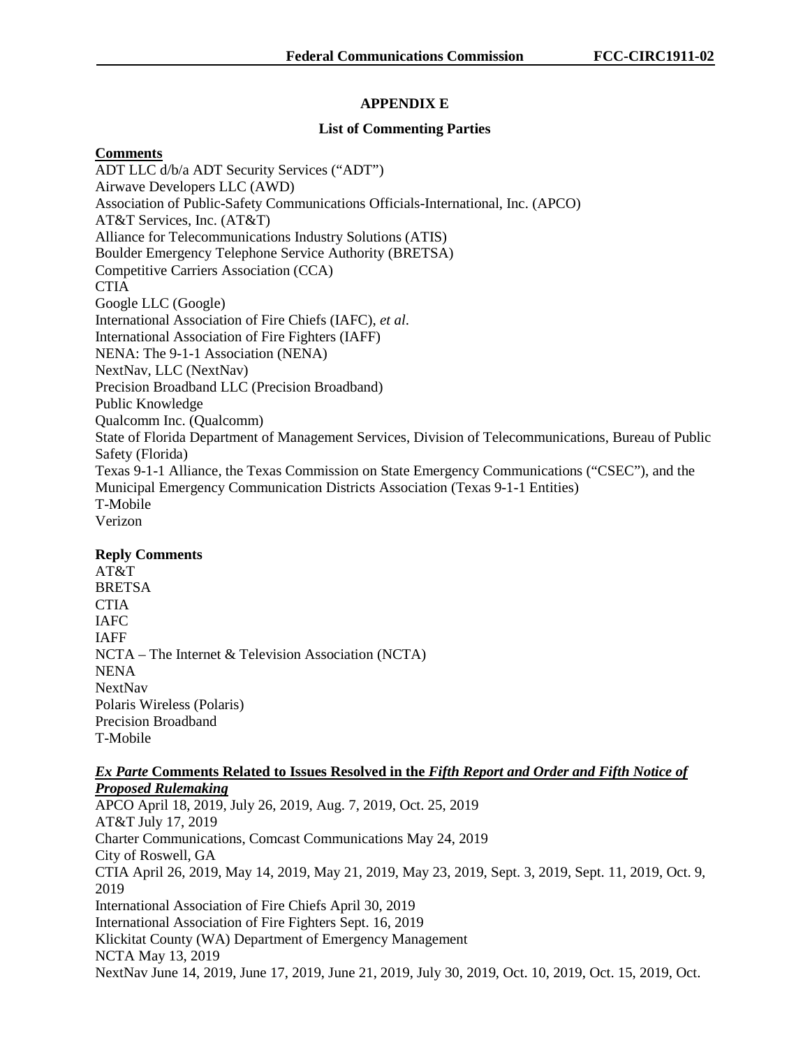## APPENDIX E

### List of Commenting Parties

**Comments**

ADT LLC d/b/a ADT Security Services ("ADT")
Airwave Developers LLC (AWD)
Association of Public-Safety Communications Officials-International, Inc. (APCO)
AT&T Services, Inc. (AT&T)
Alliance for Telecommunications Industry Solutions (ATIS)
Boulder Emergency Telephone Service Authority (BRETSA)
Competitive Carriers Association (CCA)
CTIA
Google LLC (Google)
International Association of Fire Chiefs (IAFC), *et al*.
International Association of Fire Fighters (IAFF)
NENA: The 9-1-1 Association (NENA)
NextNav, LLC (NextNav)
Precision Broadband LLC (Precision Broadband)
Public Knowledge
Qualcomm Inc. (Qualcomm)
State of Florida Department of Management Services, Division of Telecommunications, Bureau of Public Safety (Florida)
Texas 9-1-1 Alliance, the Texas Commission on State Emergency Communications ("CSEC"), and the Municipal Emergency Communication Districts Association (Texas 9-1-1 Entities)
T-Mobile
Verizon

**Reply Comments**

AT&T
BRETSA
CTIA
IAFC
IAFF
NCTA – The Internet & Television Association (NCTA)
NENA
NextNav
Polaris Wireless (Polaris)
Precision Broadband
T-Mobile

***Ex Parte* Comments Related to Issues Resolved in the *Fifth Report and Order and Fifth Notice of Proposed Rulemaking***

APCO April 18, 2019, July 26, 2019, Aug. 7, 2019, Oct. 25, 2019
AT&T July 17, 2019
Charter Communications, Comcast Communications May 24, 2019
City of Roswell, GA
CTIA April 26, 2019, May 14, 2019, May 21, 2019, May 23, 2019, Sept. 3, 2019, Sept. 11, 2019, Oct. 9, 2019
International Association of Fire Chiefs April 30, 2019
International Association of Fire Fighters Sept. 16, 2019
Klickitat County (WA) Department of Emergency Management
NCTA May 13, 2019
NextNav June 14, 2019, June 17, 2019, June 21, 2019, July 30, 2019, Oct. 10, 2019, Oct. 15, 2019, Oct.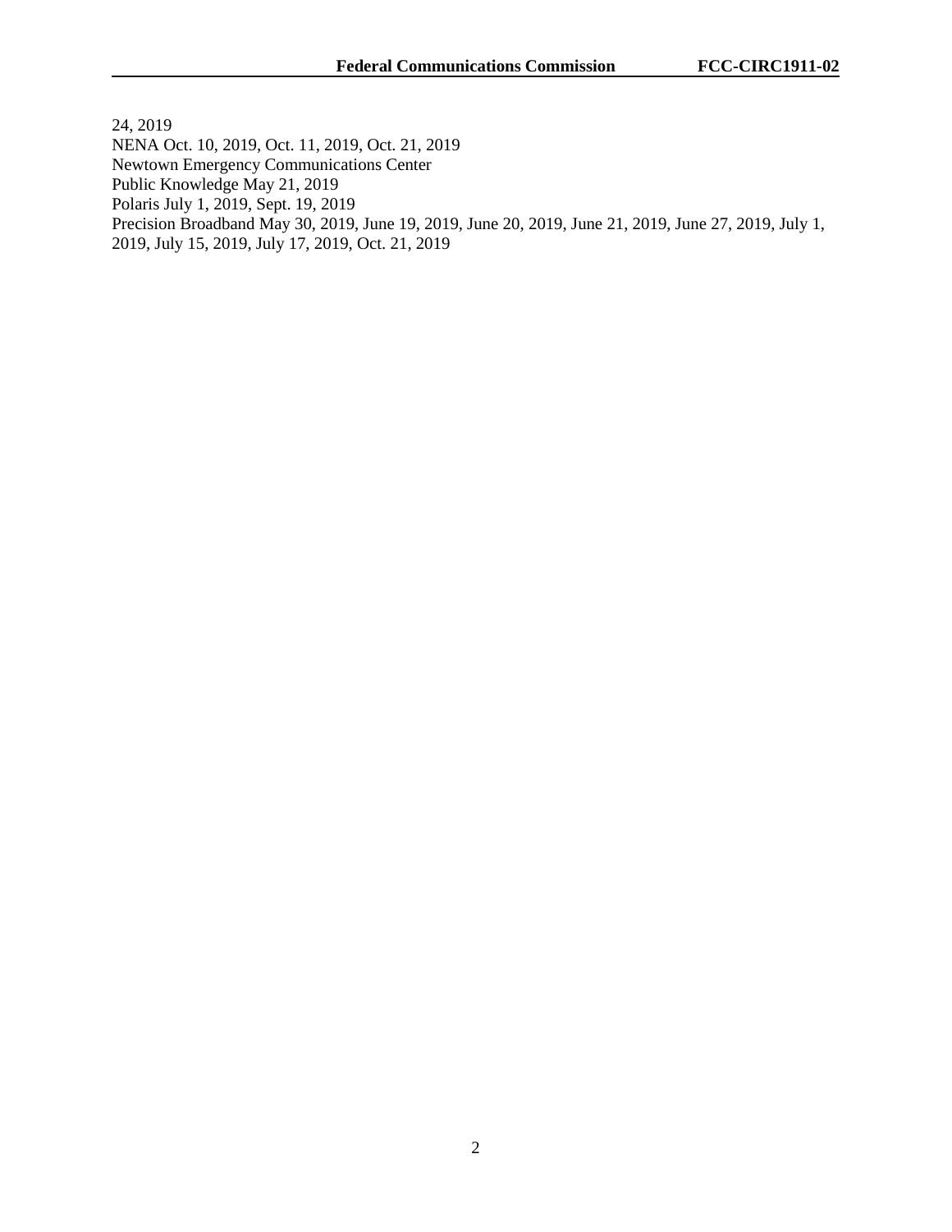24, 2019
NENA Oct. 10, 2019, Oct. 11, 2019, Oct. 21, 2019
Newtown Emergency Communications Center
Public Knowledge May 21, 2019
Polaris July 1, 2019, Sept. 19, 2019
Precision Broadband May 30, 2019, June 19, 2019, June 20, 2019, June 21, 2019, June 27, 2019, July 1, 2019, July 15, 2019, July 17, 2019, Oct. 21, 2019